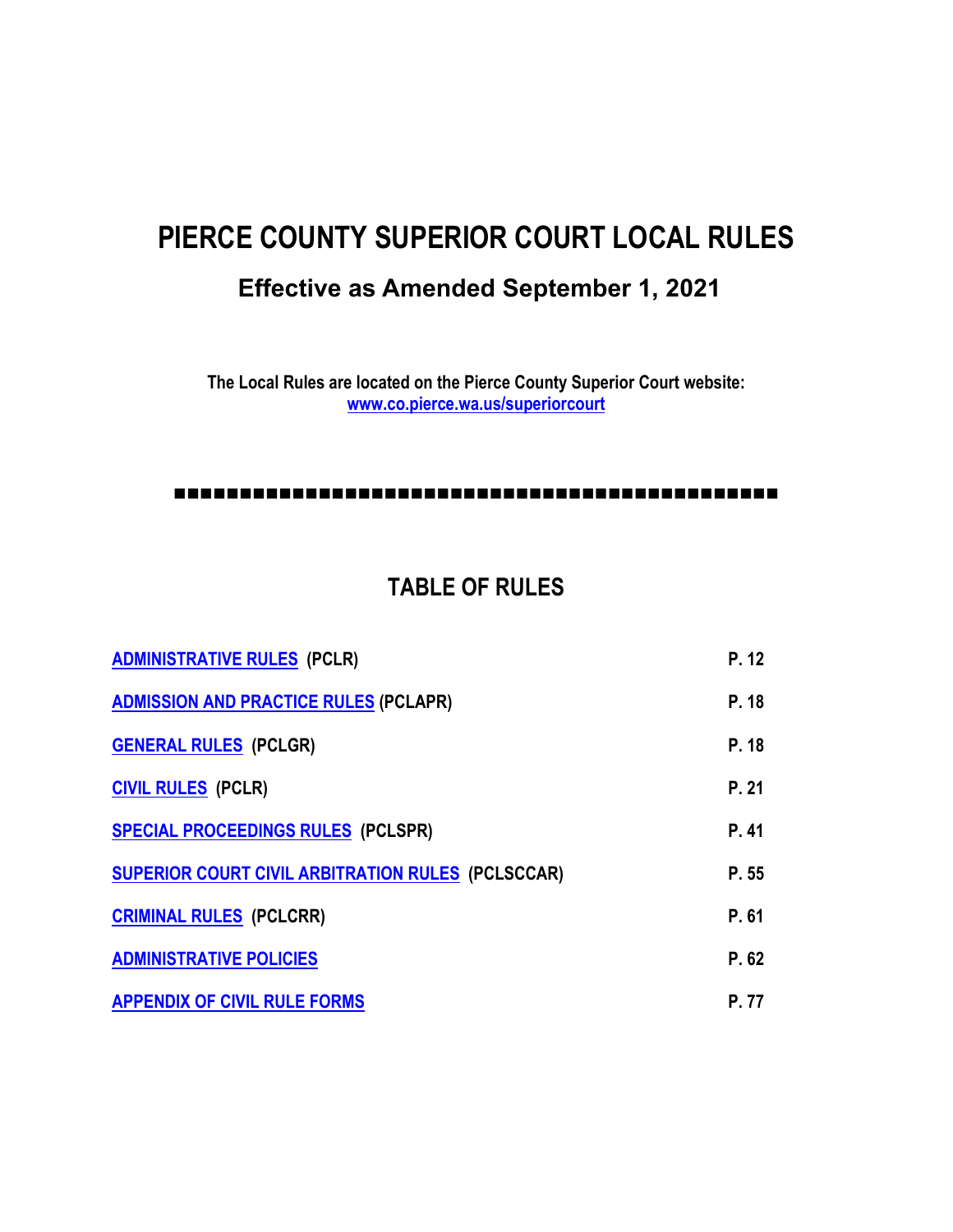# PIERCE COUNTY SUPERIOR COURT LOCAL RULES

## Effective as Amended September 1, 2021

**The Local Rules are located on the Pierce County Superior Court website:**
**www.co.pierce.wa.us/superiorcourt**

---

## TABLE OF RULES

| | |
|---|---|
| **ADMINISTRATIVE RULES (PCLR)** | **P. 12** |
| **ADMISSION AND PRACTICE RULES (PCLAPR)** | **P. 18** |
| **GENERAL RULES (PCLGR)** | **P. 18** |
| **CIVIL RULES (PCLR)** | **P. 21** |
| **SPECIAL PROCEEDINGS RULES (PCLSPR)** | **P. 41** |
| **SUPERIOR COURT CIVIL ARBITRATION RULES (PCLSCCAR)** | **P. 55** |
| **CRIMINAL RULES (PCLCRR)** | **P. 61** |
| **ADMINISTRATIVE POLICIES** | **P. 62** |
| **APPENDIX OF CIVIL RULE FORMS** | **P. 77** |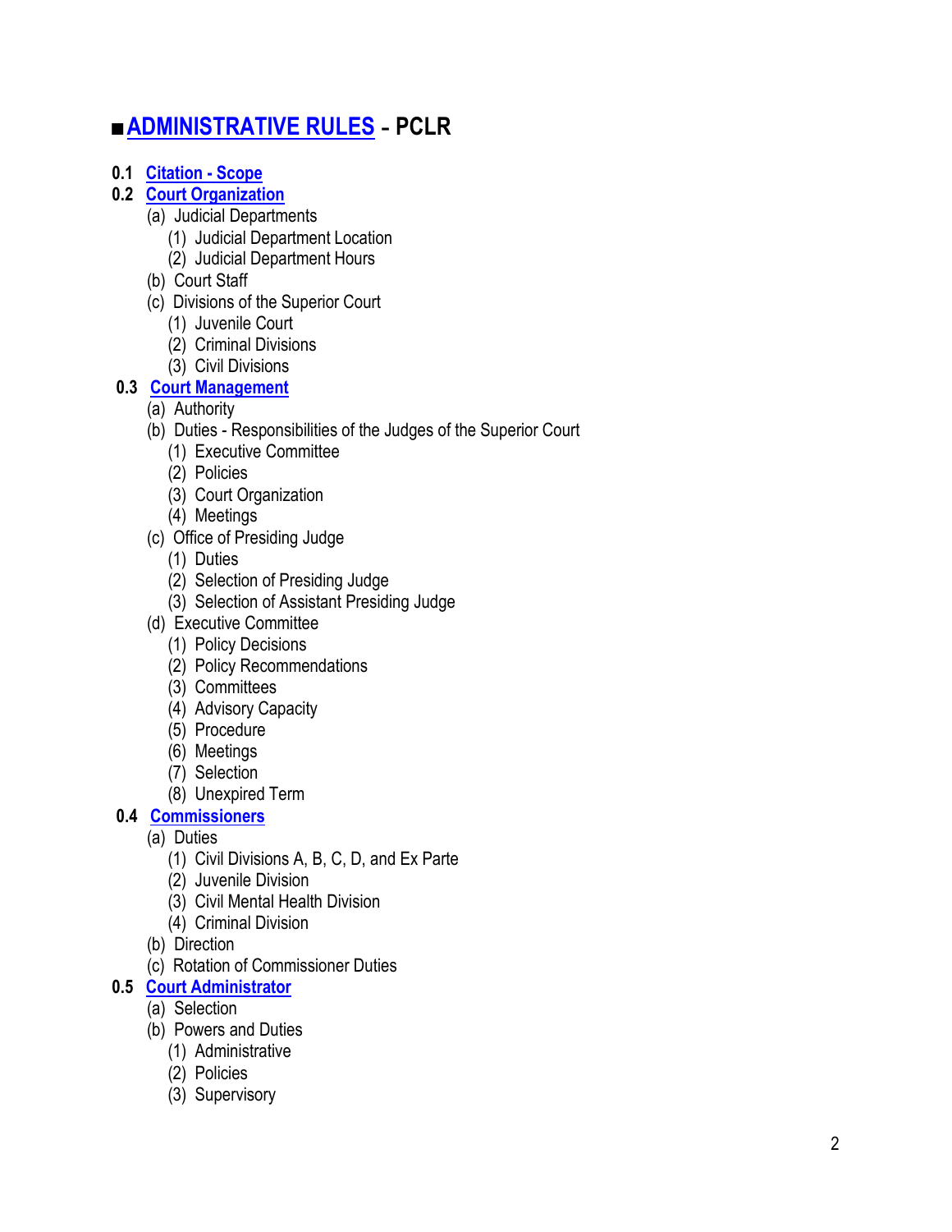# ■ ADMINISTRATIVE RULES - PCLR

**0.1** Citation - Scope

**0.2** Court Organization

- (a) Judicial Departments
  - (1) Judicial Department Location
  - (2) Judicial Department Hours
- (b) Court Staff
- (c) Divisions of the Superior Court
  - (1) Juvenile Court
  - (2) Criminal Divisions
  - (3) Civil Divisions

**0.3** Court Management

- (a) Authority
- (b) Duties - Responsibilities of the Judges of the Superior Court
  - (1) Executive Committee
  - (2) Policies
  - (3) Court Organization
  - (4) Meetings
- (c) Office of Presiding Judge
  - (1) Duties
  - (2) Selection of Presiding Judge
  - (3) Selection of Assistant Presiding Judge
- (d) Executive Committee
  - (1) Policy Decisions
  - (2) Policy Recommendations
  - (3) Committees
  - (4) Advisory Capacity
  - (5) Procedure
  - (6) Meetings
  - (7) Selection
  - (8) Unexpired Term

**0.4** Commissioners

- (a) Duties
  - (1) Civil Divisions A, B, C, D, and Ex Parte
  - (2) Juvenile Division
  - (3) Civil Mental Health Division
  - (4) Criminal Division
- (b) Direction
- (c) Rotation of Commissioner Duties

**0.5** Court Administrator

- (a) Selection
- (b) Powers and Duties
  - (1) Administrative
  - (2) Policies
  - (3) Supervisory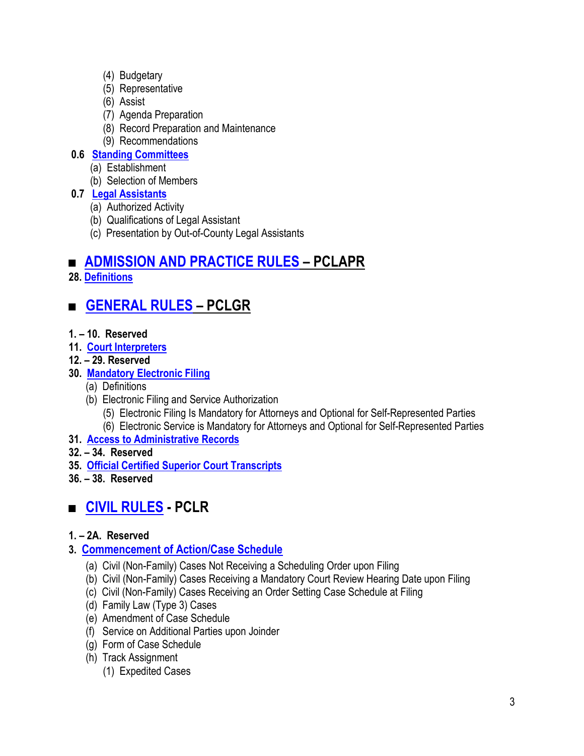- (4) Budgetary
- (5) Representative
- (6) Assist
- (7) Agenda Preparation
- (8) Record Preparation and Maintenance
- (9) Recommendations

**0.6 Standing Committees**

- (a) Establishment
- (b) Selection of Members

**0.7 Legal Assistants**

- (a) Authorized Activity
- (b) Qualifications of Legal Assistant
- (c) Presentation by Out-of-County Legal Assistants

## ■ ADMISSION AND PRACTICE RULES – PCLAPR

**28. Definitions**

## ■ GENERAL RULES – PCLGR

**1. – 10. Reserved**

**11. Court Interpreters**

**12. – 29. Reserved**

**30. Mandatory Electronic Filing**

- (a) Definitions
- (b) Electronic Filing and Service Authorization
  - (5) Electronic Filing Is Mandatory for Attorneys and Optional for Self-Represented Parties
  - (6) Electronic Service is Mandatory for Attorneys and Optional for Self-Represented Parties

**31. Access to Administrative Records**

**32. – 34. Reserved**

**35. Official Certified Superior Court Transcripts**

**36. – 38. Reserved**

## ■ CIVIL RULES - PCLR

**1. – 2A. Reserved**

**3. Commencement of Action/Case Schedule**

- (a) Civil (Non-Family) Cases Not Receiving a Scheduling Order upon Filing
- (b) Civil (Non-Family) Cases Receiving a Mandatory Court Review Hearing Date upon Filing
- (c) Civil (Non-Family) Cases Receiving an Order Setting Case Schedule at Filing
- (d) Family Law (Type 3) Cases
- (e) Amendment of Case Schedule
- (f) Service on Additional Parties upon Joinder
- (g) Form of Case Schedule
- (h) Track Assignment
  - (1) Expedited Cases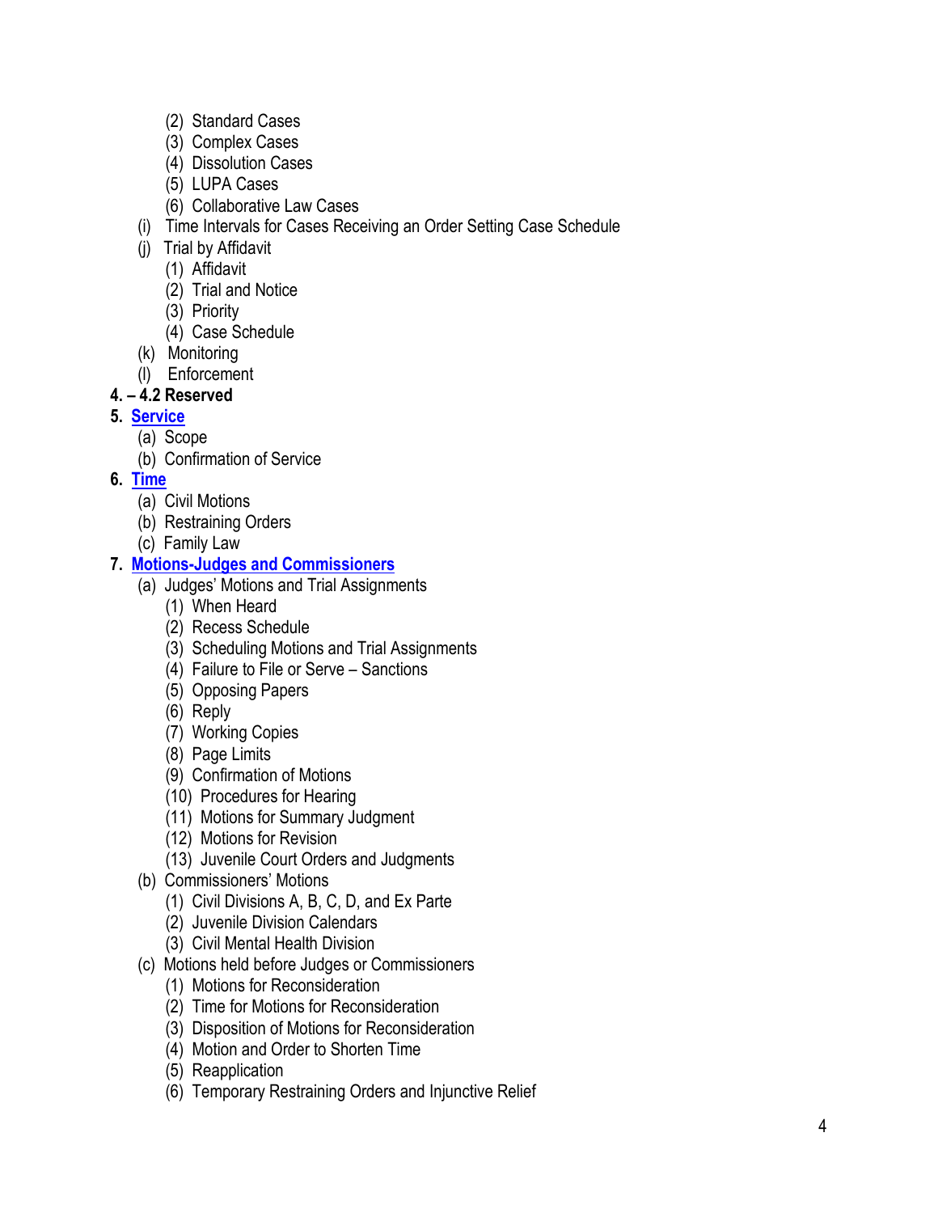- (2) Standard Cases
    - (3) Complex Cases
    - (4) Dissolution Cases
    - (5) LUPA Cases
    - (6) Collaborative Law Cases
  - (i) Time Intervals for Cases Receiving an Order Setting Case Schedule
  - (j) Trial by Affidavit
    - (1) Affidavit
    - (2) Trial and Notice
    - (3) Priority
    - (4) Case Schedule
  - (k) Monitoring
  - (l) Enforcement

**4. – 4.2 Reserved**

**5. Service**
  - (a) Scope
  - (b) Confirmation of Service

**6. Time**
  - (a) Civil Motions
  - (b) Restraining Orders
  - (c) Family Law

**7. Motions-Judges and Commissioners**
  - (a) Judges' Motions and Trial Assignments
    - (1) When Heard
    - (2) Recess Schedule
    - (3) Scheduling Motions and Trial Assignments
    - (4) Failure to File or Serve – Sanctions
    - (5) Opposing Papers
    - (6) Reply
    - (7) Working Copies
    - (8) Page Limits
    - (9) Confirmation of Motions
    - (10) Procedures for Hearing
    - (11) Motions for Summary Judgment
    - (12) Motions for Revision
    - (13) Juvenile Court Orders and Judgments
  - (b) Commissioners' Motions
    - (1) Civil Divisions A, B, C, D, and Ex Parte
    - (2) Juvenile Division Calendars
    - (3) Civil Mental Health Division
  - (c) Motions held before Judges or Commissioners
    - (1) Motions for Reconsideration
    - (2) Time for Motions for Reconsideration
    - (3) Disposition of Motions for Reconsideration
    - (4) Motion and Order to Shorten Time
    - (5) Reapplication
    - (6) Temporary Restraining Orders and Injunctive Relief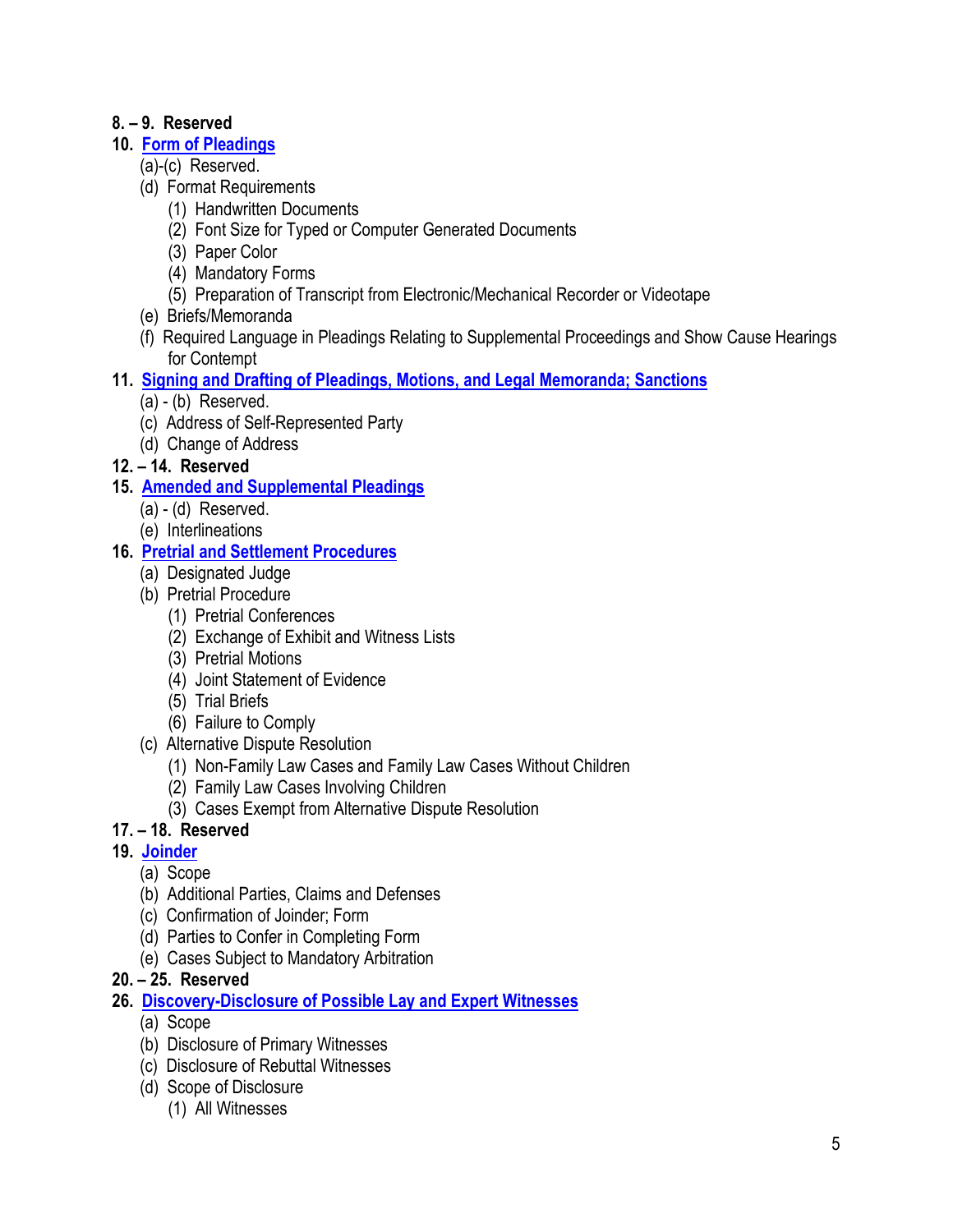**8. – 9. Reserved**

**10. Form of Pleadings**

- (a)-(c) Reserved.
- (d) Format Requirements
  - (1) Handwritten Documents
  - (2) Font Size for Typed or Computer Generated Documents
  - (3) Paper Color
  - (4) Mandatory Forms
  - (5) Preparation of Transcript from Electronic/Mechanical Recorder or Videotape
- (e) Briefs/Memoranda
- (f) Required Language in Pleadings Relating to Supplemental Proceedings and Show Cause Hearings for Contempt

**11. Signing and Drafting of Pleadings, Motions, and Legal Memoranda; Sanctions**

- (a) - (b) Reserved.
- (c) Address of Self-Represented Party
- (d) Change of Address

**12. – 14. Reserved**

**15. Amended and Supplemental Pleadings**

- (a) - (d) Reserved.
- (e) Interlineations

**16. Pretrial and Settlement Procedures**

- (a) Designated Judge
- (b) Pretrial Procedure
  - (1) Pretrial Conferences
  - (2) Exchange of Exhibit and Witness Lists
  - (3) Pretrial Motions
  - (4) Joint Statement of Evidence
  - (5) Trial Briefs
  - (6) Failure to Comply
- (c) Alternative Dispute Resolution
  - (1) Non-Family Law Cases and Family Law Cases Without Children
  - (2) Family Law Cases Involving Children
  - (3) Cases Exempt from Alternative Dispute Resolution

**17. – 18. Reserved**

**19. Joinder**

- (a) Scope
- (b) Additional Parties, Claims and Defenses
- (c) Confirmation of Joinder; Form
- (d) Parties to Confer in Completing Form
- (e) Cases Subject to Mandatory Arbitration

**20. – 25. Reserved**

**26. Discovery-Disclosure of Possible Lay and Expert Witnesses**

- (a) Scope
- (b) Disclosure of Primary Witnesses
- (c) Disclosure of Rebuttal Witnesses
- (d) Scope of Disclosure
  - (1) All Witnesses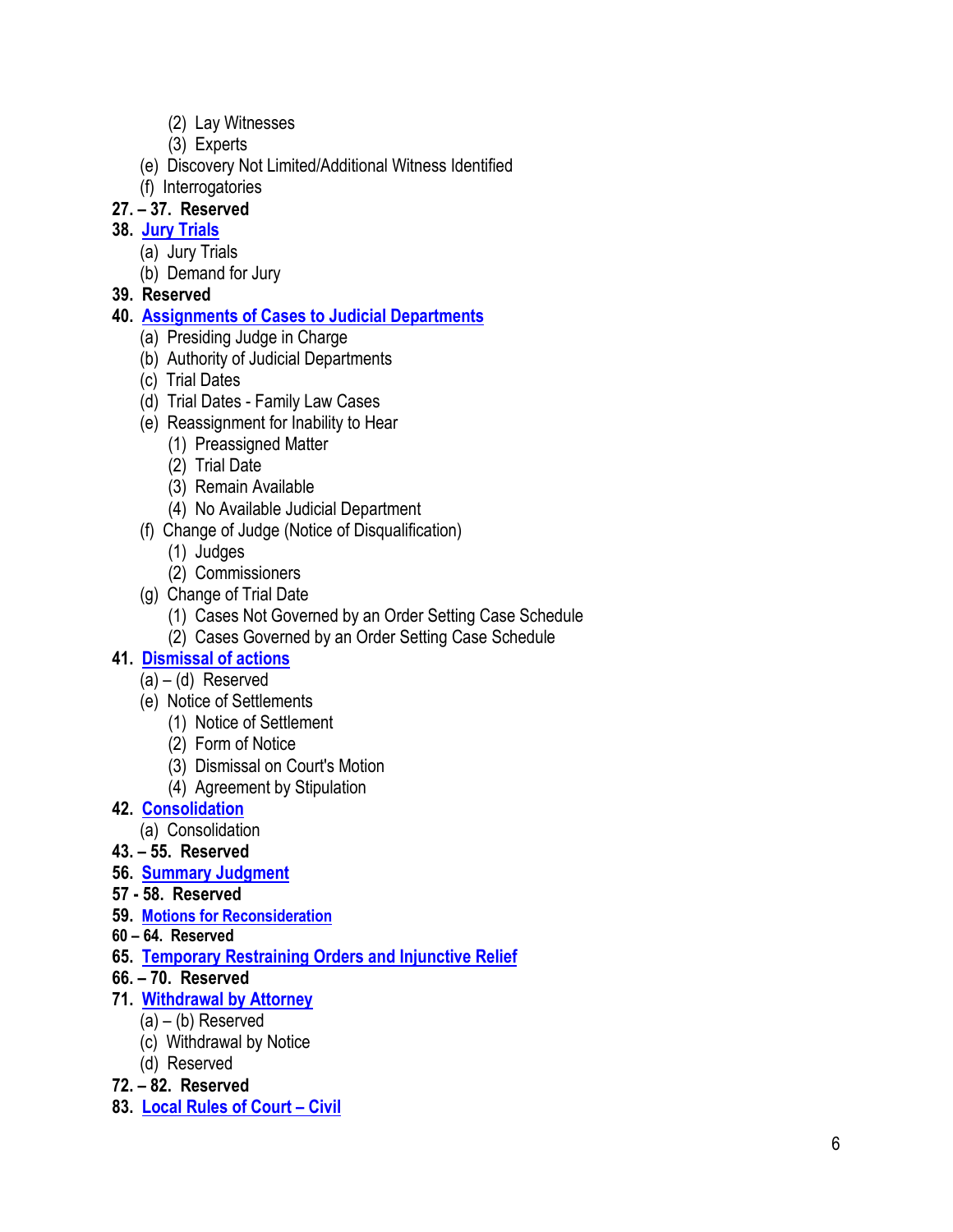- (2) Lay Witnesses
- (3) Experts

(e) Discovery Not Limited/Additional Witness Identified

(f) Interrogatories

**27. – 37. Reserved**

**38. Jury Trials**

(a) Jury Trials

(b) Demand for Jury

**39. Reserved**

**40. Assignments of Cases to Judicial Departments**

(a) Presiding Judge in Charge

(b) Authority of Judicial Departments

(c) Trial Dates

(d) Trial Dates - Family Law Cases

(e) Reassignment for Inability to Hear

- (1) Preassigned Matter
- (2) Trial Date
- (3) Remain Available
- (4) No Available Judicial Department

(f) Change of Judge (Notice of Disqualification)

- (1) Judges
- (2) Commissioners

(g) Change of Trial Date

- (1) Cases Not Governed by an Order Setting Case Schedule
- (2) Cases Governed by an Order Setting Case Schedule

**41. Dismissal of actions**

(a) – (d) Reserved

(e) Notice of Settlements

- (1) Notice of Settlement
- (2) Form of Notice
- (3) Dismissal on Court's Motion
- (4) Agreement by Stipulation

**42. Consolidation**

(a) Consolidation

**43. – 55. Reserved**

**56. Summary Judgment**

**57 - 58. Reserved**

**59. Motions for Reconsideration**

**60 – 64. Reserved**

**65. Temporary Restraining Orders and Injunctive Relief**

**66. – 70. Reserved**

**71. Withdrawal by Attorney**

(a) – (b) Reserved

(c) Withdrawal by Notice

(d) Reserved

**72. – 82. Reserved**

**83. Local Rules of Court – Civil**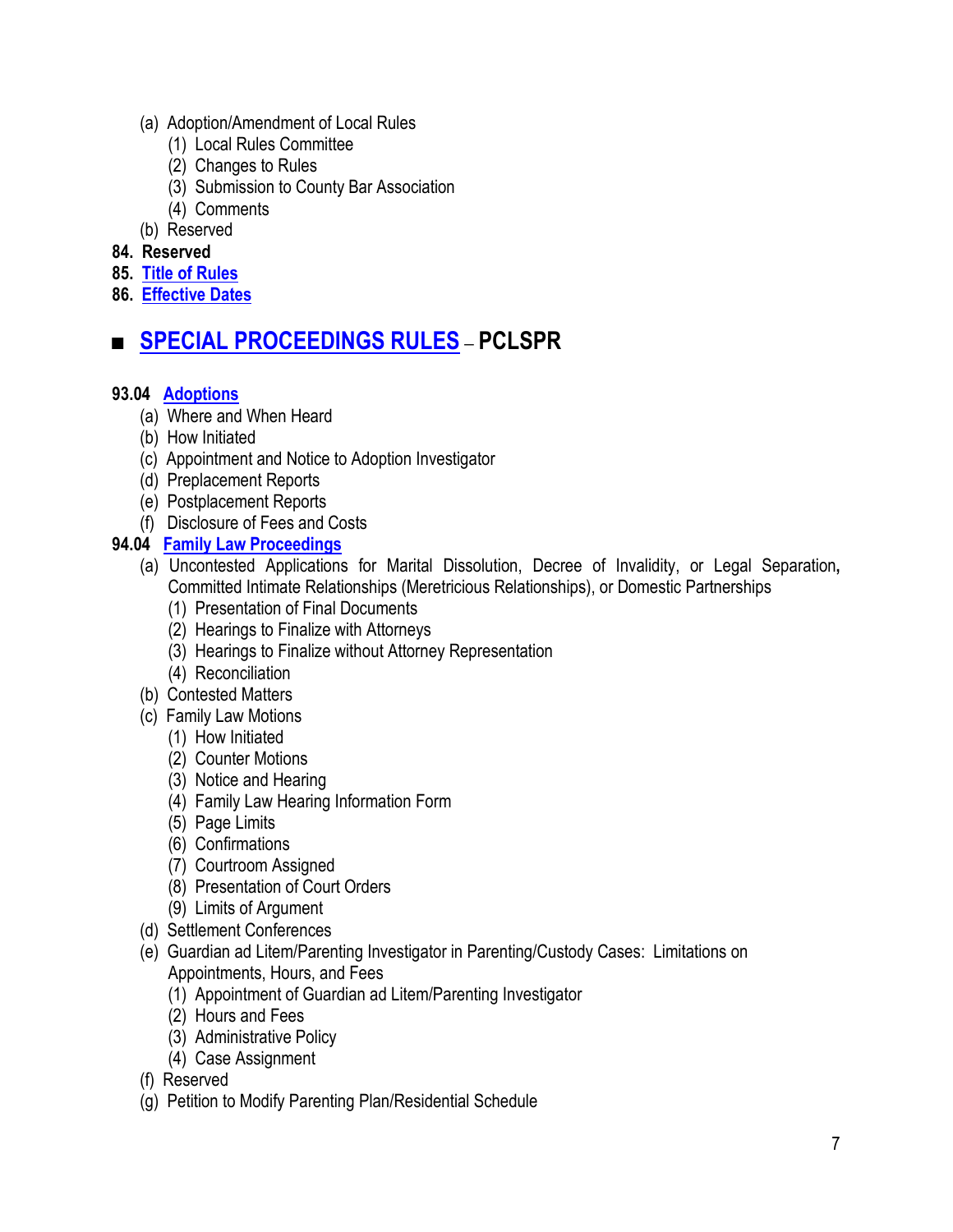- (a) Adoption/Amendment of Local Rules
  - (1) Local Rules Committee
  - (2) Changes to Rules
  - (3) Submission to County Bar Association
  - (4) Comments
- (b) Reserved

**84. Reserved**

**85. Title of Rules**

**86. Effective Dates**

## ■ SPECIAL PROCEEDINGS RULES – PCLSPR

**93.04 Adoptions**

- (a) Where and When Heard
- (b) How Initiated
- (c) Appointment and Notice to Adoption Investigator
- (d) Preplacement Reports
- (e) Postplacement Reports
- (f) Disclosure of Fees and Costs

**94.04 Family Law Proceedings**

- (a) Uncontested Applications for Marital Dissolution, Decree of Invalidity, or Legal Separation, Committed Intimate Relationships (Meretricious Relationships), or Domestic Partnerships
  - (1) Presentation of Final Documents
  - (2) Hearings to Finalize with Attorneys
  - (3) Hearings to Finalize without Attorney Representation
  - (4) Reconciliation
- (b) Contested Matters
- (c) Family Law Motions
  - (1) How Initiated
  - (2) Counter Motions
  - (3) Notice and Hearing
  - (4) Family Law Hearing Information Form
  - (5) Page Limits
  - (6) Confirmations
  - (7) Courtroom Assigned
  - (8) Presentation of Court Orders
  - (9) Limits of Argument
- (d) Settlement Conferences
- (e) Guardian ad Litem/Parenting Investigator in Parenting/Custody Cases: Limitations on Appointments, Hours, and Fees
  - (1) Appointment of Guardian ad Litem/Parenting Investigator
  - (2) Hours and Fees
  - (3) Administrative Policy
  - (4) Case Assignment
- (f) Reserved
- (g) Petition to Modify Parenting Plan/Residential Schedule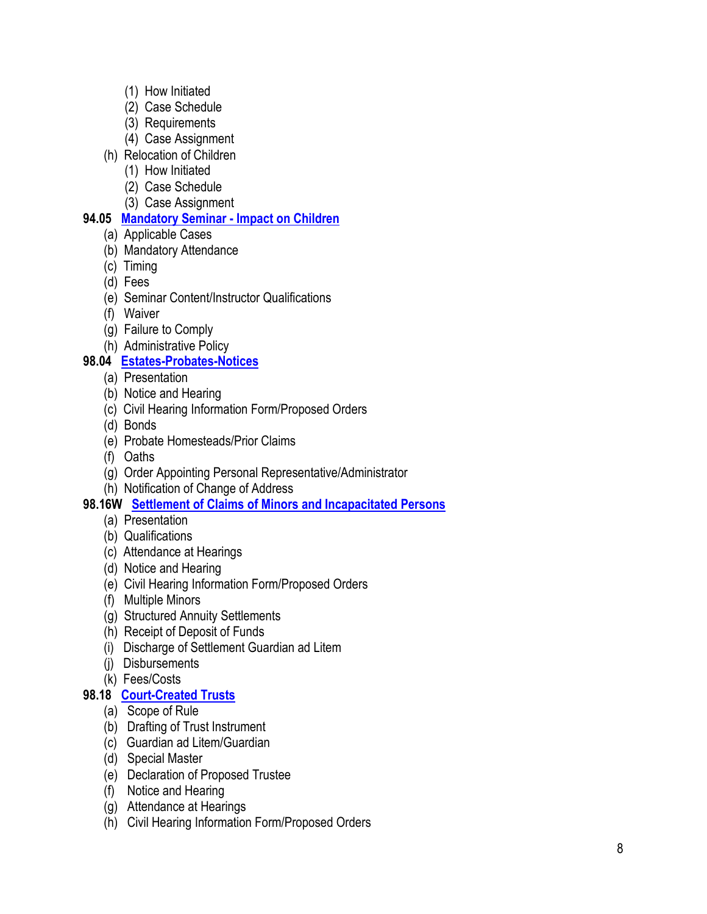- (1) How Initiated
   - (2) Case Schedule
   - (3) Requirements
   - (4) Case Assignment
- (h) Relocation of Children
   - (1) How Initiated
   - (2) Case Schedule
   - (3) Case Assignment

**94.05 Mandatory Seminar - Impact on Children**

- (a) Applicable Cases
- (b) Mandatory Attendance
- (c) Timing
- (d) Fees
- (e) Seminar Content/Instructor Qualifications
- (f) Waiver
- (g) Failure to Comply
- (h) Administrative Policy

**98.04 Estates-Probates-Notices**

- (a) Presentation
- (b) Notice and Hearing
- (c) Civil Hearing Information Form/Proposed Orders
- (d) Bonds
- (e) Probate Homesteads/Prior Claims
- (f) Oaths
- (g) Order Appointing Personal Representative/Administrator
- (h) Notification of Change of Address

**98.16W Settlement of Claims of Minors and Incapacitated Persons**

- (a) Presentation
- (b) Qualifications
- (c) Attendance at Hearings
- (d) Notice and Hearing
- (e) Civil Hearing Information Form/Proposed Orders
- (f) Multiple Minors
- (g) Structured Annuity Settlements
- (h) Receipt of Deposit of Funds
- (i) Discharge of Settlement Guardian ad Litem
- (j) Disbursements
- (k) Fees/Costs

**98.18 Court-Created Trusts**

- (a) Scope of Rule
- (b) Drafting of Trust Instrument
- (c) Guardian ad Litem/Guardian
- (d) Special Master
- (e) Declaration of Proposed Trustee
- (f) Notice and Hearing
- (g) Attendance at Hearings
- (h) Civil Hearing Information Form/Proposed Orders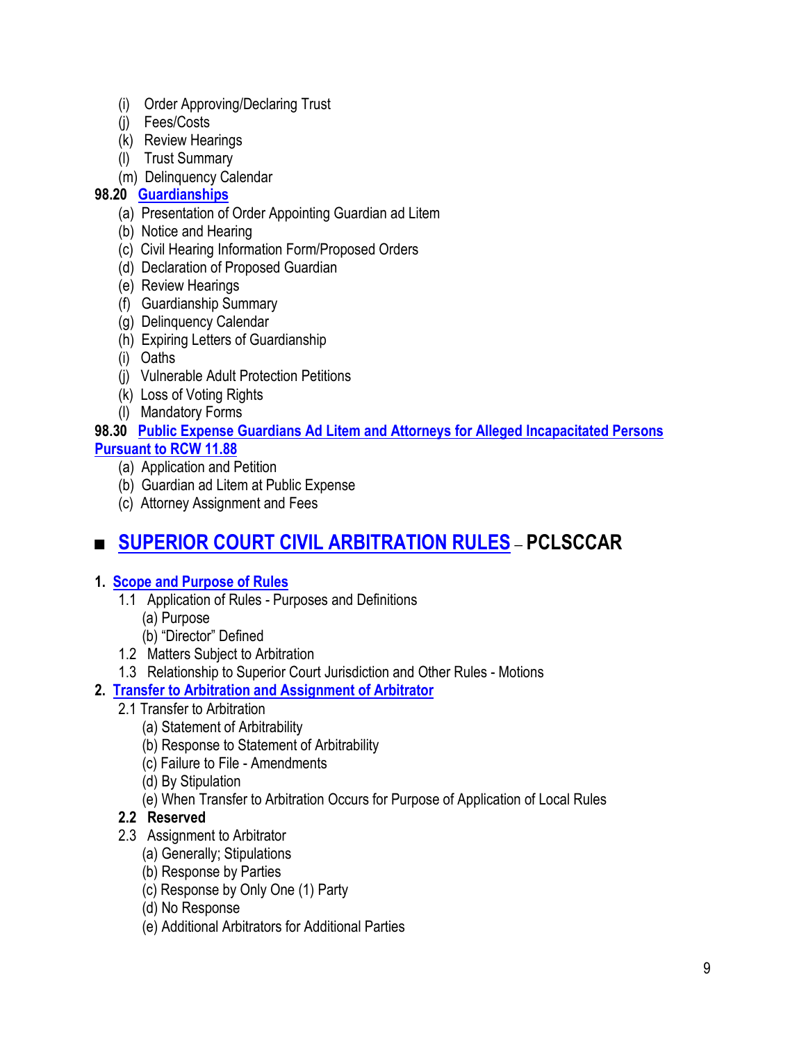- (i) Order Approving/Declaring Trust
- (j) Fees/Costs
- (k) Review Hearings
- (l) Trust Summary
- (m) Delinquency Calendar

**98.20 Guardianships**

- (a) Presentation of Order Appointing Guardian ad Litem
- (b) Notice and Hearing
- (c) Civil Hearing Information Form/Proposed Orders
- (d) Declaration of Proposed Guardian
- (e) Review Hearings
- (f) Guardianship Summary
- (g) Delinquency Calendar
- (h) Expiring Letters of Guardianship
- (i) Oaths
- (j) Vulnerable Adult Protection Petitions
- (k) Loss of Voting Rights
- (l) Mandatory Forms

**98.30 Public Expense Guardians Ad Litem and Attorneys for Alleged Incapacitated Persons Pursuant to RCW 11.88**

- (a) Application and Petition
- (b) Guardian ad Litem at Public Expense
- (c) Attorney Assignment and Fees

## ■ SUPERIOR COURT CIVIL ARBITRATION RULES – PCLSCCAR

**1. Scope and Purpose of Rules**

- 1.1 Application of Rules - Purposes and Definitions
  - (a) Purpose
  - (b) "Director" Defined
- 1.2 Matters Subject to Arbitration
- 1.3 Relationship to Superior Court Jurisdiction and Other Rules - Motions

**2. Transfer to Arbitration and Assignment of Arbitrator**

- 2.1 Transfer to Arbitration
  - (a) Statement of Arbitrability
  - (b) Response to Statement of Arbitrability
  - (c) Failure to File - Amendments
  - (d) By Stipulation
  - (e) When Transfer to Arbitration Occurs for Purpose of Application of Local Rules
- **2.2 Reserved**
- 2.3 Assignment to Arbitrator
  - (a) Generally; Stipulations
  - (b) Response by Parties
  - (c) Response by Only One (1) Party
  - (d) No Response
  - (e) Additional Arbitrators for Additional Parties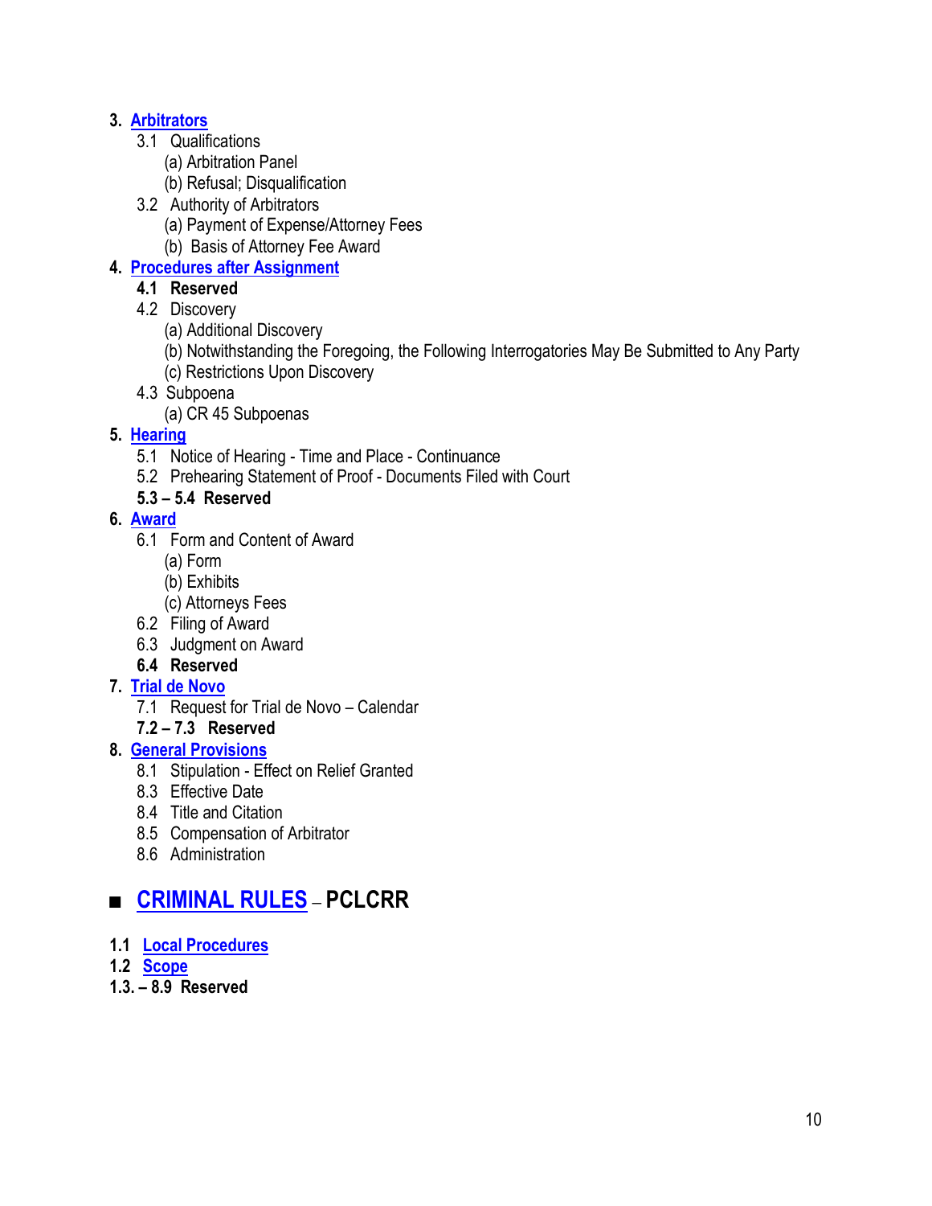**3. Arbitrators**

- 3.1 Qualifications
  - (a) Arbitration Panel
  - (b) Refusal; Disqualification
- 3.2 Authority of Arbitrators
  - (a) Payment of Expense/Attorney Fees
  - (b) Basis of Attorney Fee Award

**4. Procedures after Assignment**

- **4.1 Reserved**
- 4.2 Discovery
  - (a) Additional Discovery
  - (b) Notwithstanding the Foregoing, the Following Interrogatories May Be Submitted to Any Party
  - (c) Restrictions Upon Discovery
- 4.3 Subpoena
  - (a) CR 45 Subpoenas

**5. Hearing**

- 5.1 Notice of Hearing - Time and Place - Continuance
- 5.2 Prehearing Statement of Proof - Documents Filed with Court
- **5.3 – 5.4 Reserved**

**6. Award**

- 6.1 Form and Content of Award
  - (a) Form
  - (b) Exhibits
  - (c) Attorneys Fees
- 6.2 Filing of Award
- 6.3 Judgment on Award
- **6.4 Reserved**

**7. Trial de Novo**

- 7.1 Request for Trial de Novo – Calendar
- **7.2 – 7.3 Reserved**

**8. General Provisions**

- 8.1 Stipulation - Effect on Relief Granted
- 8.3 Effective Date
- 8.4 Title and Citation
- 8.5 Compensation of Arbitrator
- 8.6 Administration

## ■ CRIMINAL RULES – PCLCRR

**1.1 Local Procedures**
**1.2 Scope**
**1.3. – 8.9 Reserved**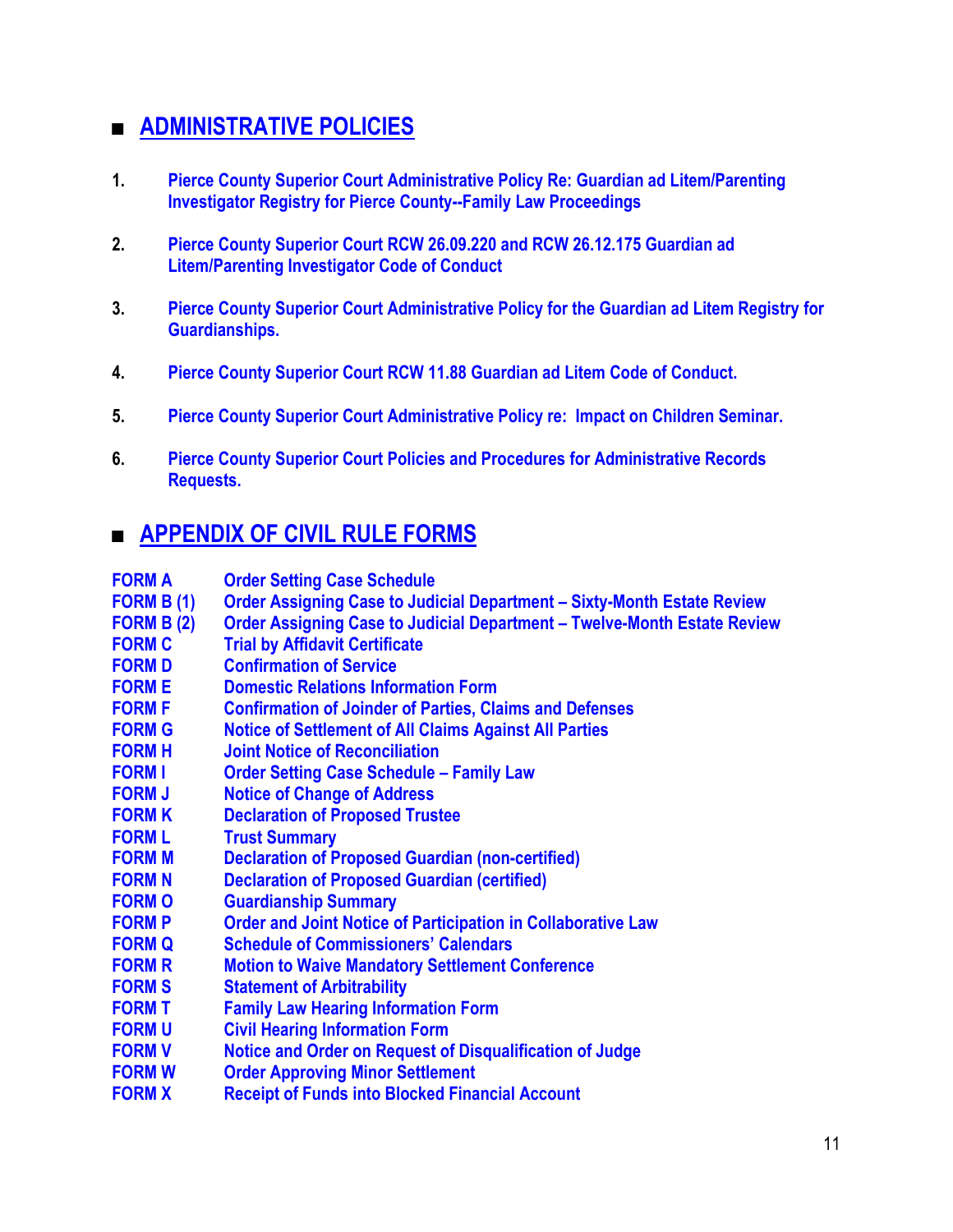## ADMINISTRATIVE POLICIES

1. Pierce County Superior Court Administrative Policy Re: Guardian ad Litem/Parenting Investigator Registry for Pierce County--Family Law Proceedings

2. Pierce County Superior Court RCW 26.09.220 and RCW 26.12.175 Guardian ad Litem/Parenting Investigator Code of Conduct

3. Pierce County Superior Court Administrative Policy for the Guardian ad Litem Registry for Guardianships.

4. Pierce County Superior Court RCW 11.88 Guardian ad Litem Code of Conduct.

5. Pierce County Superior Court Administrative Policy re: Impact on Children Seminar.

6. Pierce County Superior Court Policies and Procedures for Administrative Records Requests.

## APPENDIX OF CIVIL RULE FORMS

| | |
|---|---|
| FORM A | Order Setting Case Schedule |
| FORM B (1) | Order Assigning Case to Judicial Department – Sixty-Month Estate Review |
| FORM B (2) | Order Assigning Case to Judicial Department – Twelve-Month Estate Review |
| FORM C | Trial by Affidavit Certificate |
| FORM D | Confirmation of Service |
| FORM E | Domestic Relations Information Form |
| FORM F | Confirmation of Joinder of Parties, Claims and Defenses |
| FORM G | Notice of Settlement of All Claims Against All Parties |
| FORM H | Joint Notice of Reconciliation |
| FORM I | Order Setting Case Schedule – Family Law |
| FORM J | Notice of Change of Address |
| FORM K | Declaration of Proposed Trustee |
| FORM L | Trust Summary |
| FORM M | Declaration of Proposed Guardian (non-certified) |
| FORM N | Declaration of Proposed Guardian (certified) |
| FORM O | Guardianship Summary |
| FORM P | Order and Joint Notice of Participation in Collaborative Law |
| FORM Q | Schedule of Commissioners' Calendars |
| FORM R | Motion to Waive Mandatory Settlement Conference |
| FORM S | Statement of Arbitrability |
| FORM T | Family Law Hearing Information Form |
| FORM U | Civil Hearing Information Form |
| FORM V | Notice and Order on Request of Disqualification of Judge |
| FORM W | Order Approving Minor Settlement |
| FORM X | Receipt of Funds into Blocked Financial Account |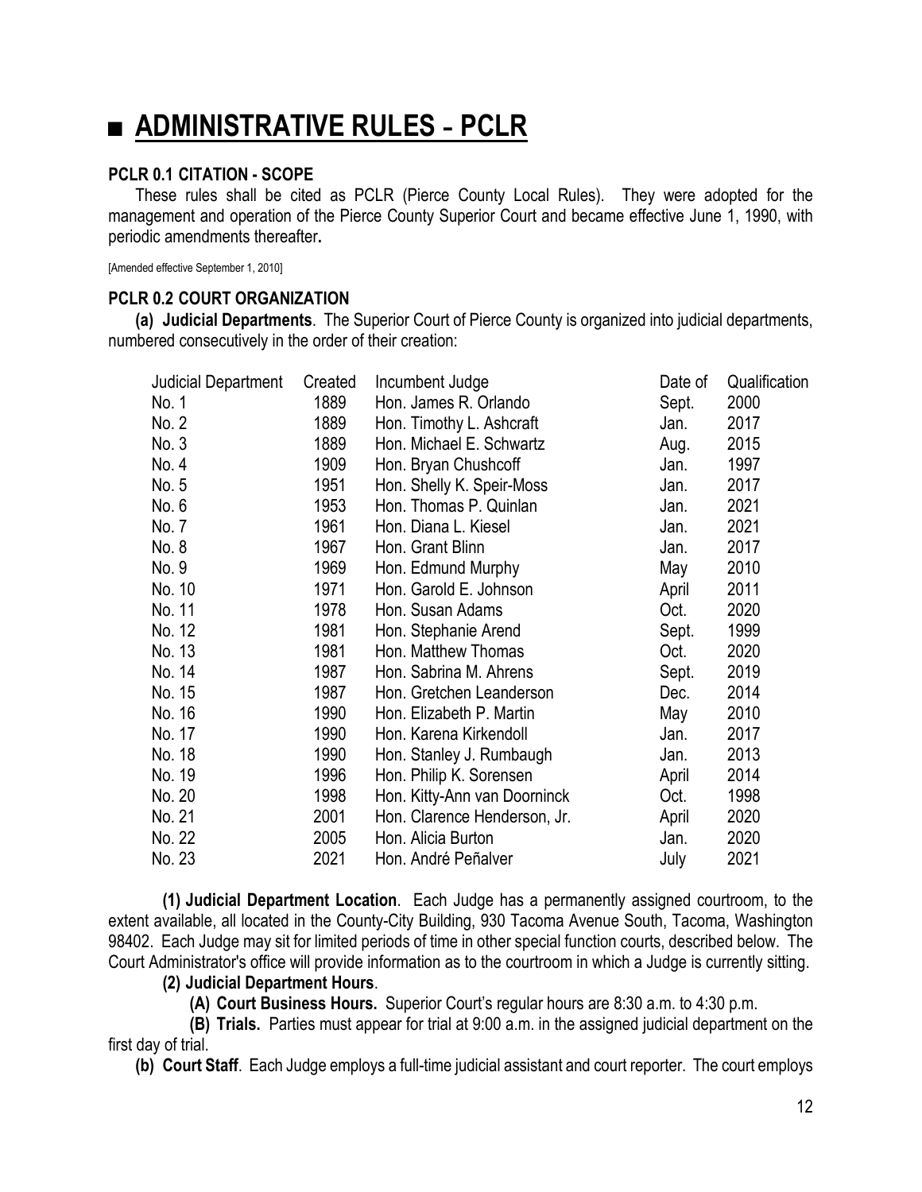# ■ ADMINISTRATIVE RULES - PCLR

## PCLR 0.1 CITATION - SCOPE

These rules shall be cited as PCLR (Pierce County Local Rules). They were adopted for the management and operation of the Pierce County Superior Court and became effective June 1, 1990, with periodic amendments thereafter**.**

[Amended effective September 1, 2010]

## PCLR 0.2 COURT ORGANIZATION

**(a) Judicial Departments**. The Superior Court of Pierce County is organized into judicial departments, numbered consecutively in the order of their creation:

| Judicial Department | Created | Incumbent Judge | Date of | Qualification |
|---|---|---|---|---|
| No. 1 | 1889 | Hon. James R. Orlando | Sept. | 2000 |
| No. 2 | 1889 | Hon. Timothy L. Ashcraft | Jan. | 2017 |
| No. 3 | 1889 | Hon. Michael E. Schwartz | Aug. | 2015 |
| No. 4 | 1909 | Hon. Bryan Chushcoff | Jan. | 1997 |
| No. 5 | 1951 | Hon. Shelly K. Speir-Moss | Jan. | 2017 |
| No. 6 | 1953 | Hon. Thomas P. Quinlan | Jan. | 2021 |
| No. 7 | 1961 | Hon. Diana L. Kiesel | Jan. | 2021 |
| No. 8 | 1967 | Hon. Grant Blinn | Jan. | 2017 |
| No. 9 | 1969 | Hon. Edmund Murphy | May | 2010 |
| No. 10 | 1971 | Hon. Garold E. Johnson | April | 2011 |
| No. 11 | 1978 | Hon. Susan Adams | Oct. | 2020 |
| No. 12 | 1981 | Hon. Stephanie Arend | Sept. | 1999 |
| No. 13 | 1981 | Hon. Matthew Thomas | Oct. | 2020 |
| No. 14 | 1987 | Hon. Sabrina M. Ahrens | Sept. | 2019 |
| No. 15 | 1987 | Hon. Gretchen Leanderson | Dec. | 2014 |
| No. 16 | 1990 | Hon. Elizabeth P. Martin | May | 2010 |
| No. 17 | 1990 | Hon. Karena Kirkendoll | Jan. | 2017 |
| No. 18 | 1990 | Hon. Stanley J. Rumbaugh | Jan. | 2013 |
| No. 19 | 1996 | Hon. Philip K. Sorensen | April | 2014 |
| No. 20 | 1998 | Hon. Kitty-Ann van Doorninck | Oct. | 1998 |
| No. 21 | 2001 | Hon. Clarence Henderson, Jr. | April | 2020 |
| No. 22 | 2005 | Hon. Alicia Burton | Jan. | 2020 |
| No. 23 | 2021 | Hon. André Peñalver | July | 2021 |

**(1) Judicial Department Location**. Each Judge has a permanently assigned courtroom, to the extent available, all located in the County-City Building, 930 Tacoma Avenue South, Tacoma, Washington 98402. Each Judge may sit for limited periods of time in other special function courts, described below. The Court Administrator's office will provide information as to the courtroom in which a Judge is currently sitting.

**(2) Judicial Department Hours**.

**(A) Court Business Hours.** Superior Court's regular hours are 8:30 a.m. to 4:30 p.m.

**(B) Trials.** Parties must appear for trial at 9:00 a.m. in the assigned judicial department on the first day of trial.

**(b) Court Staff**. Each Judge employs a full-time judicial assistant and court reporter. The court employs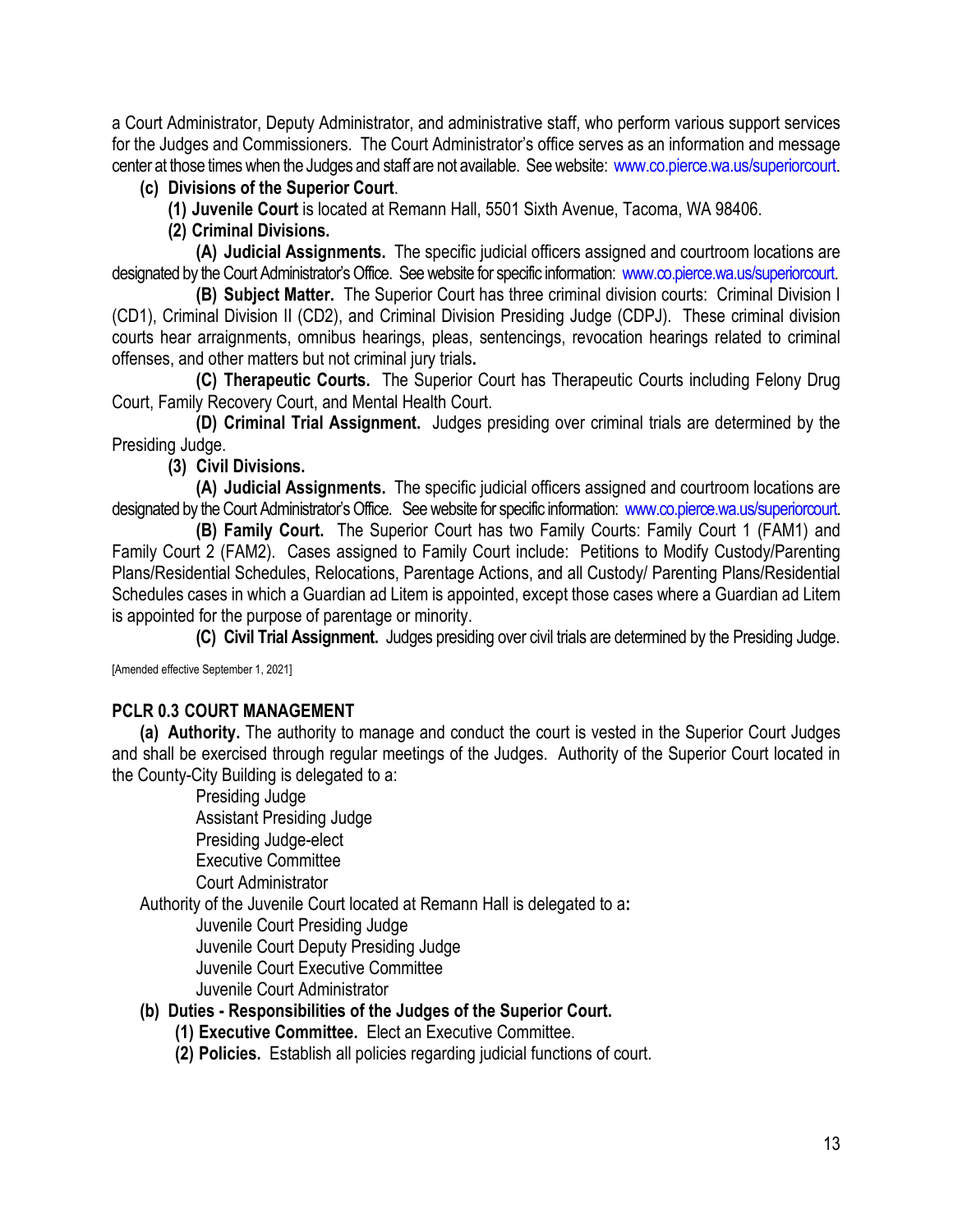a Court Administrator, Deputy Administrator, and administrative staff, who perform various support services for the Judges and Commissioners. The Court Administrator's office serves as an information and message center at those times when the Judges and staff are not available. See website: www.co.pierce.wa.us/superiorcourt.

**(c) Divisions of the Superior Court**.

**(1) Juvenile Court** is located at Remann Hall, 5501 Sixth Avenue, Tacoma, WA 98406.

**(2) Criminal Divisions.**

**(A) Judicial Assignments.** The specific judicial officers assigned and courtroom locations are designated by the Court Administrator's Office. See website for specific information: www.co.pierce.wa.us/superiorcourt.

**(B) Subject Matter.** The Superior Court has three criminal division courts: Criminal Division I (CD1), Criminal Division II (CD2), and Criminal Division Presiding Judge (CDPJ). These criminal division courts hear arraignments, omnibus hearings, pleas, sentencings, revocation hearings related to criminal offenses, and other matters but not criminal jury trials**.**

**(C) Therapeutic Courts.** The Superior Court has Therapeutic Courts including Felony Drug Court, Family Recovery Court, and Mental Health Court.

**(D) Criminal Trial Assignment.** Judges presiding over criminal trials are determined by the Presiding Judge.

**(3) Civil Divisions.**

**(A) Judicial Assignments.** The specific judicial officers assigned and courtroom locations are designated by the Court Administrator's Office. See website for specific information: www.co.pierce.wa.us/superiorcourt.

**(B) Family Court.** The Superior Court has two Family Courts: Family Court 1 (FAM1) and Family Court 2 (FAM2). Cases assigned to Family Court include: Petitions to Modify Custody/Parenting Plans/Residential Schedules, Relocations, Parentage Actions, and all Custody/ Parenting Plans/Residential Schedules cases in which a Guardian ad Litem is appointed, except those cases where a Guardian ad Litem is appointed for the purpose of parentage or minority.

**(C) Civil Trial Assignment.** Judges presiding over civil trials are determined by the Presiding Judge.

[Amended effective September 1, 2021]

## PCLR 0.3 COURT MANAGEMENT

**(a) Authority.** The authority to manage and conduct the court is vested in the Superior Court Judges and shall be exercised through regular meetings of the Judges. Authority of the Superior Court located in the County-City Building is delegated to a:

Presiding Judge
Assistant Presiding Judge
Presiding Judge-elect
Executive Committee
Court Administrator

Authority of the Juvenile Court located at Remann Hall is delegated to a**:**

Juvenile Court Presiding Judge
Juvenile Court Deputy Presiding Judge
Juvenile Court Executive Committee
Juvenile Court Administrator

**(b) Duties - Responsibilities of the Judges of the Superior Court.**

**(1) Executive Committee.** Elect an Executive Committee.

**(2) Policies.** Establish all policies regarding judicial functions of court.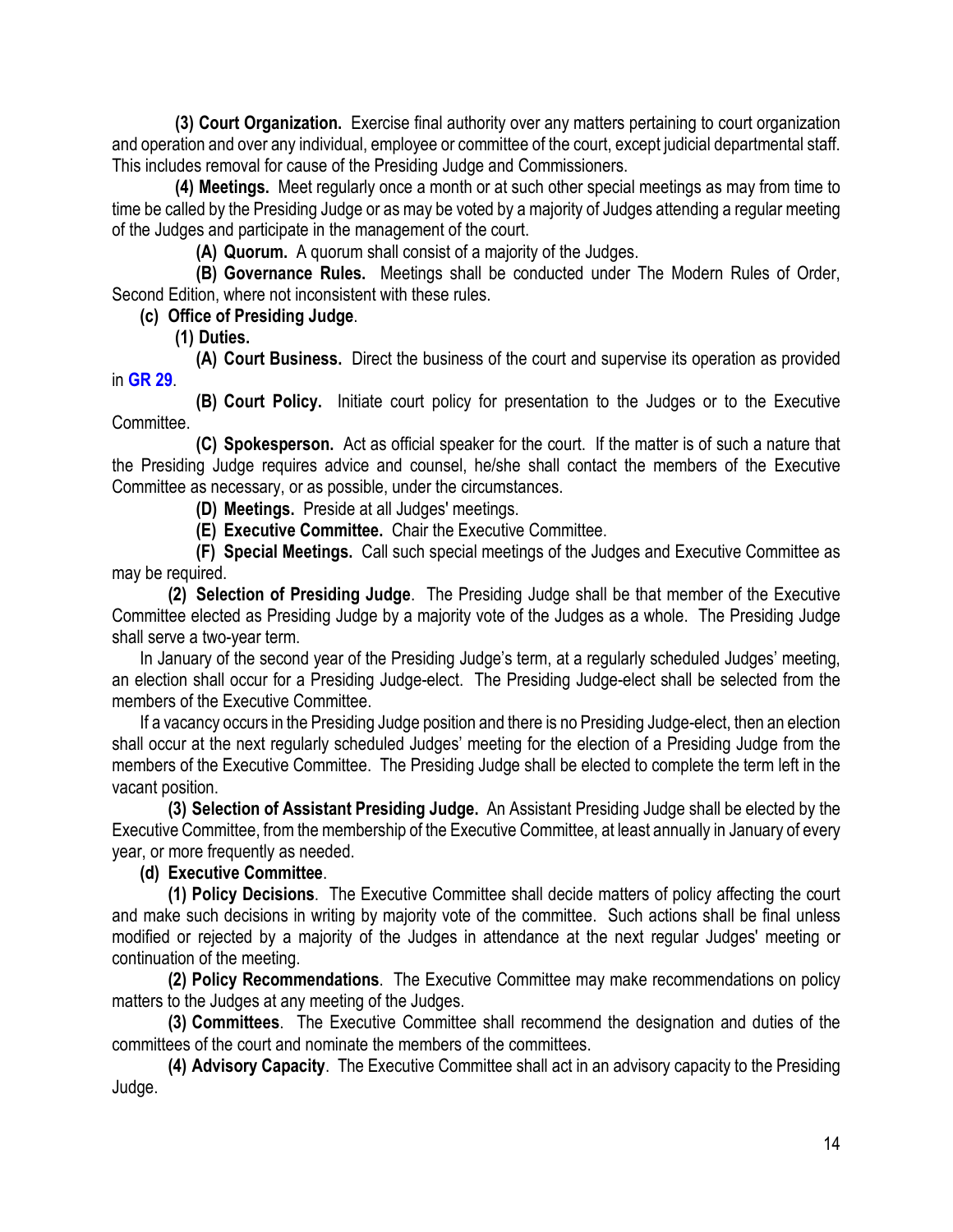**(3) Court Organization.** Exercise final authority over any matters pertaining to court organization and operation and over any individual, employee or committee of the court, except judicial departmental staff. This includes removal for cause of the Presiding Judge and Commissioners.

**(4) Meetings.** Meet regularly once a month or at such other special meetings as may from time to time be called by the Presiding Judge or as may be voted by a majority of Judges attending a regular meeting of the Judges and participate in the management of the court.

**(A) Quorum.** A quorum shall consist of a majority of the Judges.

**(B) Governance Rules.** Meetings shall be conducted under The Modern Rules of Order, Second Edition, where not inconsistent with these rules.

**(c) Office of Presiding Judge**.

**(1) Duties.**

**(A) Court Business.** Direct the business of the court and supervise its operation as provided in **GR 29**.

**(B) Court Policy.** Initiate court policy for presentation to the Judges or to the Executive Committee.

**(C) Spokesperson.** Act as official speaker for the court. If the matter is of such a nature that the Presiding Judge requires advice and counsel, he/she shall contact the members of the Executive Committee as necessary, or as possible, under the circumstances.

**(D) Meetings.** Preside at all Judges' meetings.

**(E) Executive Committee.** Chair the Executive Committee.

**(F) Special Meetings.** Call such special meetings of the Judges and Executive Committee as may be required.

**(2) Selection of Presiding Judge**. The Presiding Judge shall be that member of the Executive Committee elected as Presiding Judge by a majority vote of the Judges as a whole. The Presiding Judge shall serve a two-year term.

In January of the second year of the Presiding Judge's term, at a regularly scheduled Judges' meeting, an election shall occur for a Presiding Judge-elect. The Presiding Judge-elect shall be selected from the members of the Executive Committee.

If a vacancy occurs in the Presiding Judge position and there is no Presiding Judge-elect, then an election shall occur at the next regularly scheduled Judges' meeting for the election of a Presiding Judge from the members of the Executive Committee. The Presiding Judge shall be elected to complete the term left in the vacant position.

**(3) Selection of Assistant Presiding Judge.** An Assistant Presiding Judge shall be elected by the Executive Committee, from the membership of the Executive Committee, at least annually in January of every year, or more frequently as needed.

**(d) Executive Committee**.

**(1) Policy Decisions**. The Executive Committee shall decide matters of policy affecting the court and make such decisions in writing by majority vote of the committee. Such actions shall be final unless modified or rejected by a majority of the Judges in attendance at the next regular Judges' meeting or continuation of the meeting.

**(2) Policy Recommendations**. The Executive Committee may make recommendations on policy matters to the Judges at any meeting of the Judges.

**(3) Committees**. The Executive Committee shall recommend the designation and duties of the committees of the court and nominate the members of the committees.

**(4) Advisory Capacity**. The Executive Committee shall act in an advisory capacity to the Presiding Judge.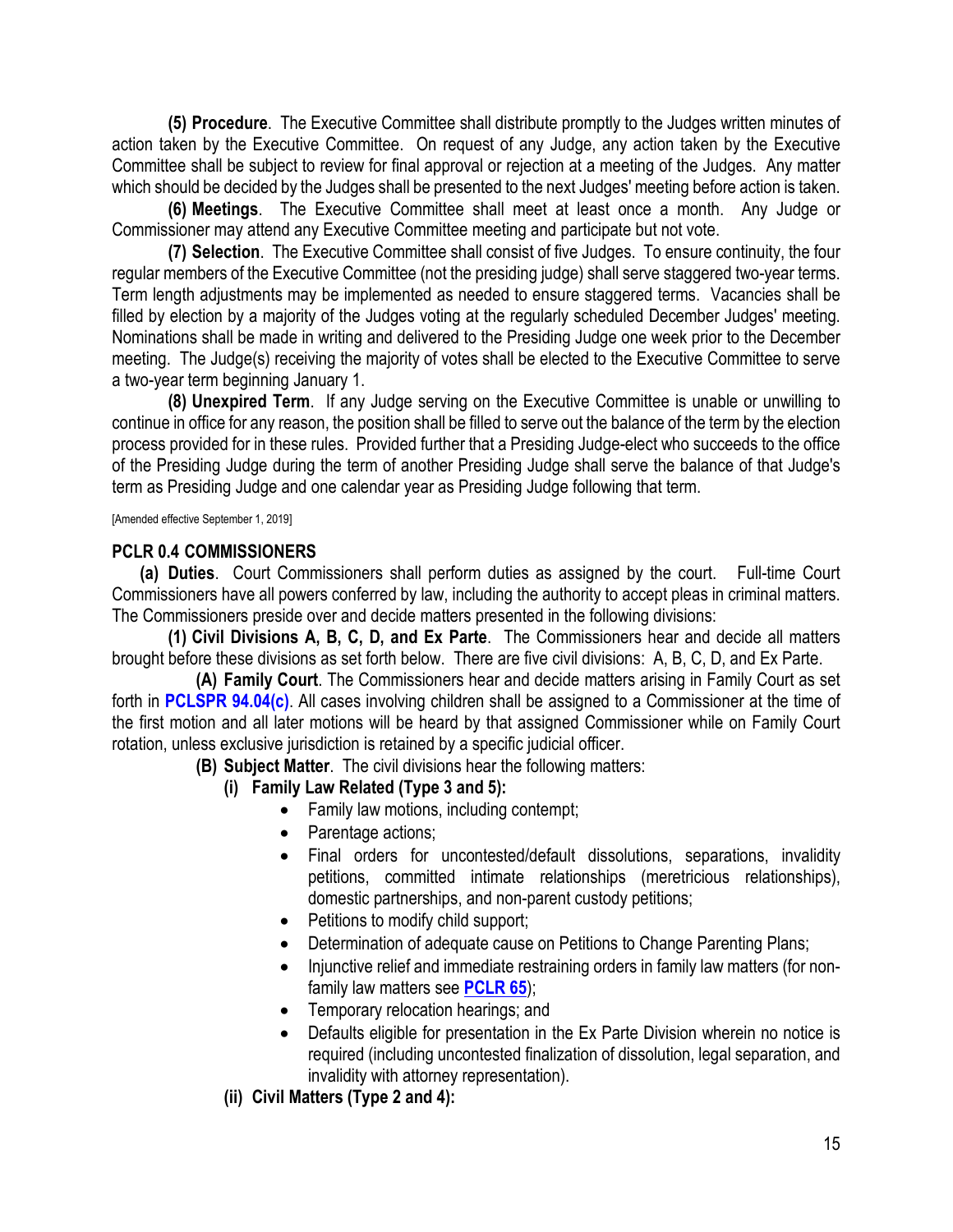**(5) Procedure**. The Executive Committee shall distribute promptly to the Judges written minutes of action taken by the Executive Committee. On request of any Judge, any action taken by the Executive Committee shall be subject to review for final approval or rejection at a meeting of the Judges. Any matter which should be decided by the Judges shall be presented to the next Judges' meeting before action is taken.

**(6) Meetings**. The Executive Committee shall meet at least once a month. Any Judge or Commissioner may attend any Executive Committee meeting and participate but not vote.

**(7) Selection**. The Executive Committee shall consist of five Judges. To ensure continuity, the four regular members of the Executive Committee (not the presiding judge) shall serve staggered two-year terms. Term length adjustments may be implemented as needed to ensure staggered terms. Vacancies shall be filled by election by a majority of the Judges voting at the regularly scheduled December Judges' meeting. Nominations shall be made in writing and delivered to the Presiding Judge one week prior to the December meeting. The Judge(s) receiving the majority of votes shall be elected to the Executive Committee to serve a two-year term beginning January 1.

**(8) Unexpired Term**. If any Judge serving on the Executive Committee is unable or unwilling to continue in office for any reason, the position shall be filled to serve out the balance of the term by the election process provided for in these rules. Provided further that a Presiding Judge-elect who succeeds to the office of the Presiding Judge during the term of another Presiding Judge shall serve the balance of that Judge's term as Presiding Judge and one calendar year as Presiding Judge following that term.

[Amended effective September 1, 2019]

## PCLR 0.4 COMMISSIONERS

**(a) Duties**. Court Commissioners shall perform duties as assigned by the court. Full-time Court Commissioners have all powers conferred by law, including the authority to accept pleas in criminal matters. The Commissioners preside over and decide matters presented in the following divisions:

**(1) Civil Divisions A, B, C, D, and Ex Parte**. The Commissioners hear and decide all matters brought before these divisions as set forth below. There are five civil divisions: A, B, C, D, and Ex Parte.

**(A) Family Court**. The Commissioners hear and decide matters arising in Family Court as set forth in **PCLSPR 94.04(c)**. All cases involving children shall be assigned to a Commissioner at the time of the first motion and all later motions will be heard by that assigned Commissioner while on Family Court rotation, unless exclusive jurisdiction is retained by a specific judicial officer.

**(B) Subject Matter**. The civil divisions hear the following matters:

**(i) Family Law Related (Type 3 and 5):**

- Family law motions, including contempt;
- Parentage actions;
- Final orders for uncontested/default dissolutions, separations, invalidity petitions, committed intimate relationships (meretricious relationships), domestic partnerships, and non-parent custody petitions;
- Petitions to modify child support;
- Determination of adequate cause on Petitions to Change Parenting Plans;
- Injunctive relief and immediate restraining orders in family law matters (for non-family law matters see **PCLR 65**);
- Temporary relocation hearings; and
- Defaults eligible for presentation in the Ex Parte Division wherein no notice is required (including uncontested finalization of dissolution, legal separation, and invalidity with attorney representation).

**(ii) Civil Matters (Type 2 and 4):**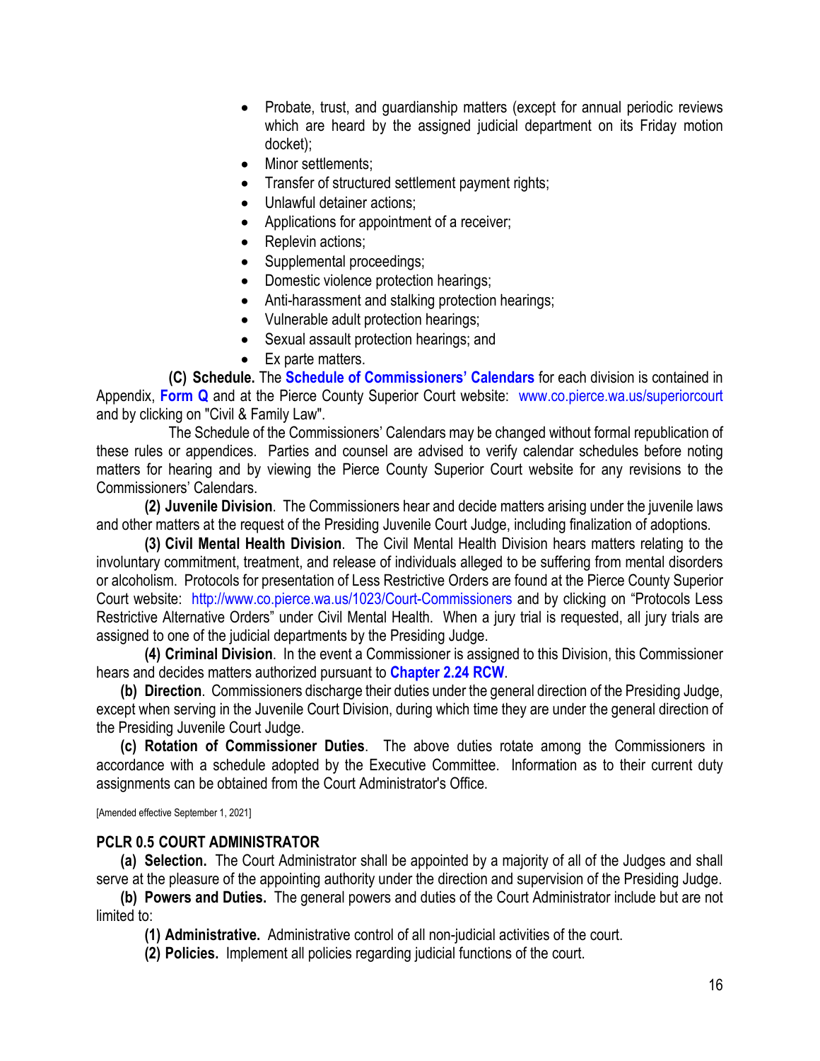- Probate, trust, and guardianship matters (except for annual periodic reviews which are heard by the assigned judicial department on its Friday motion docket);
- Minor settlements;
- Transfer of structured settlement payment rights;
- Unlawful detainer actions;
- Applications for appointment of a receiver;
- Replevin actions;
- Supplemental proceedings;
- Domestic violence protection hearings;
- Anti-harassment and stalking protection hearings;
- Vulnerable adult protection hearings;
- Sexual assault protection hearings; and
- Ex parte matters.

**(C) Schedule.** The **Schedule of Commissioners' Calendars** for each division is contained in Appendix, **Form Q** and at the Pierce County Superior Court website: www.co.pierce.wa.us/superiorcourt and by clicking on "Civil & Family Law".

The Schedule of the Commissioners' Calendars may be changed without formal republication of these rules or appendices. Parties and counsel are advised to verify calendar schedules before noting matters for hearing and by viewing the Pierce County Superior Court website for any revisions to the Commissioners' Calendars.

**(2) Juvenile Division**. The Commissioners hear and decide matters arising under the juvenile laws and other matters at the request of the Presiding Juvenile Court Judge, including finalization of adoptions.

**(3) Civil Mental Health Division**. The Civil Mental Health Division hears matters relating to the involuntary commitment, treatment, and release of individuals alleged to be suffering from mental disorders or alcoholism. Protocols for presentation of Less Restrictive Orders are found at the Pierce County Superior Court website: http://www.co.pierce.wa.us/1023/Court-Commissioners and by clicking on "Protocols Less Restrictive Alternative Orders" under Civil Mental Health. When a jury trial is requested, all jury trials are assigned to one of the judicial departments by the Presiding Judge.

**(4) Criminal Division**. In the event a Commissioner is assigned to this Division, this Commissioner hears and decides matters authorized pursuant to **Chapter 2.24 RCW**.

**(b) Direction**. Commissioners discharge their duties under the general direction of the Presiding Judge, except when serving in the Juvenile Court Division, during which time they are under the general direction of the Presiding Juvenile Court Judge.

**(c) Rotation of Commissioner Duties**. The above duties rotate among the Commissioners in accordance with a schedule adopted by the Executive Committee. Information as to their current duty assignments can be obtained from the Court Administrator's Office.

[Amended effective September 1, 2021]

## PCLR 0.5 COURT ADMINISTRATOR

**(a) Selection.** The Court Administrator shall be appointed by a majority of all of the Judges and shall serve at the pleasure of the appointing authority under the direction and supervision of the Presiding Judge.

**(b) Powers and Duties.** The general powers and duties of the Court Administrator include but are not limited to:

**(1) Administrative.** Administrative control of all non-judicial activities of the court.

**(2) Policies.** Implement all policies regarding judicial functions of the court.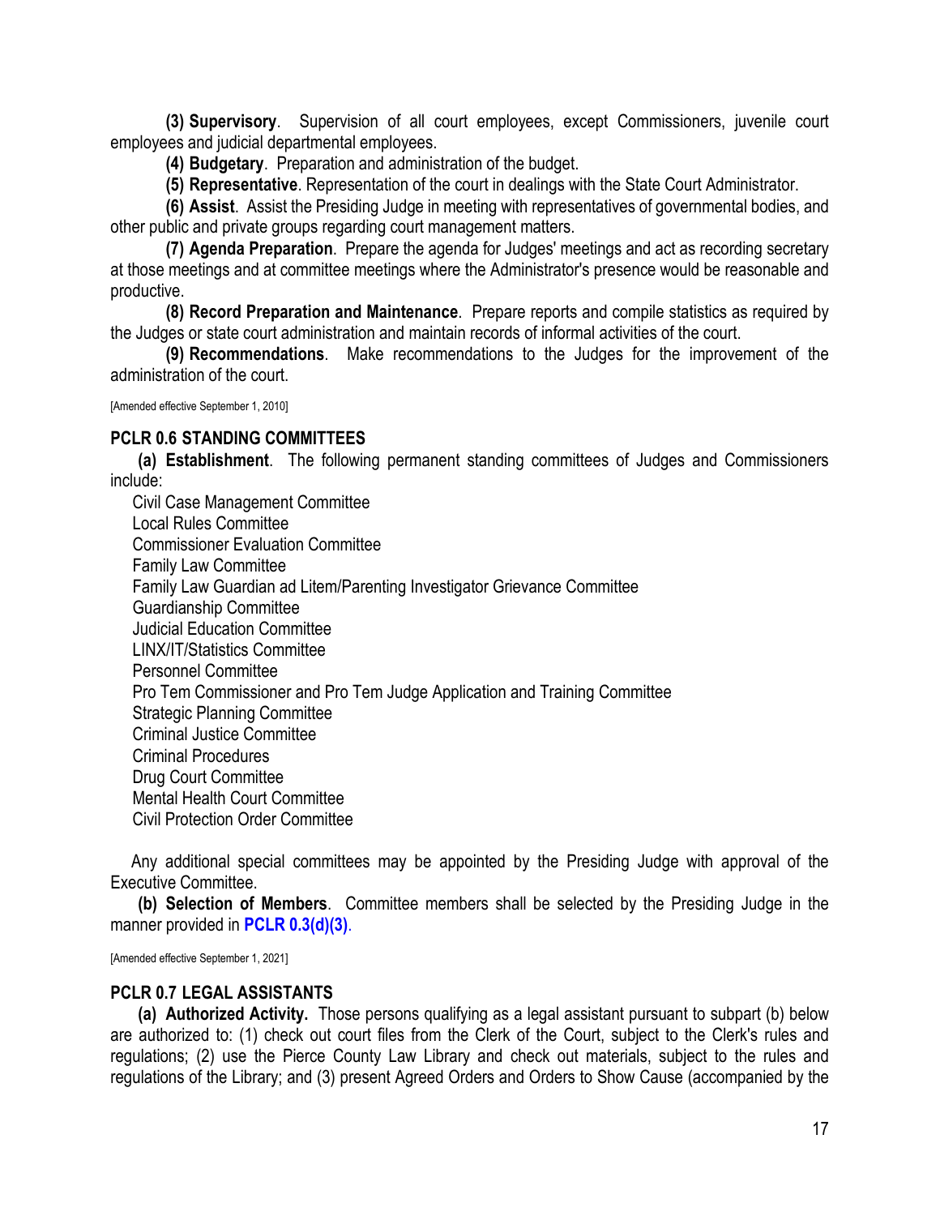**(3) Supervisory**. Supervision of all court employees, except Commissioners, juvenile court employees and judicial departmental employees.

**(4) Budgetary**. Preparation and administration of the budget.

**(5) Representative**. Representation of the court in dealings with the State Court Administrator.

**(6) Assist**. Assist the Presiding Judge in meeting with representatives of governmental bodies, and other public and private groups regarding court management matters.

**(7) Agenda Preparation**. Prepare the agenda for Judges' meetings and act as recording secretary at those meetings and at committee meetings where the Administrator's presence would be reasonable and productive.

**(8) Record Preparation and Maintenance**. Prepare reports and compile statistics as required by the Judges or state court administration and maintain records of informal activities of the court.

**(9) Recommendations**. Make recommendations to the Judges for the improvement of the administration of the court.

[Amended effective September 1, 2010]

## PCLR 0.6 STANDING COMMITTEES

**(a) Establishment**. The following permanent standing committees of Judges and Commissioners include:

Civil Case Management Committee
Local Rules Committee
Commissioner Evaluation Committee
Family Law Committee
Family Law Guardian ad Litem/Parenting Investigator Grievance Committee
Guardianship Committee
Judicial Education Committee
LINX/IT/Statistics Committee
Personnel Committee
Pro Tem Commissioner and Pro Tem Judge Application and Training Committee
Strategic Planning Committee
Criminal Justice Committee
Criminal Procedures
Drug Court Committee
Mental Health Court Committee
Civil Protection Order Committee

Any additional special committees may be appointed by the Presiding Judge with approval of the Executive Committee.

**(b) Selection of Members**. Committee members shall be selected by the Presiding Judge in the manner provided in **PCLR 0.3(d)(3)**.

[Amended effective September 1, 2021]

## PCLR 0.7 LEGAL ASSISTANTS

**(a) Authorized Activity.** Those persons qualifying as a legal assistant pursuant to subpart (b) below are authorized to: (1) check out court files from the Clerk of the Court, subject to the Clerk's rules and regulations; (2) use the Pierce County Law Library and check out materials, subject to the rules and regulations of the Library; and (3) present Agreed Orders and Orders to Show Cause (accompanied by the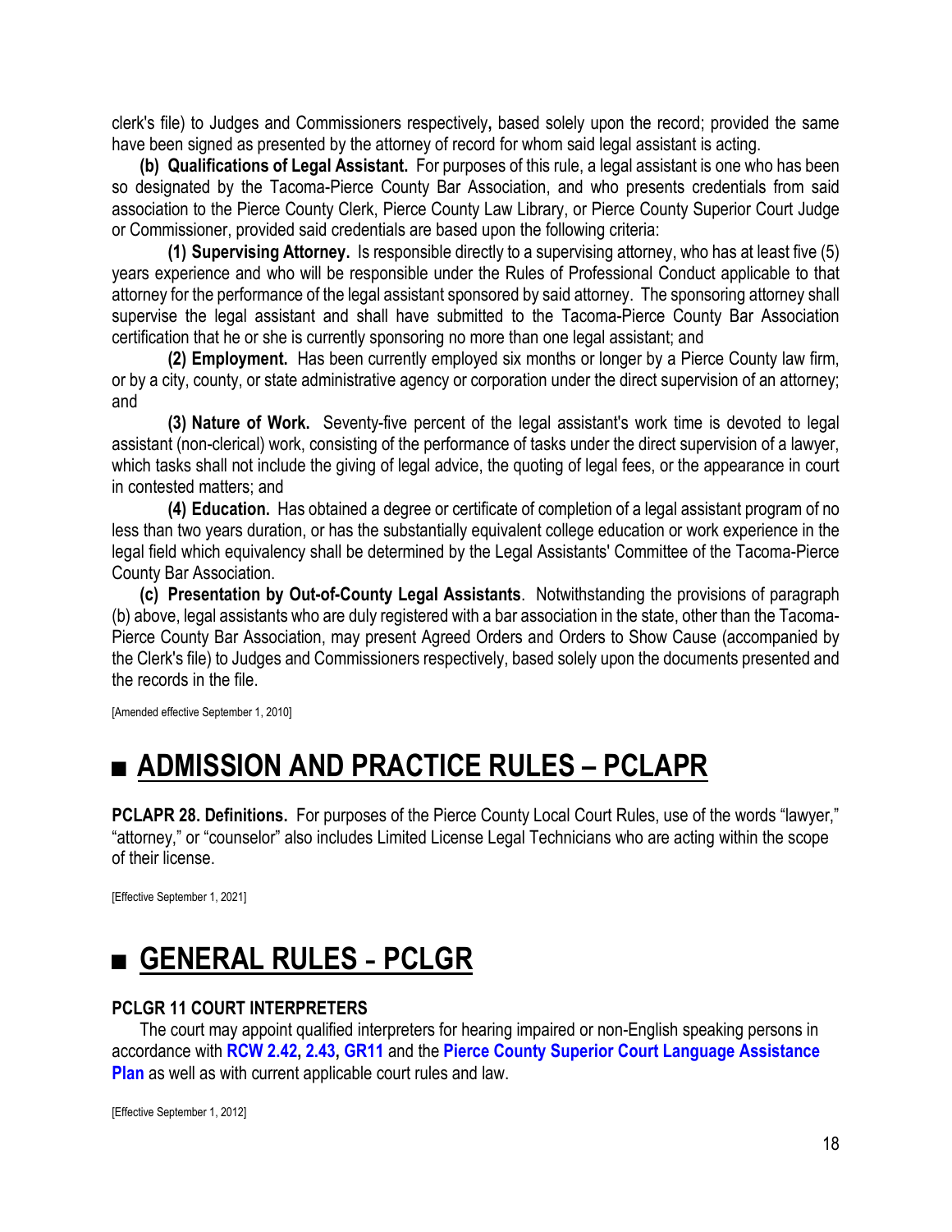clerk's file) to Judges and Commissioners respectively, based solely upon the record; provided the same have been signed as presented by the attorney of record for whom said legal assistant is acting.

**(b) Qualifications of Legal Assistant.** For purposes of this rule, a legal assistant is one who has been so designated by the Tacoma-Pierce County Bar Association, and who presents credentials from said association to the Pierce County Clerk, Pierce County Law Library, or Pierce County Superior Court Judge or Commissioner, provided said credentials are based upon the following criteria:

**(1) Supervising Attorney.** Is responsible directly to a supervising attorney, who has at least five (5) years experience and who will be responsible under the Rules of Professional Conduct applicable to that attorney for the performance of the legal assistant sponsored by said attorney. The sponsoring attorney shall supervise the legal assistant and shall have submitted to the Tacoma-Pierce County Bar Association certification that he or she is currently sponsoring no more than one legal assistant; and

**(2) Employment.** Has been currently employed six months or longer by a Pierce County law firm, or by a city, county, or state administrative agency or corporation under the direct supervision of an attorney; and

**(3) Nature of Work.** Seventy-five percent of the legal assistant's work time is devoted to legal assistant (non-clerical) work, consisting of the performance of tasks under the direct supervision of a lawyer, which tasks shall not include the giving of legal advice, the quoting of legal fees, or the appearance in court in contested matters; and

**(4) Education.** Has obtained a degree or certificate of completion of a legal assistant program of no less than two years duration, or has the substantially equivalent college education or work experience in the legal field which equivalency shall be determined by the Legal Assistants' Committee of the Tacoma-Pierce County Bar Association.

**(c) Presentation by Out-of-County Legal Assistants**. Notwithstanding the provisions of paragraph (b) above, legal assistants who are duly registered with a bar association in the state, other than the Tacoma-Pierce County Bar Association, may present Agreed Orders and Orders to Show Cause (accompanied by the Clerk's file) to Judges and Commissioners respectively, based solely upon the documents presented and the records in the file.

[Amended effective September 1, 2010]

# ■ ADMISSION AND PRACTICE RULES – PCLAPR

**PCLAPR 28. Definitions.** For purposes of the Pierce County Local Court Rules, use of the words "lawyer," "attorney," or "counselor" also includes Limited License Legal Technicians who are acting within the scope of their license.

[Effective September 1, 2021]

# ■ GENERAL RULES - PCLGR

### PCLGR 11 COURT INTERPRETERS

The court may appoint qualified interpreters for hearing impaired or non-English speaking persons in accordance with **RCW 2.42, 2.43, GR11** and the **Pierce County Superior Court Language Assistance Plan** as well as with current applicable court rules and law.

[Effective September 1, 2012]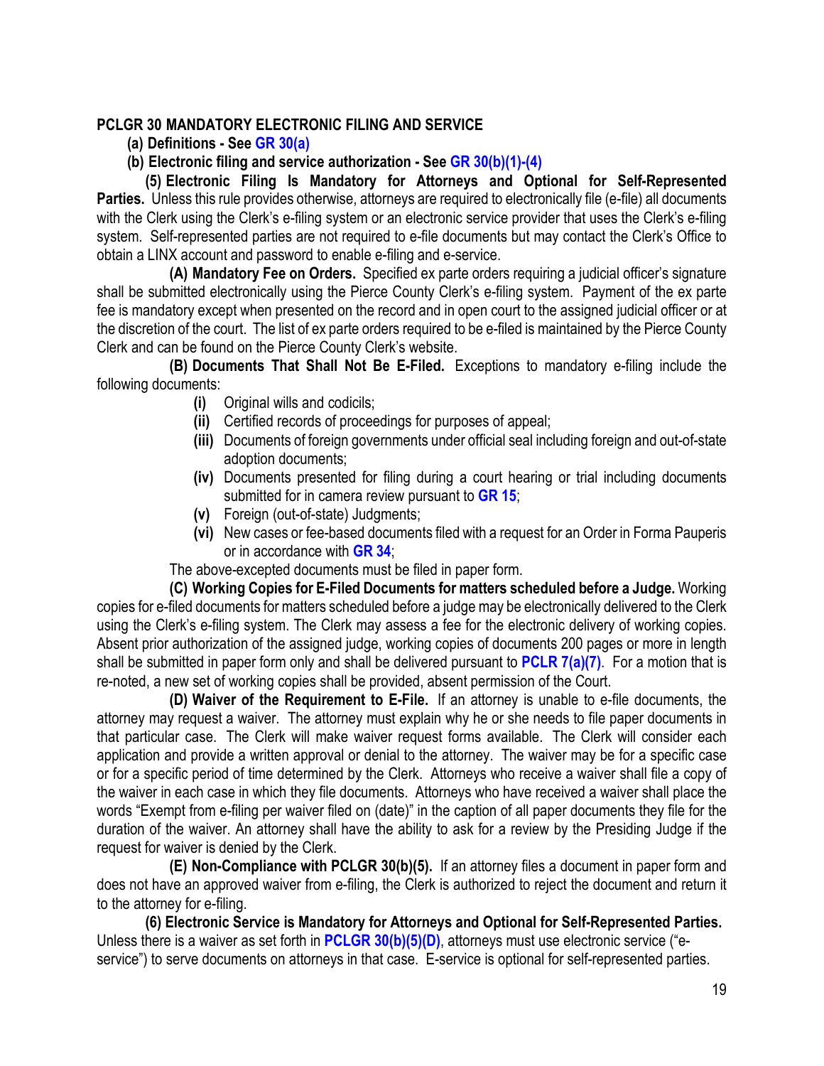**PCLGR 30 MANDATORY ELECTRONIC FILING AND SERVICE**

**(a) Definitions - See GR 30(a)**

**(b) Electronic filing and service authorization - See GR 30(b)(1)-(4)**

**(5) Electronic Filing Is Mandatory for Attorneys and Optional for Self-Represented Parties.** Unless this rule provides otherwise, attorneys are required to electronically file (e-file) all documents with the Clerk using the Clerk's e-filing system or an electronic service provider that uses the Clerk's e-filing system. Self-represented parties are not required to e-file documents but may contact the Clerk's Office to obtain a LINX account and password to enable e-filing and e-service.

**(A) Mandatory Fee on Orders.** Specified ex parte orders requiring a judicial officer's signature shall be submitted electronically using the Pierce County Clerk's e-filing system. Payment of the ex parte fee is mandatory except when presented on the record and in open court to the assigned judicial officer or at the discretion of the court. The list of ex parte orders required to be e-filed is maintained by the Pierce County Clerk and can be found on the Pierce County Clerk's website.

**(B) Documents That Shall Not Be E-Filed.** Exceptions to mandatory e-filing include the following documents:

- **(i)** Original wills and codicils;
- **(ii)** Certified records of proceedings for purposes of appeal;
- **(iii)** Documents of foreign governments under official seal including foreign and out-of-state adoption documents;
- **(iv)** Documents presented for filing during a court hearing or trial including documents submitted for in camera review pursuant to **GR 15**;
- **(v)** Foreign (out-of-state) Judgments;
- **(vi)** New cases or fee-based documents filed with a request for an Order in Forma Pauperis or in accordance with **GR 34**;

The above-excepted documents must be filed in paper form.

**(C) Working Copies for E-Filed Documents for matters scheduled before a Judge.** Working copies for e-filed documents for matters scheduled before a judge may be electronically delivered to the Clerk using the Clerk's e-filing system. The Clerk may assess a fee for the electronic delivery of working copies. Absent prior authorization of the assigned judge, working copies of documents 200 pages or more in length shall be submitted in paper form only and shall be delivered pursuant to **PCLR 7(a)(7)**. For a motion that is re-noted, a new set of working copies shall be provided, absent permission of the Court.

**(D) Waiver of the Requirement to E-File.** If an attorney is unable to e-file documents, the attorney may request a waiver. The attorney must explain why he or she needs to file paper documents in that particular case. The Clerk will make waiver request forms available. The Clerk will consider each application and provide a written approval or denial to the attorney. The waiver may be for a specific case or for a specific period of time determined by the Clerk. Attorneys who receive a waiver shall file a copy of the waiver in each case in which they file documents. Attorneys who have received a waiver shall place the words "Exempt from e-filing per waiver filed on (date)" in the caption of all paper documents they file for the duration of the waiver. An attorney shall have the ability to ask for a review by the Presiding Judge if the request for waiver is denied by the Clerk.

**(E) Non-Compliance with PCLGR 30(b)(5).** If an attorney files a document in paper form and does not have an approved waiver from e-filing, the Clerk is authorized to reject the document and return it to the attorney for e-filing.

**(6) Electronic Service is Mandatory for Attorneys and Optional for Self-Represented Parties.** Unless there is a waiver as set forth in **PCLGR 30(b)(5)(D)**, attorneys must use electronic service ("e-service") to serve documents on attorneys in that case. E-service is optional for self-represented parties.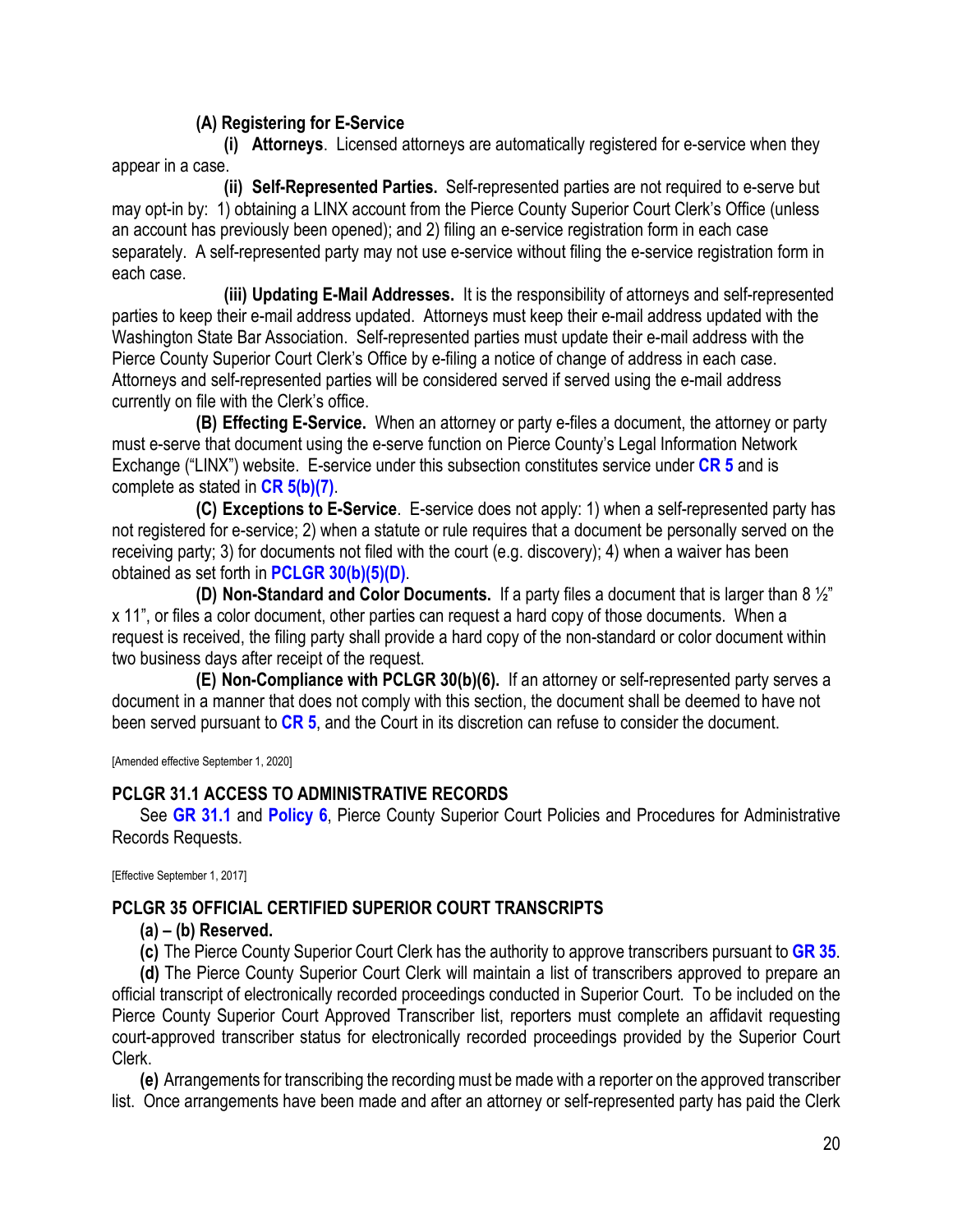**(A) Registering for E-Service**

**(i) Attorneys**. Licensed attorneys are automatically registered for e-service when they appear in a case.

**(ii) Self-Represented Parties.** Self-represented parties are not required to e-serve but may opt-in by: 1) obtaining a LINX account from the Pierce County Superior Court Clerk's Office (unless an account has previously been opened); and 2) filing an e-service registration form in each case separately. A self-represented party may not use e-service without filing the e-service registration form in each case.

**(iii) Updating E-Mail Addresses.** It is the responsibility of attorneys and self-represented parties to keep their e-mail address updated. Attorneys must keep their e-mail address updated with the Washington State Bar Association. Self-represented parties must update their e-mail address with the Pierce County Superior Court Clerk's Office by e-filing a notice of change of address in each case. Attorneys and self-represented parties will be considered served if served using the e-mail address currently on file with the Clerk's office.

**(B) Effecting E-Service.** When an attorney or party e-files a document, the attorney or party must e-serve that document using the e-serve function on Pierce County's Legal Information Network Exchange ("LINX") website. E-service under this subsection constitutes service under **CR 5** and is complete as stated in **CR 5(b)(7)**.

**(C) Exceptions to E-Service**. E-service does not apply: 1) when a self-represented party has not registered for e-service; 2) when a statute or rule requires that a document be personally served on the receiving party; 3) for documents not filed with the court (e.g. discovery); 4) when a waiver has been obtained as set forth in **PCLGR 30(b)(5)(D)**.

**(D) Non-Standard and Color Documents.** If a party files a document that is larger than 8 ½" x 11", or files a color document, other parties can request a hard copy of those documents. When a request is received, the filing party shall provide a hard copy of the non-standard or color document within two business days after receipt of the request.

**(E) Non-Compliance with PCLGR 30(b)(6).** If an attorney or self-represented party serves a document in a manner that does not comply with this section, the document shall be deemed to have not been served pursuant to **CR 5**, and the Court in its discretion can refuse to consider the document.

[Amended effective September 1, 2020]

## PCLGR 31.1 ACCESS TO ADMINISTRATIVE RECORDS

See **GR 31.1** and **Policy 6**, Pierce County Superior Court Policies and Procedures for Administrative Records Requests.

[Effective September 1, 2017]

## PCLGR 35 OFFICIAL CERTIFIED SUPERIOR COURT TRANSCRIPTS

**(a) – (b) Reserved.**

**(c)** The Pierce County Superior Court Clerk has the authority to approve transcribers pursuant to **GR 35**.

**(d)** The Pierce County Superior Court Clerk will maintain a list of transcribers approved to prepare an official transcript of electronically recorded proceedings conducted in Superior Court. To be included on the Pierce County Superior Court Approved Transcriber list, reporters must complete an affidavit requesting court-approved transcriber status for electronically recorded proceedings provided by the Superior Court Clerk.

**(e)** Arrangements for transcribing the recording must be made with a reporter on the approved transcriber list. Once arrangements have been made and after an attorney or self-represented party has paid the Clerk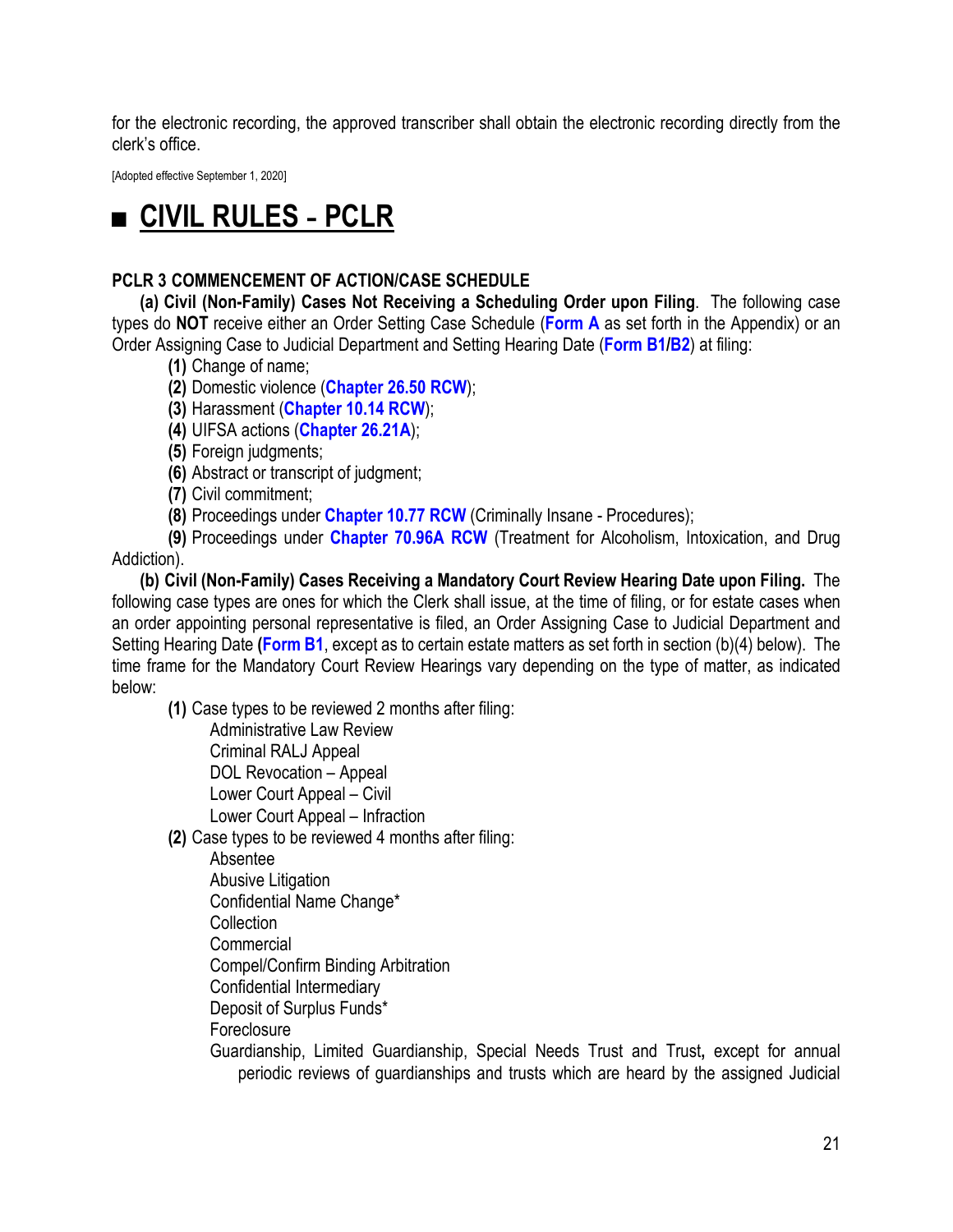for the electronic recording, the approved transcriber shall obtain the electronic recording directly from the clerk's office.

[Adopted effective September 1, 2020]

# ■ CIVIL RULES - PCLR

### PCLR 3 COMMENCEMENT OF ACTION/CASE SCHEDULE

**(a) Civil (Non-Family) Cases Not Receiving a Scheduling Order upon Filing**. The following case types do **NOT** receive either an Order Setting Case Schedule (**Form A** as set forth in the Appendix) or an Order Assigning Case to Judicial Department and Setting Hearing Date (**Form B1**/**B2**) at filing:

- **(1)** Change of name;
- **(2)** Domestic violence (**Chapter 26.50 RCW**);
- **(3)** Harassment (**Chapter 10.14 RCW**);
- **(4)** UIFSA actions (**Chapter 26.21A**);
- **(5)** Foreign judgments;
- **(6)** Abstract or transcript of judgment;
- **(7)** Civil commitment;
- **(8)** Proceedings under **Chapter 10.77 RCW** (Criminally Insane - Procedures);
- **(9)** Proceedings under **Chapter 70.96A RCW** (Treatment for Alcoholism, Intoxication, and Drug Addiction).

**(b) Civil (Non-Family) Cases Receiving a Mandatory Court Review Hearing Date upon Filing.** The following case types are ones for which the Clerk shall issue, at the time of filing, or for estate cases when an order appointing personal representative is filed, an Order Assigning Case to Judicial Department and Setting Hearing Date **(Form B1**, except as to certain estate matters as set forth in section (b)(4) below). The time frame for the Mandatory Court Review Hearings vary depending on the type of matter, as indicated below:

- **(1)** Case types to be reviewed 2 months after filing:
  - Administrative Law Review
  - Criminal RALJ Appeal
  - DOL Revocation – Appeal
  - Lower Court Appeal – Civil
  - Lower Court Appeal – Infraction
- **(2)** Case types to be reviewed 4 months after filing:
  - Absentee
  - Abusive Litigation
  - Confidential Name Change*
  - Collection
  - Commercial
  - Compel/Confirm Binding Arbitration
  - Confidential Intermediary
  - Deposit of Surplus Funds*
  - Foreclosure
  - Guardianship, Limited Guardianship, Special Needs Trust and Trust**,** except for annual periodic reviews of guardianships and trusts which are heard by the assigned Judicial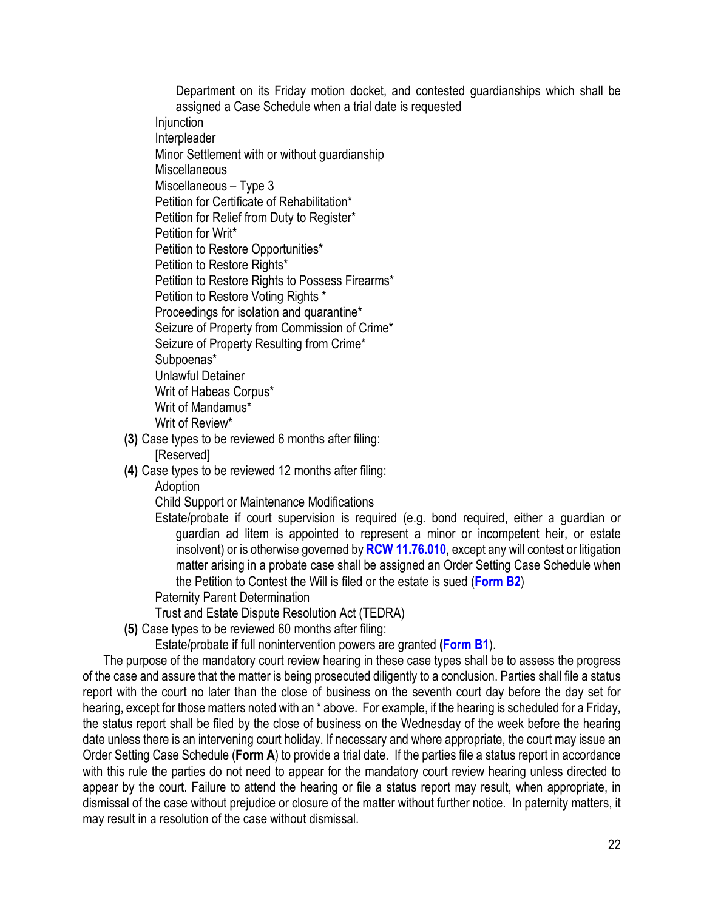Department on its Friday motion docket, and contested guardianships which shall be assigned a Case Schedule when a trial date is requested

Injunction

Interpleader

Minor Settlement with or without guardianship

Miscellaneous

Miscellaneous – Type 3

Petition for Certificate of Rehabilitation*

Petition for Relief from Duty to Register*

Petition for Writ*

Petition to Restore Opportunities*

Petition to Restore Rights*

Petition to Restore Rights to Possess Firearms*

Petition to Restore Voting Rights *

Proceedings for isolation and quarantine*

Seizure of Property from Commission of Crime*

Seizure of Property Resulting from Crime*

Subpoenas*

Unlawful Detainer

Writ of Habeas Corpus*

Writ of Mandamus*

Writ of Review*

**(3)** Case types to be reviewed 6 months after filing:

[Reserved]

**(4)** Case types to be reviewed 12 months after filing:

Adoption

Child Support or Maintenance Modifications

Estate/probate if court supervision is required (e.g. bond required, either a guardian or guardian ad litem is appointed to represent a minor or incompetent heir, or estate insolvent) or is otherwise governed by **RCW 11.76.010**, except any will contest or litigation matter arising in a probate case shall be assigned an Order Setting Case Schedule when the Petition to Contest the Will is filed or the estate is sued (**Form B2**)

Paternity Parent Determination

Trust and Estate Dispute Resolution Act (TEDRA)

**(5)** Case types to be reviewed 60 months after filing:

Estate/probate if full nonintervention powers are granted **(Form B1**).

The purpose of the mandatory court review hearing in these case types shall be to assess the progress of the case and assure that the matter is being prosecuted diligently to a conclusion. Parties shall file a status report with the court no later than the close of business on the seventh court day before the day set for hearing, except for those matters noted with an * above. For example, if the hearing is scheduled for a Friday, the status report shall be filed by the close of business on the Wednesday of the week before the hearing date unless there is an intervening court holiday. If necessary and where appropriate, the court may issue an Order Setting Case Schedule (**Form A**) to provide a trial date. If the parties file a status report in accordance with this rule the parties do not need to appear for the mandatory court review hearing unless directed to appear by the court. Failure to attend the hearing or file a status report may result, when appropriate, in dismissal of the case without prejudice or closure of the matter without further notice. In paternity matters, it may result in a resolution of the case without dismissal.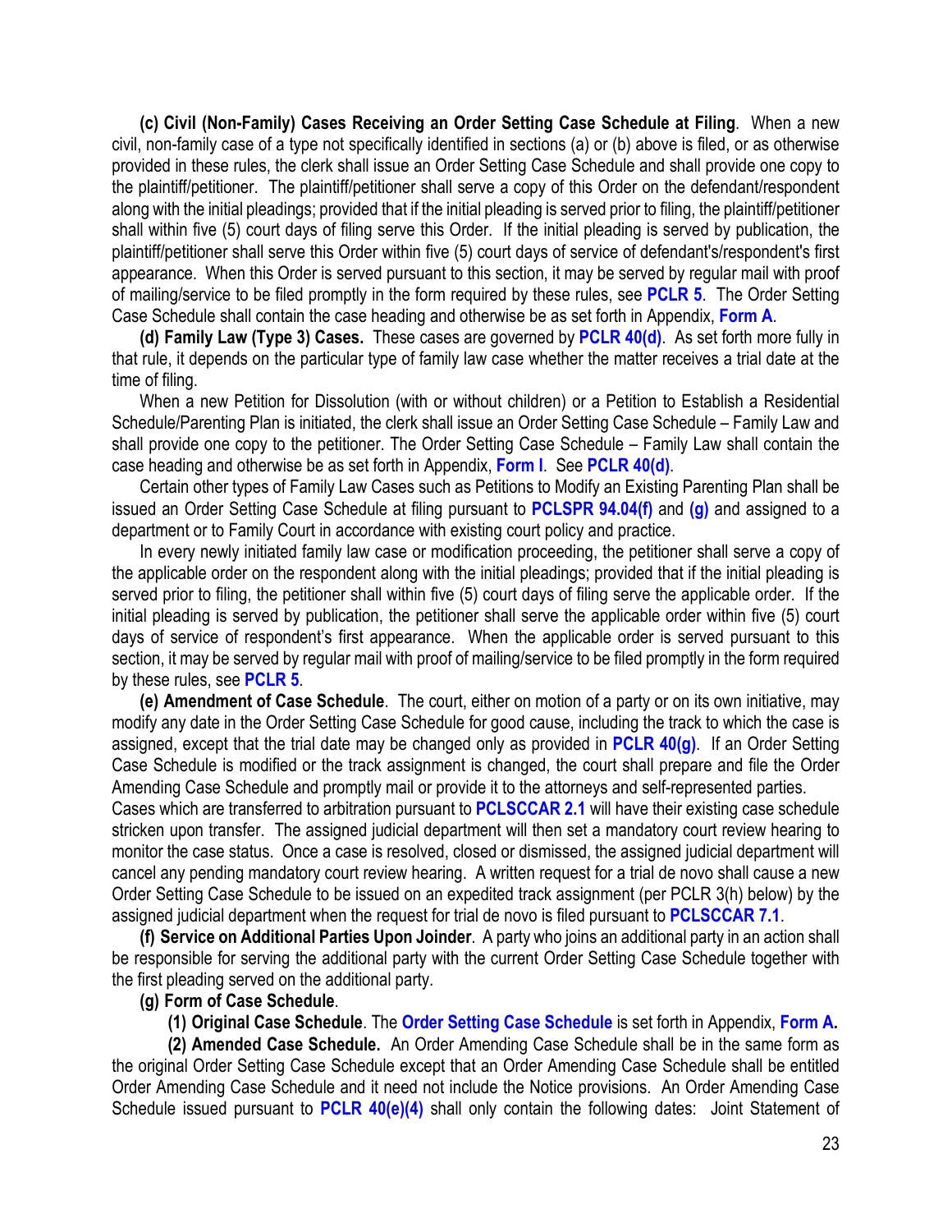**(c) Civil (Non-Family) Cases Receiving an Order Setting Case Schedule at Filing**. When a new civil, non-family case of a type not specifically identified in sections (a) or (b) above is filed, or as otherwise provided in these rules, the clerk shall issue an Order Setting Case Schedule and shall provide one copy to the plaintiff/petitioner. The plaintiff/petitioner shall serve a copy of this Order on the defendant/respondent along with the initial pleadings; provided that if the initial pleading is served prior to filing, the plaintiff/petitioner shall within five (5) court days of filing serve this Order. If the initial pleading is served by publication, the plaintiff/petitioner shall serve this Order within five (5) court days of service of defendant's/respondent's first appearance. When this Order is served pursuant to this section, it may be served by regular mail with proof of mailing/service to be filed promptly in the form required by these rules, see **PCLR 5**. The Order Setting Case Schedule shall contain the case heading and otherwise be as set forth in Appendix, **Form A**.

**(d) Family Law (Type 3) Cases.** These cases are governed by **PCLR 40(d)**. As set forth more fully in that rule, it depends on the particular type of family law case whether the matter receives a trial date at the time of filing.

When a new Petition for Dissolution (with or without children) or a Petition to Establish a Residential Schedule/Parenting Plan is initiated, the clerk shall issue an Order Setting Case Schedule – Family Law and shall provide one copy to the petitioner. The Order Setting Case Schedule – Family Law shall contain the case heading and otherwise be as set forth in Appendix, **Form I**. See **PCLR 40(d)**.

Certain other types of Family Law Cases such as Petitions to Modify an Existing Parenting Plan shall be issued an Order Setting Case Schedule at filing pursuant to **PCLSPR 94.04(f)** and **(g)** and assigned to a department or to Family Court in accordance with existing court policy and practice.

In every newly initiated family law case or modification proceeding, the petitioner shall serve a copy of the applicable order on the respondent along with the initial pleadings; provided that if the initial pleading is served prior to filing, the petitioner shall within five (5) court days of filing serve the applicable order. If the initial pleading is served by publication, the petitioner shall serve the applicable order within five (5) court days of service of respondent's first appearance. When the applicable order is served pursuant to this section, it may be served by regular mail with proof of mailing/service to be filed promptly in the form required by these rules, see **PCLR 5**.

**(e) Amendment of Case Schedule**. The court, either on motion of a party or on its own initiative, may modify any date in the Order Setting Case Schedule for good cause, including the track to which the case is assigned, except that the trial date may be changed only as provided in **PCLR 40(g)**. If an Order Setting Case Schedule is modified or the track assignment is changed, the court shall prepare and file the Order Amending Case Schedule and promptly mail or provide it to the attorneys and self-represented parties.
Cases which are transferred to arbitration pursuant to **PCLSCCAR 2.1** will have their existing case schedule stricken upon transfer. The assigned judicial department will then set a mandatory court review hearing to monitor the case status. Once a case is resolved, closed or dismissed, the assigned judicial department will cancel any pending mandatory court review hearing. A written request for a trial de novo shall cause a new Order Setting Case Schedule to be issued on an expedited track assignment (per PCLR 3(h) below) by the assigned judicial department when the request for trial de novo is filed pursuant to **PCLSCCAR 7.1**.

**(f) Service on Additional Parties Upon Joinder**. A party who joins an additional party in an action shall be responsible for serving the additional party with the current Order Setting Case Schedule together with the first pleading served on the additional party.

**(g) Form of Case Schedule**.

**(1) Original Case Schedule**. The **Order Setting Case Schedule** is set forth in Appendix, **Form A.**

**(2) Amended Case Schedule.** An Order Amending Case Schedule shall be in the same form as the original Order Setting Case Schedule except that an Order Amending Case Schedule shall be entitled Order Amending Case Schedule and it need not include the Notice provisions. An Order Amending Case Schedule issued pursuant to **PCLR 40(e)(4)** shall only contain the following dates: Joint Statement of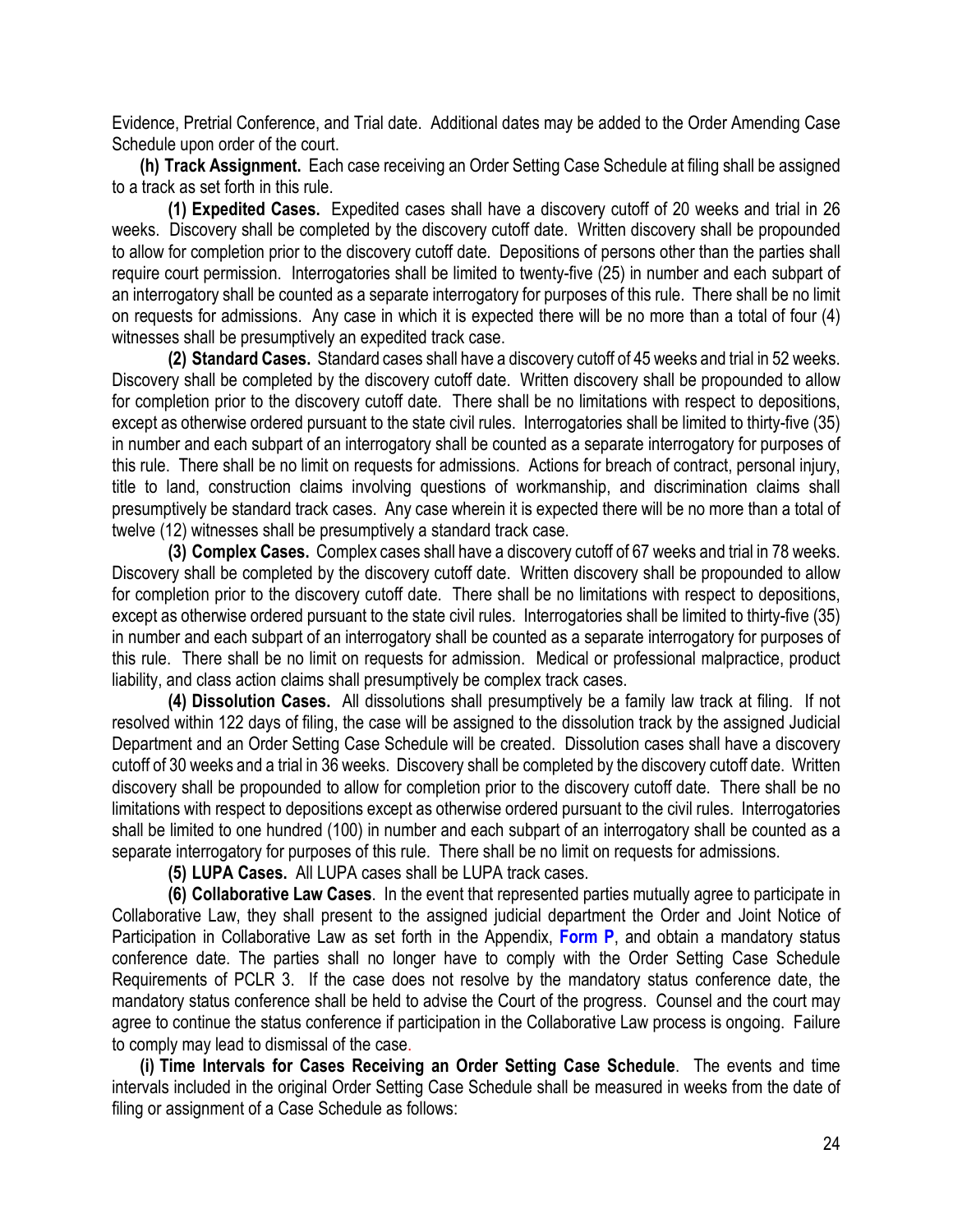Evidence, Pretrial Conference, and Trial date. Additional dates may be added to the Order Amending Case Schedule upon order of the court.

**(h) Track Assignment.** Each case receiving an Order Setting Case Schedule at filing shall be assigned to a track as set forth in this rule.

**(1) Expedited Cases.** Expedited cases shall have a discovery cutoff of 20 weeks and trial in 26 weeks. Discovery shall be completed by the discovery cutoff date. Written discovery shall be propounded to allow for completion prior to the discovery cutoff date. Depositions of persons other than the parties shall require court permission. Interrogatories shall be limited to twenty-five (25) in number and each subpart of an interrogatory shall be counted as a separate interrogatory for purposes of this rule. There shall be no limit on requests for admissions. Any case in which it is expected there will be no more than a total of four (4) witnesses shall be presumptively an expedited track case.

**(2) Standard Cases.** Standard cases shall have a discovery cutoff of 45 weeks and trial in 52 weeks. Discovery shall be completed by the discovery cutoff date. Written discovery shall be propounded to allow for completion prior to the discovery cutoff date. There shall be no limitations with respect to depositions, except as otherwise ordered pursuant to the state civil rules. Interrogatories shall be limited to thirty-five (35) in number and each subpart of an interrogatory shall be counted as a separate interrogatory for purposes of this rule. There shall be no limit on requests for admissions. Actions for breach of contract, personal injury, title to land, construction claims involving questions of workmanship, and discrimination claims shall presumptively be standard track cases. Any case wherein it is expected there will be no more than a total of twelve (12) witnesses shall be presumptively a standard track case.

**(3) Complex Cases.** Complex cases shall have a discovery cutoff of 67 weeks and trial in 78 weeks. Discovery shall be completed by the discovery cutoff date. Written discovery shall be propounded to allow for completion prior to the discovery cutoff date. There shall be no limitations with respect to depositions, except as otherwise ordered pursuant to the state civil rules. Interrogatories shall be limited to thirty-five (35) in number and each subpart of an interrogatory shall be counted as a separate interrogatory for purposes of this rule. There shall be no limit on requests for admission. Medical or professional malpractice, product liability, and class action claims shall presumptively be complex track cases.

**(4) Dissolution Cases.** All dissolutions shall presumptively be a family law track at filing. If not resolved within 122 days of filing, the case will be assigned to the dissolution track by the assigned Judicial Department and an Order Setting Case Schedule will be created. Dissolution cases shall have a discovery cutoff of 30 weeks and a trial in 36 weeks. Discovery shall be completed by the discovery cutoff date. Written discovery shall be propounded to allow for completion prior to the discovery cutoff date. There shall be no limitations with respect to depositions except as otherwise ordered pursuant to the civil rules. Interrogatories shall be limited to one hundred (100) in number and each subpart of an interrogatory shall be counted as a separate interrogatory for purposes of this rule. There shall be no limit on requests for admissions.

**(5) LUPA Cases.** All LUPA cases shall be LUPA track cases.

**(6) Collaborative Law Cases**. In the event that represented parties mutually agree to participate in Collaborative Law, they shall present to the assigned judicial department the Order and Joint Notice of Participation in Collaborative Law as set forth in the Appendix, **Form P**, and obtain a mandatory status conference date. The parties shall no longer have to comply with the Order Setting Case Schedule Requirements of PCLR 3. If the case does not resolve by the mandatory status conference date, the mandatory status conference shall be held to advise the Court of the progress. Counsel and the court may agree to continue the status conference if participation in the Collaborative Law process is ongoing. Failure to comply may lead to dismissal of the case.

**(i) Time Intervals for Cases Receiving an Order Setting Case Schedule**. The events and time intervals included in the original Order Setting Case Schedule shall be measured in weeks from the date of filing or assignment of a Case Schedule as follows: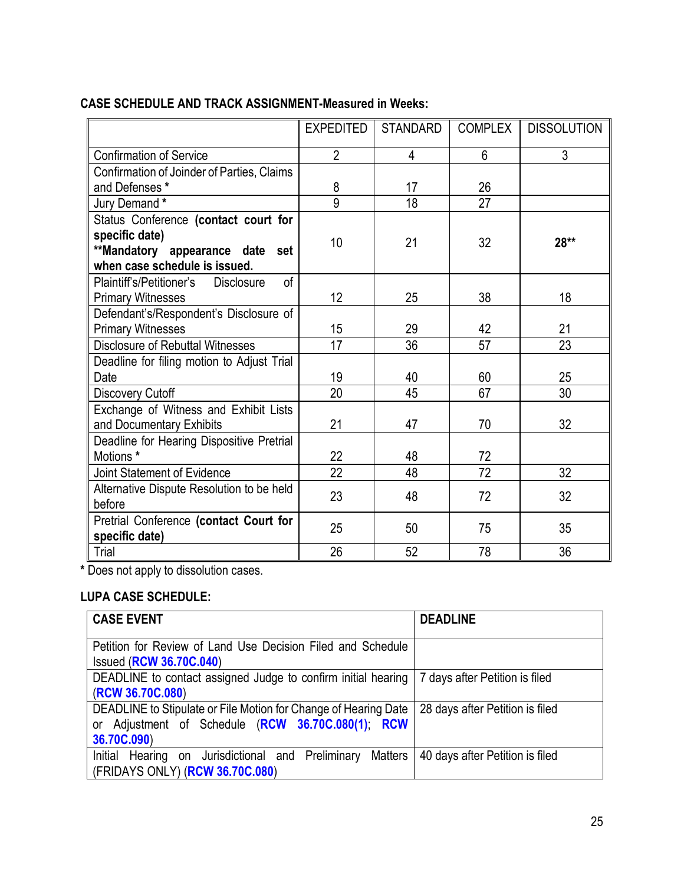**CASE SCHEDULE AND TRACK ASSIGNMENT-Measured in Weeks:**

| | EXPEDITED | STANDARD | COMPLEX | DISSOLUTION |
|---|---|---|---|---|
| Confirmation of Service | 2 | 4 | 6 | 3 |
| Confirmation of Joinder of Parties, Claims and Defenses * | 8 | 17 | 26 | |
| Jury Demand * | 9 | 18 | 27 | |
| Status Conference **(contact court for specific date)** **\*\*Mandatory appearance date set when case schedule is issued.** | 10 | 21 | 32 | **28\*\*** |
| Plaintiff's/Petitioner's Disclosure of Primary Witnesses | 12 | 25 | 38 | 18 |
| Defendant's/Respondent's Disclosure of Primary Witnesses | 15 | 29 | 42 | 21 |
| Disclosure of Rebuttal Witnesses | 17 | 36 | 57 | 23 |
| Deadline for filing motion to Adjust Trial Date | 19 | 40 | 60 | 25 |
| Discovery Cutoff | 20 | 45 | 67 | 30 |
| Exchange of Witness and Exhibit Lists and Documentary Exhibits | 21 | 47 | 70 | 32 |
| Deadline for Hearing Dispositive Pretrial Motions * | 22 | 48 | 72 | |
| Joint Statement of Evidence | 22 | 48 | 72 | 32 |
| Alternative Dispute Resolution to be held before | 23 | 48 | 72 | 32 |
| Pretrial Conference **(contact Court for specific date)** | 25 | 50 | 75 | 35 |
| Trial | 26 | 52 | 78 | 36 |

\* Does not apply to dissolution cases.

**LUPA CASE SCHEDULE:**

| CASE EVENT | DEADLINE |
|---|---|
| Petition for Review of Land Use Decision Filed and Schedule Issued (**RCW 36.70C.040**) | |
| DEADLINE to contact assigned Judge to confirm initial hearing (**RCW 36.70C.080**) | 7 days after Petition is filed |
| DEADLINE to Stipulate or File Motion for Change of Hearing Date or Adjustment of Schedule (**RCW 36.70C.080(1)**; **RCW 36.70C.090**) | 28 days after Petition is filed |
| Initial Hearing on Jurisdictional and Preliminary Matters (FRIDAYS ONLY) (**RCW 36.70C.080**) | 40 days after Petition is filed |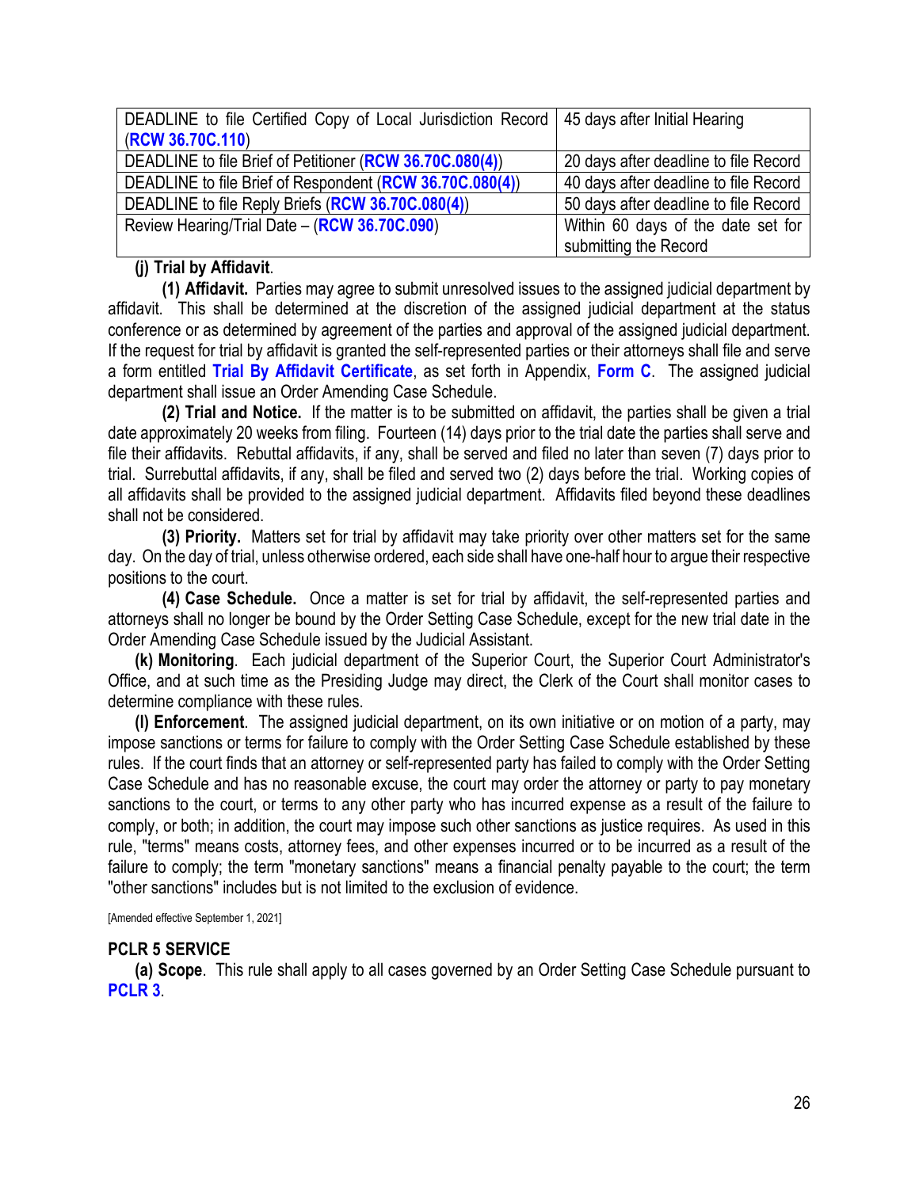| | |
|---|---|
| DEADLINE to file Certified Copy of Local Jurisdiction Record (**RCW 36.70C.110**) | 45 days after Initial Hearing |
| DEADLINE to file Brief of Petitioner (**RCW 36.70C.080(4)**) | 20 days after deadline to file Record |
| DEADLINE to file Brief of Respondent (**RCW 36.70C.080(4)**) | 40 days after deadline to file Record |
| DEADLINE to file Reply Briefs (**RCW 36.70C.080(4)**) | 50 days after deadline to file Record |
| Review Hearing/Trial Date – (**RCW 36.70C.090**) | Within 60 days of the date set for submitting the Record |

**(j) Trial by Affidavit**.

**(1) Affidavit.** Parties may agree to submit unresolved issues to the assigned judicial department by affidavit. This shall be determined at the discretion of the assigned judicial department at the status conference or as determined by agreement of the parties and approval of the assigned judicial department. If the request for trial by affidavit is granted the self-represented parties or their attorneys shall file and serve a form entitled **Trial By Affidavit Certificate**, as set forth in Appendix, **Form C**. The assigned judicial department shall issue an Order Amending Case Schedule.

**(2) Trial and Notice.** If the matter is to be submitted on affidavit, the parties shall be given a trial date approximately 20 weeks from filing. Fourteen (14) days prior to the trial date the parties shall serve and file their affidavits. Rebuttal affidavits, if any, shall be served and filed no later than seven (7) days prior to trial. Surrebuttal affidavits, if any, shall be filed and served two (2) days before the trial. Working copies of all affidavits shall be provided to the assigned judicial department. Affidavits filed beyond these deadlines shall not be considered.

**(3) Priority.** Matters set for trial by affidavit may take priority over other matters set for the same day. On the day of trial, unless otherwise ordered, each side shall have one-half hour to argue their respective positions to the court.

**(4) Case Schedule.** Once a matter is set for trial by affidavit, the self-represented parties and attorneys shall no longer be bound by the Order Setting Case Schedule, except for the new trial date in the Order Amending Case Schedule issued by the Judicial Assistant.

**(k) Monitoring**. Each judicial department of the Superior Court, the Superior Court Administrator's Office, and at such time as the Presiding Judge may direct, the Clerk of the Court shall monitor cases to determine compliance with these rules.

**(l) Enforcement**. The assigned judicial department, on its own initiative or on motion of a party, may impose sanctions or terms for failure to comply with the Order Setting Case Schedule established by these rules. If the court finds that an attorney or self-represented party has failed to comply with the Order Setting Case Schedule and has no reasonable excuse, the court may order the attorney or party to pay monetary sanctions to the court, or terms to any other party who has incurred expense as a result of the failure to comply, or both; in addition, the court may impose such other sanctions as justice requires. As used in this rule, "terms" means costs, attorney fees, and other expenses incurred or to be incurred as a result of the failure to comply; the term "monetary sanctions" means a financial penalty payable to the court; the term "other sanctions" includes but is not limited to the exclusion of evidence.

[Amended effective September 1, 2021]

## PCLR 5 SERVICE

**(a) Scope**. This rule shall apply to all cases governed by an Order Setting Case Schedule pursuant to **PCLR 3**.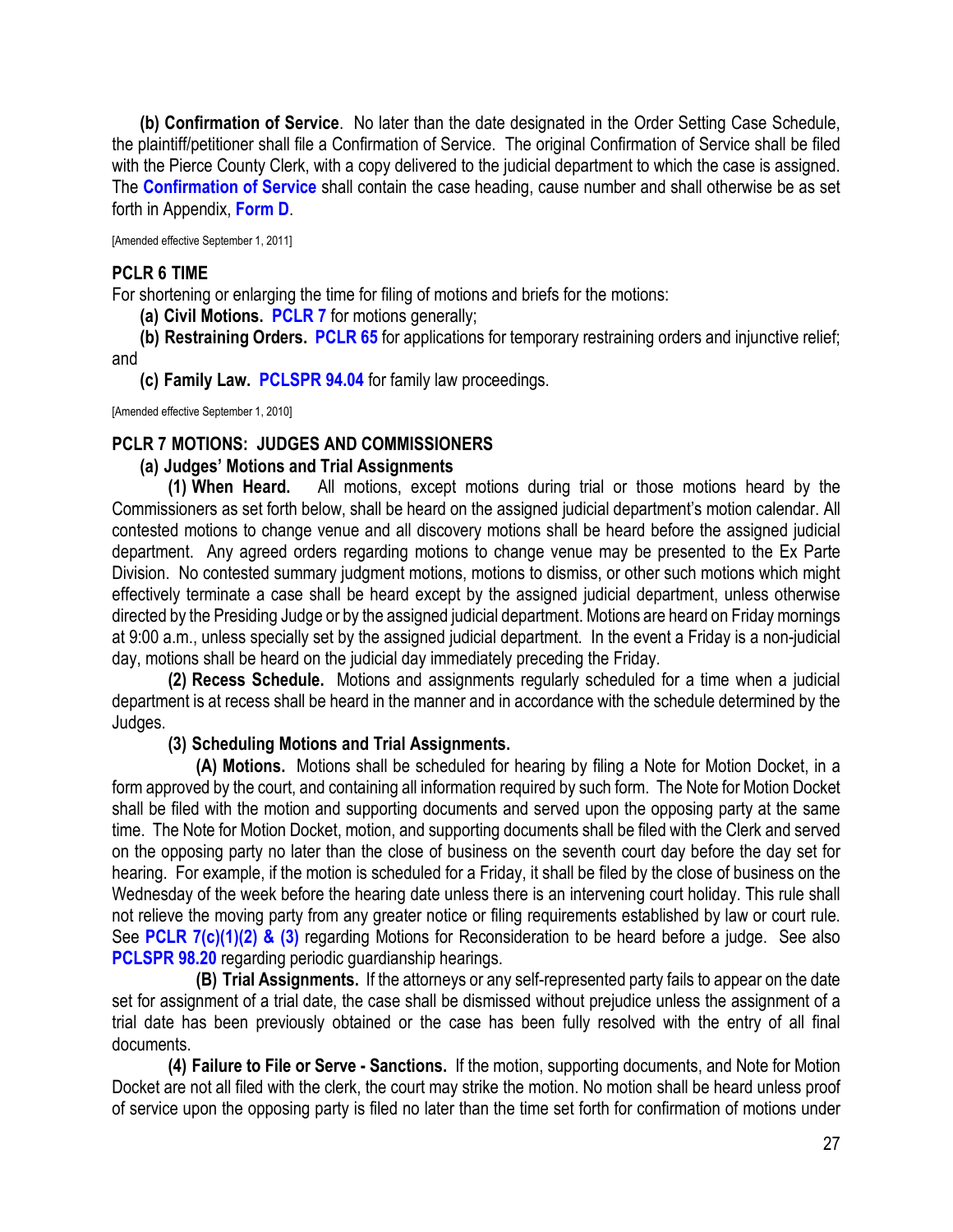**(b) Confirmation of Service**. No later than the date designated in the Order Setting Case Schedule, the plaintiff/petitioner shall file a Confirmation of Service. The original Confirmation of Service shall be filed with the Pierce County Clerk, with a copy delivered to the judicial department to which the case is assigned. The **Confirmation of Service** shall contain the case heading, cause number and shall otherwise be as set forth in Appendix, **Form D**.

[Amended effective September 1, 2011]

## PCLR 6 TIME

For shortening or enlarging the time for filing of motions and briefs for the motions:

**(a) Civil Motions. PCLR 7** for motions generally;

**(b) Restraining Orders. PCLR 65** for applications for temporary restraining orders and injunctive relief; and

**(c) Family Law. PCLSPR 94.04** for family law proceedings.

[Amended effective September 1, 2010]

## PCLR 7 MOTIONS: JUDGES AND COMMISSIONERS

### (a) Judges' Motions and Trial Assignments

**(1) When Heard.** All motions, except motions during trial or those motions heard by the Commissioners as set forth below, shall be heard on the assigned judicial department's motion calendar. All contested motions to change venue and all discovery motions shall be heard before the assigned judicial department. Any agreed orders regarding motions to change venue may be presented to the Ex Parte Division. No contested summary judgment motions, motions to dismiss, or other such motions which might effectively terminate a case shall be heard except by the assigned judicial department, unless otherwise directed by the Presiding Judge or by the assigned judicial department. Motions are heard on Friday mornings at 9:00 a.m., unless specially set by the assigned judicial department. In the event a Friday is a non-judicial day, motions shall be heard on the judicial day immediately preceding the Friday.

**(2) Recess Schedule.** Motions and assignments regularly scheduled for a time when a judicial department is at recess shall be heard in the manner and in accordance with the schedule determined by the Judges.

**(3) Scheduling Motions and Trial Assignments.**

**(A) Motions.** Motions shall be scheduled for hearing by filing a Note for Motion Docket, in a form approved by the court, and containing all information required by such form. The Note for Motion Docket shall be filed with the motion and supporting documents and served upon the opposing party at the same time. The Note for Motion Docket, motion, and supporting documents shall be filed with the Clerk and served on the opposing party no later than the close of business on the seventh court day before the day set for hearing. For example, if the motion is scheduled for a Friday, it shall be filed by the close of business on the Wednesday of the week before the hearing date unless there is an intervening court holiday. This rule shall not relieve the moving party from any greater notice or filing requirements established by law or court rule. See **PCLR 7(c)(1)(2) & (3)** regarding Motions for Reconsideration to be heard before a judge. See also **PCLSPR 98.20** regarding periodic guardianship hearings.

**(B) Trial Assignments.** If the attorneys or any self-represented party fails to appear on the date set for assignment of a trial date, the case shall be dismissed without prejudice unless the assignment of a trial date has been previously obtained or the case has been fully resolved with the entry of all final documents.

**(4) Failure to File or Serve - Sanctions.** If the motion, supporting documents, and Note for Motion Docket are not all filed with the clerk, the court may strike the motion. No motion shall be heard unless proof of service upon the opposing party is filed no later than the time set forth for confirmation of motions under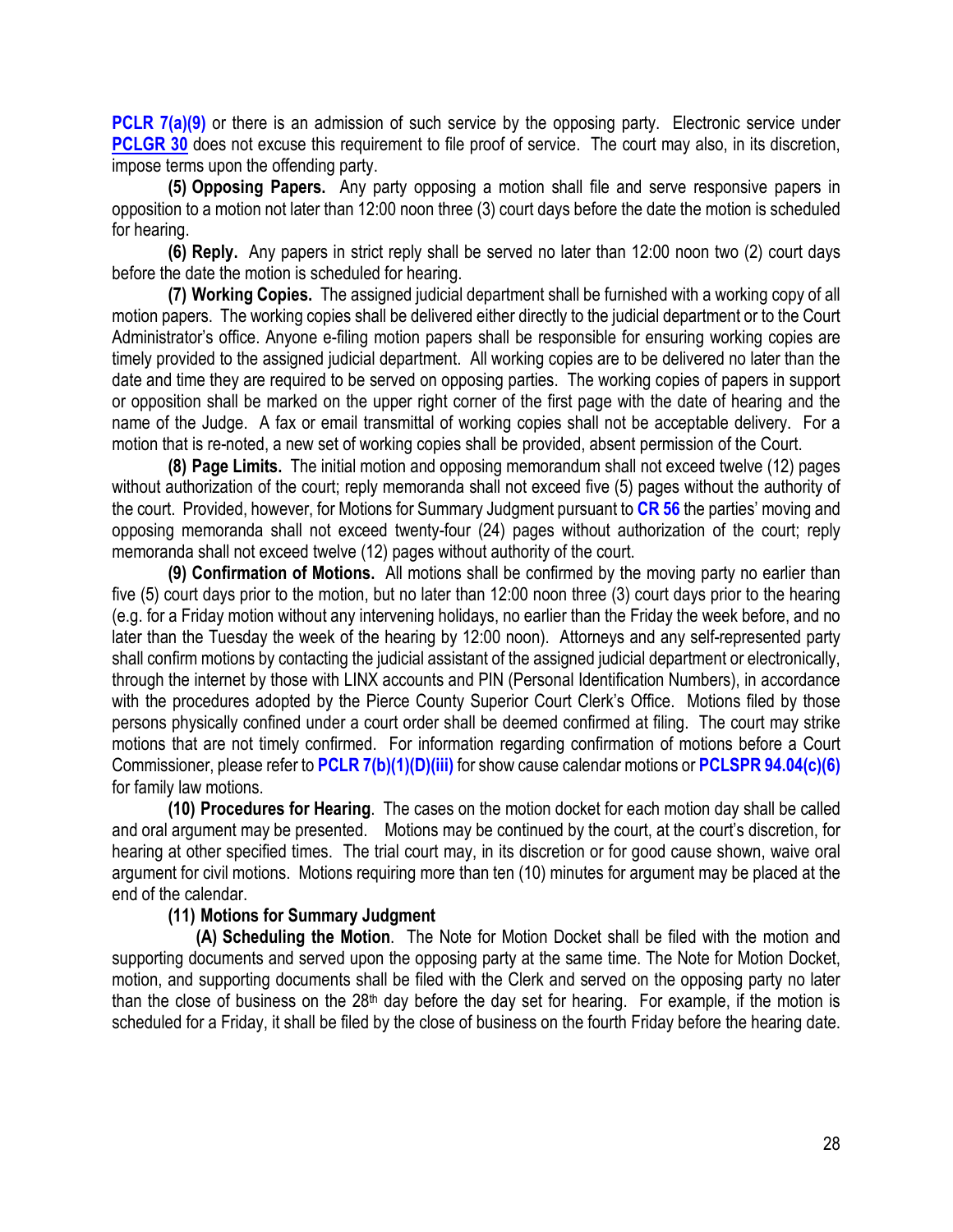**PCLR 7(a)(9)** or there is an admission of such service by the opposing party. Electronic service under **PCLGR 30** does not excuse this requirement to file proof of service. The court may also, in its discretion, impose terms upon the offending party.

**(5) Opposing Papers.** Any party opposing a motion shall file and serve responsive papers in opposition to a motion not later than 12:00 noon three (3) court days before the date the motion is scheduled for hearing.

**(6) Reply.** Any papers in strict reply shall be served no later than 12:00 noon two (2) court days before the date the motion is scheduled for hearing.

**(7) Working Copies.** The assigned judicial department shall be furnished with a working copy of all motion papers. The working copies shall be delivered either directly to the judicial department or to the Court Administrator's office. Anyone e-filing motion papers shall be responsible for ensuring working copies are timely provided to the assigned judicial department. All working copies are to be delivered no later than the date and time they are required to be served on opposing parties. The working copies of papers in support or opposition shall be marked on the upper right corner of the first page with the date of hearing and the name of the Judge. A fax or email transmittal of working copies shall not be acceptable delivery. For a motion that is re-noted, a new set of working copies shall be provided, absent permission of the Court.

**(8) Page Limits.** The initial motion and opposing memorandum shall not exceed twelve (12) pages without authorization of the court; reply memoranda shall not exceed five (5) pages without the authority of the court. Provided, however, for Motions for Summary Judgment pursuant to **CR 56** the parties' moving and opposing memoranda shall not exceed twenty-four (24) pages without authorization of the court; reply memoranda shall not exceed twelve (12) pages without authority of the court.

**(9) Confirmation of Motions.** All motions shall be confirmed by the moving party no earlier than five (5) court days prior to the motion, but no later than 12:00 noon three (3) court days prior to the hearing (e.g. for a Friday motion without any intervening holidays, no earlier than the Friday the week before, and no later than the Tuesday the week of the hearing by 12:00 noon). Attorneys and any self-represented party shall confirm motions by contacting the judicial assistant of the assigned judicial department or electronically, through the internet by those with LINX accounts and PIN (Personal Identification Numbers), in accordance with the procedures adopted by the Pierce County Superior Court Clerk's Office. Motions filed by those persons physically confined under a court order shall be deemed confirmed at filing. The court may strike motions that are not timely confirmed. For information regarding confirmation of motions before a Court Commissioner, please refer to **PCLR 7(b)(1)(D)(iii)** for show cause calendar motions or **PCLSPR 94.04(c)(6)** for family law motions.

**(10) Procedures for Hearing**. The cases on the motion docket for each motion day shall be called and oral argument may be presented. Motions may be continued by the court, at the court's discretion, for hearing at other specified times. The trial court may, in its discretion or for good cause shown, waive oral argument for civil motions. Motions requiring more than ten (10) minutes for argument may be placed at the end of the calendar.

**(11) Motions for Summary Judgment**

**(A) Scheduling the Motion**. The Note for Motion Docket shall be filed with the motion and supporting documents and served upon the opposing party at the same time. The Note for Motion Docket, motion, and supporting documents shall be filed with the Clerk and served on the opposing party no later than the close of business on the 28th day before the day set for hearing. For example, if the motion is scheduled for a Friday, it shall be filed by the close of business on the fourth Friday before the hearing date.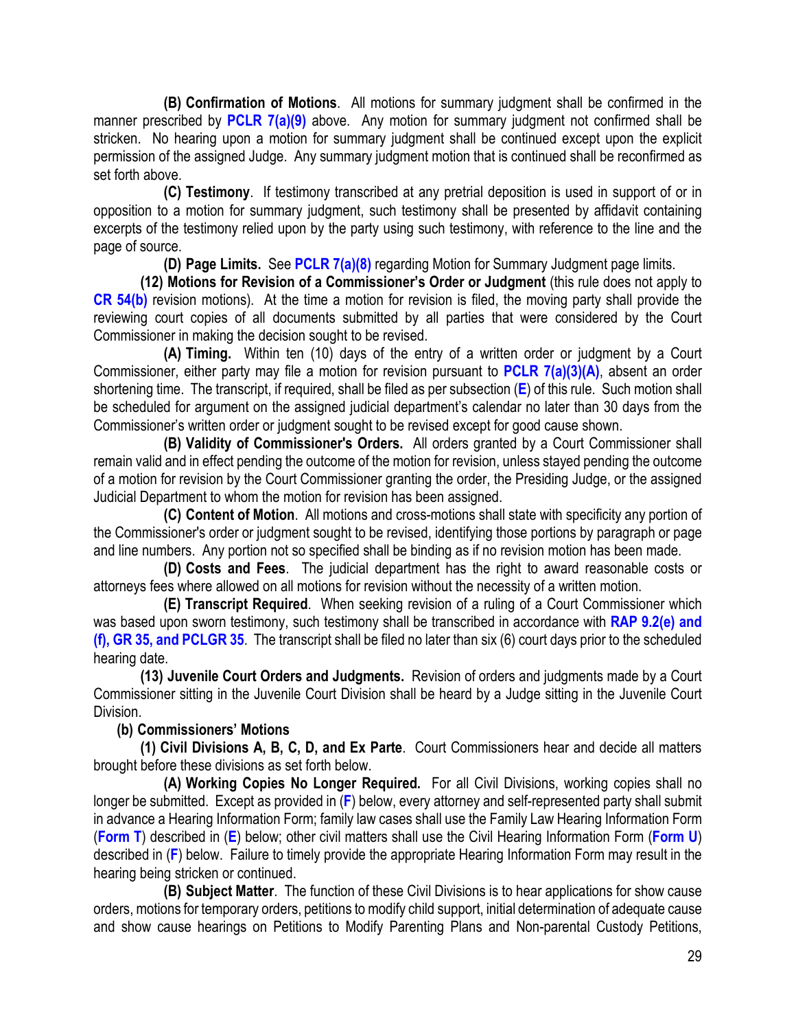**(B) Confirmation of Motions**. All motions for summary judgment shall be confirmed in the manner prescribed by **PCLR 7(a)(9)** above. Any motion for summary judgment not confirmed shall be stricken. No hearing upon a motion for summary judgment shall be continued except upon the explicit permission of the assigned Judge. Any summary judgment motion that is continued shall be reconfirmed as set forth above.

**(C) Testimony**. If testimony transcribed at any pretrial deposition is used in support of or in opposition to a motion for summary judgment, such testimony shall be presented by affidavit containing excerpts of the testimony relied upon by the party using such testimony, with reference to the line and the page of source.

**(D) Page Limits.** See **PCLR 7(a)(8)** regarding Motion for Summary Judgment page limits.

**(12) Motions for Revision of a Commissioner's Order or Judgment** (this rule does not apply to **CR 54(b)** revision motions). At the time a motion for revision is filed, the moving party shall provide the reviewing court copies of all documents submitted by all parties that were considered by the Court Commissioner in making the decision sought to be revised.

**(A) Timing.** Within ten (10) days of the entry of a written order or judgment by a Court Commissioner, either party may file a motion for revision pursuant to **PCLR 7(a)(3)(A)**, absent an order shortening time. The transcript, if required, shall be filed as per subsection (**E**) of this rule. Such motion shall be scheduled for argument on the assigned judicial department's calendar no later than 30 days from the Commissioner's written order or judgment sought to be revised except for good cause shown.

**(B) Validity of Commissioner's Orders.** All orders granted by a Court Commissioner shall remain valid and in effect pending the outcome of the motion for revision, unless stayed pending the outcome of a motion for revision by the Court Commissioner granting the order, the Presiding Judge, or the assigned Judicial Department to whom the motion for revision has been assigned.

**(C) Content of Motion**. All motions and cross-motions shall state with specificity any portion of the Commissioner's order or judgment sought to be revised, identifying those portions by paragraph or page and line numbers. Any portion not so specified shall be binding as if no revision motion has been made.

**(D) Costs and Fees**. The judicial department has the right to award reasonable costs or attorneys fees where allowed on all motions for revision without the necessity of a written motion.

**(E) Transcript Required**. When seeking revision of a ruling of a Court Commissioner which was based upon sworn testimony, such testimony shall be transcribed in accordance with **RAP 9.2(e) and (f), GR 35, and PCLGR 35**. The transcript shall be filed no later than six (6) court days prior to the scheduled hearing date.

**(13) Juvenile Court Orders and Judgments.** Revision of orders and judgments made by a Court Commissioner sitting in the Juvenile Court Division shall be heard by a Judge sitting in the Juvenile Court Division.

**(b) Commissioners' Motions**

**(1) Civil Divisions A, B, C, D, and Ex Parte**. Court Commissioners hear and decide all matters brought before these divisions as set forth below.

**(A) Working Copies No Longer Required.** For all Civil Divisions, working copies shall no longer be submitted. Except as provided in (**F**) below, every attorney and self-represented party shall submit in advance a Hearing Information Form; family law cases shall use the Family Law Hearing Information Form (**Form T**) described in (**E**) below; other civil matters shall use the Civil Hearing Information Form (**Form U**) described in (**F**) below. Failure to timely provide the appropriate Hearing Information Form may result in the hearing being stricken or continued.

**(B) Subject Matter**. The function of these Civil Divisions is to hear applications for show cause orders, motions for temporary orders, petitions to modify child support, initial determination of adequate cause and show cause hearings on Petitions to Modify Parenting Plans and Non-parental Custody Petitions,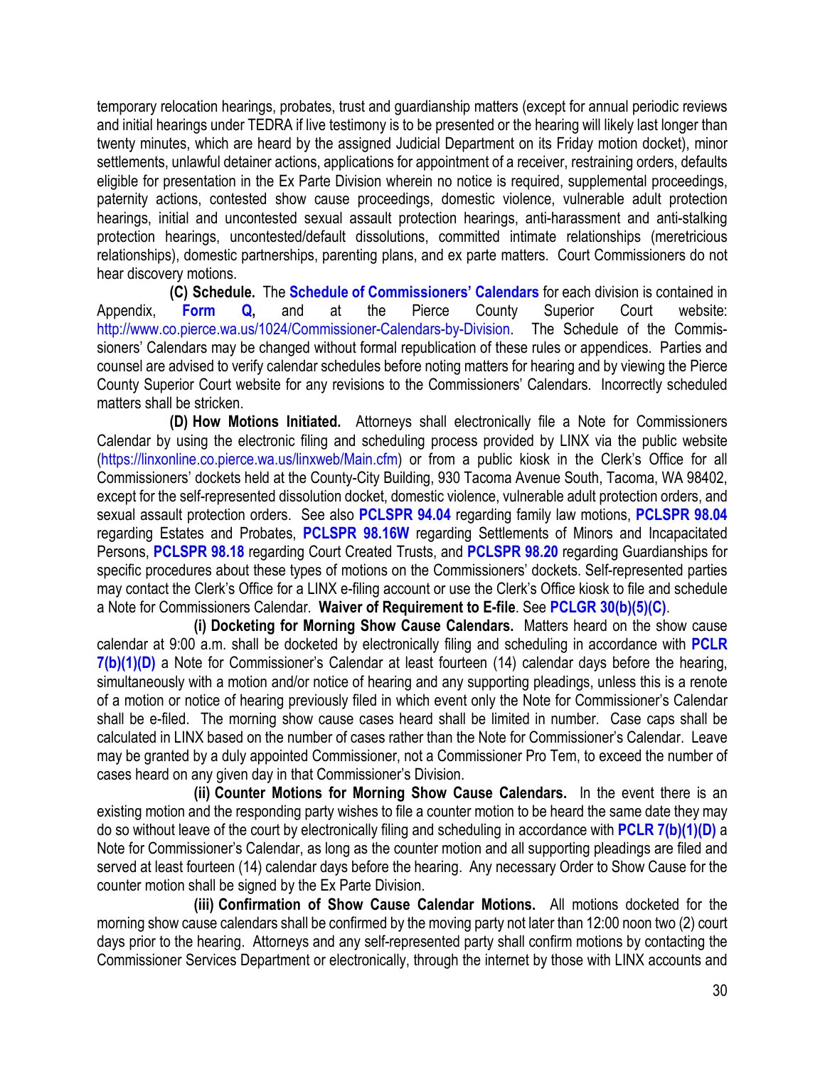temporary relocation hearings, probates, trust and guardianship matters (except for annual periodic reviews and initial hearings under TEDRA if live testimony is to be presented or the hearing will likely last longer than twenty minutes, which are heard by the assigned Judicial Department on its Friday motion docket), minor settlements, unlawful detainer actions, applications for appointment of a receiver, restraining orders, defaults eligible for presentation in the Ex Parte Division wherein no notice is required, supplemental proceedings, paternity actions, contested show cause proceedings, domestic violence, vulnerable adult protection hearings, initial and uncontested sexual assault protection hearings, anti-harassment and anti-stalking protection hearings, uncontested/default dissolutions, committed intimate relationships (meretricious relationships), domestic partnerships, parenting plans, and ex parte matters. Court Commissioners do not hear discovery motions.

**(C) Schedule.** The **Schedule of Commissioners' Calendars** for each division is contained in Appendix, **Form Q,** and at the Pierce County Superior Court website: http://www.co.pierce.wa.us/1024/Commissioner-Calendars-by-Division. The Schedule of the Commissioners' Calendars may be changed without formal republication of these rules or appendices. Parties and counsel are advised to verify calendar schedules before noting matters for hearing and by viewing the Pierce County Superior Court website for any revisions to the Commissioners' Calendars. Incorrectly scheduled matters shall be stricken.

**(D) How Motions Initiated.** Attorneys shall electronically file a Note for Commissioners Calendar by using the electronic filing and scheduling process provided by LINX via the public website (https://linxonline.co.pierce.wa.us/linxweb/Main.cfm) or from a public kiosk in the Clerk's Office for all Commissioners' dockets held at the County-City Building, 930 Tacoma Avenue South, Tacoma, WA 98402, except for the self-represented dissolution docket, domestic violence, vulnerable adult protection orders, and sexual assault protection orders. See also **PCLSPR 94.04** regarding family law motions, **PCLSPR 98.04** regarding Estates and Probates, **PCLSPR 98.16W** regarding Settlements of Minors and Incapacitated Persons, **PCLSPR 98.18** regarding Court Created Trusts, and **PCLSPR 98.20** regarding Guardianships for specific procedures about these types of motions on the Commissioners' dockets. Self-represented parties may contact the Clerk's Office for a LINX e-filing account or use the Clerk's Office kiosk to file and schedule a Note for Commissioners Calendar. **Waiver of Requirement to E-file**. See **PCLGR 30(b)(5)(C)**.

**(i) Docketing for Morning Show Cause Calendars.** Matters heard on the show cause calendar at 9:00 a.m. shall be docketed by electronically filing and scheduling in accordance with **PCLR 7(b)(1)(D)** a Note for Commissioner's Calendar at least fourteen (14) calendar days before the hearing, simultaneously with a motion and/or notice of hearing and any supporting pleadings, unless this is a renote of a motion or notice of hearing previously filed in which event only the Note for Commissioner's Calendar shall be e-filed. The morning show cause cases heard shall be limited in number. Case caps shall be calculated in LINX based on the number of cases rather than the Note for Commissioner's Calendar. Leave may be granted by a duly appointed Commissioner, not a Commissioner Pro Tem, to exceed the number of cases heard on any given day in that Commissioner's Division.

**(ii) Counter Motions for Morning Show Cause Calendars.** In the event there is an existing motion and the responding party wishes to file a counter motion to be heard the same date they may do so without leave of the court by electronically filing and scheduling in accordance with **PCLR 7(b)(1)(D)** a Note for Commissioner's Calendar, as long as the counter motion and all supporting pleadings are filed and served at least fourteen (14) calendar days before the hearing. Any necessary Order to Show Cause for the counter motion shall be signed by the Ex Parte Division.

**(iii) Confirmation of Show Cause Calendar Motions.** All motions docketed for the morning show cause calendars shall be confirmed by the moving party not later than 12:00 noon two (2) court days prior to the hearing. Attorneys and any self-represented party shall confirm motions by contacting the Commissioner Services Department or electronically, through the internet by those with LINX accounts and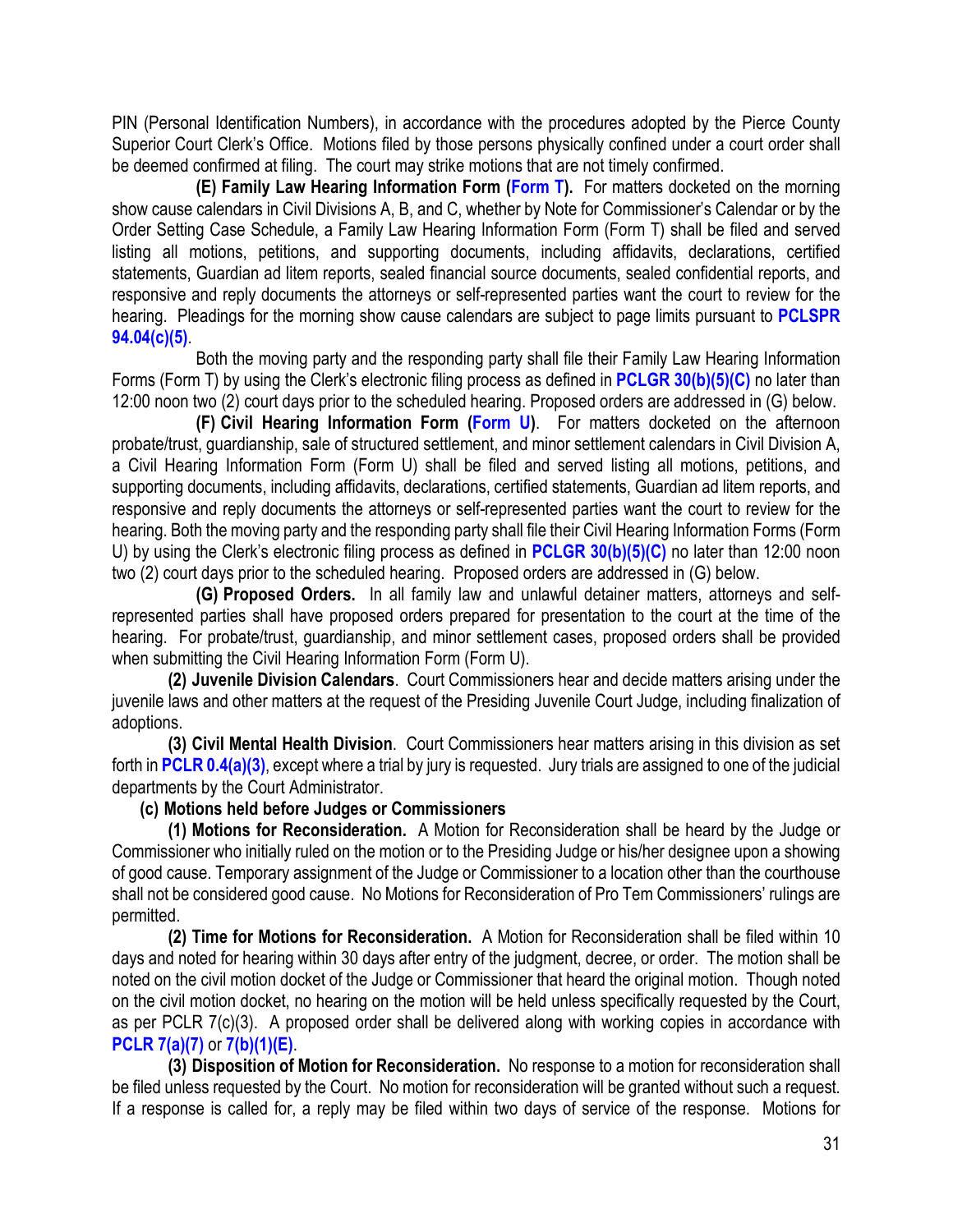PIN (Personal Identification Numbers), in accordance with the procedures adopted by the Pierce County Superior Court Clerk's Office. Motions filed by those persons physically confined under a court order shall be deemed confirmed at filing. The court may strike motions that are not timely confirmed.

**(E) Family Law Hearing Information Form (Form T).** For matters docketed on the morning show cause calendars in Civil Divisions A, B, and C, whether by Note for Commissioner's Calendar or by the Order Setting Case Schedule, a Family Law Hearing Information Form (Form T) shall be filed and served listing all motions, petitions, and supporting documents, including affidavits, declarations, certified statements, Guardian ad litem reports, sealed financial source documents, sealed confidential reports, and responsive and reply documents the attorneys or self-represented parties want the court to review for the hearing. Pleadings for the morning show cause calendars are subject to page limits pursuant to **PCLSPR 94.04(c)(5)**.

Both the moving party and the responding party shall file their Family Law Hearing Information Forms (Form T) by using the Clerk's electronic filing process as defined in **PCLGR 30(b)(5)(C)** no later than 12:00 noon two (2) court days prior to the scheduled hearing. Proposed orders are addressed in (G) below.

**(F) Civil Hearing Information Form (Form U).** For matters docketed on the afternoon probate/trust, guardianship, sale of structured settlement, and minor settlement calendars in Civil Division A, a Civil Hearing Information Form (Form U) shall be filed and served listing all motions, petitions, and supporting documents, including affidavits, declarations, certified statements, Guardian ad litem reports, and responsive and reply documents the attorneys or self-represented parties want the court to review for the hearing. Both the moving party and the responding party shall file their Civil Hearing Information Forms (Form U) by using the Clerk's electronic filing process as defined in **PCLGR 30(b)(5)(C)** no later than 12:00 noon two (2) court days prior to the scheduled hearing. Proposed orders are addressed in (G) below.

**(G) Proposed Orders.** In all family law and unlawful detainer matters, attorneys and self-represented parties shall have proposed orders prepared for presentation to the court at the time of the hearing. For probate/trust, guardianship, and minor settlement cases, proposed orders shall be provided when submitting the Civil Hearing Information Form (Form U).

**(2) Juvenile Division Calendars**. Court Commissioners hear and decide matters arising under the juvenile laws and other matters at the request of the Presiding Juvenile Court Judge, including finalization of adoptions.

**(3) Civil Mental Health Division**. Court Commissioners hear matters arising in this division as set forth in **PCLR 0.4(a)(3)**, except where a trial by jury is requested. Jury trials are assigned to one of the judicial departments by the Court Administrator.

**(c) Motions held before Judges or Commissioners**

**(1) Motions for Reconsideration.** A Motion for Reconsideration shall be heard by the Judge or Commissioner who initially ruled on the motion or to the Presiding Judge or his/her designee upon a showing of good cause. Temporary assignment of the Judge or Commissioner to a location other than the courthouse shall not be considered good cause. No Motions for Reconsideration of Pro Tem Commissioners' rulings are permitted.

**(2) Time for Motions for Reconsideration.** A Motion for Reconsideration shall be filed within 10 days and noted for hearing within 30 days after entry of the judgment, decree, or order. The motion shall be noted on the civil motion docket of the Judge or Commissioner that heard the original motion. Though noted on the civil motion docket, no hearing on the motion will be held unless specifically requested by the Court, as per PCLR 7(c)(3). A proposed order shall be delivered along with working copies in accordance with **PCLR 7(a)(7)** or **7(b)(1)(E)**.

**(3) Disposition of Motion for Reconsideration.** No response to a motion for reconsideration shall be filed unless requested by the Court. No motion for reconsideration will be granted without such a request. If a response is called for, a reply may be filed within two days of service of the response. Motions for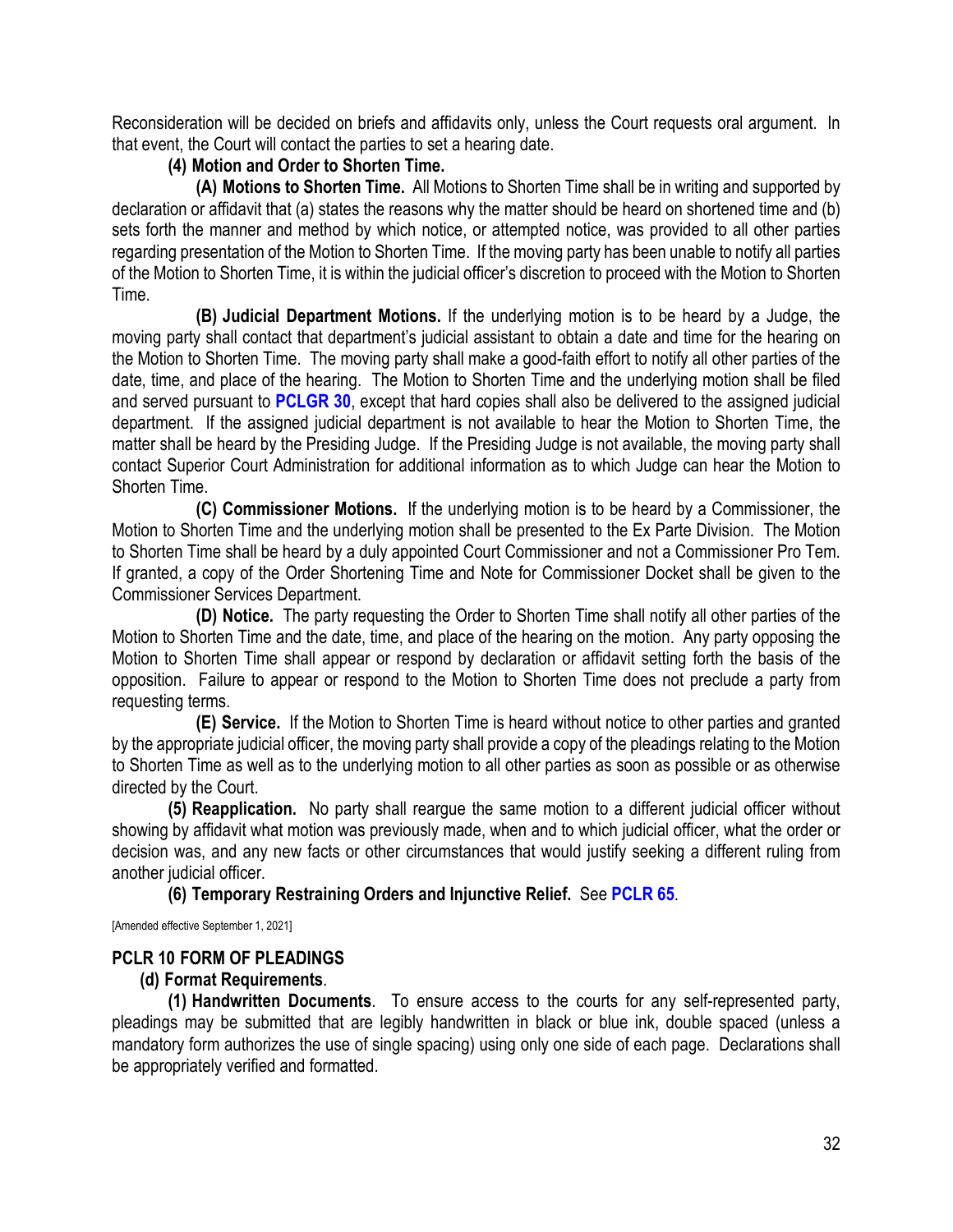Reconsideration will be decided on briefs and affidavits only, unless the Court requests oral argument. In that event, the Court will contact the parties to set a hearing date.

**(4) Motion and Order to Shorten Time.**

**(A) Motions to Shorten Time.** All Motions to Shorten Time shall be in writing and supported by declaration or affidavit that (a) states the reasons why the matter should be heard on shortened time and (b) sets forth the manner and method by which notice, or attempted notice, was provided to all other parties regarding presentation of the Motion to Shorten Time. If the moving party has been unable to notify all parties of the Motion to Shorten Time, it is within the judicial officer's discretion to proceed with the Motion to Shorten Time.

**(B) Judicial Department Motions.** If the underlying motion is to be heard by a Judge, the moving party shall contact that department's judicial assistant to obtain a date and time for the hearing on the Motion to Shorten Time. The moving party shall make a good-faith effort to notify all other parties of the date, time, and place of the hearing. The Motion to Shorten Time and the underlying motion shall be filed and served pursuant to **PCLGR 30**, except that hard copies shall also be delivered to the assigned judicial department. If the assigned judicial department is not available to hear the Motion to Shorten Time, the matter shall be heard by the Presiding Judge. If the Presiding Judge is not available, the moving party shall contact Superior Court Administration for additional information as to which Judge can hear the Motion to Shorten Time.

**(C) Commissioner Motions.** If the underlying motion is to be heard by a Commissioner, the Motion to Shorten Time and the underlying motion shall be presented to the Ex Parte Division. The Motion to Shorten Time shall be heard by a duly appointed Court Commissioner and not a Commissioner Pro Tem. If granted, a copy of the Order Shortening Time and Note for Commissioner Docket shall be given to the Commissioner Services Department.

**(D) Notice.** The party requesting the Order to Shorten Time shall notify all other parties of the Motion to Shorten Time and the date, time, and place of the hearing on the motion. Any party opposing the Motion to Shorten Time shall appear or respond by declaration or affidavit setting forth the basis of the opposition. Failure to appear or respond to the Motion to Shorten Time does not preclude a party from requesting terms.

**(E) Service.** If the Motion to Shorten Time is heard without notice to other parties and granted by the appropriate judicial officer, the moving party shall provide a copy of the pleadings relating to the Motion to Shorten Time as well as to the underlying motion to all other parties as soon as possible or as otherwise directed by the Court.

**(5) Reapplication.** No party shall reargue the same motion to a different judicial officer without showing by affidavit what motion was previously made, when and to which judicial officer, what the order or decision was, and any new facts or other circumstances that would justify seeking a different ruling from another judicial officer.

**(6) Temporary Restraining Orders and Injunctive Relief.** See **PCLR 65**.

[Amended effective September 1, 2021]

## PCLR 10 FORM OF PLEADINGS

**(d) Format Requirements**.

**(1) Handwritten Documents**. To ensure access to the courts for any self-represented party, pleadings may be submitted that are legibly handwritten in black or blue ink, double spaced (unless a mandatory form authorizes the use of single spacing) using only one side of each page. Declarations shall be appropriately verified and formatted.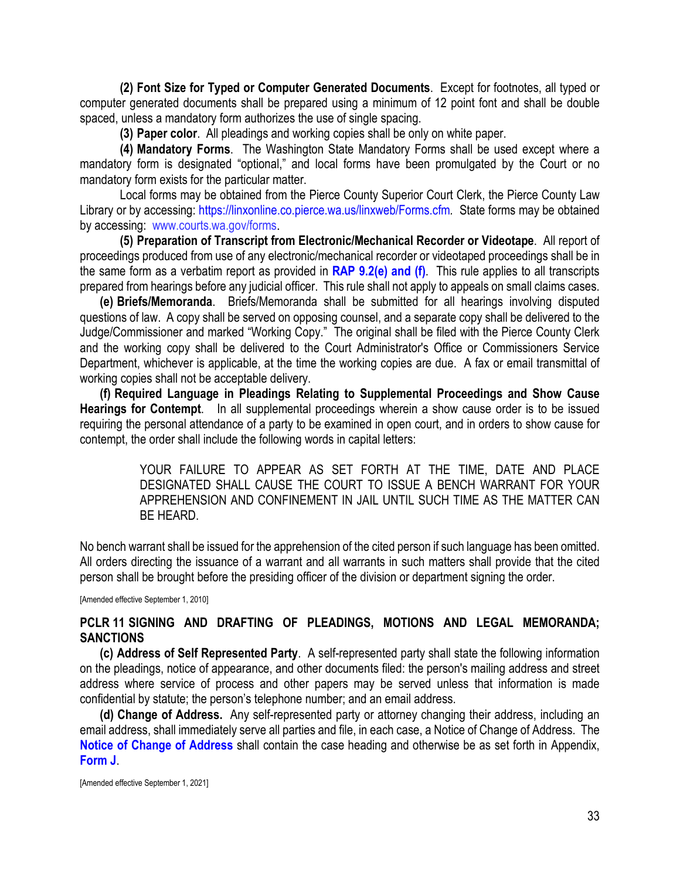**(2) Font Size for Typed or Computer Generated Documents**. Except for footnotes, all typed or computer generated documents shall be prepared using a minimum of 12 point font and shall be double spaced, unless a mandatory form authorizes the use of single spacing.

**(3) Paper color**. All pleadings and working copies shall be only on white paper.

**(4) Mandatory Forms**. The Washington State Mandatory Forms shall be used except where a mandatory form is designated "optional," and local forms have been promulgated by the Court or no mandatory form exists for the particular matter.

Local forms may be obtained from the Pierce County Superior Court Clerk, the Pierce County Law Library or by accessing: https://linxonline.co.pierce.wa.us/linxweb/Forms.cfm. State forms may be obtained by accessing: www.courts.wa.gov/forms.

**(5) Preparation of Transcript from Electronic/Mechanical Recorder or Videotape**. All report of proceedings produced from use of any electronic/mechanical recorder or videotaped proceedings shall be in the same form as a verbatim report as provided in **RAP 9.2(e) and (f)**. This rule applies to all transcripts prepared from hearings before any judicial officer. This rule shall not apply to appeals on small claims cases.

**(e) Briefs/Memoranda**. Briefs/Memoranda shall be submitted for all hearings involving disputed questions of law. A copy shall be served on opposing counsel, and a separate copy shall be delivered to the Judge/Commissioner and marked "Working Copy." The original shall be filed with the Pierce County Clerk and the working copy shall be delivered to the Court Administrator's Office or Commissioners Service Department, whichever is applicable, at the time the working copies are due. A fax or email transmittal of working copies shall not be acceptable delivery.

**(f) Required Language in Pleadings Relating to Supplemental Proceedings and Show Cause Hearings for Contempt**. In all supplemental proceedings wherein a show cause order is to be issued requiring the personal attendance of a party to be examined in open court, and in orders to show cause for contempt, the order shall include the following words in capital letters:

> YOUR FAILURE TO APPEAR AS SET FORTH AT THE TIME, DATE AND PLACE DESIGNATED SHALL CAUSE THE COURT TO ISSUE A BENCH WARRANT FOR YOUR APPREHENSION AND CONFINEMENT IN JAIL UNTIL SUCH TIME AS THE MATTER CAN BE HEARD.

No bench warrant shall be issued for the apprehension of the cited person if such language has been omitted. All orders directing the issuance of a warrant and all warrants in such matters shall provide that the cited person shall be brought before the presiding officer of the division or department signing the order.

[Amended effective September 1, 2010]

## PCLR 11 SIGNING AND DRAFTING OF PLEADINGS, MOTIONS AND LEGAL MEMORANDA; SANCTIONS

**(c) Address of Self Represented Party**. A self-represented party shall state the following information on the pleadings, notice of appearance, and other documents filed: the person's mailing address and street address where service of process and other papers may be served unless that information is made confidential by statute; the person's telephone number; and an email address.

**(d) Change of Address.** Any self-represented party or attorney changing their address, including an email address, shall immediately serve all parties and file, in each case, a Notice of Change of Address. The **Notice of Change of Address** shall contain the case heading and otherwise be as set forth in Appendix, **Form J**.

[Amended effective September 1, 2021]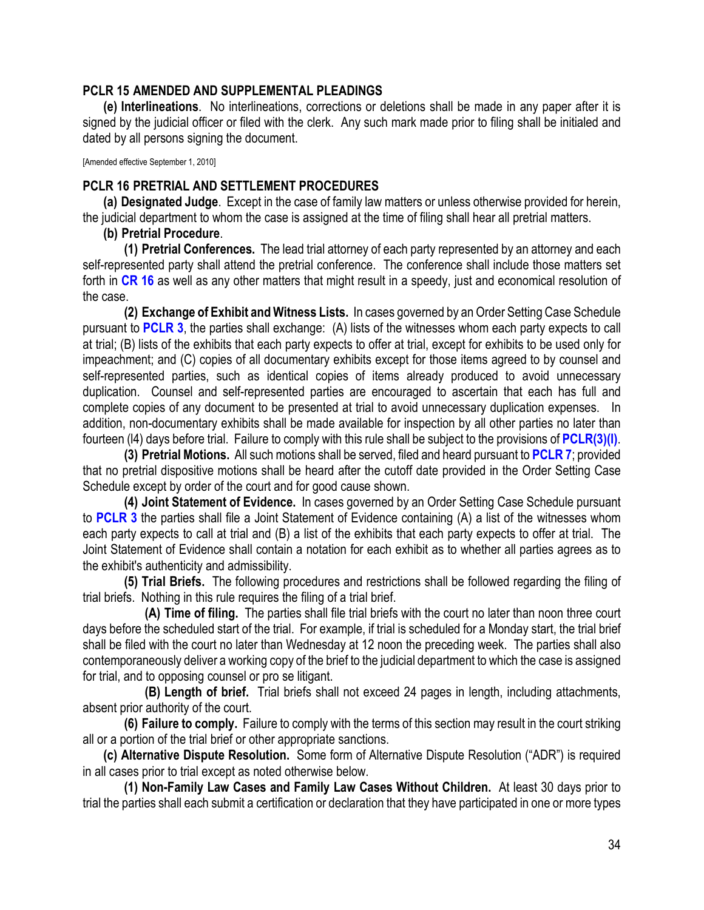## PCLR 15 AMENDED AND SUPPLEMENTAL PLEADINGS

**(e) Interlineations**. No interlineations, corrections or deletions shall be made in any paper after it is signed by the judicial officer or filed with the clerk. Any such mark made prior to filing shall be initialed and dated by all persons signing the document.

[Amended effective September 1, 2010]

## PCLR 16 PRETRIAL AND SETTLEMENT PROCEDURES

**(a) Designated Judge**. Except in the case of family law matters or unless otherwise provided for herein, the judicial department to whom the case is assigned at the time of filing shall hear all pretrial matters.

**(b) Pretrial Procedure**.

**(1) Pretrial Conferences.** The lead trial attorney of each party represented by an attorney and each self-represented party shall attend the pretrial conference. The conference shall include those matters set forth in **CR 16** as well as any other matters that might result in a speedy, just and economical resolution of the case.

**(2) Exchange of Exhibit and Witness Lists.** In cases governed by an Order Setting Case Schedule pursuant to **PCLR 3**, the parties shall exchange: (A) lists of the witnesses whom each party expects to call at trial; (B) lists of the exhibits that each party expects to offer at trial, except for exhibits to be used only for impeachment; and (C) copies of all documentary exhibits except for those items agreed to by counsel and self-represented parties, such as identical copies of items already produced to avoid unnecessary duplication. Counsel and self-represented parties are encouraged to ascertain that each has full and complete copies of any document to be presented at trial to avoid unnecessary duplication expenses. In addition, non-documentary exhibits shall be made available for inspection by all other parties no later than fourteen (l4) days before trial. Failure to comply with this rule shall be subject to the provisions of **PCLR(3)(l)**.

**(3) Pretrial Motions.** All such motions shall be served, filed and heard pursuant to **PCLR 7**; provided that no pretrial dispositive motions shall be heard after the cutoff date provided in the Order Setting Case Schedule except by order of the court and for good cause shown.

**(4) Joint Statement of Evidence.** In cases governed by an Order Setting Case Schedule pursuant to **PCLR 3** the parties shall file a Joint Statement of Evidence containing (A) a list of the witnesses whom each party expects to call at trial and (B) a list of the exhibits that each party expects to offer at trial. The Joint Statement of Evidence shall contain a notation for each exhibit as to whether all parties agrees as to the exhibit's authenticity and admissibility.

**(5) Trial Briefs.** The following procedures and restrictions shall be followed regarding the filing of trial briefs. Nothing in this rule requires the filing of a trial brief.

**(A) Time of filing.** The parties shall file trial briefs with the court no later than noon three court days before the scheduled start of the trial. For example, if trial is scheduled for a Monday start, the trial brief shall be filed with the court no later than Wednesday at 12 noon the preceding week. The parties shall also contemporaneously deliver a working copy of the brief to the judicial department to which the case is assigned for trial, and to opposing counsel or pro se litigant.

**(B) Length of brief.** Trial briefs shall not exceed 24 pages in length, including attachments, absent prior authority of the court.

**(6) Failure to comply.** Failure to comply with the terms of this section may result in the court striking all or a portion of the trial brief or other appropriate sanctions.

**(c) Alternative Dispute Resolution.** Some form of Alternative Dispute Resolution ("ADR") is required in all cases prior to trial except as noted otherwise below.

**(1) Non-Family Law Cases and Family Law Cases Without Children.** At least 30 days prior to trial the parties shall each submit a certification or declaration that they have participated in one or more types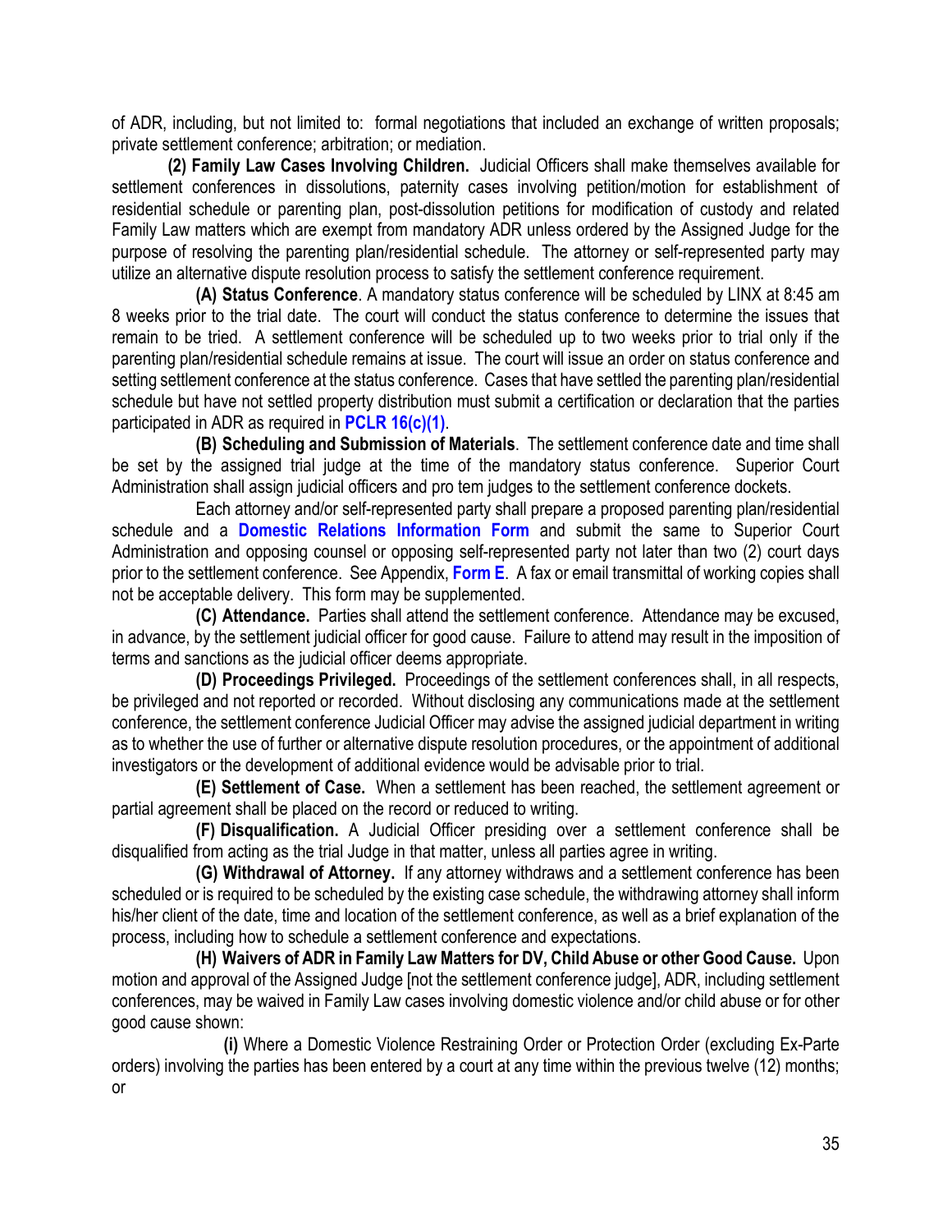of ADR, including, but not limited to: formal negotiations that included an exchange of written proposals; private settlement conference; arbitration; or mediation.

**(2) Family Law Cases Involving Children.** Judicial Officers shall make themselves available for settlement conferences in dissolutions, paternity cases involving petition/motion for establishment of residential schedule or parenting plan, post-dissolution petitions for modification of custody and related Family Law matters which are exempt from mandatory ADR unless ordered by the Assigned Judge for the purpose of resolving the parenting plan/residential schedule. The attorney or self-represented party may utilize an alternative dispute resolution process to satisfy the settlement conference requirement.

**(A) Status Conference**. A mandatory status conference will be scheduled by LINX at 8:45 am 8 weeks prior to the trial date. The court will conduct the status conference to determine the issues that remain to be tried. A settlement conference will be scheduled up to two weeks prior to trial only if the parenting plan/residential schedule remains at issue. The court will issue an order on status conference and setting settlement conference at the status conference. Cases that have settled the parenting plan/residential schedule but have not settled property distribution must submit a certification or declaration that the parties participated in ADR as required in **PCLR 16(c)(1)**.

**(B) Scheduling and Submission of Materials**. The settlement conference date and time shall be set by the assigned trial judge at the time of the mandatory status conference. Superior Court Administration shall assign judicial officers and pro tem judges to the settlement conference dockets.

Each attorney and/or self-represented party shall prepare a proposed parenting plan/residential schedule and a **Domestic Relations Information Form** and submit the same to Superior Court Administration and opposing counsel or opposing self-represented party not later than two (2) court days prior to the settlement conference. See Appendix, **Form E**. A fax or email transmittal of working copies shall not be acceptable delivery. This form may be supplemented.

**(C) Attendance.** Parties shall attend the settlement conference. Attendance may be excused, in advance, by the settlement judicial officer for good cause. Failure to attend may result in the imposition of terms and sanctions as the judicial officer deems appropriate.

**(D) Proceedings Privileged.** Proceedings of the settlement conferences shall, in all respects, be privileged and not reported or recorded. Without disclosing any communications made at the settlement conference, the settlement conference Judicial Officer may advise the assigned judicial department in writing as to whether the use of further or alternative dispute resolution procedures, or the appointment of additional investigators or the development of additional evidence would be advisable prior to trial.

**(E) Settlement of Case.** When a settlement has been reached, the settlement agreement or partial agreement shall be placed on the record or reduced to writing.

**(F) Disqualification.** A Judicial Officer presiding over a settlement conference shall be disqualified from acting as the trial Judge in that matter, unless all parties agree in writing.

**(G) Withdrawal of Attorney.** If any attorney withdraws and a settlement conference has been scheduled or is required to be scheduled by the existing case schedule, the withdrawing attorney shall inform his/her client of the date, time and location of the settlement conference, as well as a brief explanation of the process, including how to schedule a settlement conference and expectations.

**(H) Waivers of ADR in Family Law Matters for DV, Child Abuse or other Good Cause.** Upon motion and approval of the Assigned Judge [not the settlement conference judge], ADR, including settlement conferences, may be waived in Family Law cases involving domestic violence and/or child abuse or for other good cause shown:

**(i)** Where a Domestic Violence Restraining Order or Protection Order (excluding Ex-Parte orders) involving the parties has been entered by a court at any time within the previous twelve (12) months; or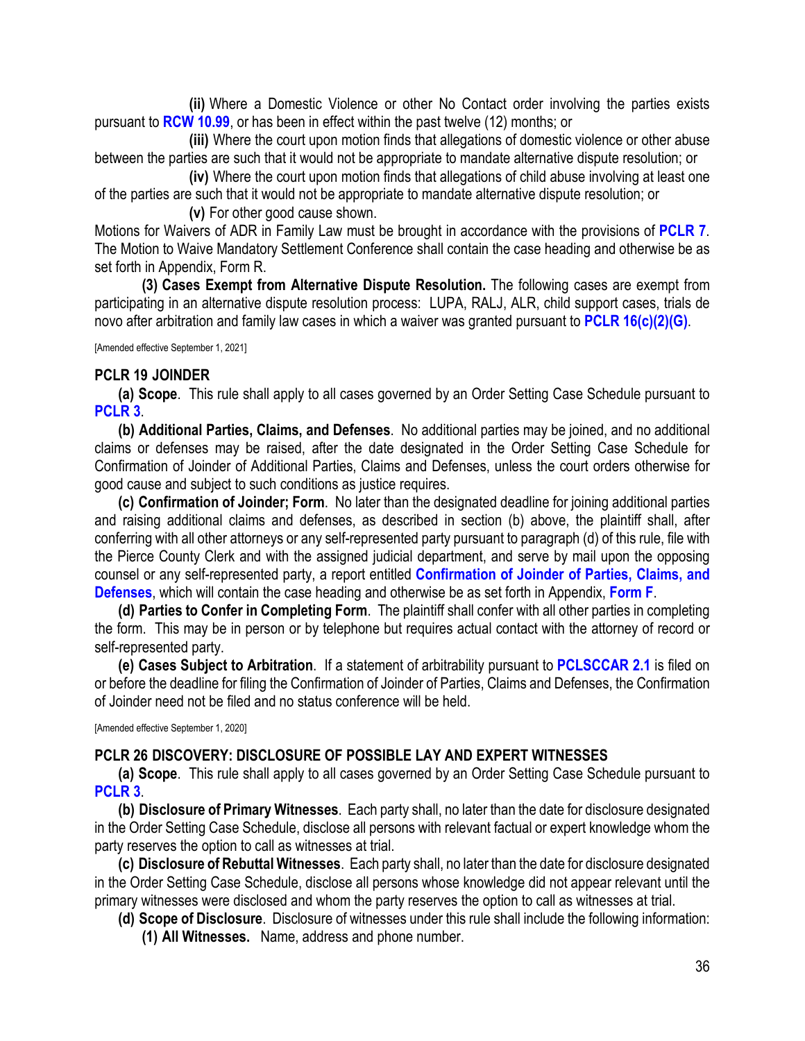**(ii)** Where a Domestic Violence or other No Contact order involving the parties exists pursuant to **RCW 10.99**, or has been in effect within the past twelve (12) months; or

**(iii)** Where the court upon motion finds that allegations of domestic violence or other abuse between the parties are such that it would not be appropriate to mandate alternative dispute resolution; or

**(iv)** Where the court upon motion finds that allegations of child abuse involving at least one of the parties are such that it would not be appropriate to mandate alternative dispute resolution; or

**(v)** For other good cause shown.

Motions for Waivers of ADR in Family Law must be brought in accordance with the provisions of **PCLR 7**. The Motion to Waive Mandatory Settlement Conference shall contain the case heading and otherwise be as set forth in Appendix, Form R.

**(3) Cases Exempt from Alternative Dispute Resolution.** The following cases are exempt from participating in an alternative dispute resolution process: LUPA, RALJ, ALR, child support cases, trials de novo after arbitration and family law cases in which a waiver was granted pursuant to **PCLR 16(c)(2)(G)**.

[Amended effective September 1, 2021]

## PCLR 19 JOINDER

**(a) Scope**. This rule shall apply to all cases governed by an Order Setting Case Schedule pursuant to **PCLR 3**.

**(b) Additional Parties, Claims, and Defenses**. No additional parties may be joined, and no additional claims or defenses may be raised, after the date designated in the Order Setting Case Schedule for Confirmation of Joinder of Additional Parties, Claims and Defenses, unless the court orders otherwise for good cause and subject to such conditions as justice requires.

**(c) Confirmation of Joinder; Form**. No later than the designated deadline for joining additional parties and raising additional claims and defenses, as described in section (b) above, the plaintiff shall, after conferring with all other attorneys or any self-represented party pursuant to paragraph (d) of this rule, file with the Pierce County Clerk and with the assigned judicial department, and serve by mail upon the opposing counsel or any self-represented party, a report entitled **Confirmation of Joinder of Parties, Claims, and Defenses**, which will contain the case heading and otherwise be as set forth in Appendix, **Form F**.

**(d) Parties to Confer in Completing Form**. The plaintiff shall confer with all other parties in completing the form. This may be in person or by telephone but requires actual contact with the attorney of record or self-represented party.

**(e) Cases Subject to Arbitration**. If a statement of arbitrability pursuant to **PCLSCCAR 2.1** is filed on or before the deadline for filing the Confirmation of Joinder of Parties, Claims and Defenses, the Confirmation of Joinder need not be filed and no status conference will be held.

[Amended effective September 1, 2020]

## PCLR 26 DISCOVERY: DISCLOSURE OF POSSIBLE LAY AND EXPERT WITNESSES

**(a) Scope**. This rule shall apply to all cases governed by an Order Setting Case Schedule pursuant to **PCLR 3**.

**(b) Disclosure of Primary Witnesses**. Each party shall, no later than the date for disclosure designated in the Order Setting Case Schedule, disclose all persons with relevant factual or expert knowledge whom the party reserves the option to call as witnesses at trial.

**(c) Disclosure of Rebuttal Witnesses**. Each party shall, no later than the date for disclosure designated in the Order Setting Case Schedule, disclose all persons whose knowledge did not appear relevant until the primary witnesses were disclosed and whom the party reserves the option to call as witnesses at trial.

**(d) Scope of Disclosure**. Disclosure of witnesses under this rule shall include the following information:

**(1) All Witnesses.** Name, address and phone number.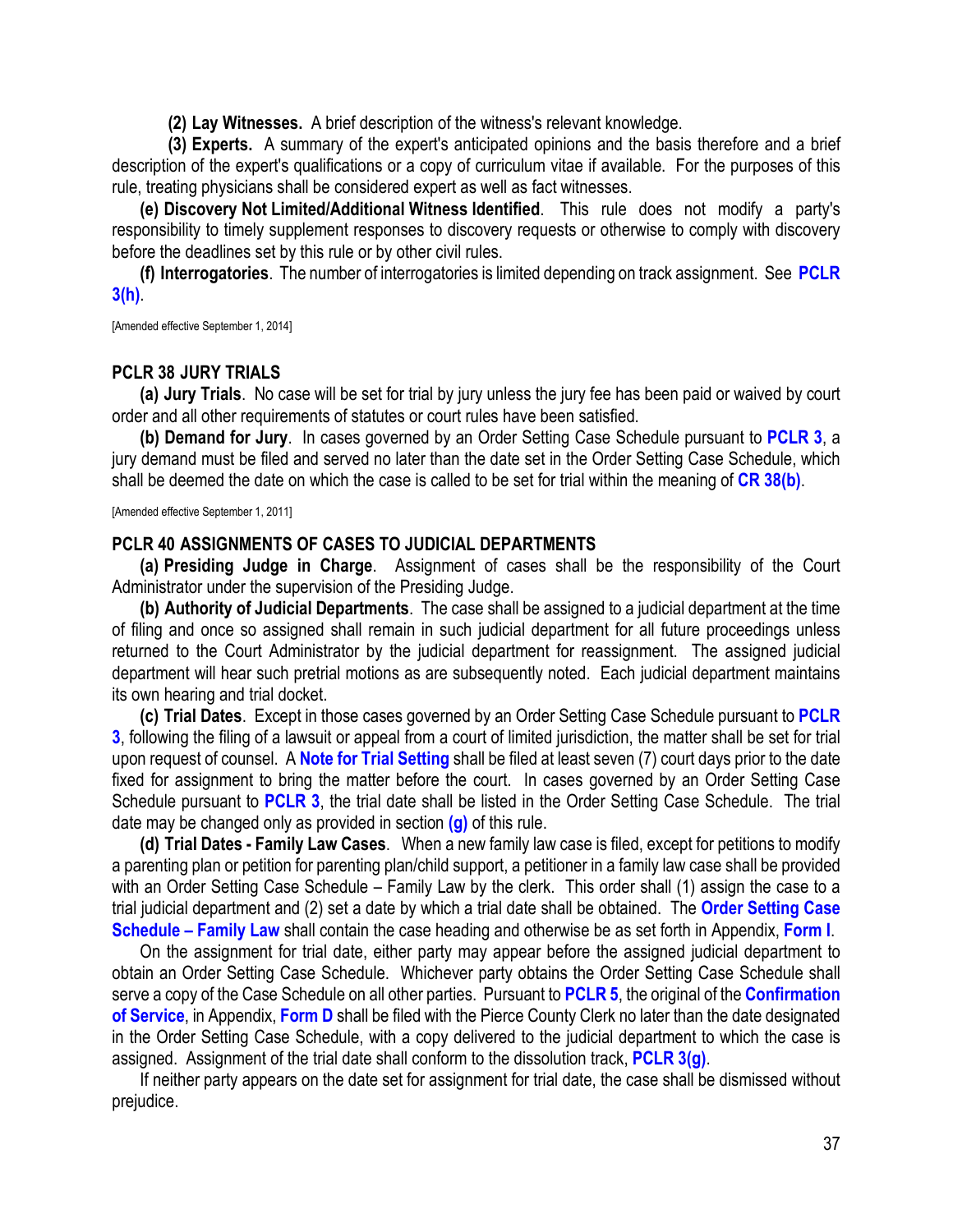**(2) Lay Witnesses.** A brief description of the witness's relevant knowledge.

**(3) Experts.** A summary of the expert's anticipated opinions and the basis therefore and a brief description of the expert's qualifications or a copy of curriculum vitae if available. For the purposes of this rule, treating physicians shall be considered expert as well as fact witnesses.

**(e) Discovery Not Limited/Additional Witness Identified**. This rule does not modify a party's responsibility to timely supplement responses to discovery requests or otherwise to comply with discovery before the deadlines set by this rule or by other civil rules.

**(f) Interrogatories**. The number of interrogatories is limited depending on track assignment. See **PCLR 3(h)**.

[Amended effective September 1, 2014]

### PCLR 38 JURY TRIALS

**(a) Jury Trials**. No case will be set for trial by jury unless the jury fee has been paid or waived by court order and all other requirements of statutes or court rules have been satisfied.

**(b) Demand for Jury**. In cases governed by an Order Setting Case Schedule pursuant to **PCLR 3**, a jury demand must be filed and served no later than the date set in the Order Setting Case Schedule, which shall be deemed the date on which the case is called to be set for trial within the meaning of **CR 38(b)**.

[Amended effective September 1, 2011]

### PCLR 40 ASSIGNMENTS OF CASES TO JUDICIAL DEPARTMENTS

**(a) Presiding Judge in Charge**. Assignment of cases shall be the responsibility of the Court Administrator under the supervision of the Presiding Judge.

**(b) Authority of Judicial Departments**. The case shall be assigned to a judicial department at the time of filing and once so assigned shall remain in such judicial department for all future proceedings unless returned to the Court Administrator by the judicial department for reassignment. The assigned judicial department will hear such pretrial motions as are subsequently noted. Each judicial department maintains its own hearing and trial docket.

**(c) Trial Dates**. Except in those cases governed by an Order Setting Case Schedule pursuant to **PCLR 3**, following the filing of a lawsuit or appeal from a court of limited jurisdiction, the matter shall be set for trial upon request of counsel. A **Note for Trial Setting** shall be filed at least seven (7) court days prior to the date fixed for assignment to bring the matter before the court. In cases governed by an Order Setting Case Schedule pursuant to **PCLR 3**, the trial date shall be listed in the Order Setting Case Schedule. The trial date may be changed only as provided in section **(g)** of this rule.

**(d) Trial Dates - Family Law Cases**. When a new family law case is filed, except for petitions to modify a parenting plan or petition for parenting plan/child support, a petitioner in a family law case shall be provided with an Order Setting Case Schedule – Family Law by the clerk. This order shall (1) assign the case to a trial judicial department and (2) set a date by which a trial date shall be obtained. The **Order Setting Case Schedule – Family Law** shall contain the case heading and otherwise be as set forth in Appendix, **Form I**.

On the assignment for trial date, either party may appear before the assigned judicial department to obtain an Order Setting Case Schedule. Whichever party obtains the Order Setting Case Schedule shall serve a copy of the Case Schedule on all other parties. Pursuant to **PCLR 5**, the original of the **Confirmation of Service**, in Appendix, **Form D** shall be filed with the Pierce County Clerk no later than the date designated in the Order Setting Case Schedule, with a copy delivered to the judicial department to which the case is assigned. Assignment of the trial date shall conform to the dissolution track, **PCLR 3(g)**.

If neither party appears on the date set for assignment for trial date, the case shall be dismissed without prejudice.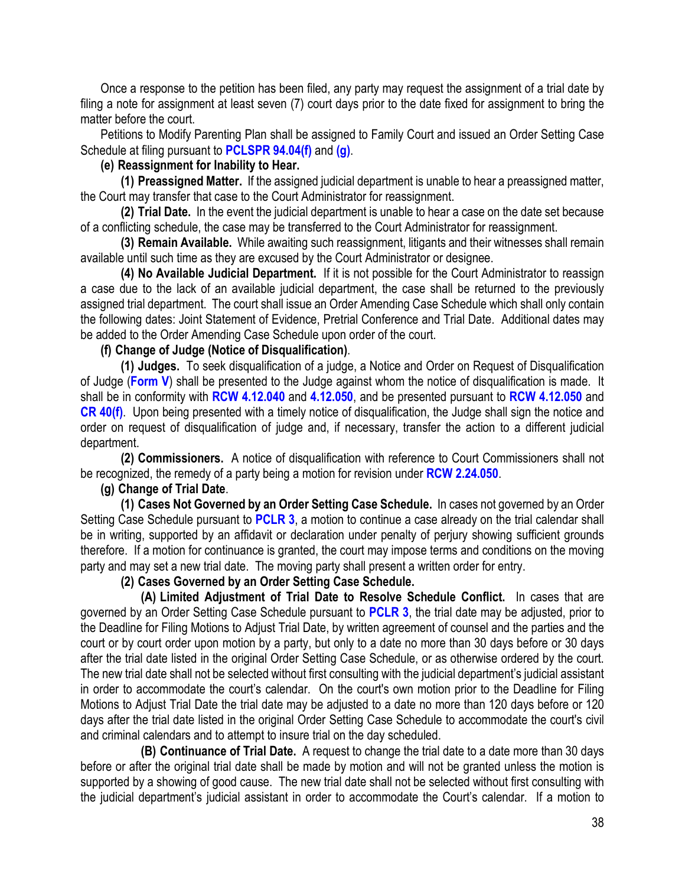Once a response to the petition has been filed, any party may request the assignment of a trial date by filing a note for assignment at least seven (7) court days prior to the date fixed for assignment to bring the matter before the court.

Petitions to Modify Parenting Plan shall be assigned to Family Court and issued an Order Setting Case Schedule at filing pursuant to **PCLSPR 94.04(f)** and **(g)**.

**(e) Reassignment for Inability to Hear.**

**(1) Preassigned Matter.** If the assigned judicial department is unable to hear a preassigned matter, the Court may transfer that case to the Court Administrator for reassignment.

**(2) Trial Date.** In the event the judicial department is unable to hear a case on the date set because of a conflicting schedule, the case may be transferred to the Court Administrator for reassignment.

**(3) Remain Available.** While awaiting such reassignment, litigants and their witnesses shall remain available until such time as they are excused by the Court Administrator or designee.

**(4) No Available Judicial Department.** If it is not possible for the Court Administrator to reassign a case due to the lack of an available judicial department, the case shall be returned to the previously assigned trial department. The court shall issue an Order Amending Case Schedule which shall only contain the following dates: Joint Statement of Evidence, Pretrial Conference and Trial Date. Additional dates may be added to the Order Amending Case Schedule upon order of the court.

**(f) Change of Judge (Notice of Disqualification)**.

**(1) Judges.** To seek disqualification of a judge, a Notice and Order on Request of Disqualification of Judge (**Form V**) shall be presented to the Judge against whom the notice of disqualification is made. It shall be in conformity with **RCW 4.12.040** and **4.12.050**, and be presented pursuant to **RCW 4.12.050** and **CR 40(f)**. Upon being presented with a timely notice of disqualification, the Judge shall sign the notice and order on request of disqualification of judge and, if necessary, transfer the action to a different judicial department.

**(2) Commissioners.** A notice of disqualification with reference to Court Commissioners shall not be recognized, the remedy of a party being a motion for revision under **RCW 2.24.050**.

**(g) Change of Trial Date**.

**(1) Cases Not Governed by an Order Setting Case Schedule.** In cases not governed by an Order Setting Case Schedule pursuant to **PCLR 3**, a motion to continue a case already on the trial calendar shall be in writing, supported by an affidavit or declaration under penalty of perjury showing sufficient grounds therefore. If a motion for continuance is granted, the court may impose terms and conditions on the moving party and may set a new trial date. The moving party shall present a written order for entry.

**(2) Cases Governed by an Order Setting Case Schedule.**

**(A) Limited Adjustment of Trial Date to Resolve Schedule Conflict.** In cases that are governed by an Order Setting Case Schedule pursuant to **PCLR 3**, the trial date may be adjusted, prior to the Deadline for Filing Motions to Adjust Trial Date, by written agreement of counsel and the parties and the court or by court order upon motion by a party, but only to a date no more than 30 days before or 30 days after the trial date listed in the original Order Setting Case Schedule, or as otherwise ordered by the court. The new trial date shall not be selected without first consulting with the judicial department's judicial assistant in order to accommodate the court's calendar. On the court's own motion prior to the Deadline for Filing Motions to Adjust Trial Date the trial date may be adjusted to a date no more than 120 days before or 120 days after the trial date listed in the original Order Setting Case Schedule to accommodate the court's civil and criminal calendars and to attempt to insure trial on the day scheduled.

**(B) Continuance of Trial Date.** A request to change the trial date to a date more than 30 days before or after the original trial date shall be made by motion and will not be granted unless the motion is supported by a showing of good cause. The new trial date shall not be selected without first consulting with the judicial department's judicial assistant in order to accommodate the Court's calendar. If a motion to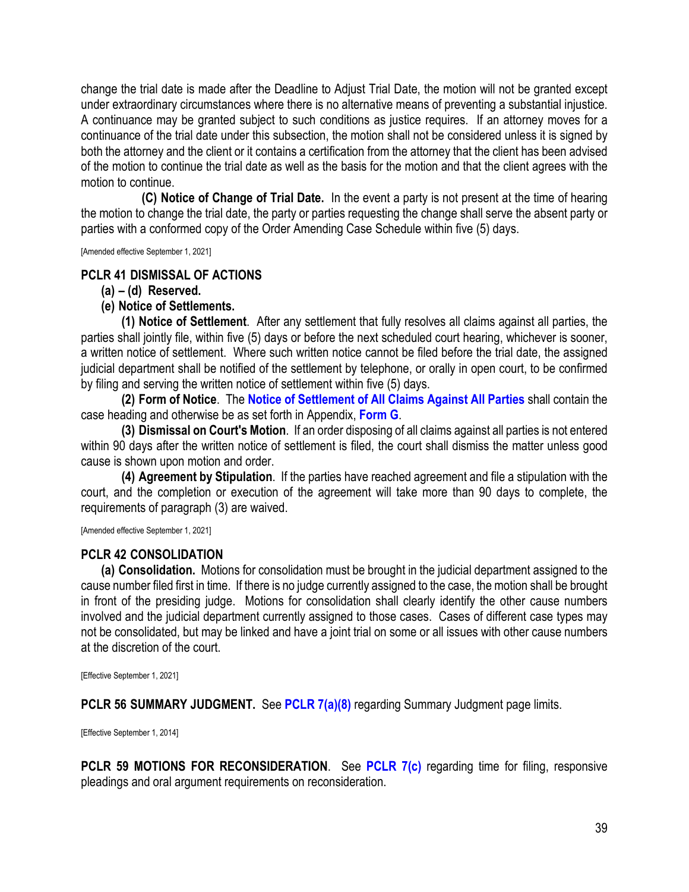change the trial date is made after the Deadline to Adjust Trial Date, the motion will not be granted except under extraordinary circumstances where there is no alternative means of preventing a substantial injustice. A continuance may be granted subject to such conditions as justice requires. If an attorney moves for a continuance of the trial date under this subsection, the motion shall not be considered unless it is signed by both the attorney and the client or it contains a certification from the attorney that the client has been advised of the motion to continue the trial date as well as the basis for the motion and that the client agrees with the motion to continue.

**(C) Notice of Change of Trial Date.** In the event a party is not present at the time of hearing the motion to change the trial date, the party or parties requesting the change shall serve the absent party or parties with a conformed copy of the Order Amending Case Schedule within five (5) days.

[Amended effective September 1, 2021]

## PCLR 41 DISMISSAL OF ACTIONS

**(a) – (d) Reserved.**

**(e) Notice of Settlements.**

**(1) Notice of Settlement**. After any settlement that fully resolves all claims against all parties, the parties shall jointly file, within five (5) days or before the next scheduled court hearing, whichever is sooner, a written notice of settlement. Where such written notice cannot be filed before the trial date, the assigned judicial department shall be notified of the settlement by telephone, or orally in open court, to be confirmed by filing and serving the written notice of settlement within five (5) days.

**(2) Form of Notice**. The **Notice of Settlement of All Claims Against All Parties** shall contain the case heading and otherwise be as set forth in Appendix, **Form G**.

**(3) Dismissal on Court's Motion**. If an order disposing of all claims against all parties is not entered within 90 days after the written notice of settlement is filed, the court shall dismiss the matter unless good cause is shown upon motion and order.

**(4) Agreement by Stipulation**. If the parties have reached agreement and file a stipulation with the court, and the completion or execution of the agreement will take more than 90 days to complete, the requirements of paragraph (3) are waived.

[Amended effective September 1, 2021]

## PCLR 42 CONSOLIDATION

**(a) Consolidation.** Motions for consolidation must be brought in the judicial department assigned to the cause number filed first in time. If there is no judge currently assigned to the case, the motion shall be brought in front of the presiding judge. Motions for consolidation shall clearly identify the other cause numbers involved and the judicial department currently assigned to those cases. Cases of different case types may not be consolidated, but may be linked and have a joint trial on some or all issues with other cause numbers at the discretion of the court.

[Effective September 1, 2021]

**PCLR 56 SUMMARY JUDGMENT.** See **PCLR 7(a)(8)** regarding Summary Judgment page limits.

[Effective September 1, 2014]

**PCLR 59 MOTIONS FOR RECONSIDERATION**. See **PCLR 7(c)** regarding time for filing, responsive pleadings and oral argument requirements on reconsideration.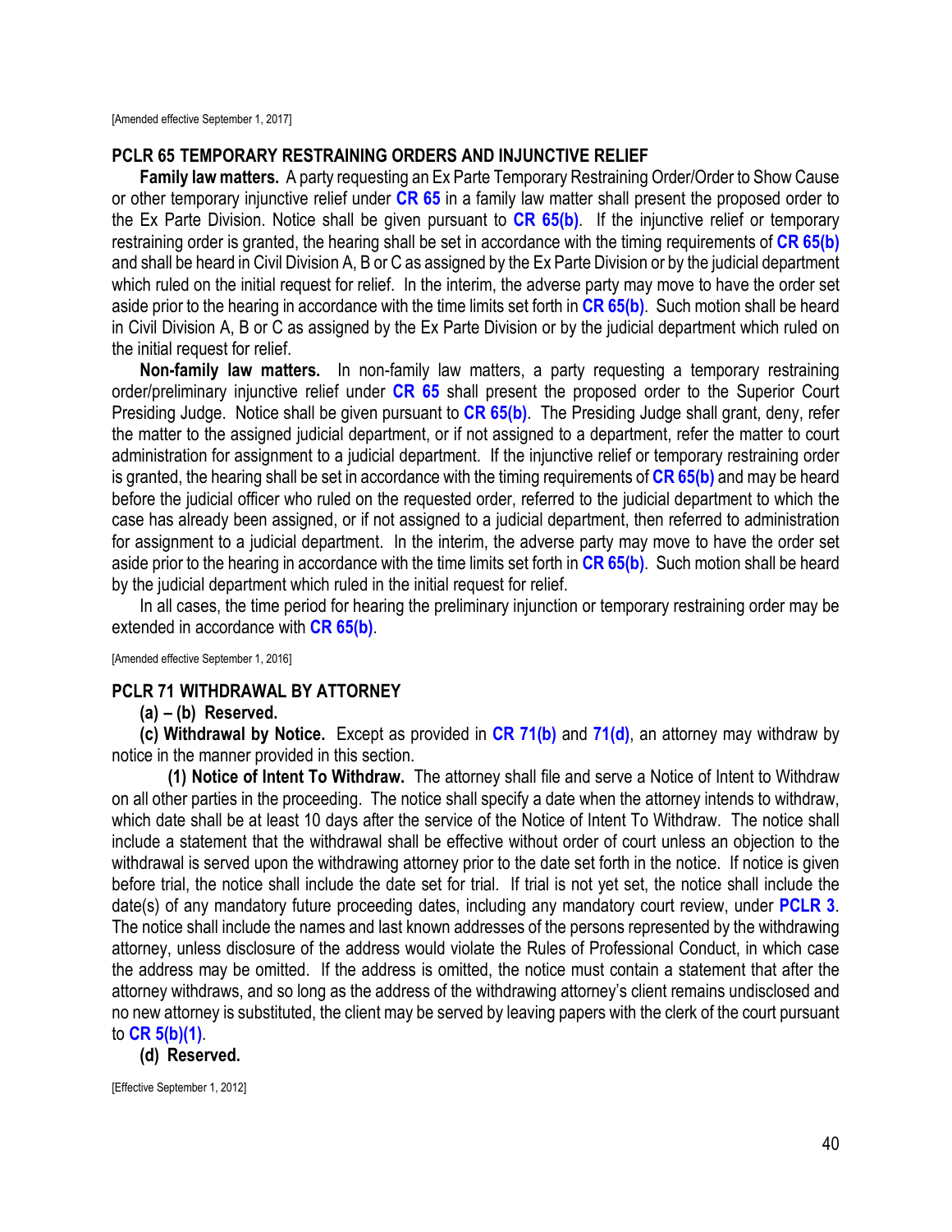[Amended effective September 1, 2017]

## PCLR 65 TEMPORARY RESTRAINING ORDERS AND INJUNCTIVE RELIEF

**Family law matters.** A party requesting an Ex Parte Temporary Restraining Order/Order to Show Cause or other temporary injunctive relief under **CR 65** in a family law matter shall present the proposed order to the Ex Parte Division. Notice shall be given pursuant to **CR 65(b)**. If the injunctive relief or temporary restraining order is granted, the hearing shall be set in accordance with the timing requirements of **CR 65(b)** and shall be heard in Civil Division A, B or C as assigned by the Ex Parte Division or by the judicial department which ruled on the initial request for relief. In the interim, the adverse party may move to have the order set aside prior to the hearing in accordance with the time limits set forth in **CR 65(b)**. Such motion shall be heard in Civil Division A, B or C as assigned by the Ex Parte Division or by the judicial department which ruled on the initial request for relief.

**Non-family law matters.** In non-family law matters, a party requesting a temporary restraining order/preliminary injunctive relief under **CR 65** shall present the proposed order to the Superior Court Presiding Judge. Notice shall be given pursuant to **CR 65(b)**. The Presiding Judge shall grant, deny, refer the matter to the assigned judicial department, or if not assigned to a department, refer the matter to court administration for assignment to a judicial department. If the injunctive relief or temporary restraining order is granted, the hearing shall be set in accordance with the timing requirements of **CR 65(b)** and may be heard before the judicial officer who ruled on the requested order, referred to the judicial department to which the case has already been assigned, or if not assigned to a judicial department, then referred to administration for assignment to a judicial department. In the interim, the adverse party may move to have the order set aside prior to the hearing in accordance with the time limits set forth in **CR 65(b)**. Such motion shall be heard by the judicial department which ruled in the initial request for relief.

In all cases, the time period for hearing the preliminary injunction or temporary restraining order may be extended in accordance with **CR 65(b)**.

[Amended effective September 1, 2016]

## PCLR 71 WITHDRAWAL BY ATTORNEY

**(a) – (b) Reserved.**

**(c) Withdrawal by Notice.** Except as provided in **CR 71(b)** and **71(d)**, an attorney may withdraw by notice in the manner provided in this section.

**(1) Notice of Intent To Withdraw.** The attorney shall file and serve a Notice of Intent to Withdraw on all other parties in the proceeding. The notice shall specify a date when the attorney intends to withdraw, which date shall be at least 10 days after the service of the Notice of Intent To Withdraw. The notice shall include a statement that the withdrawal shall be effective without order of court unless an objection to the withdrawal is served upon the withdrawing attorney prior to the date set forth in the notice. If notice is given before trial, the notice shall include the date set for trial. If trial is not yet set, the notice shall include the date(s) of any mandatory future proceeding dates, including any mandatory court review, under **PCLR 3**. The notice shall include the names and last known addresses of the persons represented by the withdrawing attorney, unless disclosure of the address would violate the Rules of Professional Conduct, in which case the address may be omitted. If the address is omitted, the notice must contain a statement that after the attorney withdraws, and so long as the address of the withdrawing attorney's client remains undisclosed and no new attorney is substituted, the client may be served by leaving papers with the clerk of the court pursuant to **CR 5(b)(1)**.

**(d) Reserved.**

[Effective September 1, 2012]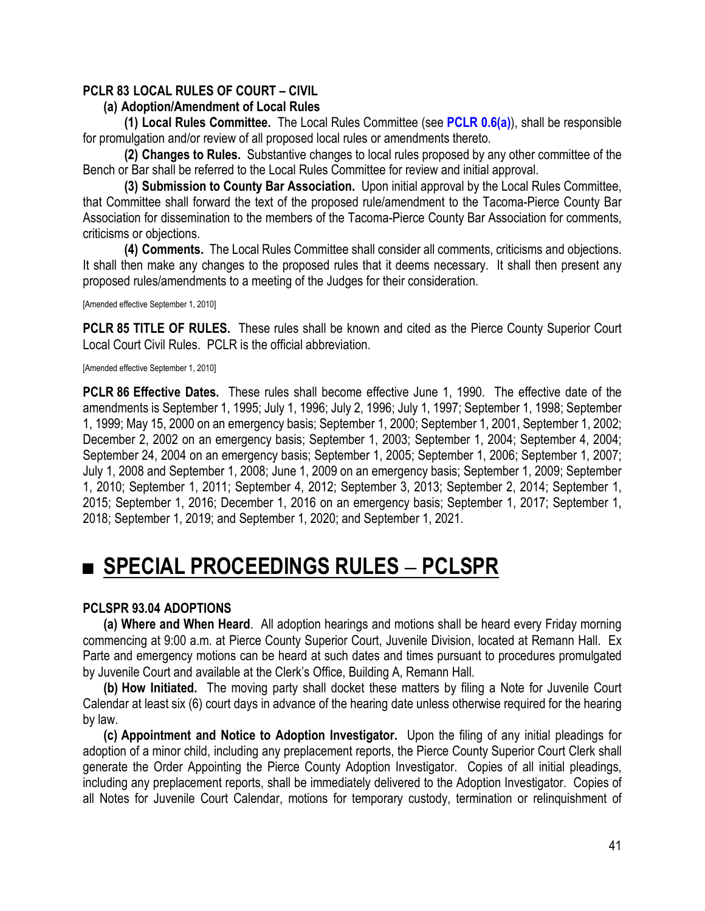**PCLR 83 LOCAL RULES OF COURT – CIVIL**

**(a) Adoption/Amendment of Local Rules**

**(1) Local Rules Committee.** The Local Rules Committee (see **PCLR 0.6(a)**), shall be responsible for promulgation and/or review of all proposed local rules or amendments thereto.

**(2) Changes to Rules.** Substantive changes to local rules proposed by any other committee of the Bench or Bar shall be referred to the Local Rules Committee for review and initial approval.

**(3) Submission to County Bar Association.** Upon initial approval by the Local Rules Committee, that Committee shall forward the text of the proposed rule/amendment to the Tacoma-Pierce County Bar Association for dissemination to the members of the Tacoma-Pierce County Bar Association for comments, criticisms or objections.

**(4) Comments.** The Local Rules Committee shall consider all comments, criticisms and objections. It shall then make any changes to the proposed rules that it deems necessary. It shall then present any proposed rules/amendments to a meeting of the Judges for their consideration.

[Amended effective September 1, 2010]

**PCLR 85 TITLE OF RULES.** These rules shall be known and cited as the Pierce County Superior Court Local Court Civil Rules. PCLR is the official abbreviation.

[Amended effective September 1, 2010]

**PCLR 86 Effective Dates.** These rules shall become effective June 1, 1990. The effective date of the amendments is September 1, 1995; July 1, 1996; July 2, 1996; July 1, 1997; September 1, 1998; September 1, 1999; May 15, 2000 on an emergency basis; September 1, 2000; September 1, 2001, September 1, 2002; December 2, 2002 on an emergency basis; September 1, 2003; September 1, 2004; September 4, 2004; September 24, 2004 on an emergency basis; September 1, 2005; September 1, 2006; September 1, 2007; July 1, 2008 and September 1, 2008; June 1, 2009 on an emergency basis; September 1, 2009; September 1, 2010; September 1, 2011; September 4, 2012; September 3, 2013; September 2, 2014; September 1, 2015; September 1, 2016; December 1, 2016 on an emergency basis; September 1, 2017; September 1, 2018; September 1, 2019; and September 1, 2020; and September 1, 2021.

# ■ SPECIAL PROCEEDINGS RULES – PCLSPR

**PCLSPR 93.04 ADOPTIONS**

**(a) Where and When Heard**. All adoption hearings and motions shall be heard every Friday morning commencing at 9:00 a.m. at Pierce County Superior Court, Juvenile Division, located at Remann Hall. Ex Parte and emergency motions can be heard at such dates and times pursuant to procedures promulgated by Juvenile Court and available at the Clerk's Office, Building A, Remann Hall.

**(b) How Initiated.** The moving party shall docket these matters by filing a Note for Juvenile Court Calendar at least six (6) court days in advance of the hearing date unless otherwise required for the hearing by law.

**(c) Appointment and Notice to Adoption Investigator.** Upon the filing of any initial pleadings for adoption of a minor child, including any preplacement reports, the Pierce County Superior Court Clerk shall generate the Order Appointing the Pierce County Adoption Investigator. Copies of all initial pleadings, including any preplacement reports, shall be immediately delivered to the Adoption Investigator. Copies of all Notes for Juvenile Court Calendar, motions for temporary custody, termination or relinquishment of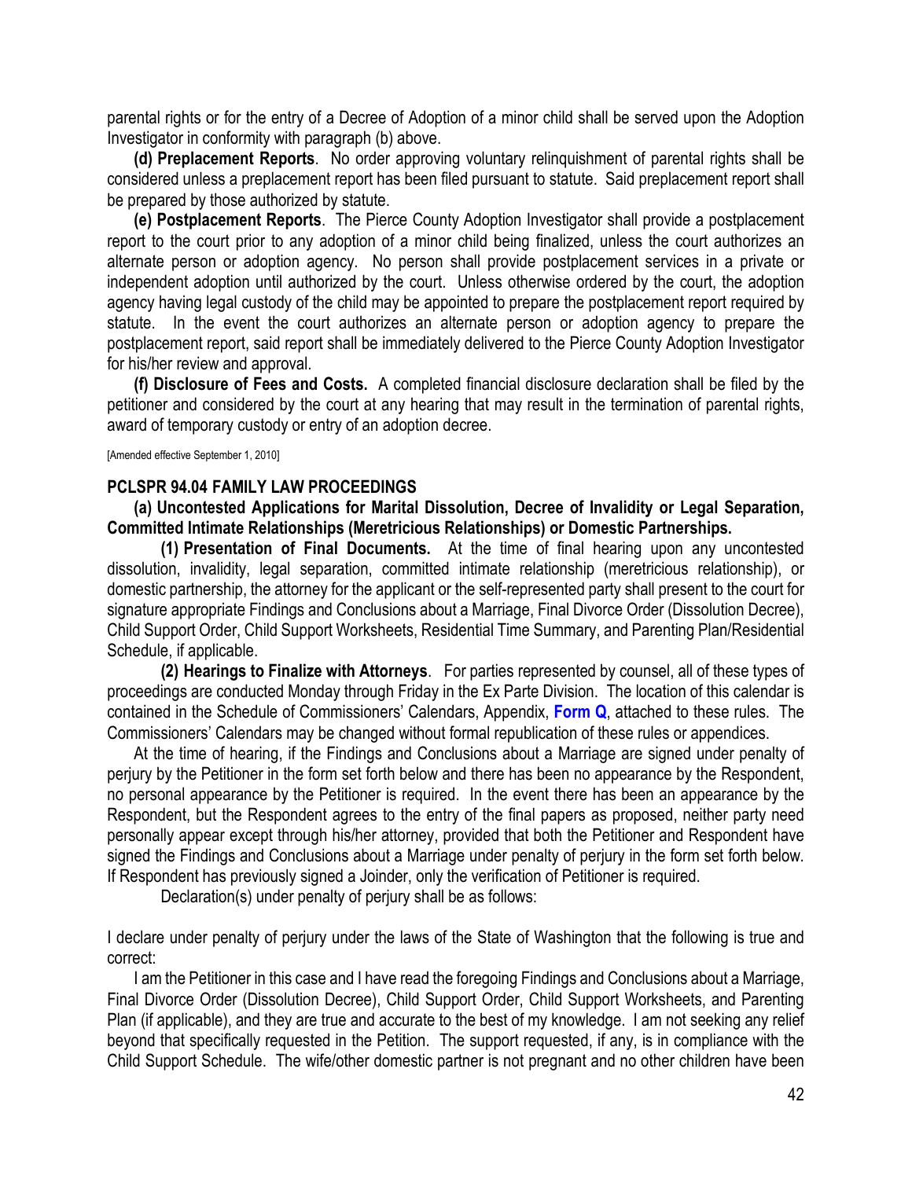parental rights or for the entry of a Decree of Adoption of a minor child shall be served upon the Adoption Investigator in conformity with paragraph (b) above.

**(d) Preplacement Reports**. No order approving voluntary relinquishment of parental rights shall be considered unless a preplacement report has been filed pursuant to statute. Said preplacement report shall be prepared by those authorized by statute.

**(e) Postplacement Reports**. The Pierce County Adoption Investigator shall provide a postplacement report to the court prior to any adoption of a minor child being finalized, unless the court authorizes an alternate person or adoption agency. No person shall provide postplacement services in a private or independent adoption until authorized by the court. Unless otherwise ordered by the court, the adoption agency having legal custody of the child may be appointed to prepare the postplacement report required by statute. In the event the court authorizes an alternate person or adoption agency to prepare the postplacement report, said report shall be immediately delivered to the Pierce County Adoption Investigator for his/her review and approval.

**(f) Disclosure of Fees and Costs.** A completed financial disclosure declaration shall be filed by the petitioner and considered by the court at any hearing that may result in the termination of parental rights, award of temporary custody or entry of an adoption decree.

[Amended effective September 1, 2010]

## PCLSPR 94.04 FAMILY LAW PROCEEDINGS

**(a) Uncontested Applications for Marital Dissolution, Decree of Invalidity or Legal Separation, Committed Intimate Relationships (Meretricious Relationships) or Domestic Partnerships.**

**(1) Presentation of Final Documents.** At the time of final hearing upon any uncontested dissolution, invalidity, legal separation, committed intimate relationship (meretricious relationship), or domestic partnership, the attorney for the applicant or the self-represented party shall present to the court for signature appropriate Findings and Conclusions about a Marriage, Final Divorce Order (Dissolution Decree), Child Support Order, Child Support Worksheets, Residential Time Summary, and Parenting Plan/Residential Schedule, if applicable.

**(2) Hearings to Finalize with Attorneys**. For parties represented by counsel, all of these types of proceedings are conducted Monday through Friday in the Ex Parte Division. The location of this calendar is contained in the Schedule of Commissioners' Calendars, Appendix, **Form Q**, attached to these rules. The Commissioners' Calendars may be changed without formal republication of these rules or appendices.

At the time of hearing, if the Findings and Conclusions about a Marriage are signed under penalty of perjury by the Petitioner in the form set forth below and there has been no appearance by the Respondent, no personal appearance by the Petitioner is required. In the event there has been an appearance by the Respondent, but the Respondent agrees to the entry of the final papers as proposed, neither party need personally appear except through his/her attorney, provided that both the Petitioner and Respondent have signed the Findings and Conclusions about a Marriage under penalty of perjury in the form set forth below. If Respondent has previously signed a Joinder, only the verification of Petitioner is required.

Declaration(s) under penalty of perjury shall be as follows:

I declare under penalty of perjury under the laws of the State of Washington that the following is true and correct:

I am the Petitioner in this case and I have read the foregoing Findings and Conclusions about a Marriage, Final Divorce Order (Dissolution Decree), Child Support Order, Child Support Worksheets, and Parenting Plan (if applicable), and they are true and accurate to the best of my knowledge. I am not seeking any relief beyond that specifically requested in the Petition. The support requested, if any, is in compliance with the Child Support Schedule. The wife/other domestic partner is not pregnant and no other children have been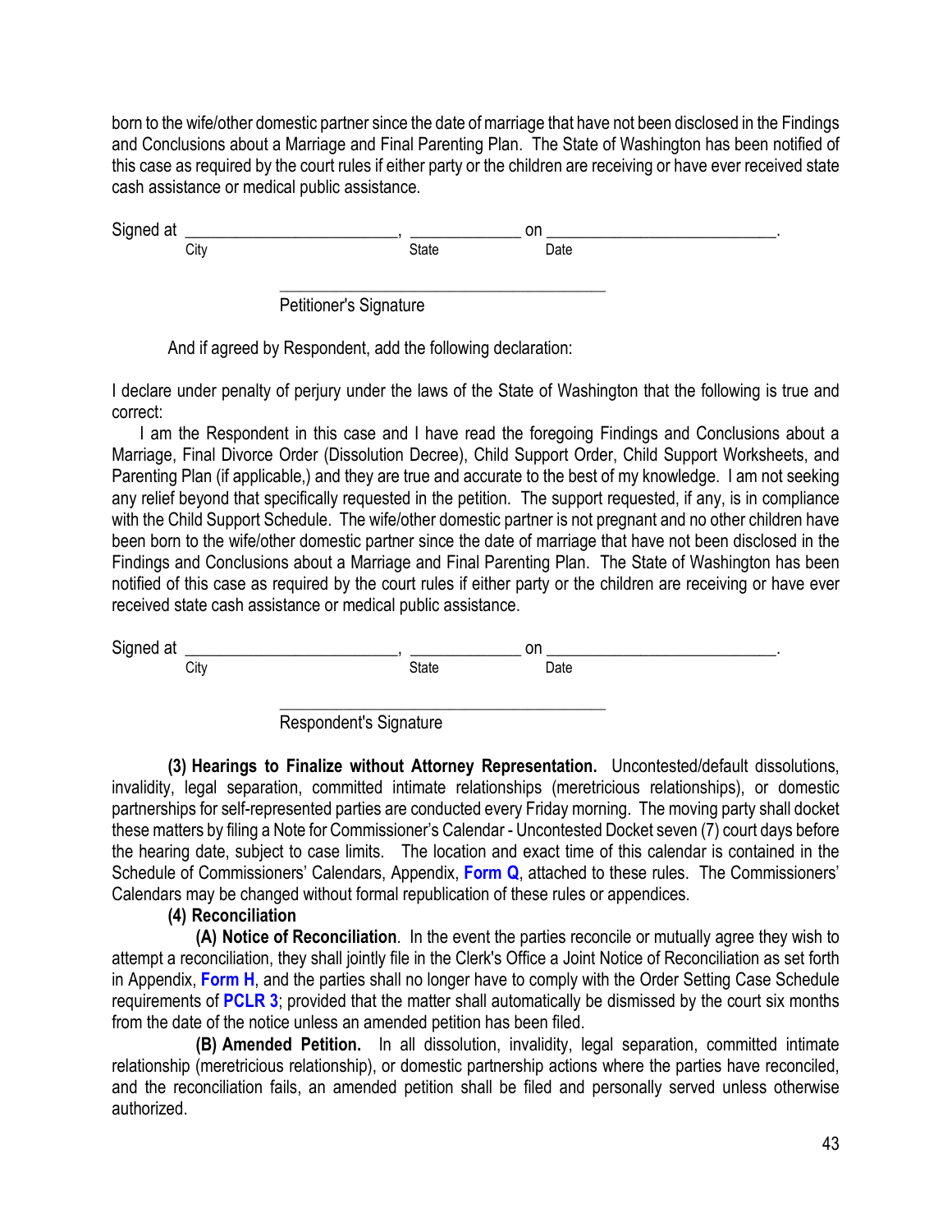born to the wife/other domestic partner since the date of marriage that have not been disclosed in the Findings and Conclusions about a Marriage and Final Parenting Plan. The State of Washington has been notified of this case as required by the court rules if either party or the children are receiving or have ever received state cash assistance or medical public assistance.

Signed at ________________________, _____________ on __________________________.
City State Date

_______________________________________
Petitioner's Signature

And if agreed by Respondent, add the following declaration:

I declare under penalty of perjury under the laws of the State of Washington that the following is true and correct:

I am the Respondent in this case and I have read the foregoing Findings and Conclusions about a Marriage, Final Divorce Order (Dissolution Decree), Child Support Order, Child Support Worksheets, and Parenting Plan (if applicable,) and they are true and accurate to the best of my knowledge. I am not seeking any relief beyond that specifically requested in the petition. The support requested, if any, is in compliance with the Child Support Schedule. The wife/other domestic partner is not pregnant and no other children have been born to the wife/other domestic partner since the date of marriage that have not been disclosed in the Findings and Conclusions about a Marriage and Final Parenting Plan. The State of Washington has been notified of this case as required by the court rules if either party or the children are receiving or have ever received state cash assistance or medical public assistance.

Signed at ________________________, _____________ on __________________________.
City State Date

_______________________________________
Respondent's Signature

**(3) Hearings to Finalize without Attorney Representation.** Uncontested/default dissolutions, invalidity, legal separation, committed intimate relationships (meretricious relationships), or domestic partnerships for self-represented parties are conducted every Friday morning. The moving party shall docket these matters by filing a Note for Commissioner's Calendar - Uncontested Docket seven (7) court days before the hearing date, subject to case limits. The location and exact time of this calendar is contained in the Schedule of Commissioners' Calendars, Appendix, **Form Q**, attached to these rules. The Commissioners' Calendars may be changed without formal republication of these rules or appendices.

**(4) Reconciliation**

**(A) Notice of Reconciliation**. In the event the parties reconcile or mutually agree they wish to attempt a reconciliation, they shall jointly file in the Clerk's Office a Joint Notice of Reconciliation as set forth in Appendix, **Form H**, and the parties shall no longer have to comply with the Order Setting Case Schedule requirements of **PCLR 3**; provided that the matter shall automatically be dismissed by the court six months from the date of the notice unless an amended petition has been filed.

**(B) Amended Petition.** In all dissolution, invalidity, legal separation, committed intimate relationship (meretricious relationship), or domestic partnership actions where the parties have reconciled, and the reconciliation fails, an amended petition shall be filed and personally served unless otherwise authorized.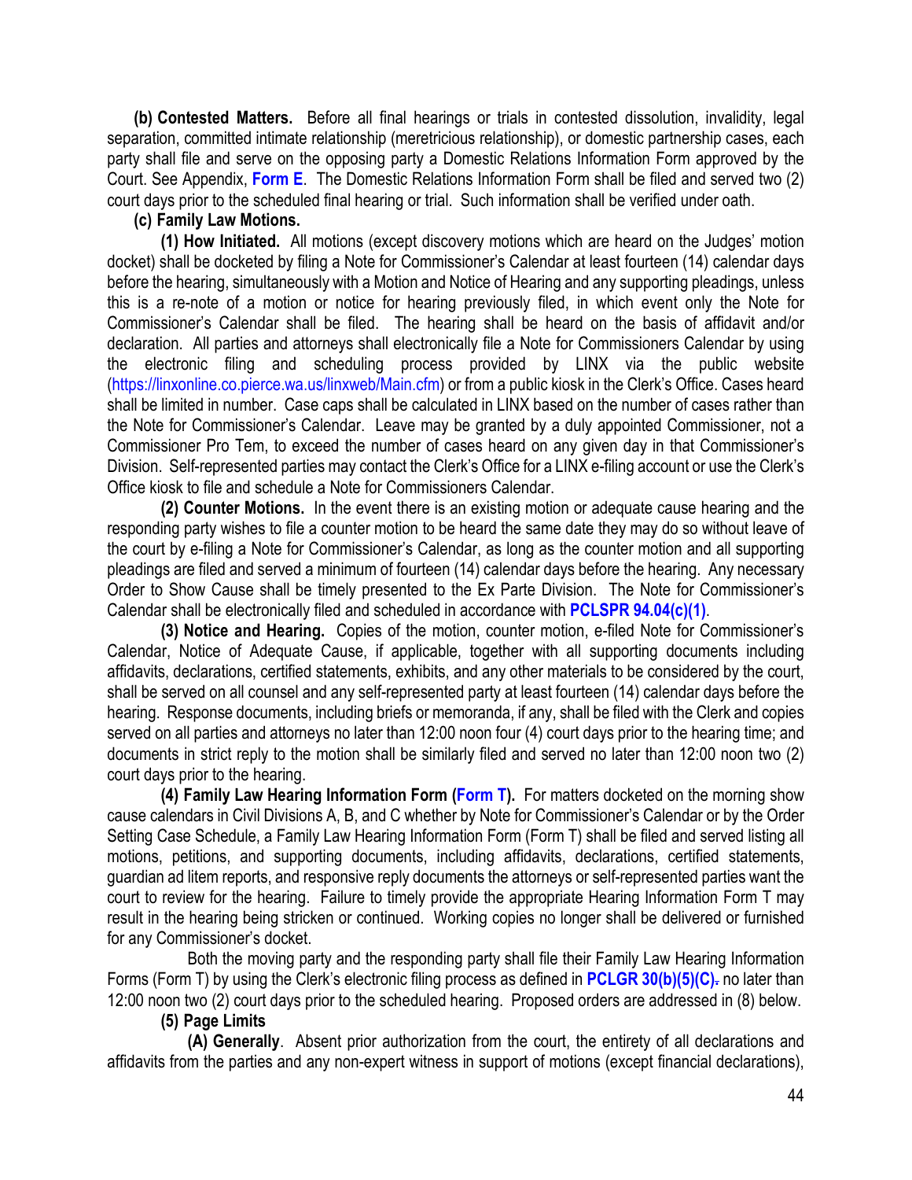**(b) Contested Matters.** Before all final hearings or trials in contested dissolution, invalidity, legal separation, committed intimate relationship (meretricious relationship), or domestic partnership cases, each party shall file and serve on the opposing party a Domestic Relations Information Form approved by the Court. See Appendix, **Form E**. The Domestic Relations Information Form shall be filed and served two (2) court days prior to the scheduled final hearing or trial. Such information shall be verified under oath.

**(c) Family Law Motions.**

**(1) How Initiated.** All motions (except discovery motions which are heard on the Judges' motion docket) shall be docketed by filing a Note for Commissioner's Calendar at least fourteen (14) calendar days before the hearing, simultaneously with a Motion and Notice of Hearing and any supporting pleadings, unless this is a re-note of a motion or notice for hearing previously filed, in which event only the Note for Commissioner's Calendar shall be filed. The hearing shall be heard on the basis of affidavit and/or declaration. All parties and attorneys shall electronically file a Note for Commissioners Calendar by using the electronic filing and scheduling process provided by LINX via the public website (https://linxonline.co.pierce.wa.us/linxweb/Main.cfm) or from a public kiosk in the Clerk's Office. Cases heard shall be limited in number. Case caps shall be calculated in LINX based on the number of cases rather than the Note for Commissioner's Calendar. Leave may be granted by a duly appointed Commissioner, not a Commissioner Pro Tem, to exceed the number of cases heard on any given day in that Commissioner's Division. Self-represented parties may contact the Clerk's Office for a LINX e-filing account or use the Clerk's Office kiosk to file and schedule a Note for Commissioners Calendar.

**(2) Counter Motions.** In the event there is an existing motion or adequate cause hearing and the responding party wishes to file a counter motion to be heard the same date they may do so without leave of the court by e-filing a Note for Commissioner's Calendar, as long as the counter motion and all supporting pleadings are filed and served a minimum of fourteen (14) calendar days before the hearing. Any necessary Order to Show Cause shall be timely presented to the Ex Parte Division. The Note for Commissioner's Calendar shall be electronically filed and scheduled in accordance with **PCLSPR 94.04(c)(1)**.

**(3) Notice and Hearing.** Copies of the motion, counter motion, e-filed Note for Commissioner's Calendar, Notice of Adequate Cause, if applicable, together with all supporting documents including affidavits, declarations, certified statements, exhibits, and any other materials to be considered by the court, shall be served on all counsel and any self-represented party at least fourteen (14) calendar days before the hearing. Response documents, including briefs or memoranda, if any, shall be filed with the Clerk and copies served on all parties and attorneys no later than 12:00 noon four (4) court days prior to the hearing time; and documents in strict reply to the motion shall be similarly filed and served no later than 12:00 noon two (2) court days prior to the hearing.

**(4) Family Law Hearing Information Form (Form T).** For matters docketed on the morning show cause calendars in Civil Divisions A, B, and C whether by Note for Commissioner's Calendar or by the Order Setting Case Schedule, a Family Law Hearing Information Form (Form T) shall be filed and served listing all motions, petitions, and supporting documents, including affidavits, declarations, certified statements, guardian ad litem reports, and responsive reply documents the attorneys or self-represented parties want the court to review for the hearing. Failure to timely provide the appropriate Hearing Information Form T may result in the hearing being stricken or continued. Working copies no longer shall be delivered or furnished for any Commissioner's docket.

Both the moving party and the responding party shall file their Family Law Hearing Information Forms (Form T) by using the Clerk's electronic filing process as defined in **PCLGR 30(b)(5)(C).** no later than 12:00 noon two (2) court days prior to the scheduled hearing. Proposed orders are addressed in (8) below.

**(5) Page Limits**

**(A) Generally**. Absent prior authorization from the court, the entirety of all declarations and affidavits from the parties and any non-expert witness in support of motions (except financial declarations),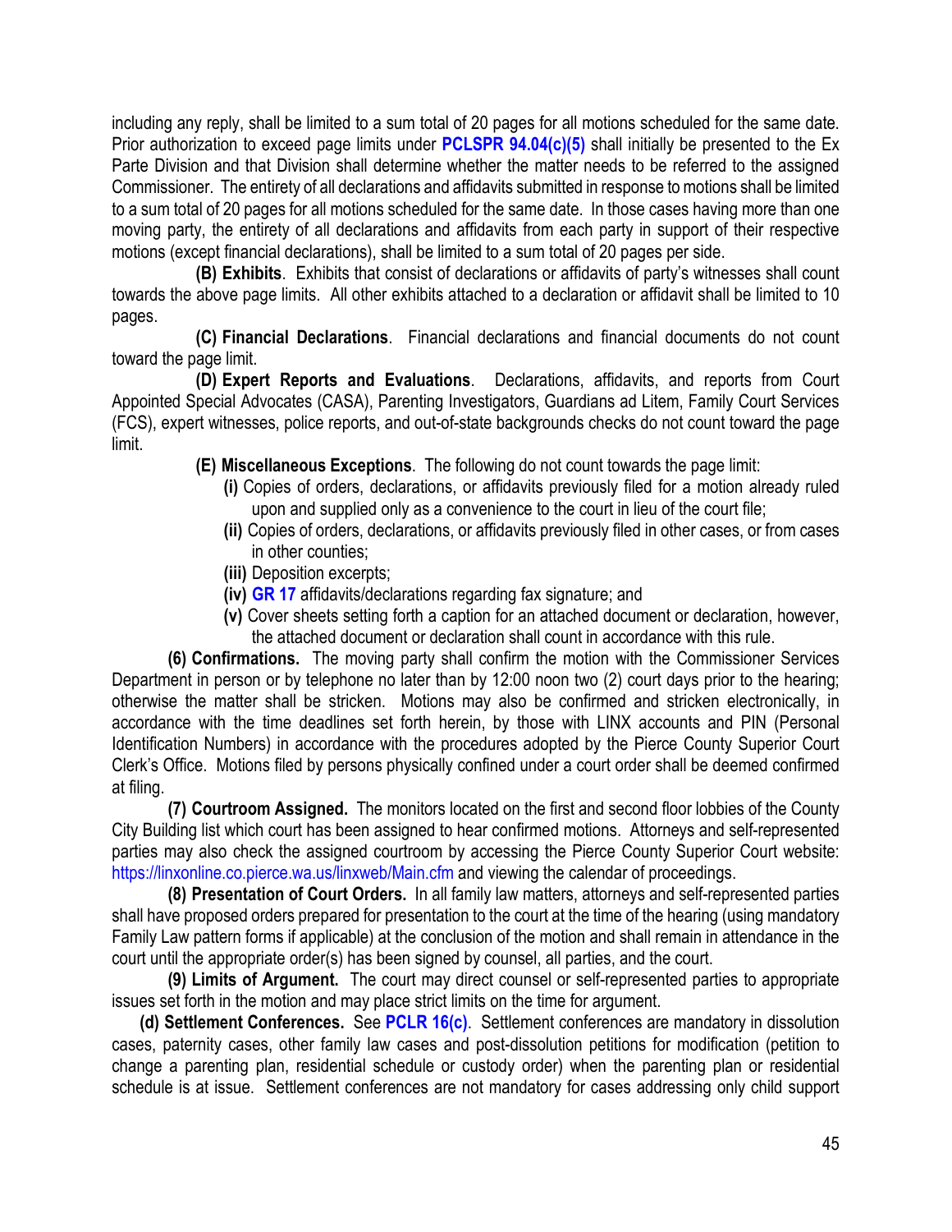including any reply, shall be limited to a sum total of 20 pages for all motions scheduled for the same date. Prior authorization to exceed page limits under **PCLSPR 94.04(c)(5)** shall initially be presented to the Ex Parte Division and that Division shall determine whether the matter needs to be referred to the assigned Commissioner. The entirety of all declarations and affidavits submitted in response to motions shall be limited to a sum total of 20 pages for all motions scheduled for the same date. In those cases having more than one moving party, the entirety of all declarations and affidavits from each party in support of their respective motions (except financial declarations), shall be limited to a sum total of 20 pages per side.

**(B) Exhibits**. Exhibits that consist of declarations or affidavits of party's witnesses shall count towards the above page limits. All other exhibits attached to a declaration or affidavit shall be limited to 10 pages.

**(C) Financial Declarations**. Financial declarations and financial documents do not count toward the page limit.

**(D) Expert Reports and Evaluations**. Declarations, affidavits, and reports from Court Appointed Special Advocates (CASA), Parenting Investigators, Guardians ad Litem, Family Court Services (FCS), expert witnesses, police reports, and out-of-state backgrounds checks do not count toward the page limit.

**(E) Miscellaneous Exceptions**. The following do not count towards the page limit:

- **(i)** Copies of orders, declarations, or affidavits previously filed for a motion already ruled upon and supplied only as a convenience to the court in lieu of the court file;
- **(ii)** Copies of orders, declarations, or affidavits previously filed in other cases, or from cases in other counties;
- **(iii)** Deposition excerpts;
- **(iv)** **GR 17** affidavits/declarations regarding fax signature; and
- **(v)** Cover sheets setting forth a caption for an attached document or declaration, however, the attached document or declaration shall count in accordance with this rule.

**(6) Confirmations.** The moving party shall confirm the motion with the Commissioner Services Department in person or by telephone no later than by 12:00 noon two (2) court days prior to the hearing; otherwise the matter shall be stricken. Motions may also be confirmed and stricken electronically, in accordance with the time deadlines set forth herein, by those with LINX accounts and PIN (Personal Identification Numbers) in accordance with the procedures adopted by the Pierce County Superior Court Clerk's Office. Motions filed by persons physically confined under a court order shall be deemed confirmed at filing.

**(7) Courtroom Assigned.** The monitors located on the first and second floor lobbies of the County City Building list which court has been assigned to hear confirmed motions. Attorneys and self-represented parties may also check the assigned courtroom by accessing the Pierce County Superior Court website: https://linxonline.co.pierce.wa.us/linxweb/Main.cfm and viewing the calendar of proceedings.

**(8) Presentation of Court Orders.** In all family law matters, attorneys and self-represented parties shall have proposed orders prepared for presentation to the court at the time of the hearing (using mandatory Family Law pattern forms if applicable) at the conclusion of the motion and shall remain in attendance in the court until the appropriate order(s) has been signed by counsel, all parties, and the court.

**(9) Limits of Argument.** The court may direct counsel or self-represented parties to appropriate issues set forth in the motion and may place strict limits on the time for argument.

**(d) Settlement Conferences.** See **PCLR 16(c)**. Settlement conferences are mandatory in dissolution cases, paternity cases, other family law cases and post-dissolution petitions for modification (petition to change a parenting plan, residential schedule or custody order) when the parenting plan or residential schedule is at issue. Settlement conferences are not mandatory for cases addressing only child support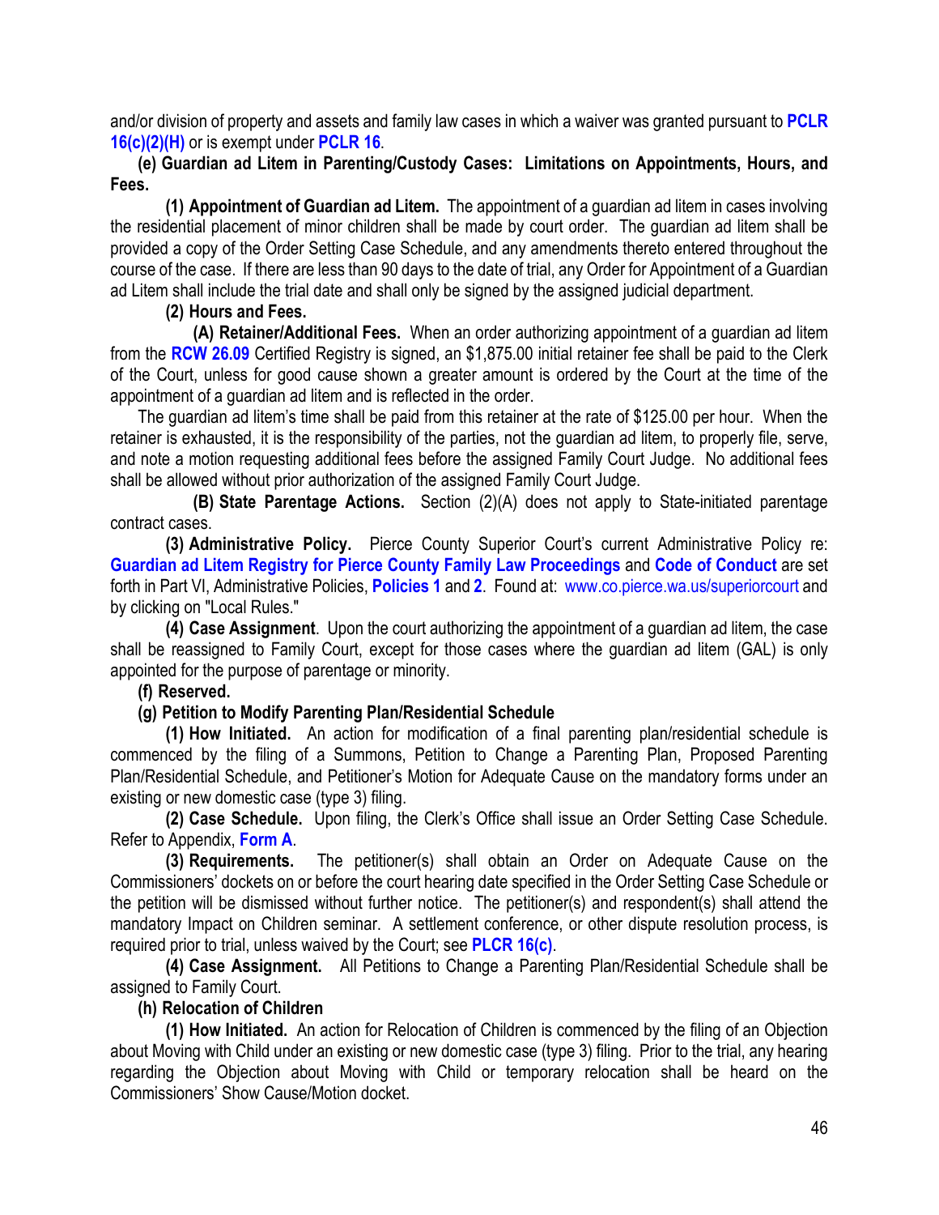and/or division of property and assets and family law cases in which a waiver was granted pursuant to **PCLR 16(c)(2)(H)** or is exempt under **PCLR 16**.

**(e) Guardian ad Litem in Parenting/Custody Cases: Limitations on Appointments, Hours, and Fees.**

**(1) Appointment of Guardian ad Litem.** The appointment of a guardian ad litem in cases involving the residential placement of minor children shall be made by court order. The guardian ad litem shall be provided a copy of the Order Setting Case Schedule, and any amendments thereto entered throughout the course of the case. If there are less than 90 days to the date of trial, any Order for Appointment of a Guardian ad Litem shall include the trial date and shall only be signed by the assigned judicial department.

**(2) Hours and Fees.**

**(A) Retainer/Additional Fees.** When an order authorizing appointment of a guardian ad litem from the **RCW 26.09** Certified Registry is signed, an $1,875.00 initial retainer fee shall be paid to the Clerk of the Court, unless for good cause shown a greater amount is ordered by the Court at the time of the appointment of a guardian ad litem and is reflected in the order.

The guardian ad litem's time shall be paid from this retainer at the rate of $125.00 per hour. When the retainer is exhausted, it is the responsibility of the parties, not the guardian ad litem, to properly file, serve, and note a motion requesting additional fees before the assigned Family Court Judge. No additional fees shall be allowed without prior authorization of the assigned Family Court Judge.

**(B) State Parentage Actions.** Section (2)(A) does not apply to State-initiated parentage contract cases.

**(3) Administrative Policy.** Pierce County Superior Court's current Administrative Policy re: **Guardian ad Litem Registry for Pierce County Family Law Proceedings** and **Code of Conduct** are set forth in Part VI, Administrative Policies, **Policies 1** and **2**. Found at: www.co.pierce.wa.us/superiorcourt and by clicking on "Local Rules."

**(4) Case Assignment**. Upon the court authorizing the appointment of a guardian ad litem, the case shall be reassigned to Family Court, except for those cases where the guardian ad litem (GAL) is only appointed for the purpose of parentage or minority.

**(f) Reserved.**

**(g) Petition to Modify Parenting Plan/Residential Schedule**

**(1) How Initiated.** An action for modification of a final parenting plan/residential schedule is commenced by the filing of a Summons, Petition to Change a Parenting Plan, Proposed Parenting Plan/Residential Schedule, and Petitioner's Motion for Adequate Cause on the mandatory forms under an existing or new domestic case (type 3) filing.

**(2) Case Schedule.** Upon filing, the Clerk's Office shall issue an Order Setting Case Schedule. Refer to Appendix, **Form A**.

**(3) Requirements.** The petitioner(s) shall obtain an Order on Adequate Cause on the Commissioners' dockets on or before the court hearing date specified in the Order Setting Case Schedule or the petition will be dismissed without further notice. The petitioner(s) and respondent(s) shall attend the mandatory Impact on Children seminar. A settlement conference, or other dispute resolution process, is required prior to trial, unless waived by the Court; see **PCLR 16(c)**.

**(4) Case Assignment.** All Petitions to Change a Parenting Plan/Residential Schedule shall be assigned to Family Court.

**(h) Relocation of Children**

**(1) How Initiated.** An action for Relocation of Children is commenced by the filing of an Objection about Moving with Child under an existing or new domestic case (type 3) filing. Prior to the trial, any hearing regarding the Objection about Moving with Child or temporary relocation shall be heard on the Commissioners' Show Cause/Motion docket.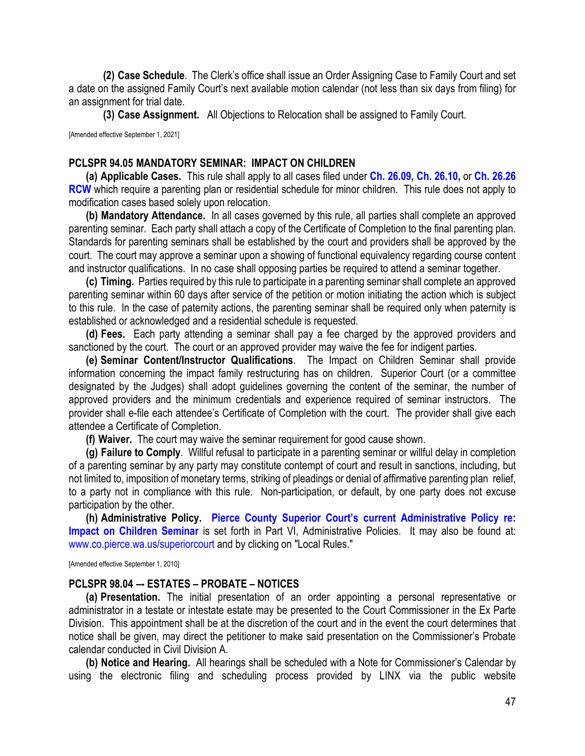**(2) Case Schedule**. The Clerk's office shall issue an Order Assigning Case to Family Court and set a date on the assigned Family Court's next available motion calendar (not less than six days from filing) for an assignment for trial date.

**(3) Case Assignment.** All Objections to Relocation shall be assigned to Family Court.

[Amended effective September 1, 2021]

### PCLSPR 94.05 MANDATORY SEMINAR: IMPACT ON CHILDREN

**(a) Applicable Cases.** This rule shall apply to all cases filed under **Ch. 26.09, Ch. 26.10,** or **Ch. 26.26 RCW** which require a parenting plan or residential schedule for minor children. This rule does not apply to modification cases based solely upon relocation.

**(b) Mandatory Attendance.** In all cases governed by this rule, all parties shall complete an approved parenting seminar. Each party shall attach a copy of the Certificate of Completion to the final parenting plan. Standards for parenting seminars shall be established by the court and providers shall be approved by the court. The court may approve a seminar upon a showing of functional equivalency regarding course content and instructor qualifications. In no case shall opposing parties be required to attend a seminar together.

**(c) Timing.** Parties required by this rule to participate in a parenting seminar shall complete an approved parenting seminar within 60 days after service of the petition or motion initiating the action which is subject to this rule. In the case of paternity actions, the parenting seminar shall be required only when paternity is established or acknowledged and a residential schedule is requested.

**(d) Fees.** Each party attending a seminar shall pay a fee charged by the approved providers and sanctioned by the court. The court or an approved provider may waive the fee for indigent parties.

**(e) Seminar Content/Instructor Qualifications**. The Impact on Children Seminar shall provide information concerning the impact family restructuring has on children. Superior Court (or a committee designated by the Judges) shall adopt guidelines governing the content of the seminar, the number of approved providers and the minimum credentials and experience required of seminar instructors. The provider shall e-file each attendee's Certificate of Completion with the court. The provider shall give each attendee a Certificate of Completion.

**(f) Waiver.** The court may waive the seminar requirement for good cause shown.

**(g) Failure to Comply**. Willful refusal to participate in a parenting seminar or willful delay in completion of a parenting seminar by any party may constitute contempt of court and result in sanctions, including, but not limited to, imposition of monetary terms, striking of pleadings or denial of affirmative parenting plan relief, to a party not in compliance with this rule. Non-participation, or default, by one party does not excuse participation by the other.

**(h) Administrative Policy.** **Pierce County Superior Court's current Administrative Policy re: Impact on Children Seminar** is set forth in Part VI, Administrative Policies. It may also be found at: www.co.pierce.wa.us/superiorcourt and by clicking on "Local Rules."

[Amended effective September 1, 2010]

### PCLSPR 98.04 –- ESTATES – PROBATE – NOTICES

**(a) Presentation.** The initial presentation of an order appointing a personal representative or administrator in a testate or intestate estate may be presented to the Court Commissioner in the Ex Parte Division. This appointment shall be at the discretion of the court and in the event the court determines that notice shall be given, may direct the petitioner to make said presentation on the Commissioner's Probate calendar conducted in Civil Division A.

**(b) Notice and Hearing.** All hearings shall be scheduled with a Note for Commissioner's Calendar by using the electronic filing and scheduling process provided by LINX via the public website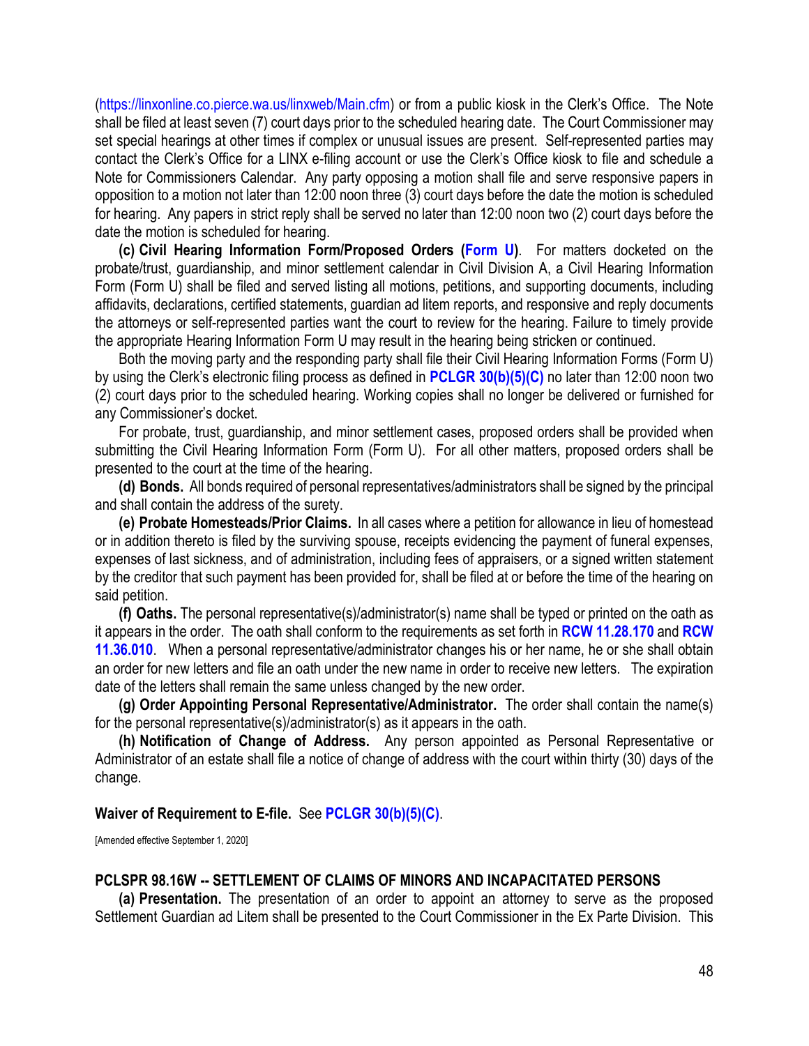(https://linxonline.co.pierce.wa.us/linxweb/Main.cfm) or from a public kiosk in the Clerk's Office. The Note shall be filed at least seven (7) court days prior to the scheduled hearing date. The Court Commissioner may set special hearings at other times if complex or unusual issues are present. Self-represented parties may contact the Clerk's Office for a LINX e-filing account or use the Clerk's Office kiosk to file and schedule a Note for Commissioners Calendar. Any party opposing a motion shall file and serve responsive papers in opposition to a motion not later than 12:00 noon three (3) court days before the date the motion is scheduled for hearing. Any papers in strict reply shall be served no later than 12:00 noon two (2) court days before the date the motion is scheduled for hearing.

**(c) Civil Hearing Information Form/Proposed Orders (Form U)**. For matters docketed on the probate/trust, guardianship, and minor settlement calendar in Civil Division A, a Civil Hearing Information Form (Form U) shall be filed and served listing all motions, petitions, and supporting documents, including affidavits, declarations, certified statements, guardian ad litem reports, and responsive and reply documents the attorneys or self-represented parties want the court to review for the hearing. Failure to timely provide the appropriate Hearing Information Form U may result in the hearing being stricken or continued.

Both the moving party and the responding party shall file their Civil Hearing Information Forms (Form U) by using the Clerk's electronic filing process as defined in **PCLGR 30(b)(5)(C)** no later than 12:00 noon two (2) court days prior to the scheduled hearing. Working copies shall no longer be delivered or furnished for any Commissioner's docket.

For probate, trust, guardianship, and minor settlement cases, proposed orders shall be provided when submitting the Civil Hearing Information Form (Form U). For all other matters, proposed orders shall be presented to the court at the time of the hearing.

**(d) Bonds.** All bonds required of personal representatives/administrators shall be signed by the principal and shall contain the address of the surety.

**(e) Probate Homesteads/Prior Claims.** In all cases where a petition for allowance in lieu of homestead or in addition thereto is filed by the surviving spouse, receipts evidencing the payment of funeral expenses, expenses of last sickness, and of administration, including fees of appraisers, or a signed written statement by the creditor that such payment has been provided for, shall be filed at or before the time of the hearing on said petition.

**(f) Oaths.** The personal representative(s)/administrator(s) name shall be typed or printed on the oath as it appears in the order. The oath shall conform to the requirements as set forth in **RCW 11.28.170** and **RCW 11.36.010**. When a personal representative/administrator changes his or her name, he or she shall obtain an order for new letters and file an oath under the new name in order to receive new letters. The expiration date of the letters shall remain the same unless changed by the new order.

**(g) Order Appointing Personal Representative/Administrator.** The order shall contain the name(s) for the personal representative(s)/administrator(s) as it appears in the oath.

**(h) Notification of Change of Address.** Any person appointed as Personal Representative or Administrator of an estate shall file a notice of change of address with the court within thirty (30) days of the change.

**Waiver of Requirement to E-file.** See **PCLGR 30(b)(5)(C)**.

[Amended effective September 1, 2020]

**PCLSPR 98.16W -- SETTLEMENT OF CLAIMS OF MINORS AND INCAPACITATED PERSONS**

**(a) Presentation.** The presentation of an order to appoint an attorney to serve as the proposed Settlement Guardian ad Litem shall be presented to the Court Commissioner in the Ex Parte Division. This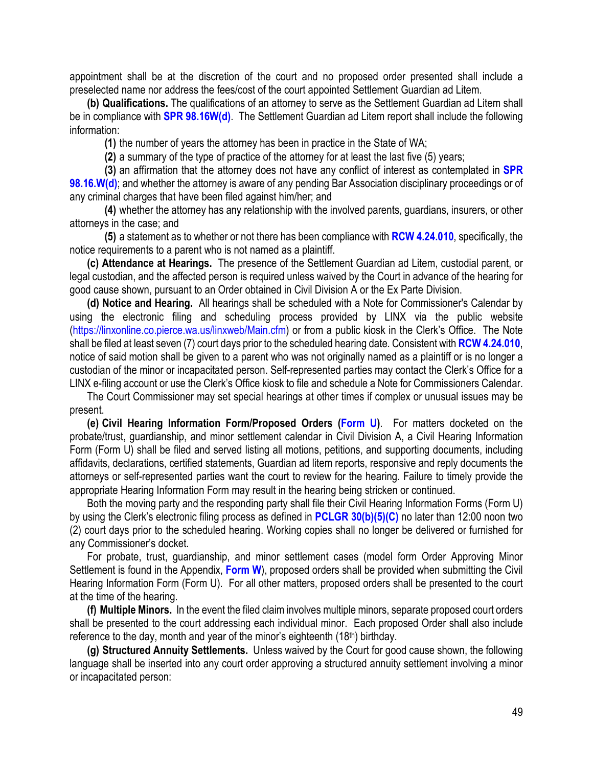appointment shall be at the discretion of the court and no proposed order presented shall include a preselected name nor address the fees/cost of the court appointed Settlement Guardian ad Litem.

**(b) Qualifications.** The qualifications of an attorney to serve as the Settlement Guardian ad Litem shall be in compliance with **SPR 98.16W(d)**. The Settlement Guardian ad Litem report shall include the following information:

**(1)** the number of years the attorney has been in practice in the State of WA;

**(2)** a summary of the type of practice of the attorney for at least the last five (5) years;

**(3)** an affirmation that the attorney does not have any conflict of interest as contemplated in **SPR 98.16.W(d)**; and whether the attorney is aware of any pending Bar Association disciplinary proceedings or of any criminal charges that have been filed against him/her; and

**(4)** whether the attorney has any relationship with the involved parents, guardians, insurers, or other attorneys in the case; and

**(5)** a statement as to whether or not there has been compliance with **RCW 4.24.010**, specifically, the notice requirements to a parent who is not named as a plaintiff.

**(c) Attendance at Hearings.** The presence of the Settlement Guardian ad Litem, custodial parent, or legal custodian, and the affected person is required unless waived by the Court in advance of the hearing for good cause shown, pursuant to an Order obtained in Civil Division A or the Ex Parte Division.

**(d) Notice and Hearing.** All hearings shall be scheduled with a Note for Commissioner's Calendar by using the electronic filing and scheduling process provided by LINX via the public website (https://linxonline.co.pierce.wa.us/linxweb/Main.cfm) or from a public kiosk in the Clerk's Office. The Note shall be filed at least seven (7) court days prior to the scheduled hearing date. Consistent with **RCW 4.24.010**, notice of said motion shall be given to a parent who was not originally named as a plaintiff or is no longer a custodian of the minor or incapacitated person. Self-represented parties may contact the Clerk's Office for a LINX e-filing account or use the Clerk's Office kiosk to file and schedule a Note for Commissioners Calendar.

The Court Commissioner may set special hearings at other times if complex or unusual issues may be present.

**(e) Civil Hearing Information Form/Proposed Orders (Form U).** For matters docketed on the probate/trust, guardianship, and minor settlement calendar in Civil Division A, a Civil Hearing Information Form (Form U) shall be filed and served listing all motions, petitions, and supporting documents, including affidavits, declarations, certified statements, Guardian ad litem reports, responsive and reply documents the attorneys or self-represented parties want the court to review for the hearing. Failure to timely provide the appropriate Hearing Information Form may result in the hearing being stricken or continued.

Both the moving party and the responding party shall file their Civil Hearing Information Forms (Form U) by using the Clerk's electronic filing process as defined in **PCLGR 30(b)(5)(C)** no later than 12:00 noon two (2) court days prior to the scheduled hearing. Working copies shall no longer be delivered or furnished for any Commissioner's docket.

For probate, trust, guardianship, and minor settlement cases (model form Order Approving Minor Settlement is found in the Appendix, **Form W**), proposed orders shall be provided when submitting the Civil Hearing Information Form (Form U). For all other matters, proposed orders shall be presented to the court at the time of the hearing.

**(f) Multiple Minors.** In the event the filed claim involves multiple minors, separate proposed court orders shall be presented to the court addressing each individual minor. Each proposed Order shall also include reference to the day, month and year of the minor's eighteenth (18th) birthday.

**(g) Structured Annuity Settlements.** Unless waived by the Court for good cause shown, the following language shall be inserted into any court order approving a structured annuity settlement involving a minor or incapacitated person: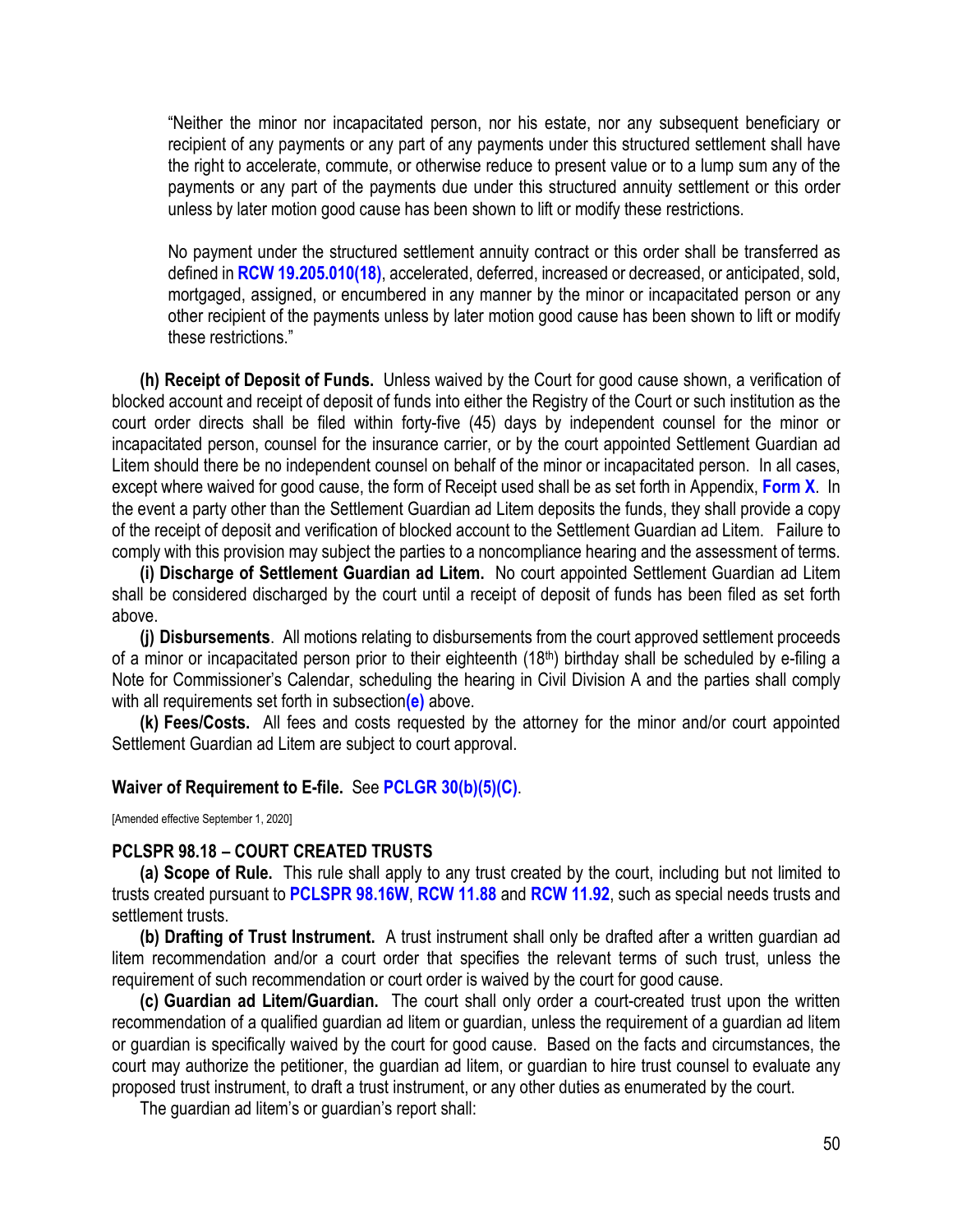"Neither the minor nor incapacitated person, nor his estate, nor any subsequent beneficiary or recipient of any payments or any part of any payments under this structured settlement shall have the right to accelerate, commute, or otherwise reduce to present value or to a lump sum any of the payments or any part of the payments due under this structured annuity settlement or this order unless by later motion good cause has been shown to lift or modify these restrictions.

No payment under the structured settlement annuity contract or this order shall be transferred as defined in **RCW 19.205.010(18)**, accelerated, deferred, increased or decreased, or anticipated, sold, mortgaged, assigned, or encumbered in any manner by the minor or incapacitated person or any other recipient of the payments unless by later motion good cause has been shown to lift or modify these restrictions."

**(h) Receipt of Deposit of Funds.** Unless waived by the Court for good cause shown, a verification of blocked account and receipt of deposit of funds into either the Registry of the Court or such institution as the court order directs shall be filed within forty-five (45) days by independent counsel for the minor or incapacitated person, counsel for the insurance carrier, or by the court appointed Settlement Guardian ad Litem should there be no independent counsel on behalf of the minor or incapacitated person. In all cases, except where waived for good cause, the form of Receipt used shall be as set forth in Appendix, **Form X**. In the event a party other than the Settlement Guardian ad Litem deposits the funds, they shall provide a copy of the receipt of deposit and verification of blocked account to the Settlement Guardian ad Litem. Failure to comply with this provision may subject the parties to a noncompliance hearing and the assessment of terms.

**(i) Discharge of Settlement Guardian ad Litem.** No court appointed Settlement Guardian ad Litem shall be considered discharged by the court until a receipt of deposit of funds has been filed as set forth above.

**(j) Disbursements**. All motions relating to disbursements from the court approved settlement proceeds of a minor or incapacitated person prior to their eighteenth (18th) birthday shall be scheduled by e-filing a Note for Commissioner's Calendar, scheduling the hearing in Civil Division A and the parties shall comply with all requirements set forth in subsection **(e)** above.

**(k) Fees/Costs.** All fees and costs requested by the attorney for the minor and/or court appointed Settlement Guardian ad Litem are subject to court approval.

**Waiver of Requirement to E-file.** See **PCLGR 30(b)(5)(C)**.

[Amended effective September 1, 2020]

**PCLSPR 98.18 – COURT CREATED TRUSTS**

**(a) Scope of Rule.** This rule shall apply to any trust created by the court, including but not limited to trusts created pursuant to **PCLSPR 98.16W**, **RCW 11.88** and **RCW 11.92**, such as special needs trusts and settlement trusts.

**(b) Drafting of Trust Instrument.** A trust instrument shall only be drafted after a written guardian ad litem recommendation and/or a court order that specifies the relevant terms of such trust, unless the requirement of such recommendation or court order is waived by the court for good cause.

**(c) Guardian ad Litem/Guardian.** The court shall only order a court-created trust upon the written recommendation of a qualified guardian ad litem or guardian, unless the requirement of a guardian ad litem or guardian is specifically waived by the court for good cause. Based on the facts and circumstances, the court may authorize the petitioner, the guardian ad litem, or guardian to hire trust counsel to evaluate any proposed trust instrument, to draft a trust instrument, or any other duties as enumerated by the court.

The guardian ad litem's or guardian's report shall: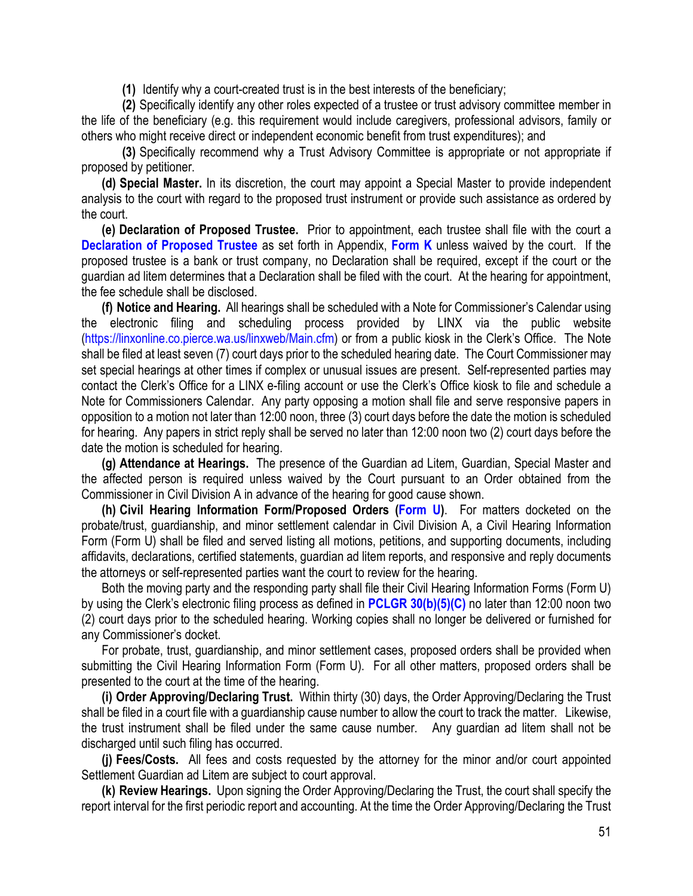**(1)** Identify why a court-created trust is in the best interests of the beneficiary;

**(2)** Specifically identify any other roles expected of a trustee or trust advisory committee member in the life of the beneficiary (e.g. this requirement would include caregivers, professional advisors, family or others who might receive direct or independent economic benefit from trust expenditures); and

**(3)** Specifically recommend why a Trust Advisory Committee is appropriate or not appropriate if proposed by petitioner.

**(d) Special Master.** In its discretion, the court may appoint a Special Master to provide independent analysis to the court with regard to the proposed trust instrument or provide such assistance as ordered by the court.

**(e) Declaration of Proposed Trustee.** Prior to appointment, each trustee shall file with the court a **Declaration of Proposed Trustee** as set forth in Appendix, **Form K** unless waived by the court. If the proposed trustee is a bank or trust company, no Declaration shall be required, except if the court or the guardian ad litem determines that a Declaration shall be filed with the court. At the hearing for appointment, the fee schedule shall be disclosed.

**(f) Notice and Hearing.** All hearings shall be scheduled with a Note for Commissioner's Calendar using the electronic filing and scheduling process provided by LINX via the public website (https://linxonline.co.pierce.wa.us/linxweb/Main.cfm) or from a public kiosk in the Clerk's Office. The Note shall be filed at least seven (7) court days prior to the scheduled hearing date. The Court Commissioner may set special hearings at other times if complex or unusual issues are present. Self-represented parties may contact the Clerk's Office for a LINX e-filing account or use the Clerk's Office kiosk to file and schedule a Note for Commissioners Calendar. Any party opposing a motion shall file and serve responsive papers in opposition to a motion not later than 12:00 noon, three (3) court days before the date the motion is scheduled for hearing. Any papers in strict reply shall be served no later than 12:00 noon two (2) court days before the date the motion is scheduled for hearing.

**(g) Attendance at Hearings.** The presence of the Guardian ad Litem, Guardian, Special Master and the affected person is required unless waived by the Court pursuant to an Order obtained from the Commissioner in Civil Division A in advance of the hearing for good cause shown.

**(h) Civil Hearing Information Form/Proposed Orders (Form U).** For matters docketed on the probate/trust, guardianship, and minor settlement calendar in Civil Division A, a Civil Hearing Information Form (Form U) shall be filed and served listing all motions, petitions, and supporting documents, including affidavits, declarations, certified statements, guardian ad litem reports, and responsive and reply documents the attorneys or self-represented parties want the court to review for the hearing.

Both the moving party and the responding party shall file their Civil Hearing Information Forms (Form U) by using the Clerk's electronic filing process as defined in **PCLGR 30(b)(5)(C)** no later than 12:00 noon two (2) court days prior to the scheduled hearing. Working copies shall no longer be delivered or furnished for any Commissioner's docket.

For probate, trust, guardianship, and minor settlement cases, proposed orders shall be provided when submitting the Civil Hearing Information Form (Form U). For all other matters, proposed orders shall be presented to the court at the time of the hearing.

**(i) Order Approving/Declaring Trust.** Within thirty (30) days, the Order Approving/Declaring the Trust shall be filed in a court file with a guardianship cause number to allow the court to track the matter. Likewise, the trust instrument shall be filed under the same cause number. Any guardian ad litem shall not be discharged until such filing has occurred.

**(j) Fees/Costs.** All fees and costs requested by the attorney for the minor and/or court appointed Settlement Guardian ad Litem are subject to court approval.

**(k) Review Hearings.** Upon signing the Order Approving/Declaring the Trust, the court shall specify the report interval for the first periodic report and accounting. At the time the Order Approving/Declaring the Trust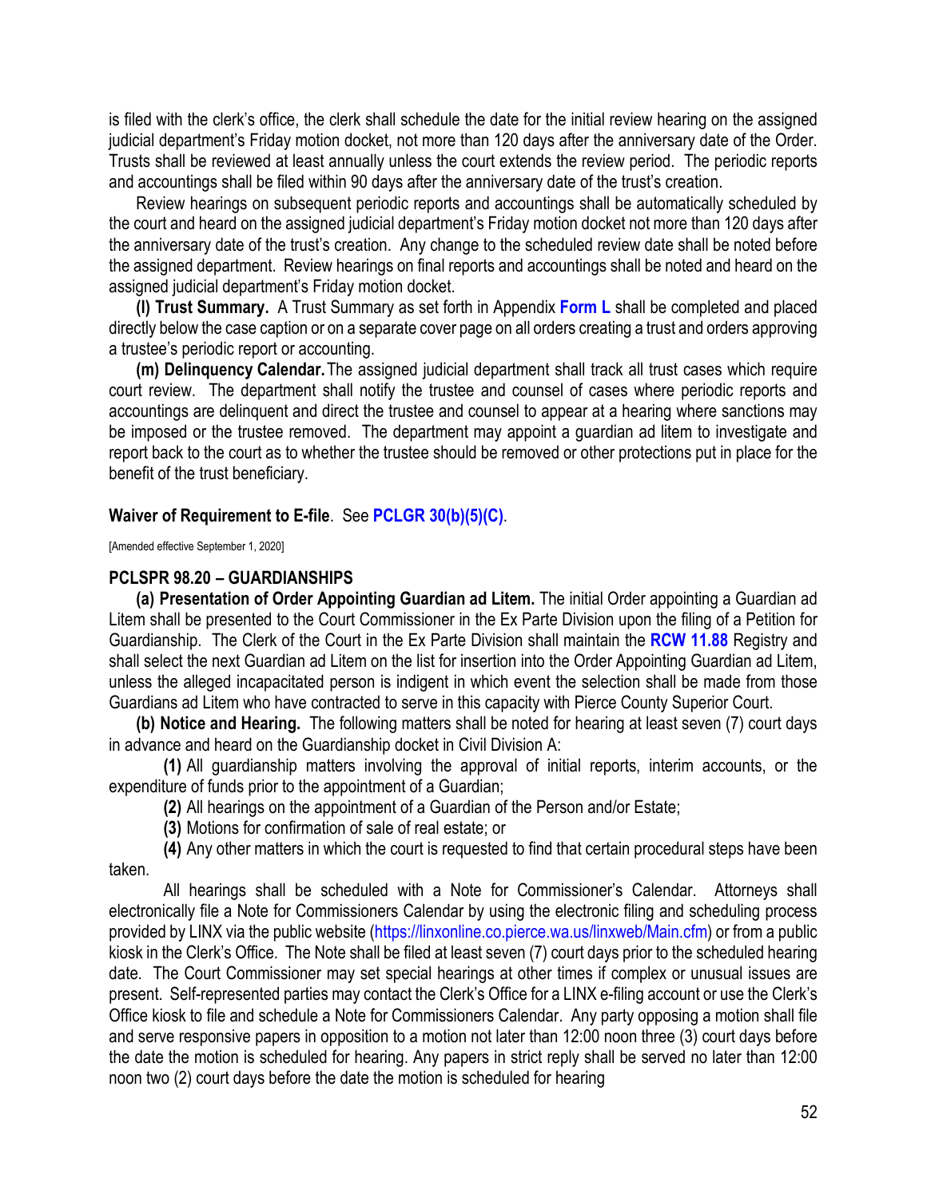is filed with the clerk's office, the clerk shall schedule the date for the initial review hearing on the assigned judicial department's Friday motion docket, not more than 120 days after the anniversary date of the Order. Trusts shall be reviewed at least annually unless the court extends the review period. The periodic reports and accountings shall be filed within 90 days after the anniversary date of the trust's creation.

Review hearings on subsequent periodic reports and accountings shall be automatically scheduled by the court and heard on the assigned judicial department's Friday motion docket not more than 120 days after the anniversary date of the trust's creation. Any change to the scheduled review date shall be noted before the assigned department. Review hearings on final reports and accountings shall be noted and heard on the assigned judicial department's Friday motion docket.

**(l) Trust Summary.** A Trust Summary as set forth in Appendix **Form L** shall be completed and placed directly below the case caption or on a separate cover page on all orders creating a trust and orders approving a trustee's periodic report or accounting.

**(m) Delinquency Calendar.** The assigned judicial department shall track all trust cases which require court review. The department shall notify the trustee and counsel of cases where periodic reports and accountings are delinquent and direct the trustee and counsel to appear at a hearing where sanctions may be imposed or the trustee removed. The department may appoint a guardian ad litem to investigate and report back to the court as to whether the trustee should be removed or other protections put in place for the benefit of the trust beneficiary.

**Waiver of Requirement to E-file**. See **PCLGR 30(b)(5)(C)**.

[Amended effective September 1, 2020]

**PCLSPR 98.20 – GUARDIANSHIPS**

**(a) Presentation of Order Appointing Guardian ad Litem.** The initial Order appointing a Guardian ad Litem shall be presented to the Court Commissioner in the Ex Parte Division upon the filing of a Petition for Guardianship. The Clerk of the Court in the Ex Parte Division shall maintain the **RCW 11.88** Registry and shall select the next Guardian ad Litem on the list for insertion into the Order Appointing Guardian ad Litem, unless the alleged incapacitated person is indigent in which event the selection shall be made from those Guardians ad Litem who have contracted to serve in this capacity with Pierce County Superior Court.

**(b) Notice and Hearing.** The following matters shall be noted for hearing at least seven (7) court days in advance and heard on the Guardianship docket in Civil Division A:

**(1)** All guardianship matters involving the approval of initial reports, interim accounts, or the expenditure of funds prior to the appointment of a Guardian;

**(2)** All hearings on the appointment of a Guardian of the Person and/or Estate;

**(3)** Motions for confirmation of sale of real estate; or

**(4)** Any other matters in which the court is requested to find that certain procedural steps have been taken.

All hearings shall be scheduled with a Note for Commissioner's Calendar. Attorneys shall electronically file a Note for Commissioners Calendar by using the electronic filing and scheduling process provided by LINX via the public website (https://linxonline.co.pierce.wa.us/linxweb/Main.cfm) or from a public kiosk in the Clerk's Office. The Note shall be filed at least seven (7) court days prior to the scheduled hearing date. The Court Commissioner may set special hearings at other times if complex or unusual issues are present. Self-represented parties may contact the Clerk's Office for a LINX e-filing account or use the Clerk's Office kiosk to file and schedule a Note for Commissioners Calendar. Any party opposing a motion shall file and serve responsive papers in opposition to a motion not later than 12:00 noon three (3) court days before the date the motion is scheduled for hearing. Any papers in strict reply shall be served no later than 12:00 noon two (2) court days before the date the motion is scheduled for hearing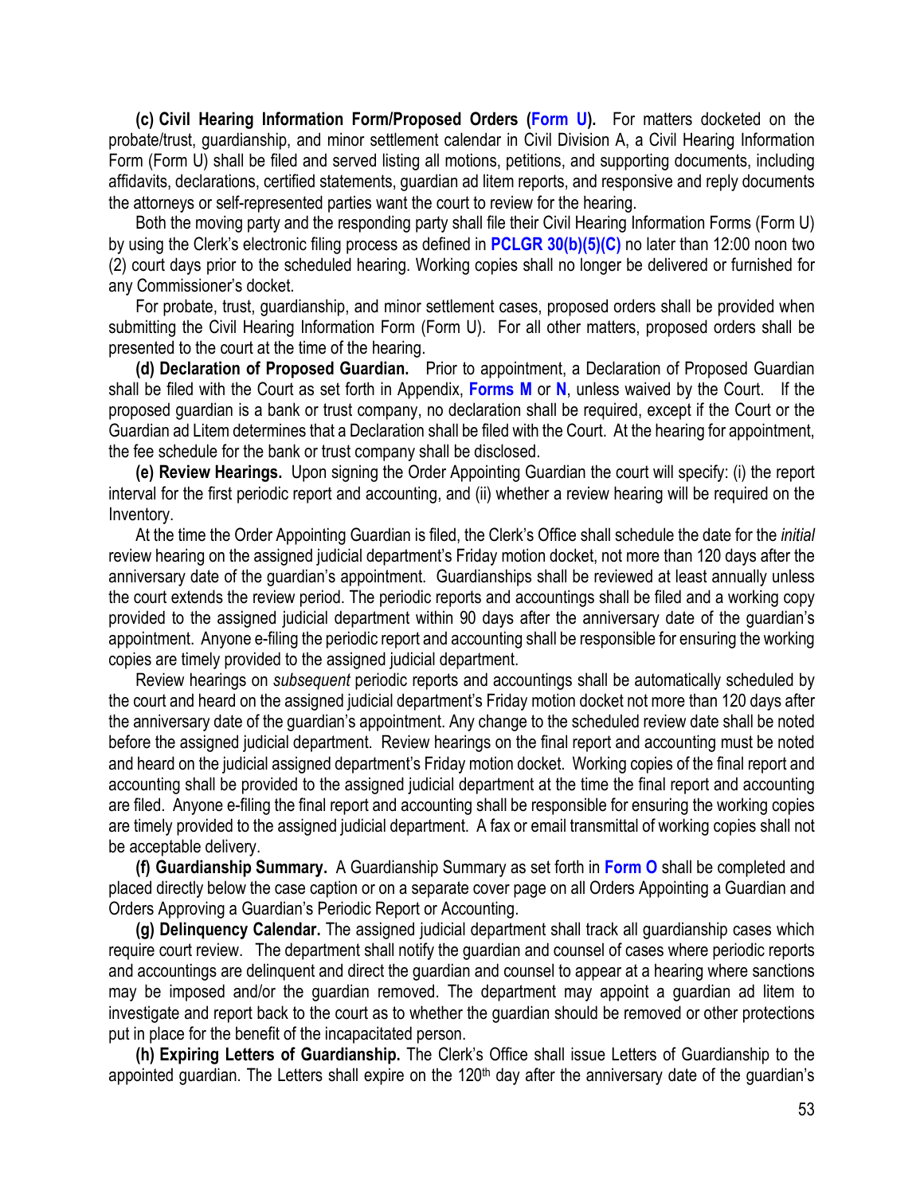**(c) Civil Hearing Information Form/Proposed Orders (Form U).** For matters docketed on the probate/trust, guardianship, and minor settlement calendar in Civil Division A, a Civil Hearing Information Form (Form U) shall be filed and served listing all motions, petitions, and supporting documents, including affidavits, declarations, certified statements, guardian ad litem reports, and responsive and reply documents the attorneys or self-represented parties want the court to review for the hearing.

Both the moving party and the responding party shall file their Civil Hearing Information Forms (Form U) by using the Clerk's electronic filing process as defined in PCLGR 30(b)(5)(C) no later than 12:00 noon two (2) court days prior to the scheduled hearing. Working copies shall no longer be delivered or furnished for any Commissioner's docket.

For probate, trust, guardianship, and minor settlement cases, proposed orders shall be provided when submitting the Civil Hearing Information Form (Form U). For all other matters, proposed orders shall be presented to the court at the time of the hearing.

**(d) Declaration of Proposed Guardian.** Prior to appointment, a Declaration of Proposed Guardian shall be filed with the Court as set forth in Appendix, Forms M or N, unless waived by the Court. If the proposed guardian is a bank or trust company, no declaration shall be required, except if the Court or the Guardian ad Litem determines that a Declaration shall be filed with the Court. At the hearing for appointment, the fee schedule for the bank or trust company shall be disclosed.

**(e) Review Hearings.** Upon signing the Order Appointing Guardian the court will specify: (i) the report interval for the first periodic report and accounting, and (ii) whether a review hearing will be required on the Inventory.

At the time the Order Appointing Guardian is filed, the Clerk's Office shall schedule the date for the *initial* review hearing on the assigned judicial department's Friday motion docket, not more than 120 days after the anniversary date of the guardian's appointment. Guardianships shall be reviewed at least annually unless the court extends the review period. The periodic reports and accountings shall be filed and a working copy provided to the assigned judicial department within 90 days after the anniversary date of the guardian's appointment. Anyone e-filing the periodic report and accounting shall be responsible for ensuring the working copies are timely provided to the assigned judicial department.

Review hearings on *subsequent* periodic reports and accountings shall be automatically scheduled by the court and heard on the assigned judicial department's Friday motion docket not more than 120 days after the anniversary date of the guardian's appointment. Any change to the scheduled review date shall be noted before the assigned judicial department. Review hearings on the final report and accounting must be noted and heard on the judicial assigned department's Friday motion docket. Working copies of the final report and accounting shall be provided to the assigned judicial department at the time the final report and accounting are filed. Anyone e-filing the final report and accounting shall be responsible for ensuring the working copies are timely provided to the assigned judicial department. A fax or email transmittal of working copies shall not be acceptable delivery.

**(f) Guardianship Summary.** A Guardianship Summary as set forth in Form O shall be completed and placed directly below the case caption or on a separate cover page on all Orders Appointing a Guardian and Orders Approving a Guardian's Periodic Report or Accounting.

**(g) Delinquency Calendar.** The assigned judicial department shall track all guardianship cases which require court review. The department shall notify the guardian and counsel of cases where periodic reports and accountings are delinquent and direct the guardian and counsel to appear at a hearing where sanctions may be imposed and/or the guardian removed. The department may appoint a guardian ad litem to investigate and report back to the court as to whether the guardian should be removed or other protections put in place for the benefit of the incapacitated person.

**(h) Expiring Letters of Guardianship.** The Clerk's Office shall issue Letters of Guardianship to the appointed guardian. The Letters shall expire on the 120th day after the anniversary date of the guardian's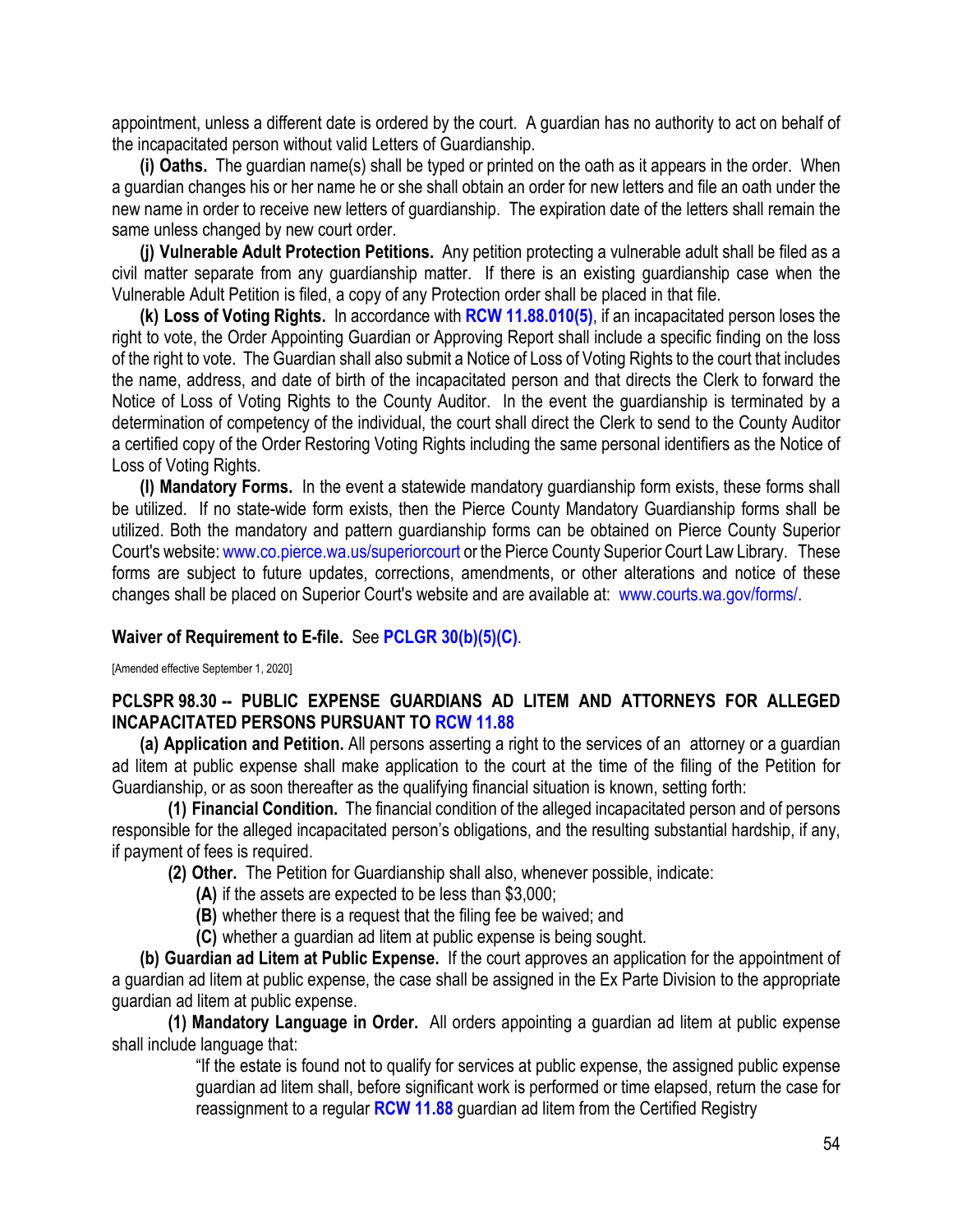appointment, unless a different date is ordered by the court. A guardian has no authority to act on behalf of the incapacitated person without valid Letters of Guardianship.

**(i) Oaths.** The guardian name(s) shall be typed or printed on the oath as it appears in the order. When a guardian changes his or her name he or she shall obtain an order for new letters and file an oath under the new name in order to receive new letters of guardianship. The expiration date of the letters shall remain the same unless changed by new court order.

**(j) Vulnerable Adult Protection Petitions.** Any petition protecting a vulnerable adult shall be filed as a civil matter separate from any guardianship matter. If there is an existing guardianship case when the Vulnerable Adult Petition is filed, a copy of any Protection order shall be placed in that file.

**(k) Loss of Voting Rights.** In accordance with **RCW 11.88.010(5)**, if an incapacitated person loses the right to vote, the Order Appointing Guardian or Approving Report shall include a specific finding on the loss of the right to vote. The Guardian shall also submit a Notice of Loss of Voting Rights to the court that includes the name, address, and date of birth of the incapacitated person and that directs the Clerk to forward the Notice of Loss of Voting Rights to the County Auditor. In the event the guardianship is terminated by a determination of competency of the individual, the court shall direct the Clerk to send to the County Auditor a certified copy of the Order Restoring Voting Rights including the same personal identifiers as the Notice of Loss of Voting Rights.

**(l) Mandatory Forms.** In the event a statewide mandatory guardianship form exists, these forms shall be utilized. If no state-wide form exists, then the Pierce County Mandatory Guardianship forms shall be utilized. Both the mandatory and pattern guardianship forms can be obtained on Pierce County Superior Court's website: www.co.pierce.wa.us/superiorcourt or the Pierce County Superior Court Law Library. These forms are subject to future updates, corrections, amendments, or other alterations and notice of these changes shall be placed on Superior Court's website and are available at: www.courts.wa.gov/forms/.

**Waiver of Requirement to E-file.** See **PCLGR 30(b)(5)(C)**.

[Amended effective September 1, 2020]

## PCLSPR 98.30 -- PUBLIC EXPENSE GUARDIANS AD LITEM AND ATTORNEYS FOR ALLEGED INCAPACITATED PERSONS PURSUANT TO RCW 11.88

**(a) Application and Petition.** All persons asserting a right to the services of an attorney or a guardian ad litem at public expense shall make application to the court at the time of the filing of the Petition for Guardianship, or as soon thereafter as the qualifying financial situation is known, setting forth:

**(1) Financial Condition.** The financial condition of the alleged incapacitated person and of persons responsible for the alleged incapacitated person's obligations, and the resulting substantial hardship, if any, if payment of fees is required.

**(2) Other.** The Petition for Guardianship shall also, whenever possible, indicate:

**(A)** if the assets are expected to be less than $3,000;

**(B)** whether there is a request that the filing fee be waived; and

**(C)** whether a guardian ad litem at public expense is being sought.

**(b) Guardian ad Litem at Public Expense.** If the court approves an application for the appointment of a guardian ad litem at public expense, the case shall be assigned in the Ex Parte Division to the appropriate guardian ad litem at public expense.

**(1) Mandatory Language in Order.** All orders appointing a guardian ad litem at public expense shall include language that:

"If the estate is found not to qualify for services at public expense, the assigned public expense guardian ad litem shall, before significant work is performed or time elapsed, return the case for reassignment to a regular **RCW 11.88** guardian ad litem from the Certified Registry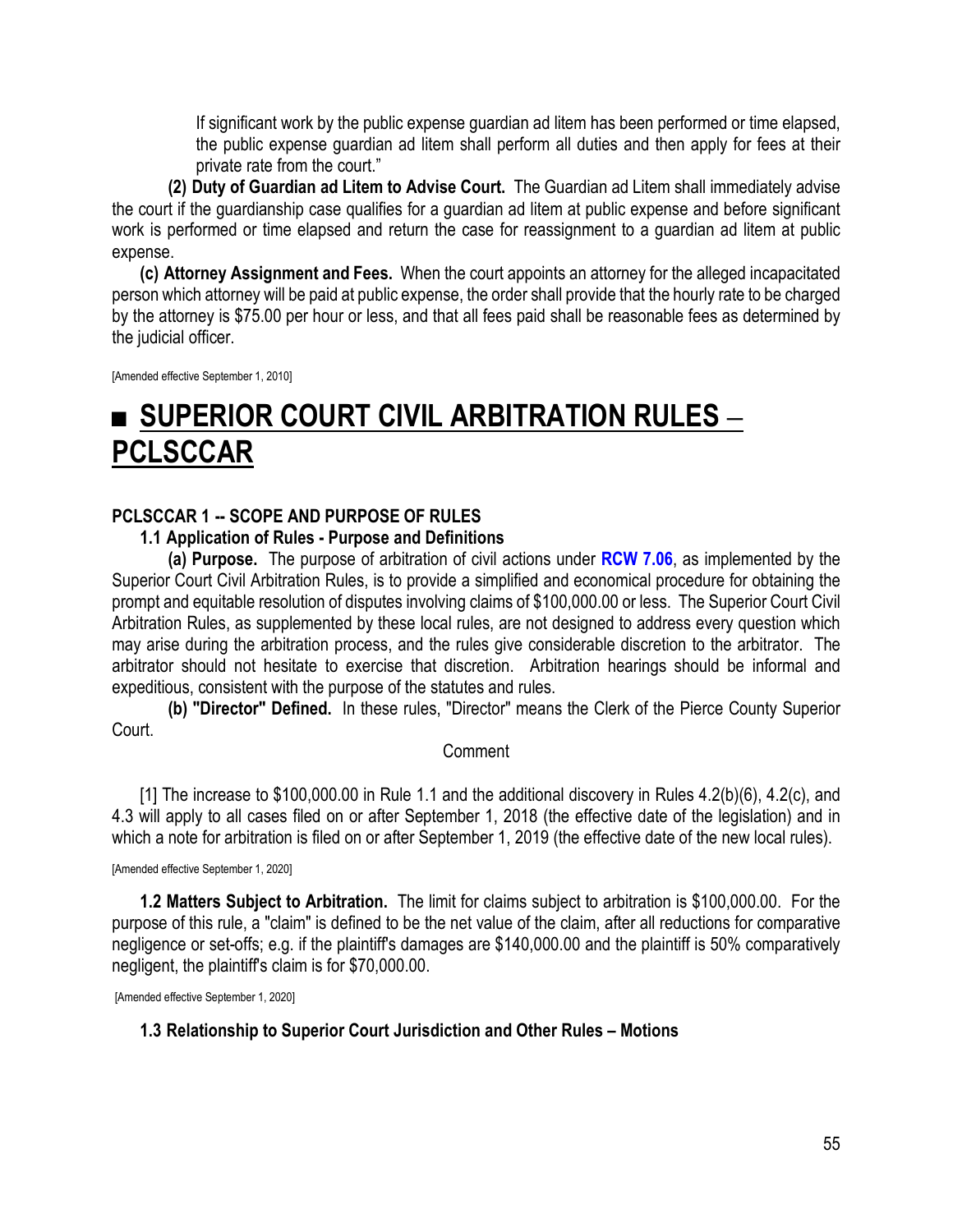If significant work by the public expense guardian ad litem has been performed or time elapsed, the public expense guardian ad litem shall perform all duties and then apply for fees at their private rate from the court."

**(2) Duty of Guardian ad Litem to Advise Court.** The Guardian ad Litem shall immediately advise the court if the guardianship case qualifies for a guardian ad litem at public expense and before significant work is performed or time elapsed and return the case for reassignment to a guardian ad litem at public expense.

**(c) Attorney Assignment and Fees.** When the court appoints an attorney for the alleged incapacitated person which attorney will be paid at public expense, the order shall provide that the hourly rate to be charged by the attorney is $75.00 per hour or less, and that all fees paid shall be reasonable fees as determined by the judicial officer.

[Amended effective September 1, 2010]

# ■ SUPERIOR COURT CIVIL ARBITRATION RULES – PCLSCCAR

### PCLSCCAR 1 -- SCOPE AND PURPOSE OF RULES

#### 1.1 Application of Rules - Purpose and Definitions

**(a) Purpose.** The purpose of arbitration of civil actions under **RCW 7.06**, as implemented by the Superior Court Civil Arbitration Rules, is to provide a simplified and economical procedure for obtaining the prompt and equitable resolution of disputes involving claims of $100,000.00 or less. The Superior Court Civil Arbitration Rules, as supplemented by these local rules, are not designed to address every question which may arise during the arbitration process, and the rules give considerable discretion to the arbitrator. The arbitrator should not hesitate to exercise that discretion. Arbitration hearings should be informal and expeditious, consistent with the purpose of the statutes and rules.

**(b) "Director" Defined.** In these rules, "Director" means the Clerk of the Pierce County Superior Court.

Comment

[1] The increase to $100,000.00 in Rule 1.1 and the additional discovery in Rules 4.2(b)(6), 4.2(c), and 4.3 will apply to all cases filed on or after September 1, 2018 (the effective date of the legislation) and in which a note for arbitration is filed on or after September 1, 2019 (the effective date of the new local rules).

[Amended effective September 1, 2020]

**1.2 Matters Subject to Arbitration.** The limit for claims subject to arbitration is $100,000.00. For the purpose of this rule, a "claim" is defined to be the net value of the claim, after all reductions for comparative negligence or set-offs; e.g. if the plaintiff's damages are $140,000.00 and the plaintiff is 50% comparatively negligent, the plaintiff's claim is for $70,000.00.

[Amended effective September 1, 2020]

#### 1.3 Relationship to Superior Court Jurisdiction and Other Rules – Motions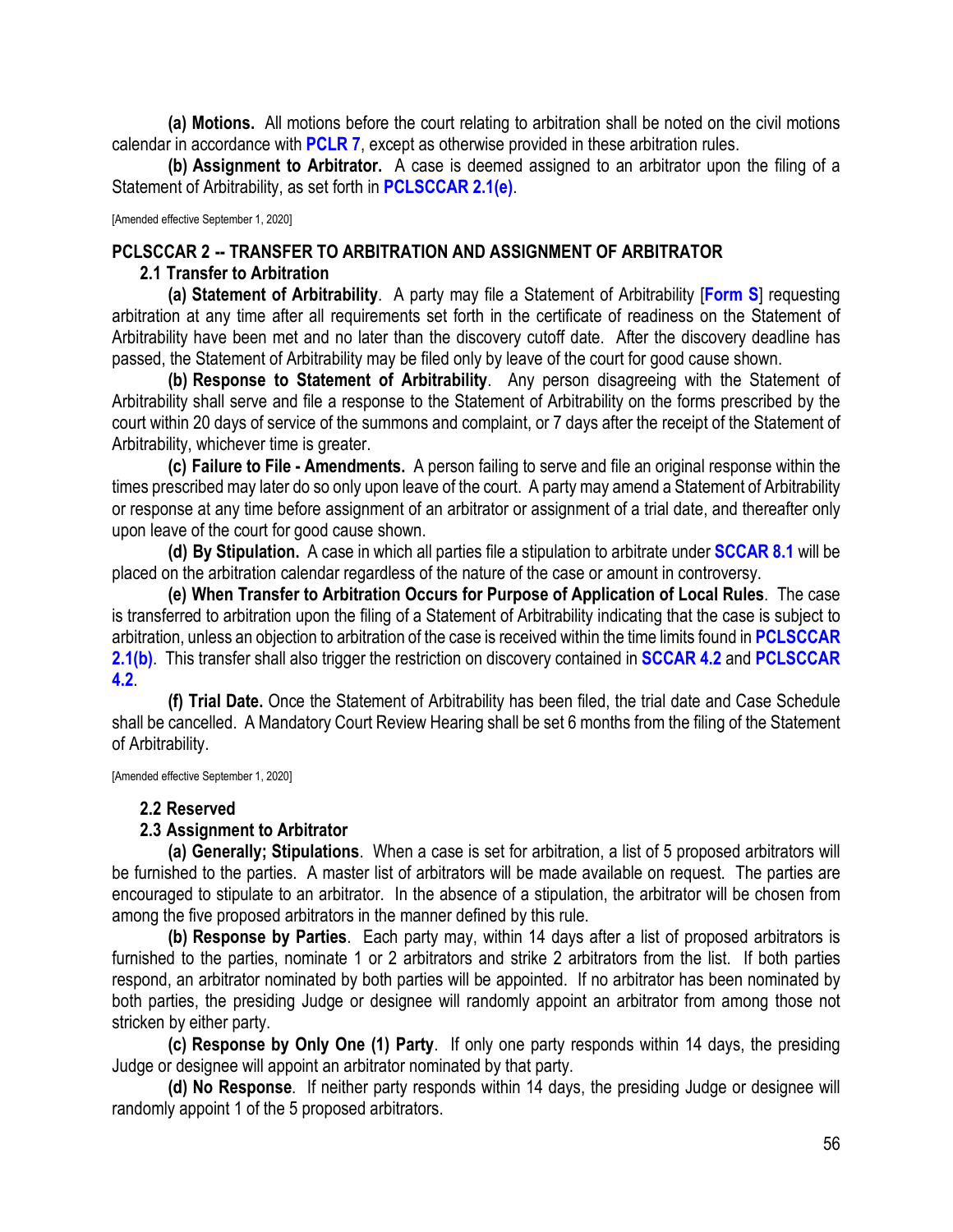**(a) Motions.** All motions before the court relating to arbitration shall be noted on the civil motions calendar in accordance with **PCLR 7**, except as otherwise provided in these arbitration rules.

**(b) Assignment to Arbitrator.** A case is deemed assigned to an arbitrator upon the filing of a Statement of Arbitrability, as set forth in **PCLSCCAR 2.1(e)**.

[Amended effective September 1, 2020]

## PCLSCCAR 2 -- TRANSFER TO ARBITRATION AND ASSIGNMENT OF ARBITRATOR

### 2.1 Transfer to Arbitration

**(a) Statement of Arbitrability**. A party may file a Statement of Arbitrability [**Form S**] requesting arbitration at any time after all requirements set forth in the certificate of readiness on the Statement of Arbitrability have been met and no later than the discovery cutoff date. After the discovery deadline has passed, the Statement of Arbitrability may be filed only by leave of the court for good cause shown.

**(b) Response to Statement of Arbitrability**. Any person disagreeing with the Statement of Arbitrability shall serve and file a response to the Statement of Arbitrability on the forms prescribed by the court within 20 days of service of the summons and complaint, or 7 days after the receipt of the Statement of Arbitrability, whichever time is greater.

**(c) Failure to File - Amendments.** A person failing to serve and file an original response within the times prescribed may later do so only upon leave of the court. A party may amend a Statement of Arbitrability or response at any time before assignment of an arbitrator or assignment of a trial date, and thereafter only upon leave of the court for good cause shown.

**(d) By Stipulation.** A case in which all parties file a stipulation to arbitrate under **SCCAR 8.1** will be placed on the arbitration calendar regardless of the nature of the case or amount in controversy.

**(e) When Transfer to Arbitration Occurs for Purpose of Application of Local Rules**. The case is transferred to arbitration upon the filing of a Statement of Arbitrability indicating that the case is subject to arbitration, unless an objection to arbitration of the case is received within the time limits found in **PCLSCCAR 2.1(b)**. This transfer shall also trigger the restriction on discovery contained in **SCCAR 4.2** and **PCLSCCAR 4.2**.

**(f) Trial Date.** Once the Statement of Arbitrability has been filed, the trial date and Case Schedule shall be cancelled. A Mandatory Court Review Hearing shall be set 6 months from the filing of the Statement of Arbitrability.

[Amended effective September 1, 2020]

### 2.2 Reserved

### 2.3 Assignment to Arbitrator

**(a) Generally; Stipulations**. When a case is set for arbitration, a list of 5 proposed arbitrators will be furnished to the parties. A master list of arbitrators will be made available on request. The parties are encouraged to stipulate to an arbitrator. In the absence of a stipulation, the arbitrator will be chosen from among the five proposed arbitrators in the manner defined by this rule.

**(b) Response by Parties**. Each party may, within 14 days after a list of proposed arbitrators is furnished to the parties, nominate 1 or 2 arbitrators and strike 2 arbitrators from the list. If both parties respond, an arbitrator nominated by both parties will be appointed. If no arbitrator has been nominated by both parties, the presiding Judge or designee will randomly appoint an arbitrator from among those not stricken by either party.

**(c) Response by Only One (1) Party**. If only one party responds within 14 days, the presiding Judge or designee will appoint an arbitrator nominated by that party.

**(d) No Response**. If neither party responds within 14 days, the presiding Judge or designee will randomly appoint 1 of the 5 proposed arbitrators.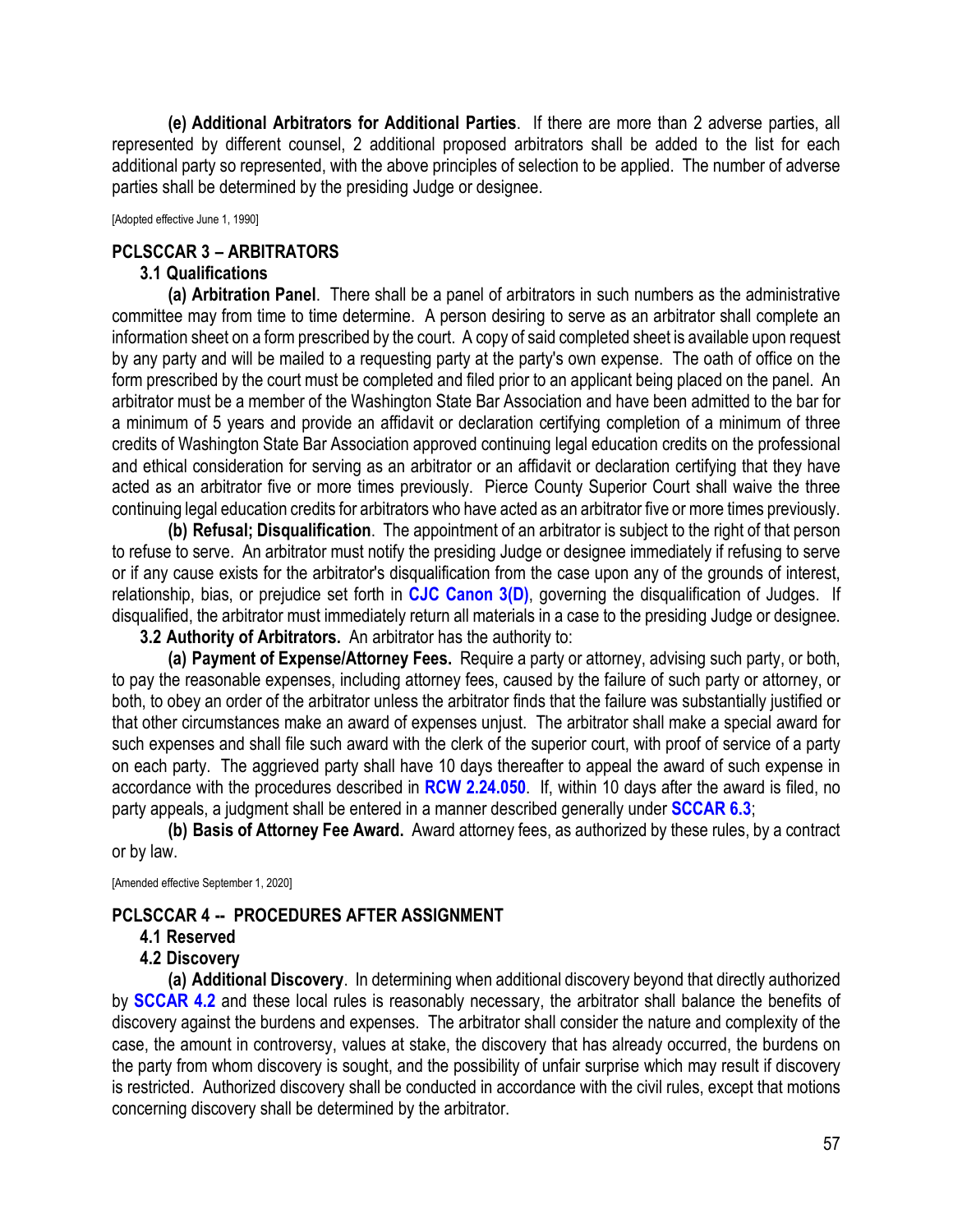**(e) Additional Arbitrators for Additional Parties**. If there are more than 2 adverse parties, all represented by different counsel, 2 additional proposed arbitrators shall be added to the list for each additional party so represented, with the above principles of selection to be applied. The number of adverse parties shall be determined by the presiding Judge or designee.

[Adopted effective June 1, 1990]

## PCLSCCAR 3 – ARBITRATORS

### 3.1 Qualifications

**(a) Arbitration Panel**. There shall be a panel of arbitrators in such numbers as the administrative committee may from time to time determine. A person desiring to serve as an arbitrator shall complete an information sheet on a form prescribed by the court. A copy of said completed sheet is available upon request by any party and will be mailed to a requesting party at the party's own expense. The oath of office on the form prescribed by the court must be completed and filed prior to an applicant being placed on the panel. An arbitrator must be a member of the Washington State Bar Association and have been admitted to the bar for a minimum of 5 years and provide an affidavit or declaration certifying completion of a minimum of three credits of Washington State Bar Association approved continuing legal education credits on the professional and ethical consideration for serving as an arbitrator or an affidavit or declaration certifying that they have acted as an arbitrator five or more times previously. Pierce County Superior Court shall waive the three continuing legal education credits for arbitrators who have acted as an arbitrator five or more times previously.

**(b) Refusal; Disqualification**. The appointment of an arbitrator is subject to the right of that person to refuse to serve. An arbitrator must notify the presiding Judge or designee immediately if refusing to serve or if any cause exists for the arbitrator's disqualification from the case upon any of the grounds of interest, relationship, bias, or prejudice set forth in **CJC Canon 3(D)**, governing the disqualification of Judges. If disqualified, the arbitrator must immediately return all materials in a case to the presiding Judge or designee.

**3.2 Authority of Arbitrators.** An arbitrator has the authority to:

**(a) Payment of Expense/Attorney Fees.** Require a party or attorney, advising such party, or both, to pay the reasonable expenses, including attorney fees, caused by the failure of such party or attorney, or both, to obey an order of the arbitrator unless the arbitrator finds that the failure was substantially justified or that other circumstances make an award of expenses unjust. The arbitrator shall make a special award for such expenses and shall file such award with the clerk of the superior court, with proof of service of a party on each party. The aggrieved party shall have 10 days thereafter to appeal the award of such expense in accordance with the procedures described in **RCW 2.24.050**. If, within 10 days after the award is filed, no party appeals, a judgment shall be entered in a manner described generally under **SCCAR 6.3**;

**(b) Basis of Attorney Fee Award.** Award attorney fees, as authorized by these rules, by a contract or by law.

[Amended effective September 1, 2020]

## PCLSCCAR 4 -- PROCEDURES AFTER ASSIGNMENT

### 4.1 Reserved

### 4.2 Discovery

**(a) Additional Discovery**. In determining when additional discovery beyond that directly authorized by **SCCAR 4.2** and these local rules is reasonably necessary, the arbitrator shall balance the benefits of discovery against the burdens and expenses. The arbitrator shall consider the nature and complexity of the case, the amount in controversy, values at stake, the discovery that has already occurred, the burdens on the party from whom discovery is sought, and the possibility of unfair surprise which may result if discovery is restricted. Authorized discovery shall be conducted in accordance with the civil rules, except that motions concerning discovery shall be determined by the arbitrator.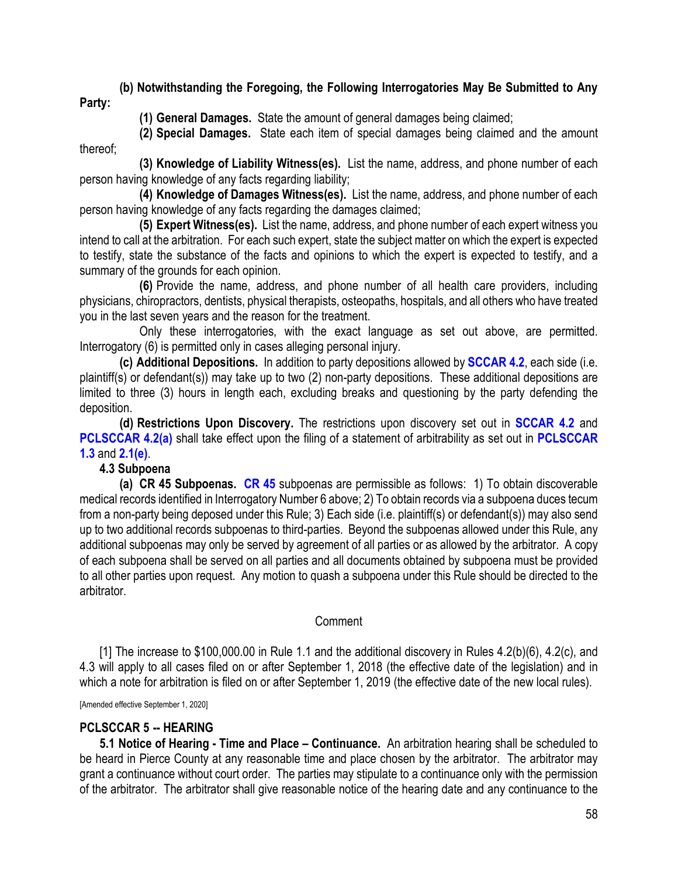**(b) Notwithstanding the Foregoing, the Following Interrogatories May Be Submitted to Any Party:**

**(1) General Damages.** State the amount of general damages being claimed;

**(2) Special Damages.** State each item of special damages being claimed and the amount thereof;

**(3) Knowledge of Liability Witness(es).** List the name, address, and phone number of each person having knowledge of any facts regarding liability;

**(4) Knowledge of Damages Witness(es).** List the name, address, and phone number of each person having knowledge of any facts regarding the damages claimed;

**(5) Expert Witness(es).** List the name, address, and phone number of each expert witness you intend to call at the arbitration. For each such expert, state the subject matter on which the expert is expected to testify, state the substance of the facts and opinions to which the expert is expected to testify, and a summary of the grounds for each opinion.

**(6)** Provide the name, address, and phone number of all health care providers, including physicians, chiropractors, dentists, physical therapists, osteopaths, hospitals, and all others who have treated you in the last seven years and the reason for the treatment.

Only these interrogatories, with the exact language as set out above, are permitted. Interrogatory (6) is permitted only in cases alleging personal injury.

**(c) Additional Depositions.** In addition to party depositions allowed by **SCCAR 4.2**, each side (i.e. plaintiff(s) or defendant(s)) may take up to two (2) non-party depositions. These additional depositions are limited to three (3) hours in length each, excluding breaks and questioning by the party defending the deposition.

**(d) Restrictions Upon Discovery.** The restrictions upon discovery set out in **SCCAR 4.2** and **PCLSCCAR 4.2(a)** shall take effect upon the filing of a statement of arbitrability as set out in **PCLSCCAR 1.3** and **2.1(e)**.

**4.3 Subpoena**

**(a) CR 45 Subpoenas.** **CR 45** subpoenas are permissible as follows: 1) To obtain discoverable medical records identified in Interrogatory Number 6 above; 2) To obtain records via a subpoena duces tecum from a non-party being deposed under this Rule; 3) Each side (i.e. plaintiff(s) or defendant(s)) may also send up to two additional records subpoenas to third-parties. Beyond the subpoenas allowed under this Rule, any additional subpoenas may only be served by agreement of all parties or as allowed by the arbitrator. A copy of each subpoena shall be served on all parties and all documents obtained by subpoena must be provided to all other parties upon request. Any motion to quash a subpoena under this Rule should be directed to the arbitrator.

Comment

[1] The increase to $100,000.00 in Rule 1.1 and the additional discovery in Rules 4.2(b)(6), 4.2(c), and 4.3 will apply to all cases filed on or after September 1, 2018 (the effective date of the legislation) and in which a note for arbitration is filed on or after September 1, 2019 (the effective date of the new local rules).

[Amended effective September 1, 2020]

## PCLSCCAR 5 -- HEARING

**5.1 Notice of Hearing - Time and Place – Continuance.** An arbitration hearing shall be scheduled to be heard in Pierce County at any reasonable time and place chosen by the arbitrator. The arbitrator may grant a continuance without court order. The parties may stipulate to a continuance only with the permission of the arbitrator. The arbitrator shall give reasonable notice of the hearing date and any continuance to the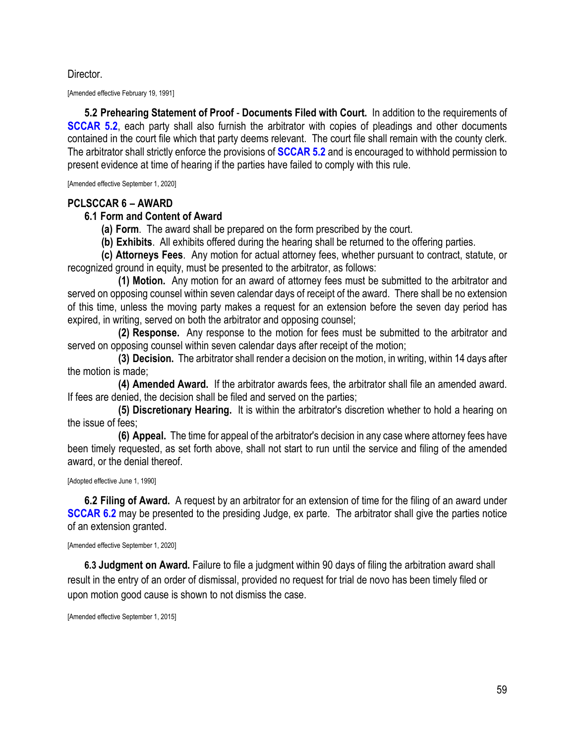Director.

[Amended effective February 19, 1991]

**5.2 Prehearing Statement of Proof - Documents Filed with Court.** In addition to the requirements of **SCCAR 5.2**, each party shall also furnish the arbitrator with copies of pleadings and other documents contained in the court file which that party deems relevant. The court file shall remain with the county clerk. The arbitrator shall strictly enforce the provisions of **SCCAR 5.2** and is encouraged to withhold permission to present evidence at time of hearing if the parties have failed to comply with this rule.

[Amended effective September 1, 2020]

## PCLSCCAR 6 – AWARD

### 6.1 Form and Content of Award

**(a) Form**. The award shall be prepared on the form prescribed by the court.

**(b) Exhibits**. All exhibits offered during the hearing shall be returned to the offering parties.

**(c) Attorneys Fees**. Any motion for actual attorney fees, whether pursuant to contract, statute, or recognized ground in equity, must be presented to the arbitrator, as follows:

**(1) Motion.** Any motion for an award of attorney fees must be submitted to the arbitrator and served on opposing counsel within seven calendar days of receipt of the award. There shall be no extension of this time, unless the moving party makes a request for an extension before the seven day period has expired, in writing, served on both the arbitrator and opposing counsel;

**(2) Response.** Any response to the motion for fees must be submitted to the arbitrator and served on opposing counsel within seven calendar days after receipt of the motion;

**(3) Decision.** The arbitrator shall render a decision on the motion, in writing, within 14 days after the motion is made;

**(4) Amended Award.** If the arbitrator awards fees, the arbitrator shall file an amended award. If fees are denied, the decision shall be filed and served on the parties;

**(5) Discretionary Hearing.** It is within the arbitrator's discretion whether to hold a hearing on the issue of fees;

**(6) Appeal.** The time for appeal of the arbitrator's decision in any case where attorney fees have been timely requested, as set forth above, shall not start to run until the service and filing of the amended award, or the denial thereof.

[Adopted effective June 1, 1990]

**6.2 Filing of Award.** A request by an arbitrator for an extension of time for the filing of an award under **SCCAR 6.2** may be presented to the presiding Judge, ex parte. The arbitrator shall give the parties notice of an extension granted.

[Amended effective September 1, 2020]

**6.3 Judgment on Award.** Failure to file a judgment within 90 days of filing the arbitration award shall result in the entry of an order of dismissal, provided no request for trial de novo has been timely filed or upon motion good cause is shown to not dismiss the case.

[Amended effective September 1, 2015]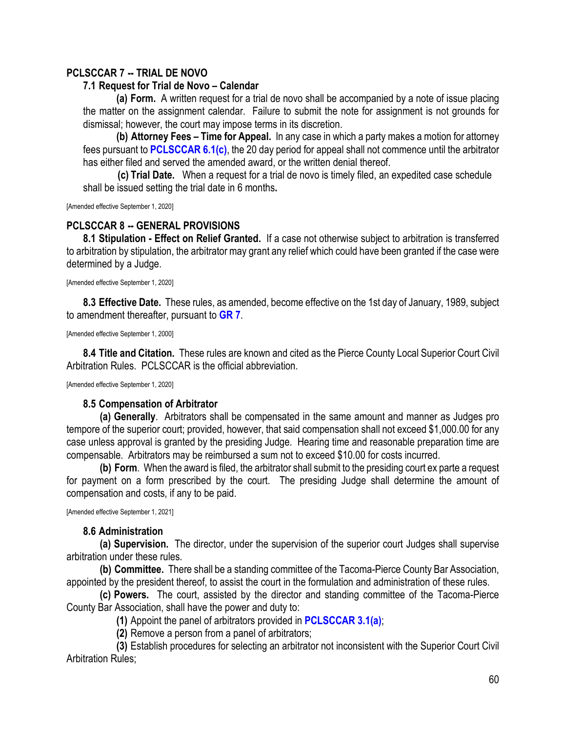## PCLSCCAR 7 -- TRIAL DE NOVO

### 7.1 Request for Trial de Novo – Calendar

**(a) Form.** A written request for a trial de novo shall be accompanied by a note of issue placing the matter on the assignment calendar. Failure to submit the note for assignment is not grounds for dismissal; however, the court may impose terms in its discretion.

**(b) Attorney Fees – Time for Appeal.** In any case in which a party makes a motion for attorney fees pursuant to **PCLSCCAR 6.1(c)**, the 20 day period for appeal shall not commence until the arbitrator has either filed and served the amended award, or the written denial thereof.

**(c) Trial Date.** When a request for a trial de novo is timely filed, an expedited case schedule shall be issued setting the trial date in 6 months**.**

[Amended effective September 1, 2020]

## PCLSCCAR 8 -- GENERAL PROVISIONS

**8.1 Stipulation - Effect on Relief Granted.** If a case not otherwise subject to arbitration is transferred to arbitration by stipulation, the arbitrator may grant any relief which could have been granted if the case were determined by a Judge.

[Amended effective September 1, 2020]

**8.3 Effective Date.** These rules, as amended, become effective on the 1st day of January, 1989, subject to amendment thereafter, pursuant to **GR 7**.

[Amended effective September 1, 2000]

**8.4 Title and Citation.** These rules are known and cited as the Pierce County Local Superior Court Civil Arbitration Rules. PCLSCCAR is the official abbreviation.

[Amended effective September 1, 2020]

### 8.5 Compensation of Arbitrator

**(a) Generally**. Arbitrators shall be compensated in the same amount and manner as Judges pro tempore of the superior court; provided, however, that said compensation shall not exceed $1,000.00 for any case unless approval is granted by the presiding Judge. Hearing time and reasonable preparation time are compensable. Arbitrators may be reimbursed a sum not to exceed $10.00 for costs incurred.

**(b) Form**. When the award is filed, the arbitrator shall submit to the presiding court ex parte a request for payment on a form prescribed by the court. The presiding Judge shall determine the amount of compensation and costs, if any to be paid.

[Amended effective September 1, 2021]

### 8.6 Administration

**(a) Supervision.** The director, under the supervision of the superior court Judges shall supervise arbitration under these rules.

**(b) Committee.** There shall be a standing committee of the Tacoma-Pierce County Bar Association, appointed by the president thereof, to assist the court in the formulation and administration of these rules.

**(c) Powers.** The court, assisted by the director and standing committee of the Tacoma-Pierce County Bar Association, shall have the power and duty to:

**(1)** Appoint the panel of arbitrators provided in **PCLSCCAR 3.1(a)**;

**(2)** Remove a person from a panel of arbitrators;

**(3)** Establish procedures for selecting an arbitrator not inconsistent with the Superior Court Civil Arbitration Rules;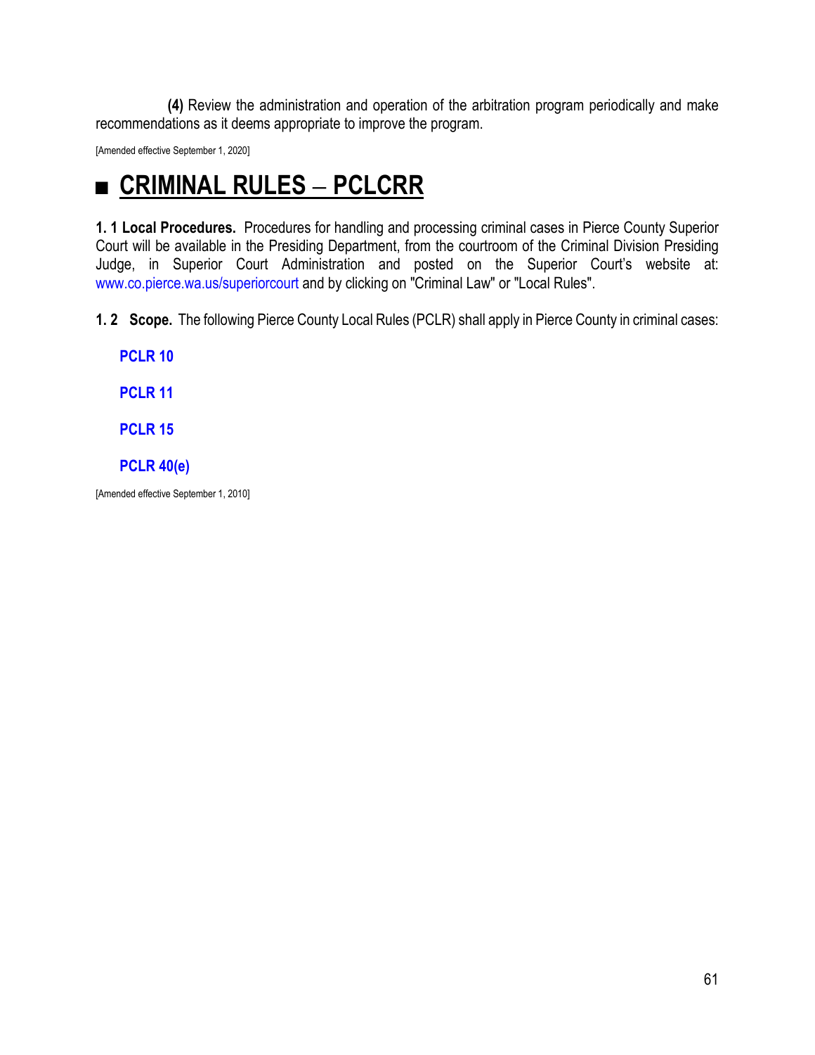**(4)** Review the administration and operation of the arbitration program periodically and make recommendations as it deems appropriate to improve the program.

[Amended effective September 1, 2020]

# ■ CRIMINAL RULES – PCLCRR

**1. 1 Local Procedures.** Procedures for handling and processing criminal cases in Pierce County Superior Court will be available in the Presiding Department, from the courtroom of the Criminal Division Presiding Judge, in Superior Court Administration and posted on the Superior Court's website at: www.co.pierce.wa.us/superiorcourt and by clicking on "Criminal Law" or "Local Rules".

**1. 2 Scope.** The following Pierce County Local Rules (PCLR) shall apply in Pierce County in criminal cases:

**PCLR 10**

**PCLR 11**

**PCLR 15**

**PCLR 40(e)**

[Amended effective September 1, 2010]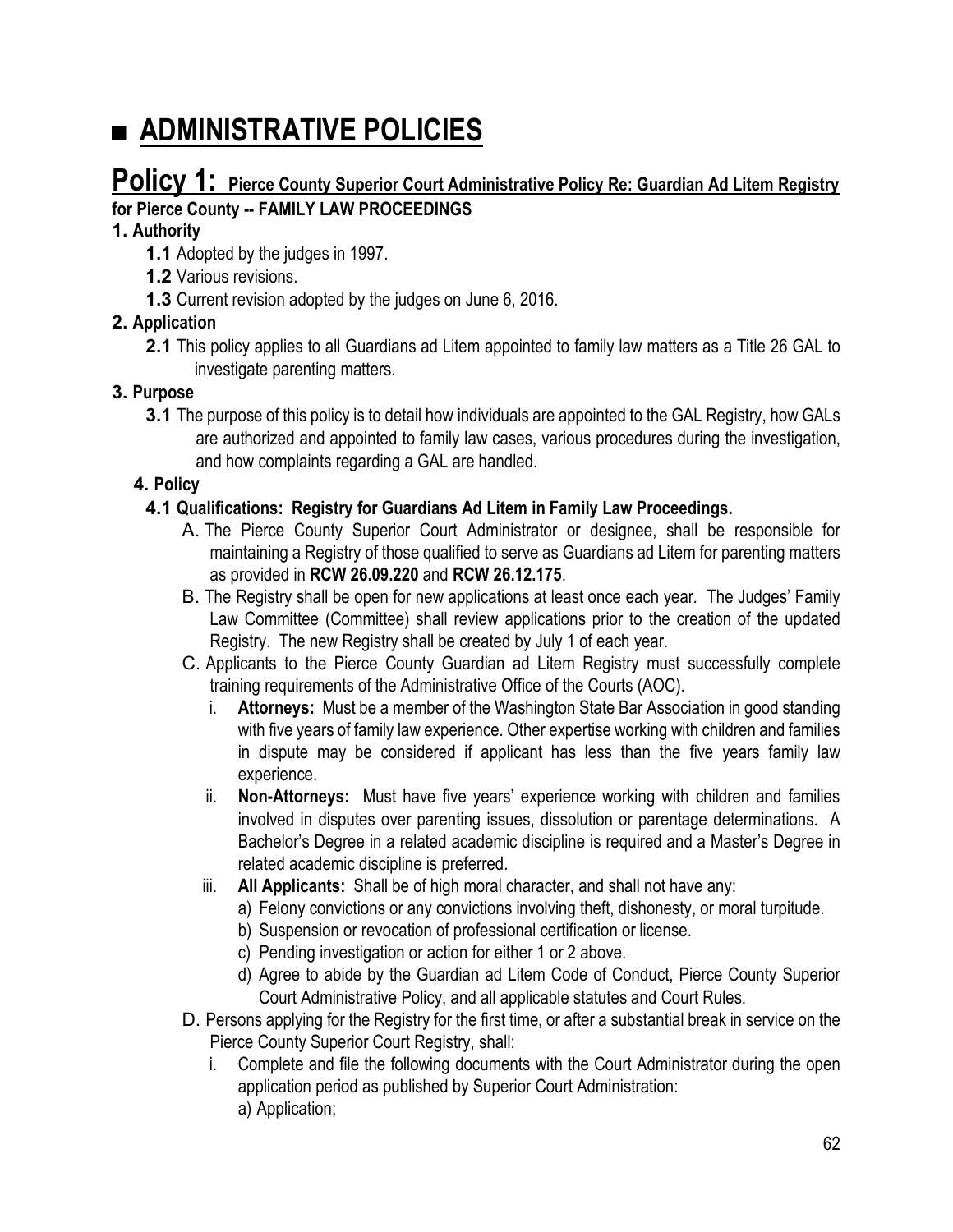# ■ ADMINISTRATIVE POLICIES

## Policy 1: Pierce County Superior Court Administrative Policy Re: Guardian Ad Litem Registry for Pierce County -- FAMILY LAW PROCEEDINGS

**1. Authority**

- **1.1** Adopted by the judges in 1997.
- **1.2** Various revisions.
- **1.3** Current revision adopted by the judges on June 6, 2016.

**2. Application**

- **2.1** This policy applies to all Guardians ad Litem appointed to family law matters as a Title 26 GAL to investigate parenting matters.

**3. Purpose**

- **3.1** The purpose of this policy is to detail how individuals are appointed to the GAL Registry, how GALs are authorized and appointed to family law cases, various procedures during the investigation, and how complaints regarding a GAL are handled.

**4. Policy**

**4.1 Qualifications: Registry for Guardians Ad Litem in Family Law Proceedings.**

A. The Pierce County Superior Court Administrator or designee, shall be responsible for maintaining a Registry of those qualified to serve as Guardians ad Litem for parenting matters as provided in **RCW 26.09.220** and **RCW 26.12.175**.

B. The Registry shall be open for new applications at least once each year. The Judges' Family Law Committee (Committee) shall review applications prior to the creation of the updated Registry. The new Registry shall be created by July 1 of each year.

C. Applicants to the Pierce County Guardian ad Litem Registry must successfully complete training requirements of the Administrative Office of the Courts (AOC).

- i. **Attorneys:** Must be a member of the Washington State Bar Association in good standing with five years of family law experience. Other expertise working with children and families in dispute may be considered if applicant has less than the five years family law experience.
- ii. **Non-Attorneys:** Must have five years' experience working with children and families involved in disputes over parenting issues, dissolution or parentage determinations. A Bachelor's Degree in a related academic discipline is required and a Master's Degree in related academic discipline is preferred.
- iii. **All Applicants:** Shall be of high moral character, and shall not have any:
  - a) Felony convictions or any convictions involving theft, dishonesty, or moral turpitude.
  - b) Suspension or revocation of professional certification or license.
  - c) Pending investigation or action for either 1 or 2 above.
  - d) Agree to abide by the Guardian ad Litem Code of Conduct, Pierce County Superior Court Administrative Policy, and all applicable statutes and Court Rules.

D. Persons applying for the Registry for the first time, or after a substantial break in service on the Pierce County Superior Court Registry, shall:

- i. Complete and file the following documents with the Court Administrator during the open application period as published by Superior Court Administration:
  - a) Application;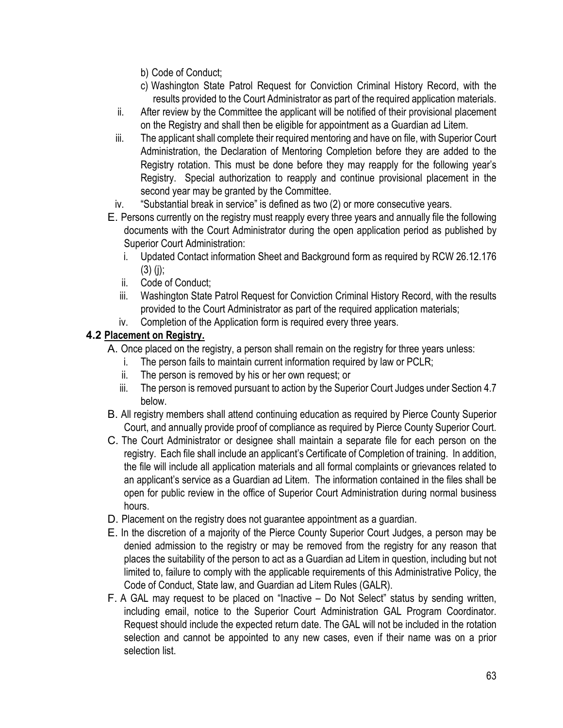b) Code of Conduct;

c) Washington State Patrol Request for Conviction Criminal History Record, with the results provided to the Court Administrator as part of the required application materials.

ii. After review by the Committee the applicant will be notified of their provisional placement on the Registry and shall then be eligible for appointment as a Guardian ad Litem.

iii. The applicant shall complete their required mentoring and have on file, with Superior Court Administration, the Declaration of Mentoring Completion before they are added to the Registry rotation. This must be done before they may reapply for the following year's Registry. Special authorization to reapply and continue provisional placement in the second year may be granted by the Committee.

iv. "Substantial break in service" is defined as two (2) or more consecutive years.

E. Persons currently on the registry must reapply every three years and annually file the following documents with the Court Administrator during the open application period as published by Superior Court Administration:

i. Updated Contact information Sheet and Background form as required by RCW 26.12.176 (3) (j);

ii. Code of Conduct;

iii. Washington State Patrol Request for Conviction Criminal History Record, with the results provided to the Court Administrator as part of the required application materials;

iv. Completion of the Application form is required every three years.

### 4.2 Placement on Registry.

A. Once placed on the registry, a person shall remain on the registry for three years unless:

i. The person fails to maintain current information required by law or PCLR;

ii. The person is removed by his or her own request; or

iii. The person is removed pursuant to action by the Superior Court Judges under Section 4.7 below.

B. All registry members shall attend continuing education as required by Pierce County Superior Court, and annually provide proof of compliance as required by Pierce County Superior Court.

C. The Court Administrator or designee shall maintain a separate file for each person on the registry. Each file shall include an applicant's Certificate of Completion of training. In addition, the file will include all application materials and all formal complaints or grievances related to an applicant's service as a Guardian ad Litem. The information contained in the files shall be open for public review in the office of Superior Court Administration during normal business hours.

D. Placement on the registry does not guarantee appointment as a guardian.

E. In the discretion of a majority of the Pierce County Superior Court Judges, a person may be denied admission to the registry or may be removed from the registry for any reason that places the suitability of the person to act as a Guardian ad Litem in question, including but not limited to, failure to comply with the applicable requirements of this Administrative Policy, the Code of Conduct, State law, and Guardian ad Litem Rules (GALR).

F. A GAL may request to be placed on "Inactive – Do Not Select" status by sending written, including email, notice to the Superior Court Administration GAL Program Coordinator. Request should include the expected return date. The GAL will not be included in the rotation selection and cannot be appointed to any new cases, even if their name was on a prior selection list.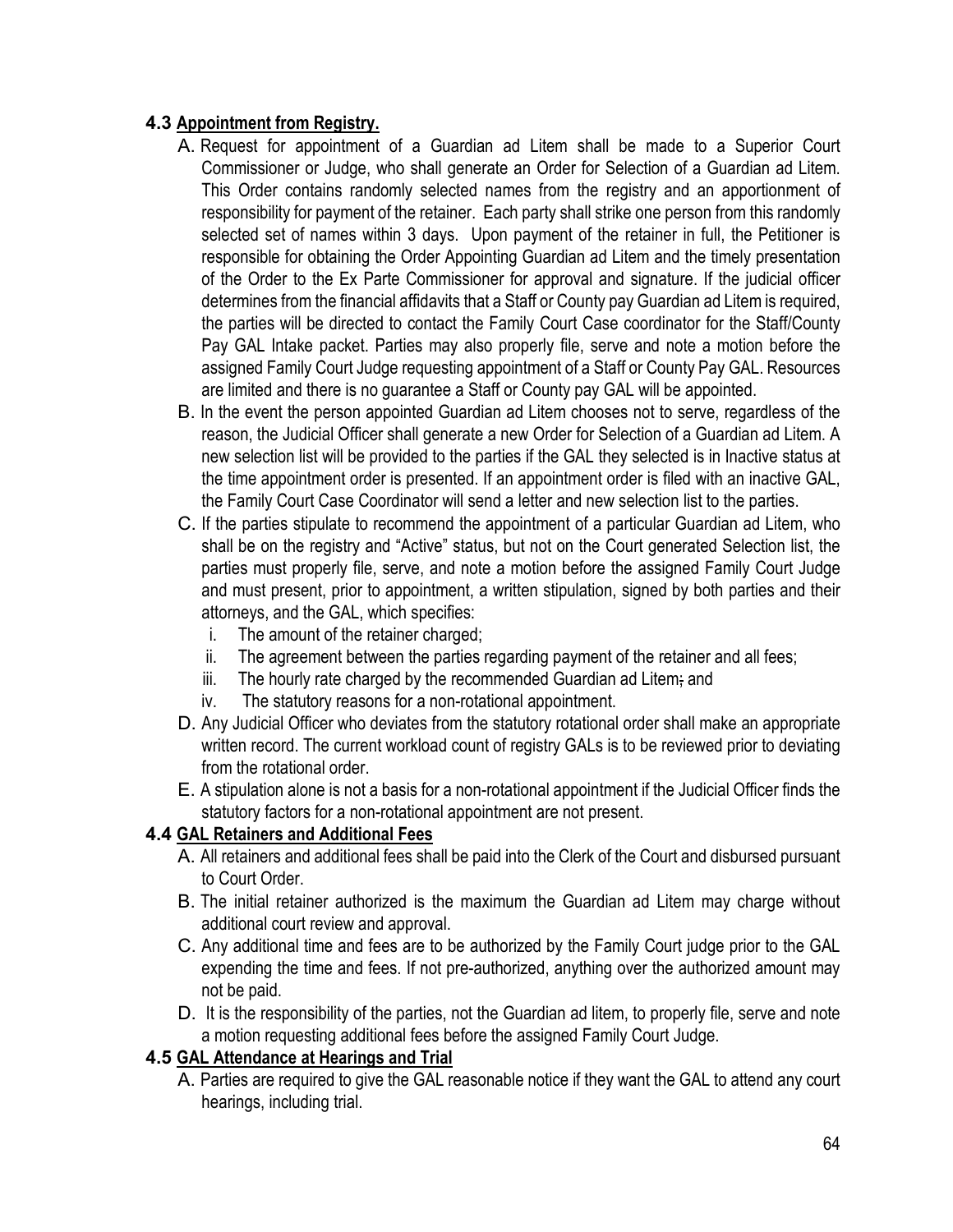### 4.3 Appointment from Registry.

A. Request for appointment of a Guardian ad Litem shall be made to a Superior Court Commissioner or Judge, who shall generate an Order for Selection of a Guardian ad Litem. This Order contains randomly selected names from the registry and an apportionment of responsibility for payment of the retainer. Each party shall strike one person from this randomly selected set of names within 3 days. Upon payment of the retainer in full, the Petitioner is responsible for obtaining the Order Appointing Guardian ad Litem and the timely presentation of the Order to the Ex Parte Commissioner for approval and signature. If the judicial officer determines from the financial affidavits that a Staff or County pay Guardian ad Litem is required, the parties will be directed to contact the Family Court Case coordinator for the Staff/County Pay GAL Intake packet. Parties may also properly file, serve and note a motion before the assigned Family Court Judge requesting appointment of a Staff or County Pay GAL. Resources are limited and there is no guarantee a Staff or County pay GAL will be appointed.

B. In the event the person appointed Guardian ad Litem chooses not to serve, regardless of the reason, the Judicial Officer shall generate a new Order for Selection of a Guardian ad Litem. A new selection list will be provided to the parties if the GAL they selected is in Inactive status at the time appointment order is presented. If an appointment order is filed with an inactive GAL, the Family Court Case Coordinator will send a letter and new selection list to the parties.

C. If the parties stipulate to recommend the appointment of a particular Guardian ad Litem, who shall be on the registry and "Active" status, but not on the Court generated Selection list, the parties must properly file, serve, and note a motion before the assigned Family Court Judge and must present, prior to appointment, a written stipulation, signed by both parties and their attorneys, and the GAL, which specifies:

   i. The amount of the retainer charged;
   ii. The agreement between the parties regarding payment of the retainer and all fees;
   iii. The hourly rate charged by the recommended Guardian ad Litem; and
   iv. The statutory reasons for a non-rotational appointment.

D. Any Judicial Officer who deviates from the statutory rotational order shall make an appropriate written record. The current workload count of registry GALs is to be reviewed prior to deviating from the rotational order.

E. A stipulation alone is not a basis for a non-rotational appointment if the Judicial Officer finds the statutory factors for a non-rotational appointment are not present.

### 4.4 GAL Retainers and Additional Fees

A. All retainers and additional fees shall be paid into the Clerk of the Court and disbursed pursuant to Court Order.

B. The initial retainer authorized is the maximum the Guardian ad Litem may charge without additional court review and approval.

C. Any additional time and fees are to be authorized by the Family Court judge prior to the GAL expending the time and fees. If not pre-authorized, anything over the authorized amount may not be paid.

D. It is the responsibility of the parties, not the Guardian ad litem, to properly file, serve and note a motion requesting additional fees before the assigned Family Court Judge.

### 4.5 GAL Attendance at Hearings and Trial

A. Parties are required to give the GAL reasonable notice if they want the GAL to attend any court hearings, including trial.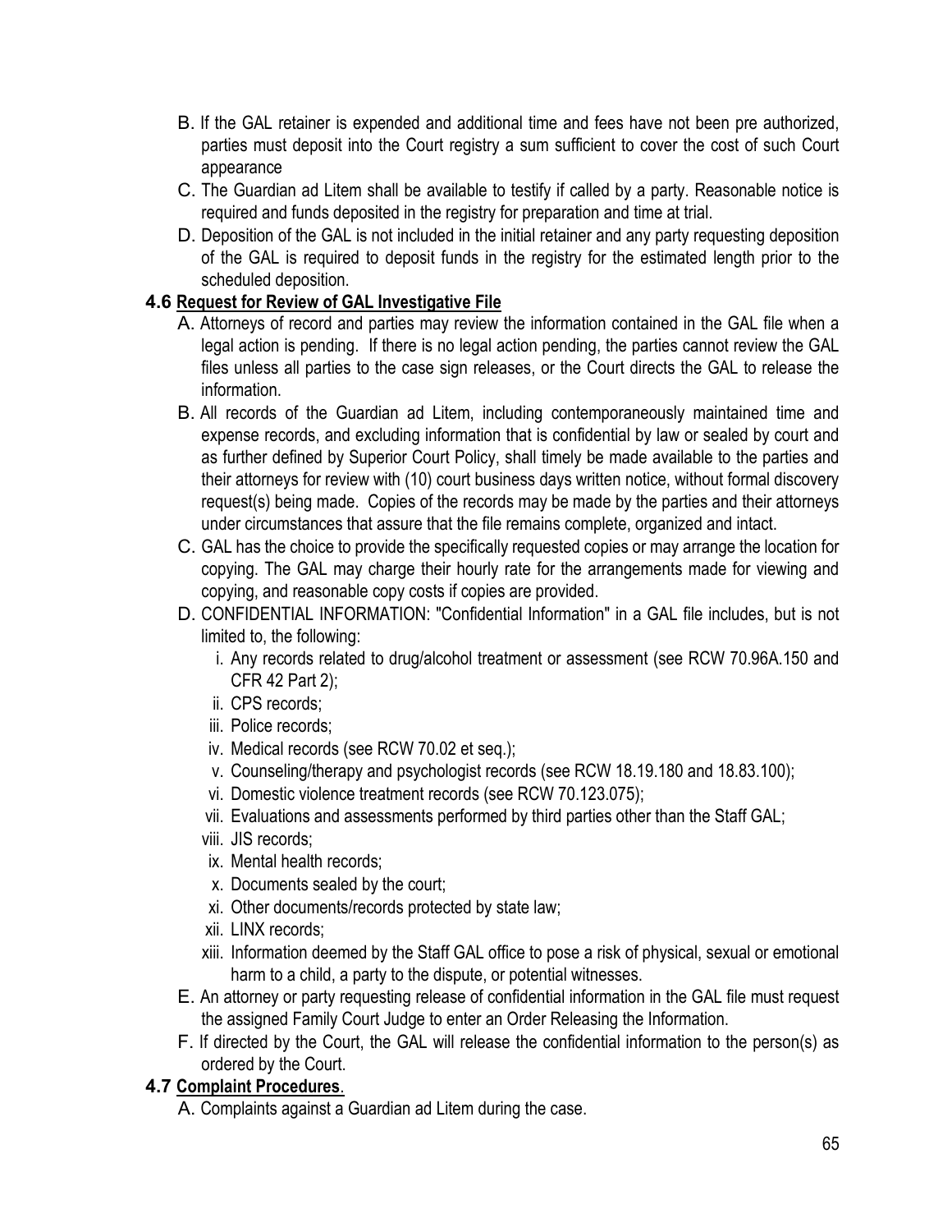B. If the GAL retainer is expended and additional time and fees have not been pre authorized, parties must deposit into the Court registry a sum sufficient to cover the cost of such Court appearance

C. The Guardian ad Litem shall be available to testify if called by a party. Reasonable notice is required and funds deposited in the registry for preparation and time at trial.

D. Deposition of the GAL is not included in the initial retainer and any party requesting deposition of the GAL is required to deposit funds in the registry for the estimated length prior to the scheduled deposition.

### 4.6 Request for Review of GAL Investigative File

A. Attorneys of record and parties may review the information contained in the GAL file when a legal action is pending. If there is no legal action pending, the parties cannot review the GAL files unless all parties to the case sign releases, or the Court directs the GAL to release the information.

B. All records of the Guardian ad Litem, including contemporaneously maintained time and expense records, and excluding information that is confidential by law or sealed by court and as further defined by Superior Court Policy, shall timely be made available to the parties and their attorneys for review with (10) court business days written notice, without formal discovery request(s) being made. Copies of the records may be made by the parties and their attorneys under circumstances that assure that the file remains complete, organized and intact.

C. GAL has the choice to provide the specifically requested copies or may arrange the location for copying. The GAL may charge their hourly rate for the arrangements made for viewing and copying, and reasonable copy costs if copies are provided.

D. CONFIDENTIAL INFORMATION: "Confidential Information" in a GAL file includes, but is not limited to, the following:

i. Any records related to drug/alcohol treatment or assessment (see RCW 70.96A.150 and CFR 42 Part 2);
ii. CPS records;
iii. Police records;
iv. Medical records (see RCW 70.02 et seq.);
v. Counseling/therapy and psychologist records (see RCW 18.19.180 and 18.83.100);
vi. Domestic violence treatment records (see RCW 70.123.075);
vii. Evaluations and assessments performed by third parties other than the Staff GAL;
viii. JIS records;
ix. Mental health records;
x. Documents sealed by the court;
xi. Other documents/records protected by state law;
xii. LINX records;
xiii. Information deemed by the Staff GAL office to pose a risk of physical, sexual or emotional harm to a child, a party to the dispute, or potential witnesses.

E. An attorney or party requesting release of confidential information in the GAL file must request the assigned Family Court Judge to enter an Order Releasing the Information.

F. If directed by the Court, the GAL will release the confidential information to the person(s) as ordered by the Court.

### 4.7 Complaint Procedures.

A. Complaints against a Guardian ad Litem during the case.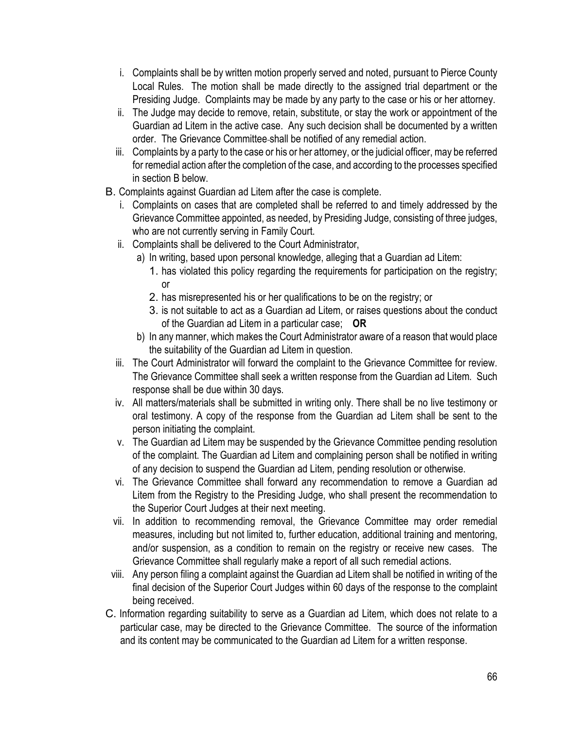i. Complaints shall be by written motion properly served and noted, pursuant to Pierce County Local Rules. The motion shall be made directly to the assigned trial department or the Presiding Judge. Complaints may be made by any party to the case or his or her attorney.
ii. The Judge may decide to remove, retain, substitute, or stay the work or appointment of the Guardian ad Litem in the active case. Any such decision shall be documented by a written order. The Grievance Committee shall be notified of any remedial action.
iii. Complaints by a party to the case or his or her attorney, or the judicial officer, may be referred for remedial action after the completion of the case, and according to the processes specified in section B below.

B. Complaints against Guardian ad Litem after the case is complete.

i. Complaints on cases that are completed shall be referred to and timely addressed by the Grievance Committee appointed, as needed, by Presiding Judge, consisting of three judges, who are not currently serving in Family Court.
ii. Complaints shall be delivered to the Court Administrator,
   a) In writing, based upon personal knowledge, alleging that a Guardian ad Litem:
      1. has violated this policy regarding the requirements for participation on the registry; or
      2. has misrepresented his or her qualifications to be on the registry; or
      3. is not suitable to act as a Guardian ad Litem, or raises questions about the conduct of the Guardian ad Litem in a particular case; **OR**
   b) In any manner, which makes the Court Administrator aware of a reason that would place the suitability of the Guardian ad Litem in question.
iii. The Court Administrator will forward the complaint to the Grievance Committee for review. The Grievance Committee shall seek a written response from the Guardian ad Litem. Such response shall be due within 30 days.
iv. All matters/materials shall be submitted in writing only. There shall be no live testimony or oral testimony. A copy of the response from the Guardian ad Litem shall be sent to the person initiating the complaint.
v. The Guardian ad Litem may be suspended by the Grievance Committee pending resolution of the complaint. The Guardian ad Litem and complaining person shall be notified in writing of any decision to suspend the Guardian ad Litem, pending resolution or otherwise.
vi. The Grievance Committee shall forward any recommendation to remove a Guardian ad Litem from the Registry to the Presiding Judge, who shall present the recommendation to the Superior Court Judges at their next meeting.
vii. In addition to recommending removal, the Grievance Committee may order remedial measures, including but not limited to, further education, additional training and mentoring, and/or suspension, as a condition to remain on the registry or receive new cases. The Grievance Committee shall regularly make a report of all such remedial actions.
viii. Any person filing a complaint against the Guardian ad Litem shall be notified in writing of the final decision of the Superior Court Judges within 60 days of the response to the complaint being received.

C. Information regarding suitability to serve as a Guardian ad Litem, which does not relate to a particular case, may be directed to the Grievance Committee. The source of the information and its content may be communicated to the Guardian ad Litem for a written response.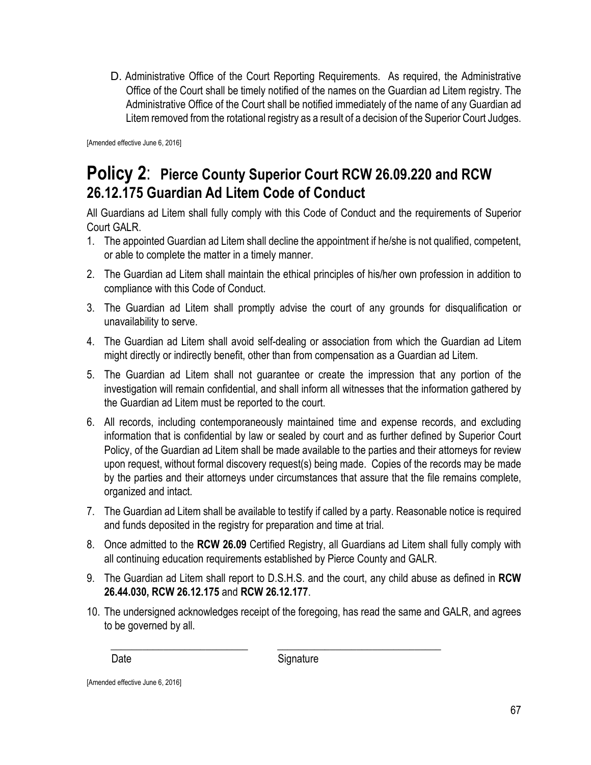D. Administrative Office of the Court Reporting Requirements. As required, the Administrative Office of the Court shall be timely notified of the names on the Guardian ad Litem registry. The Administrative Office of the Court shall be notified immediately of the name of any Guardian ad Litem removed from the rotational registry as a result of a decision of the Superior Court Judges.

[Amended effective June 6, 2016]

# Policy 2: Pierce County Superior Court RCW 26.09.220 and RCW 26.12.175 Guardian Ad Litem Code of Conduct

All Guardians ad Litem shall fully comply with this Code of Conduct and the requirements of Superior Court GALR.

1. The appointed Guardian ad Litem shall decline the appointment if he/she is not qualified, competent, or able to complete the matter in a timely manner.
2. The Guardian ad Litem shall maintain the ethical principles of his/her own profession in addition to compliance with this Code of Conduct.
3. The Guardian ad Litem shall promptly advise the court of any grounds for disqualification or unavailability to serve.
4. The Guardian ad Litem shall avoid self-dealing or association from which the Guardian ad Litem might directly or indirectly benefit, other than from compensation as a Guardian ad Litem.
5. The Guardian ad Litem shall not guarantee or create the impression that any portion of the investigation will remain confidential, and shall inform all witnesses that the information gathered by the Guardian ad Litem must be reported to the court.
6. All records, including contemporaneously maintained time and expense records, and excluding information that is confidential by law or sealed by court and as further defined by Superior Court Policy, of the Guardian ad Litem shall be made available to the parties and their attorneys for review upon request, without formal discovery request(s) being made. Copies of the records may be made by the parties and their attorneys under circumstances that assure that the file remains complete, organized and intact.
7. The Guardian ad Litem shall be available to testify if called by a party. Reasonable notice is required and funds deposited in the registry for preparation and time at trial.
8. Once admitted to the **RCW 26.09** Certified Registry, all Guardians ad Litem shall fully comply with all continuing education requirements established by Pierce County and GALR.
9. The Guardian ad Litem shall report to D.S.H.S. and the court, any child abuse as defined in **RCW 26.44.030, RCW 26.12.175** and **RCW 26.12.177**.
10. The undersigned acknowledges receipt of the foregoing, has read the same and GALR, and agrees to be governed by all.

\_\_\_\_\_\_\_\_\_\_\_\_\_\_\_\_\_\_\_\_\_\_\_\_\_\_ \_\_\_\_\_\_\_\_\_\_\_\_\_\_\_\_\_\_\_\_\_\_\_\_\_\_\_\_\_\_\_\_

Date Signature

[Amended effective June 6, 2016]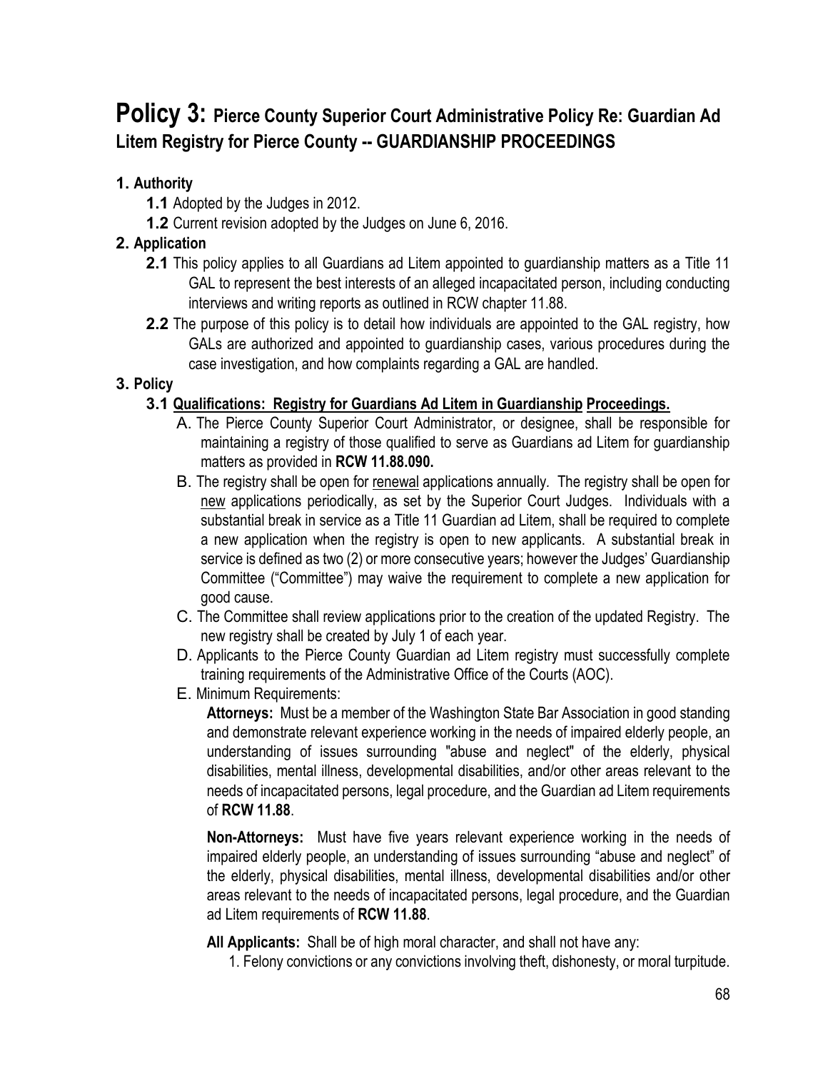# Policy 3: Pierce County Superior Court Administrative Policy Re: Guardian Ad Litem Registry for Pierce County -- GUARDIANSHIP PROCEEDINGS

**1. Authority**

- **1.1** Adopted by the Judges in 2012.
- **1.2** Current revision adopted by the Judges on June 6, 2016.

**2. Application**

- **2.1** This policy applies to all Guardians ad Litem appointed to guardianship matters as a Title 11 GAL to represent the best interests of an alleged incapacitated person, including conducting interviews and writing reports as outlined in RCW chapter 11.88.
- **2.2** The purpose of this policy is to detail how individuals are appointed to the GAL registry, how GALs are authorized and appointed to guardianship cases, various procedures during the case investigation, and how complaints regarding a GAL are handled.

**3. Policy**

**3.1 Qualifications: Registry for Guardians Ad Litem in Guardianship Proceedings.**

A. The Pierce County Superior Court Administrator, or designee, shall be responsible for maintaining a registry of those qualified to serve as Guardians ad Litem for guardianship matters as provided in **RCW 11.88.090.**

B. The registry shall be open for renewal applications annually. The registry shall be open for new applications periodically, as set by the Superior Court Judges. Individuals with a substantial break in service as a Title 11 Guardian ad Litem, shall be required to complete a new application when the registry is open to new applicants. A substantial break in service is defined as two (2) or more consecutive years; however the Judges' Guardianship Committee ("Committee") may waive the requirement to complete a new application for good cause.

C. The Committee shall review applications prior to the creation of the updated Registry. The new registry shall be created by July 1 of each year.

D. Applicants to the Pierce County Guardian ad Litem registry must successfully complete training requirements of the Administrative Office of the Courts (AOC).

E. Minimum Requirements:

**Attorneys:** Must be a member of the Washington State Bar Association in good standing and demonstrate relevant experience working in the needs of impaired elderly people, an understanding of issues surrounding "abuse and neglect" of the elderly, physical disabilities, mental illness, developmental disabilities, and/or other areas relevant to the needs of incapacitated persons, legal procedure, and the Guardian ad Litem requirements of **RCW 11.88**.

**Non-Attorneys:** Must have five years relevant experience working in the needs of impaired elderly people, an understanding of issues surrounding "abuse and neglect" of the elderly, physical disabilities, mental illness, developmental disabilities and/or other areas relevant to the needs of incapacitated persons, legal procedure, and the Guardian ad Litem requirements of **RCW 11.88**.

**All Applicants:** Shall be of high moral character, and shall not have any:

1. Felony convictions or any convictions involving theft, dishonesty, or moral turpitude.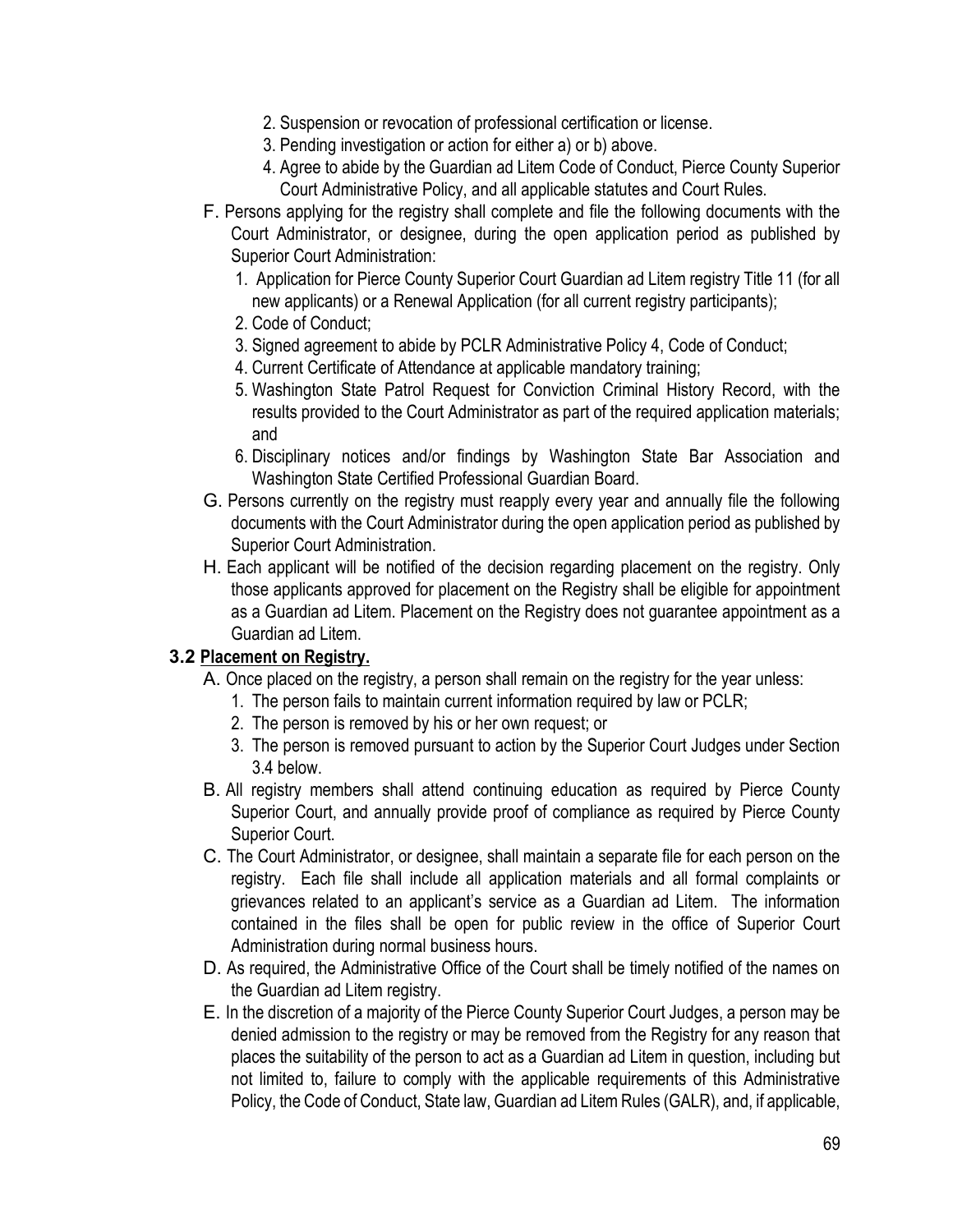2. Suspension or revocation of professional certification or license.
3. Pending investigation or action for either a) or b) above.
4. Agree to abide by the Guardian ad Litem Code of Conduct, Pierce County Superior Court Administrative Policy, and all applicable statutes and Court Rules.

F. Persons applying for the registry shall complete and file the following documents with the Court Administrator, or designee, during the open application period as published by Superior Court Administration:
   1. Application for Pierce County Superior Court Guardian ad Litem registry Title 11 (for all new applicants) or a Renewal Application (for all current registry participants);
   2. Code of Conduct;
   3. Signed agreement to abide by PCLR Administrative Policy 4, Code of Conduct;
   4. Current Certificate of Attendance at applicable mandatory training;
   5. Washington State Patrol Request for Conviction Criminal History Record, with the results provided to the Court Administrator as part of the required application materials; and
   6. Disciplinary notices and/or findings by Washington State Bar Association and Washington State Certified Professional Guardian Board.

G. Persons currently on the registry must reapply every year and annually file the following documents with the Court Administrator during the open application period as published by Superior Court Administration.

H. Each applicant will be notified of the decision regarding placement on the registry. Only those applicants approved for placement on the Registry shall be eligible for appointment as a Guardian ad Litem. Placement on the Registry does not guarantee appointment as a Guardian ad Litem.

### 3.2 <u>Placement on Registry.</u>

A. Once placed on the registry, a person shall remain on the registry for the year unless:
   1. The person fails to maintain current information required by law or PCLR;
   2. The person is removed by his or her own request; or
   3. The person is removed pursuant to action by the Superior Court Judges under Section 3.4 below.

B. All registry members shall attend continuing education as required by Pierce County Superior Court, and annually provide proof of compliance as required by Pierce County Superior Court.

C. The Court Administrator, or designee, shall maintain a separate file for each person on the registry. Each file shall include all application materials and all formal complaints or grievances related to an applicant's service as a Guardian ad Litem. The information contained in the files shall be open for public review in the office of Superior Court Administration during normal business hours.

D. As required, the Administrative Office of the Court shall be timely notified of the names on the Guardian ad Litem registry.

E. In the discretion of a majority of the Pierce County Superior Court Judges, a person may be denied admission to the registry or may be removed from the Registry for any reason that places the suitability of the person to act as a Guardian ad Litem in question, including but not limited to, failure to comply with the applicable requirements of this Administrative Policy, the Code of Conduct, State law, Guardian ad Litem Rules (GALR), and, if applicable,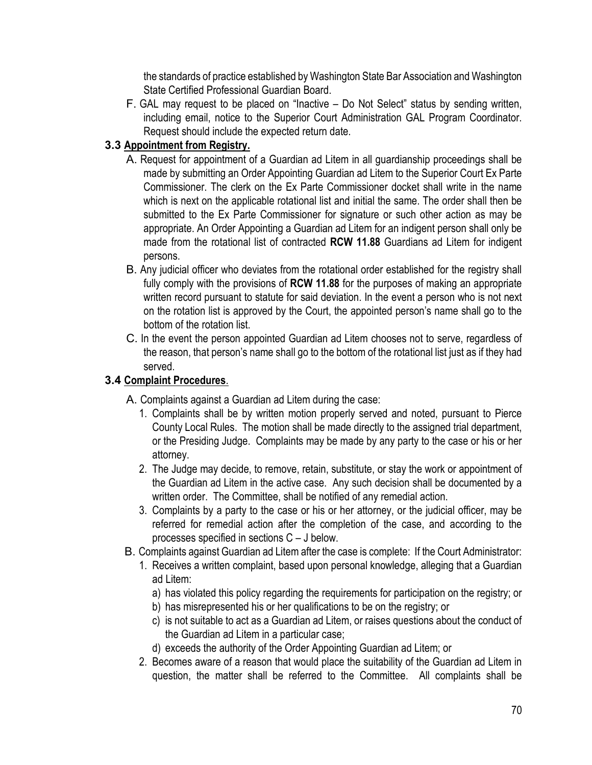the standards of practice established by Washington State Bar Association and Washington State Certified Professional Guardian Board.

F. GAL may request to be placed on "Inactive – Do Not Select" status by sending written, including email, notice to the Superior Court Administration GAL Program Coordinator. Request should include the expected return date.

### 3.3 Appointment from Registry.

A. Request for appointment of a Guardian ad Litem in all guardianship proceedings shall be made by submitting an Order Appointing Guardian ad Litem to the Superior Court Ex Parte Commissioner. The clerk on the Ex Parte Commissioner docket shall write in the name which is next on the applicable rotational list and initial the same. The order shall then be submitted to the Ex Parte Commissioner for signature or such other action as may be appropriate. An Order Appointing a Guardian ad Litem for an indigent person shall only be made from the rotational list of contracted **RCW 11.88** Guardians ad Litem for indigent persons.

B. Any judicial officer who deviates from the rotational order established for the registry shall fully comply with the provisions of **RCW 11.88** for the purposes of making an appropriate written record pursuant to statute for said deviation. In the event a person who is not next on the rotation list is approved by the Court, the appointed person's name shall go to the bottom of the rotation list.

C. In the event the person appointed Guardian ad Litem chooses not to serve, regardless of the reason, that person's name shall go to the bottom of the rotational list just as if they had served.

### 3.4 Complaint Procedures.

A. Complaints against a Guardian ad Litem during the case:

1. Complaints shall be by written motion properly served and noted, pursuant to Pierce County Local Rules. The motion shall be made directly to the assigned trial department, or the Presiding Judge. Complaints may be made by any party to the case or his or her attorney.
2. The Judge may decide, to remove, retain, substitute, or stay the work or appointment of the Guardian ad Litem in the active case. Any such decision shall be documented by a written order. The Committee, shall be notified of any remedial action.
3. Complaints by a party to the case or his or her attorney, or the judicial officer, may be referred for remedial action after the completion of the case, and according to the processes specified in sections C – J below.

B. Complaints against Guardian ad Litem after the case is complete: If the Court Administrator:

1. Receives a written complaint, based upon personal knowledge, alleging that a Guardian ad Litem:
   a) has violated this policy regarding the requirements for participation on the registry; or
   b) has misrepresented his or her qualifications to be on the registry; or
   c) is not suitable to act as a Guardian ad Litem, or raises questions about the conduct of the Guardian ad Litem in a particular case;
   d) exceeds the authority of the Order Appointing Guardian ad Litem; or
2. Becomes aware of a reason that would place the suitability of the Guardian ad Litem in question, the matter shall be referred to the Committee. All complaints shall be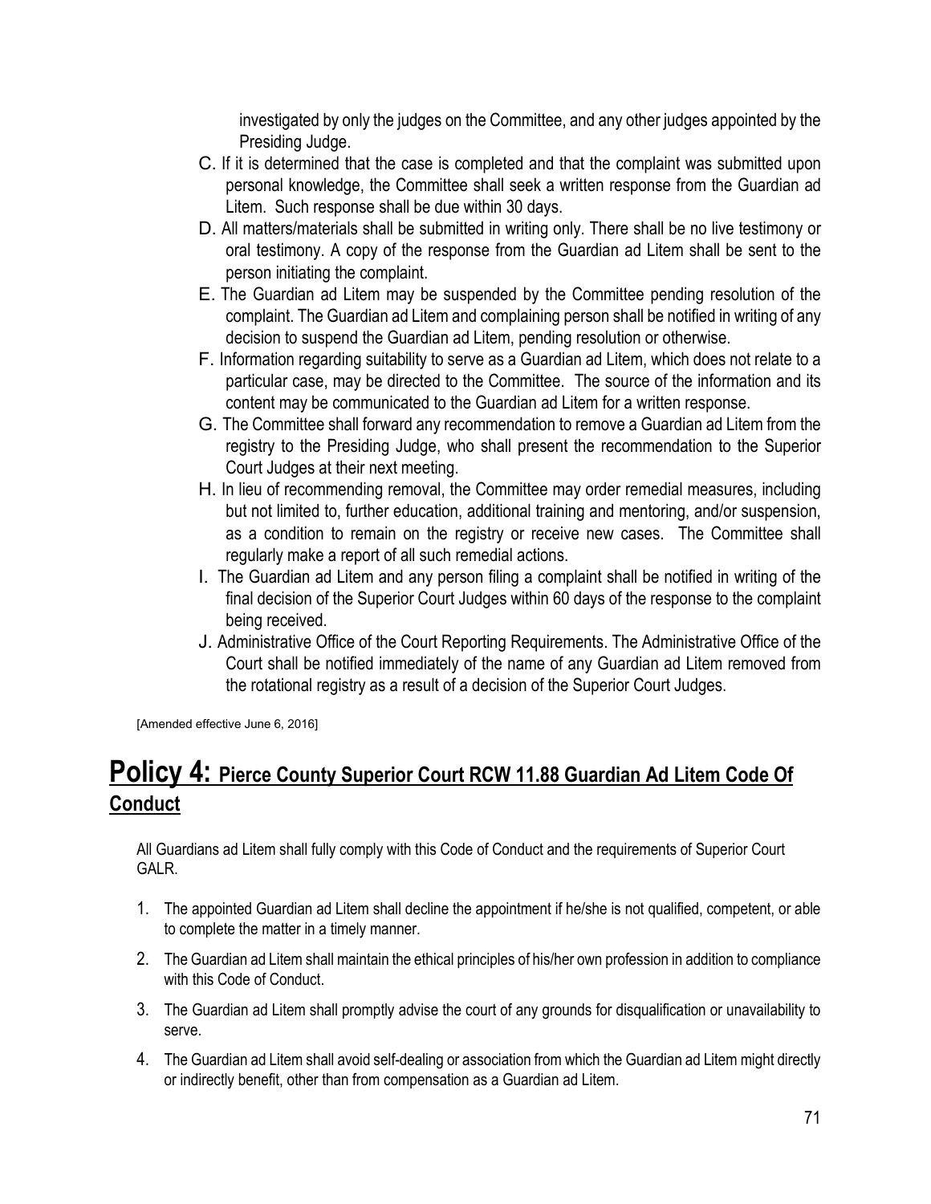investigated by only the judges on the Committee, and any other judges appointed by the Presiding Judge.

C. If it is determined that the case is completed and that the complaint was submitted upon personal knowledge, the Committee shall seek a written response from the Guardian ad Litem. Such response shall be due within 30 days.

D. All matters/materials shall be submitted in writing only. There shall be no live testimony or oral testimony. A copy of the response from the Guardian ad Litem shall be sent to the person initiating the complaint.

E. The Guardian ad Litem may be suspended by the Committee pending resolution of the complaint. The Guardian ad Litem and complaining person shall be notified in writing of any decision to suspend the Guardian ad Litem, pending resolution or otherwise.

F. Information regarding suitability to serve as a Guardian ad Litem, which does not relate to a particular case, may be directed to the Committee. The source of the information and its content may be communicated to the Guardian ad Litem for a written response.

G. The Committee shall forward any recommendation to remove a Guardian ad Litem from the registry to the Presiding Judge, who shall present the recommendation to the Superior Court Judges at their next meeting.

H. In lieu of recommending removal, the Committee may order remedial measures, including but not limited to, further education, additional training and mentoring, and/or suspension, as a condition to remain on the registry or receive new cases. The Committee shall regularly make a report of all such remedial actions.

I. The Guardian ad Litem and any person filing a complaint shall be notified in writing of the final decision of the Superior Court Judges within 60 days of the response to the complaint being received.

J. Administrative Office of the Court Reporting Requirements. The Administrative Office of the Court shall be notified immediately of the name of any Guardian ad Litem removed from the rotational registry as a result of a decision of the Superior Court Judges.

[Amended effective June 6, 2016]

# Policy 4: Pierce County Superior Court RCW 11.88 Guardian Ad Litem Code Of Conduct

All Guardians ad Litem shall fully comply with this Code of Conduct and the requirements of Superior Court GALR.

1. The appointed Guardian ad Litem shall decline the appointment if he/she is not qualified, competent, or able to complete the matter in a timely manner.
2. The Guardian ad Litem shall maintain the ethical principles of his/her own profession in addition to compliance with this Code of Conduct.
3. The Guardian ad Litem shall promptly advise the court of any grounds for disqualification or unavailability to serve.
4. The Guardian ad Litem shall avoid self-dealing or association from which the Guardian ad Litem might directly or indirectly benefit, other than from compensation as a Guardian ad Litem.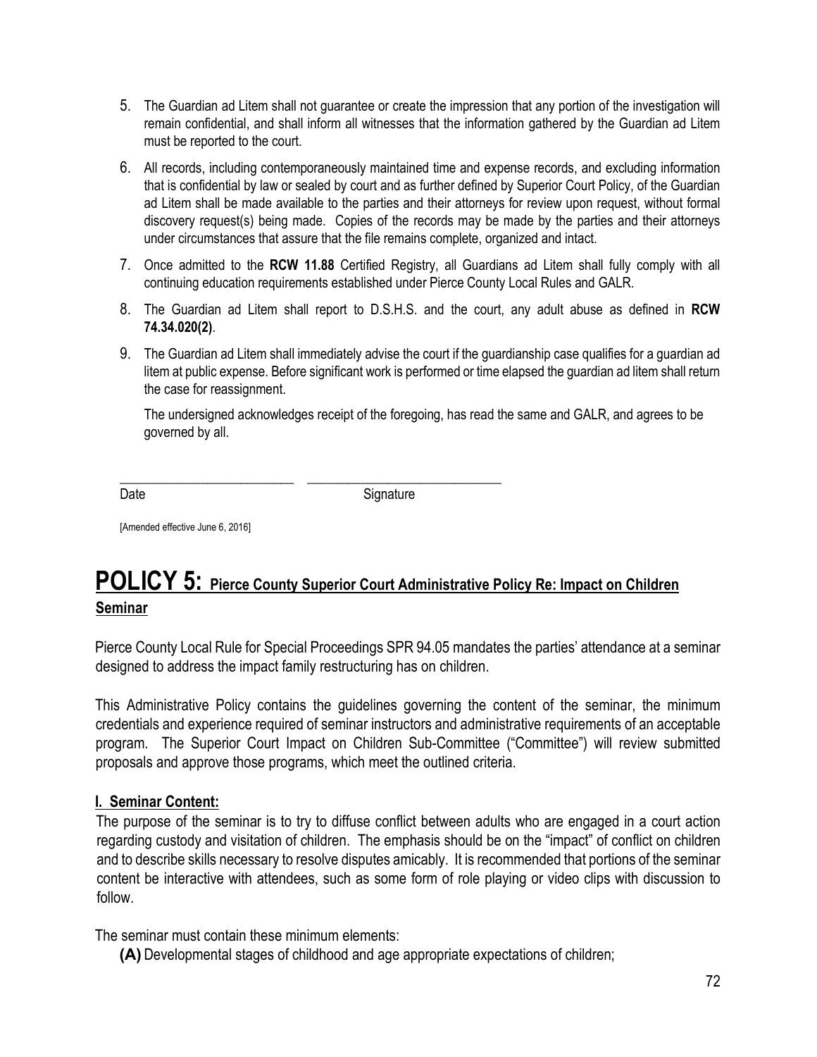5. The Guardian ad Litem shall not guarantee or create the impression that any portion of the investigation will remain confidential, and shall inform all witnesses that the information gathered by the Guardian ad Litem must be reported to the court.

6. All records, including contemporaneously maintained time and expense records, and excluding information that is confidential by law or sealed by court and as further defined by Superior Court Policy, of the Guardian ad Litem shall be made available to the parties and their attorneys for review upon request, without formal discovery request(s) being made. Copies of the records may be made by the parties and their attorneys under circumstances that assure that the file remains complete, organized and intact.

7. Once admitted to the **RCW 11.88** Certified Registry, all Guardians ad Litem shall fully comply with all continuing education requirements established under Pierce County Local Rules and GALR.

8. The Guardian ad Litem shall report to D.S.H.S. and the court, any adult abuse as defined in **RCW 74.34.020(2)**.

9. The Guardian ad Litem shall immediately advise the court if the guardianship case qualifies for a guardian ad litem at public expense. Before significant work is performed or time elapsed the guardian ad litem shall return the case for reassignment.

   The undersigned acknowledges receipt of the foregoing, has read the same and GALR, and agrees to be governed by all.

\_\_\_\_\_\_\_\_\_\_\_\_\_\_\_\_\_\_\_\_\_\_\_\_\_\_ \_\_\_\_\_\_\_\_\_\_\_\_\_\_\_\_\_\_\_\_\_\_\_\_\_\_\_\_\_

Date Signature

[Amended effective June 6, 2016]

# POLICY 5: Pierce County Superior Court Administrative Policy Re: Impact on Children Seminar

Pierce County Local Rule for Special Proceedings SPR 94.05 mandates the parties' attendance at a seminar designed to address the impact family restructuring has on children.

This Administrative Policy contains the guidelines governing the content of the seminar, the minimum credentials and experience required of seminar instructors and administrative requirements of an acceptable program. The Superior Court Impact on Children Sub-Committee ("Committee") will review submitted proposals and approve those programs, which meet the outlined criteria.

## I. Seminar Content:

The purpose of the seminar is to try to diffuse conflict between adults who are engaged in a court action regarding custody and visitation of children. The emphasis should be on the "impact" of conflict on children and to describe skills necessary to resolve disputes amicably. It is recommended that portions of the seminar content be interactive with attendees, such as some form of role playing or video clips with discussion to follow.

The seminar must contain these minimum elements:

**(A)** Developmental stages of childhood and age appropriate expectations of children;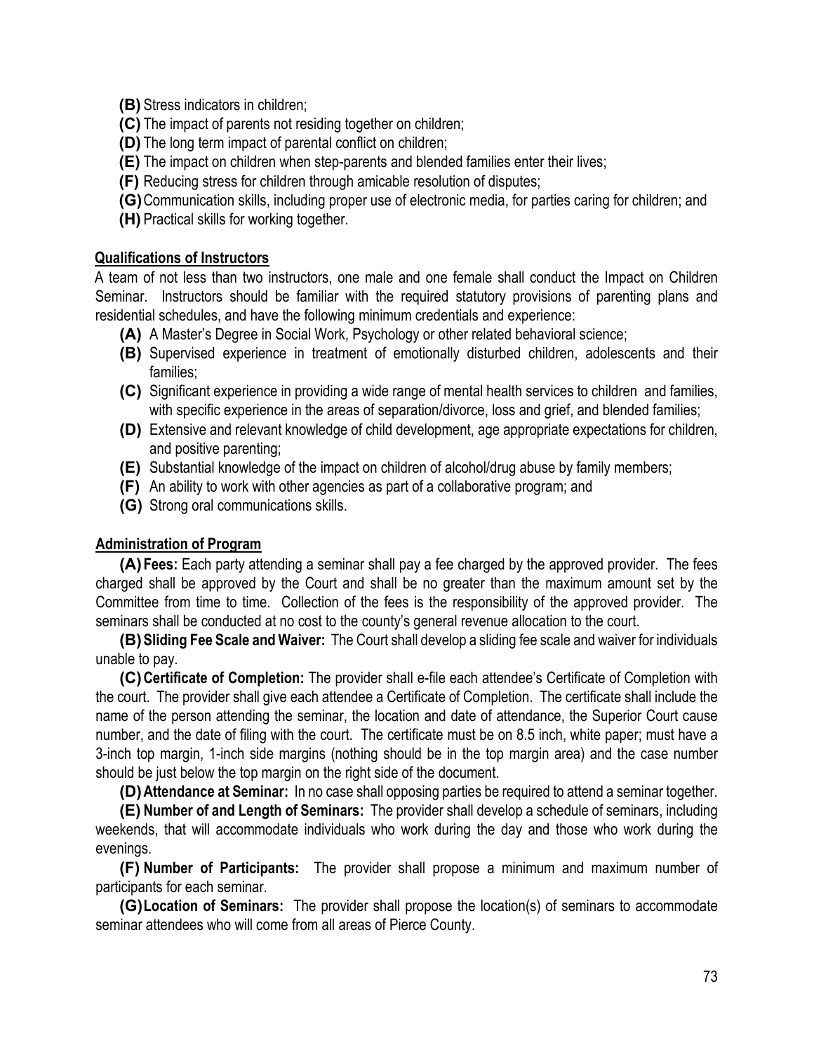**(B)** Stress indicators in children;

**(C)** The impact of parents not residing together on children;

**(D)** The long term impact of parental conflict on children;

**(E)** The impact on children when step-parents and blended families enter their lives;

**(F)** Reducing stress for children through amicable resolution of disputes;

**(G)** Communication skills, including proper use of electronic media, for parties caring for children; and

**(H)** Practical skills for working together.

**Qualifications of Instructors**

A team of not less than two instructors, one male and one female shall conduct the Impact on Children Seminar. Instructors should be familiar with the required statutory provisions of parenting plans and residential schedules, and have the following minimum credentials and experience:

**(A)** A Master's Degree in Social Work, Psychology or other related behavioral science;

**(B)** Supervised experience in treatment of emotionally disturbed children, adolescents and their families;

**(C)** Significant experience in providing a wide range of mental health services to children and families, with specific experience in the areas of separation/divorce, loss and grief, and blended families;

**(D)** Extensive and relevant knowledge of child development, age appropriate expectations for children, and positive parenting;

**(E)** Substantial knowledge of the impact on children of alcohol/drug abuse by family members;

**(F)** An ability to work with other agencies as part of a collaborative program; and

**(G)** Strong oral communications skills.

**Administration of Program**

**(A) Fees:** Each party attending a seminar shall pay a fee charged by the approved provider. The fees charged shall be approved by the Court and shall be no greater than the maximum amount set by the Committee from time to time. Collection of the fees is the responsibility of the approved provider. The seminars shall be conducted at no cost to the county's general revenue allocation to the court.

**(B) Sliding Fee Scale and Waiver:** The Court shall develop a sliding fee scale and waiver for individuals unable to pay.

**(C) Certificate of Completion:** The provider shall e-file each attendee's Certificate of Completion with the court. The provider shall give each attendee a Certificate of Completion. The certificate shall include the name of the person attending the seminar, the location and date of attendance, the Superior Court cause number, and the date of filing with the court. The certificate must be on 8.5 inch, white paper; must have a 3-inch top margin, 1-inch side margins (nothing should be in the top margin area) and the case number should be just below the top margin on the right side of the document.

**(D) Attendance at Seminar:** In no case shall opposing parties be required to attend a seminar together.

**(E) Number of and Length of Seminars:** The provider shall develop a schedule of seminars, including weekends, that will accommodate individuals who work during the day and those who work during the evenings.

**(F) Number of Participants:** The provider shall propose a minimum and maximum number of participants for each seminar.

**(G) Location of Seminars:** The provider shall propose the location(s) of seminars to accommodate seminar attendees who will come from all areas of Pierce County.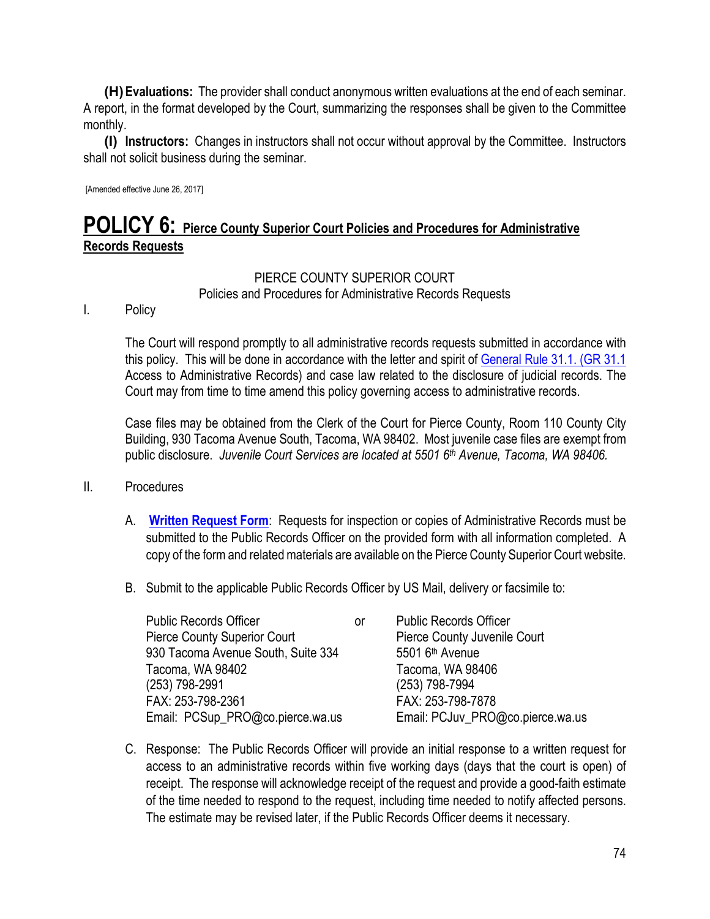**(H) Evaluations:** The provider shall conduct anonymous written evaluations at the end of each seminar. A report, in the format developed by the Court, summarizing the responses shall be given to the Committee monthly.

**(I) Instructors:** Changes in instructors shall not occur without approval by the Committee. Instructors shall not solicit business during the seminar.

[Amended effective June 26, 2017]

# POLICY 6: Pierce County Superior Court Policies and Procedures for Administrative Records Requests

PIERCE COUNTY SUPERIOR COURT
Policies and Procedures for Administrative Records Requests

I. Policy

The Court will respond promptly to all administrative records requests submitted in accordance with this policy. This will be done in accordance with the letter and spirit of General Rule 31.1. (GR 31.1 Access to Administrative Records) and case law related to the disclosure of judicial records. The Court may from time to time amend this policy governing access to administrative records.

Case files may be obtained from the Clerk of the Court for Pierce County, Room 110 County City Building, 930 Tacoma Avenue South, Tacoma, WA 98402. Most juvenile case files are exempt from public disclosure. *Juvenile Court Services are located at 5501 6th Avenue, Tacoma, WA 98406.*

II. Procedures

A. **Written Request Form**: Requests for inspection or copies of Administrative Records must be submitted to the Public Records Officer on the provided form with all information completed. A copy of the form and related materials are available on the Pierce County Superior Court website.

B. Submit to the applicable Public Records Officer by US Mail, delivery or facsimile to:

Public Records Officer
Pierce County Superior Court
930 Tacoma Avenue South, Suite 334
Tacoma, WA 98402
(253) 798-2991
FAX: 253-798-2361
Email: PCSup_PRO@co.pierce.wa.us

or

Public Records Officer
Pierce County Juvenile Court
5501 6th Avenue
Tacoma, WA 98406
(253) 798-7994
FAX: 253-798-7878
Email: PCJuv_PRO@co.pierce.wa.us

C. Response: The Public Records Officer will provide an initial response to a written request for access to an administrative records within five working days (days that the court is open) of receipt. The response will acknowledge receipt of the request and provide a good-faith estimate of the time needed to respond to the request, including time needed to notify affected persons. The estimate may be revised later, if the Public Records Officer deems it necessary.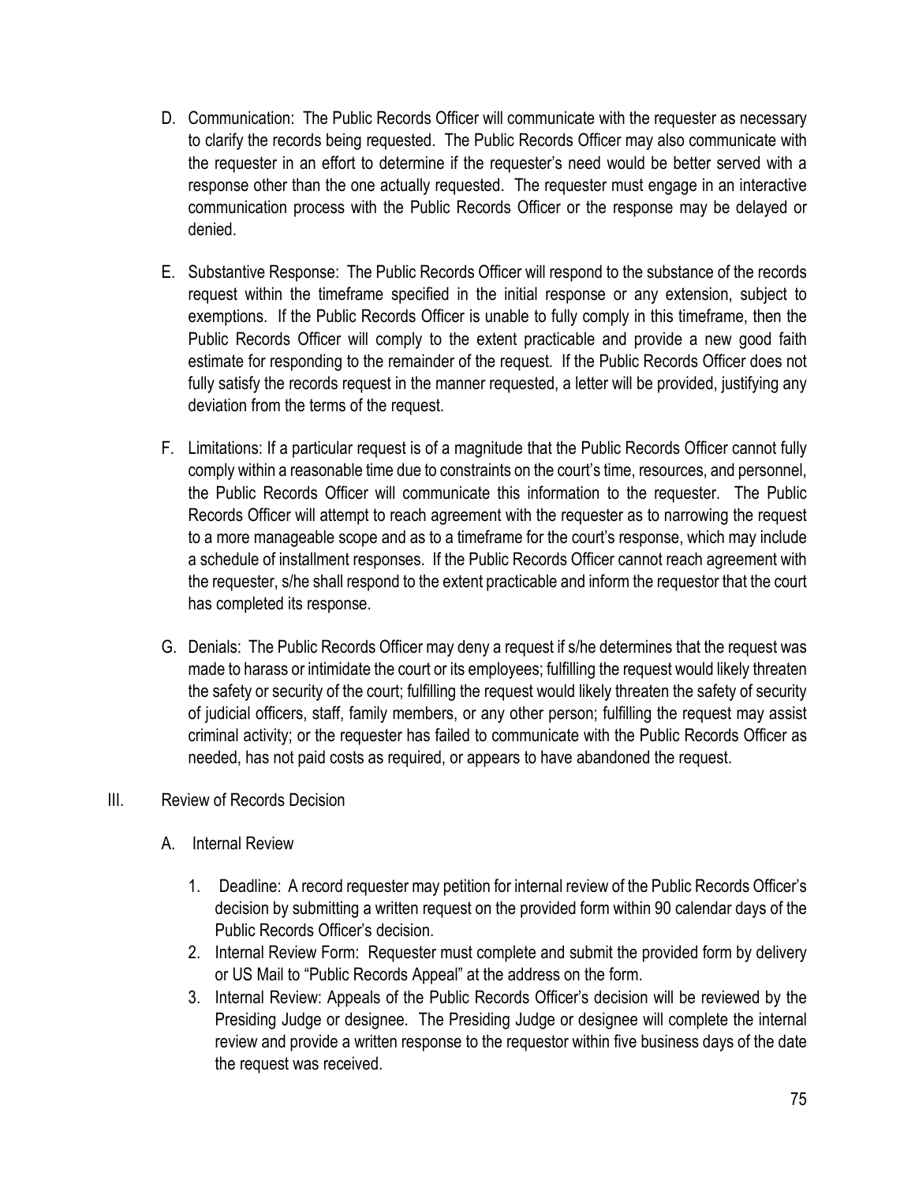D. Communication: The Public Records Officer will communicate with the requester as necessary to clarify the records being requested. The Public Records Officer may also communicate with the requester in an effort to determine if the requester's need would be better served with a response other than the one actually requested. The requester must engage in an interactive communication process with the Public Records Officer or the response may be delayed or denied.

E. Substantive Response: The Public Records Officer will respond to the substance of the records request within the timeframe specified in the initial response or any extension, subject to exemptions. If the Public Records Officer is unable to fully comply in this timeframe, then the Public Records Officer will comply to the extent practicable and provide a new good faith estimate for responding to the remainder of the request. If the Public Records Officer does not fully satisfy the records request in the manner requested, a letter will be provided, justifying any deviation from the terms of the request.

F. Limitations: If a particular request is of a magnitude that the Public Records Officer cannot fully comply within a reasonable time due to constraints on the court's time, resources, and personnel, the Public Records Officer will communicate this information to the requester. The Public Records Officer will attempt to reach agreement with the requester as to narrowing the request to a more manageable scope and as to a timeframe for the court's response, which may include a schedule of installment responses. If the Public Records Officer cannot reach agreement with the requester, s/he shall respond to the extent practicable and inform the requestor that the court has completed its response.

G. Denials: The Public Records Officer may deny a request if s/he determines that the request was made to harass or intimidate the court or its employees; fulfilling the request would likely threaten the safety or security of the court; fulfilling the request would likely threaten the safety of security of judicial officers, staff, family members, or any other person; fulfilling the request may assist criminal activity; or the requester has failed to communicate with the Public Records Officer as needed, has not paid costs as required, or appears to have abandoned the request.

III. Review of Records Decision

A. Internal Review

1. Deadline: A record requester may petition for internal review of the Public Records Officer's decision by submitting a written request on the provided form within 90 calendar days of the Public Records Officer's decision.
2. Internal Review Form: Requester must complete and submit the provided form by delivery or US Mail to "Public Records Appeal" at the address on the form.
3. Internal Review: Appeals of the Public Records Officer's decision will be reviewed by the Presiding Judge or designee. The Presiding Judge or designee will complete the internal review and provide a written response to the requestor within five business days of the date the request was received.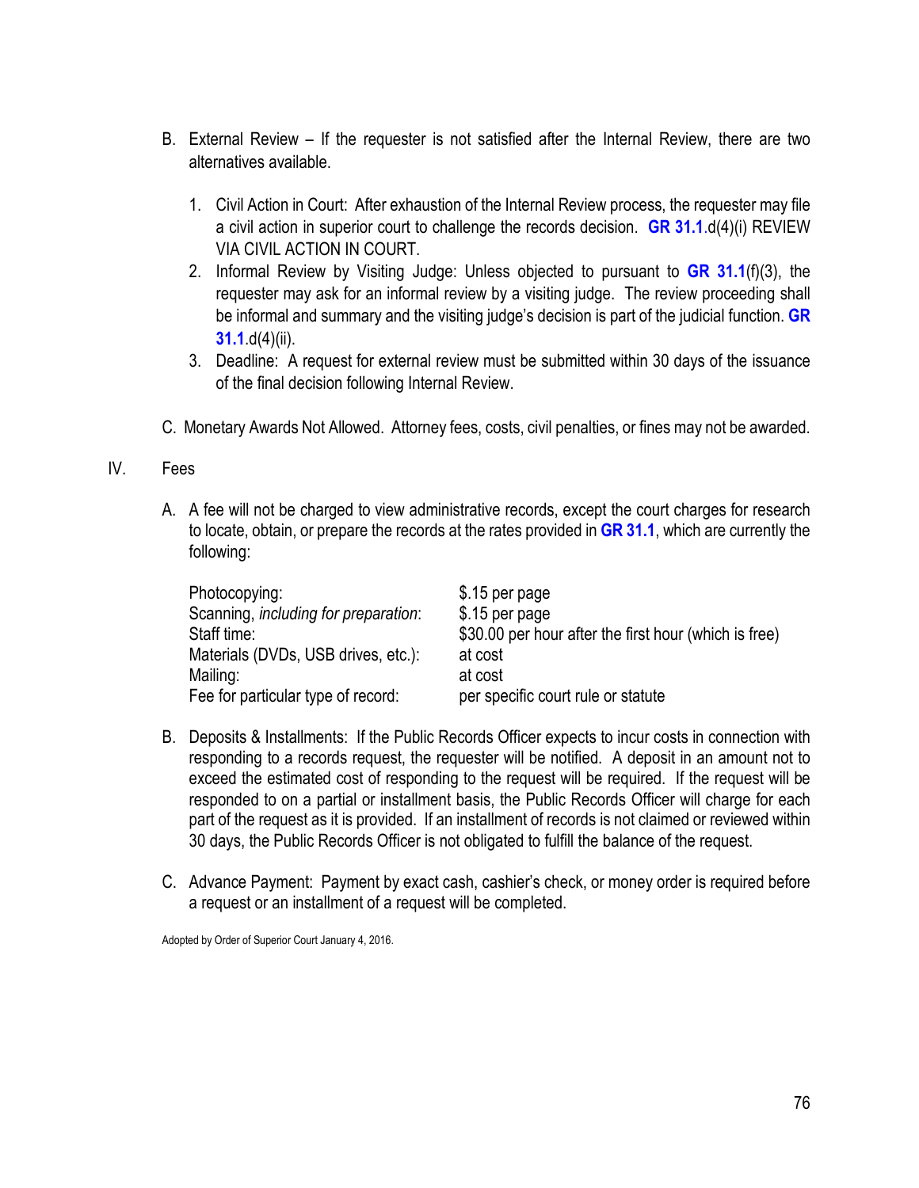B. External Review – If the requester is not satisfied after the Internal Review, there are two alternatives available.

1. Civil Action in Court: After exhaustion of the Internal Review process, the requester may file a civil action in superior court to challenge the records decision. **GR 31.1**.d(4)(i) REVIEW VIA CIVIL ACTION IN COURT.
2. Informal Review by Visiting Judge: Unless objected to pursuant to **GR 31.1**(f)(3), the requester may ask for an informal review by a visiting judge. The review proceeding shall be informal and summary and the visiting judge's decision is part of the judicial function. **GR 31.1**.d(4)(ii).
3. Deadline: A request for external review must be submitted within 30 days of the issuance of the final decision following Internal Review.

C. Monetary Awards Not Allowed. Attorney fees, costs, civil penalties, or fines may not be awarded.

IV. Fees

A. A fee will not be charged to view administrative records, except the court charges for research to locate, obtain, or prepare the records at the rates provided in **GR 31.1**, which are currently the following:

| | |
|---|---|
| Photocopying: | $.15 per page |
| Scanning, *including for preparation*: | $.15 per page |
| Staff time: | $30.00 per hour after the first hour (which is free) |
| Materials (DVDs, USB drives, etc.): | at cost |
| Mailing: | at cost |
| Fee for particular type of record: | per specific court rule or statute |

B. Deposits & Installments: If the Public Records Officer expects to incur costs in connection with responding to a records request, the requester will be notified. A deposit in an amount not to exceed the estimated cost of responding to the request will be required. If the request will be responded to on a partial or installment basis, the Public Records Officer will charge for each part of the request as it is provided. If an installment of records is not claimed or reviewed within 30 days, the Public Records Officer is not obligated to fulfill the balance of the request.

C. Advance Payment: Payment by exact cash, cashier's check, or money order is required before a request or an installment of a request will be completed.

Adopted by Order of Superior Court January 4, 2016.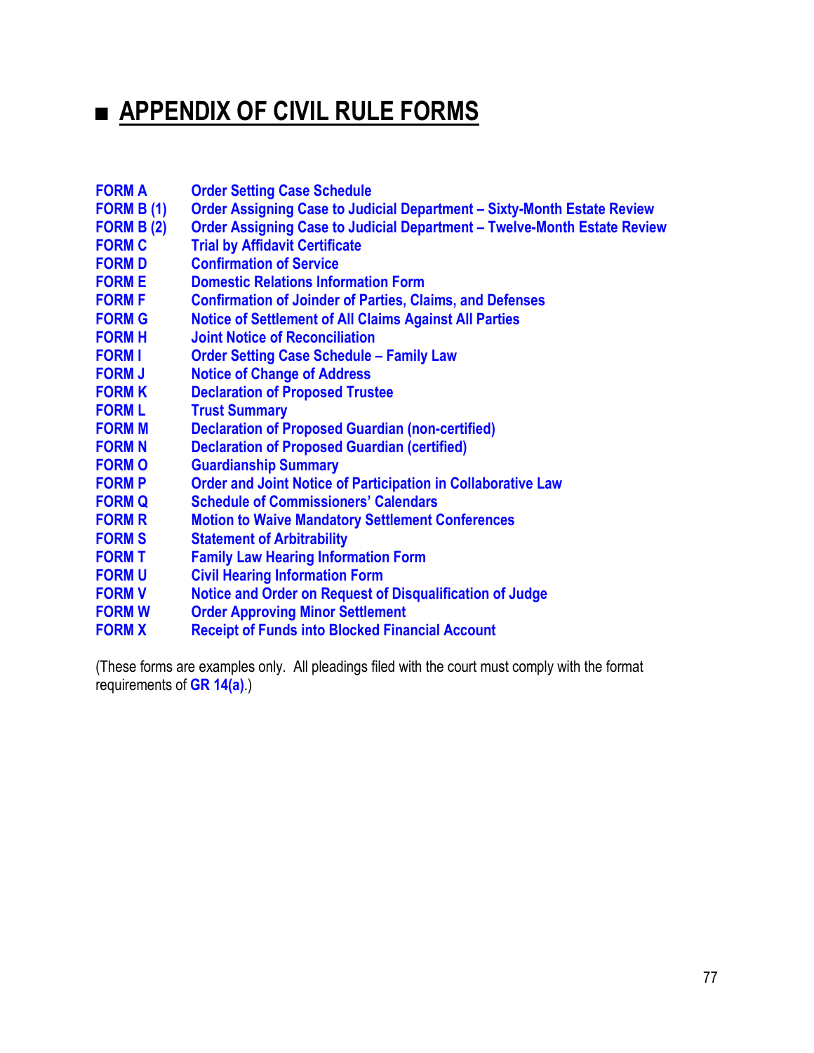# ■ APPENDIX OF CIVIL RULE FORMS

| | |
|---|---|
| **FORM A** | **Order Setting Case Schedule** |
| **FORM B (1)** | **Order Assigning Case to Judicial Department – Sixty-Month Estate Review** |
| **FORM B (2)** | **Order Assigning Case to Judicial Department – Twelve-Month Estate Review** |
| **FORM C** | **Trial by Affidavit Certificate** |
| **FORM D** | **Confirmation of Service** |
| **FORM E** | **Domestic Relations Information Form** |
| **FORM F** | **Confirmation of Joinder of Parties, Claims, and Defenses** |
| **FORM G** | **Notice of Settlement of All Claims Against All Parties** |
| **FORM H** | **Joint Notice of Reconciliation** |
| **FORM I** | **Order Setting Case Schedule – Family Law** |
| **FORM J** | **Notice of Change of Address** |
| **FORM K** | **Declaration of Proposed Trustee** |
| **FORM L** | **Trust Summary** |
| **FORM M** | **Declaration of Proposed Guardian (non-certified)** |
| **FORM N** | **Declaration of Proposed Guardian (certified)** |
| **FORM O** | **Guardianship Summary** |
| **FORM P** | **Order and Joint Notice of Participation in Collaborative Law** |
| **FORM Q** | **Schedule of Commissioners' Calendars** |
| **FORM R** | **Motion to Waive Mandatory Settlement Conferences** |
| **FORM S** | **Statement of Arbitrability** |
| **FORM T** | **Family Law Hearing Information Form** |
| **FORM U** | **Civil Hearing Information Form** |
| **FORM V** | **Notice and Order on Request of Disqualification of Judge** |
| **FORM W** | **Order Approving Minor Settlement** |
| **FORM X** | **Receipt of Funds into Blocked Financial Account** |

(These forms are examples only. All pleadings filed with the court must comply with the format requirements of **GR 14(a)**.)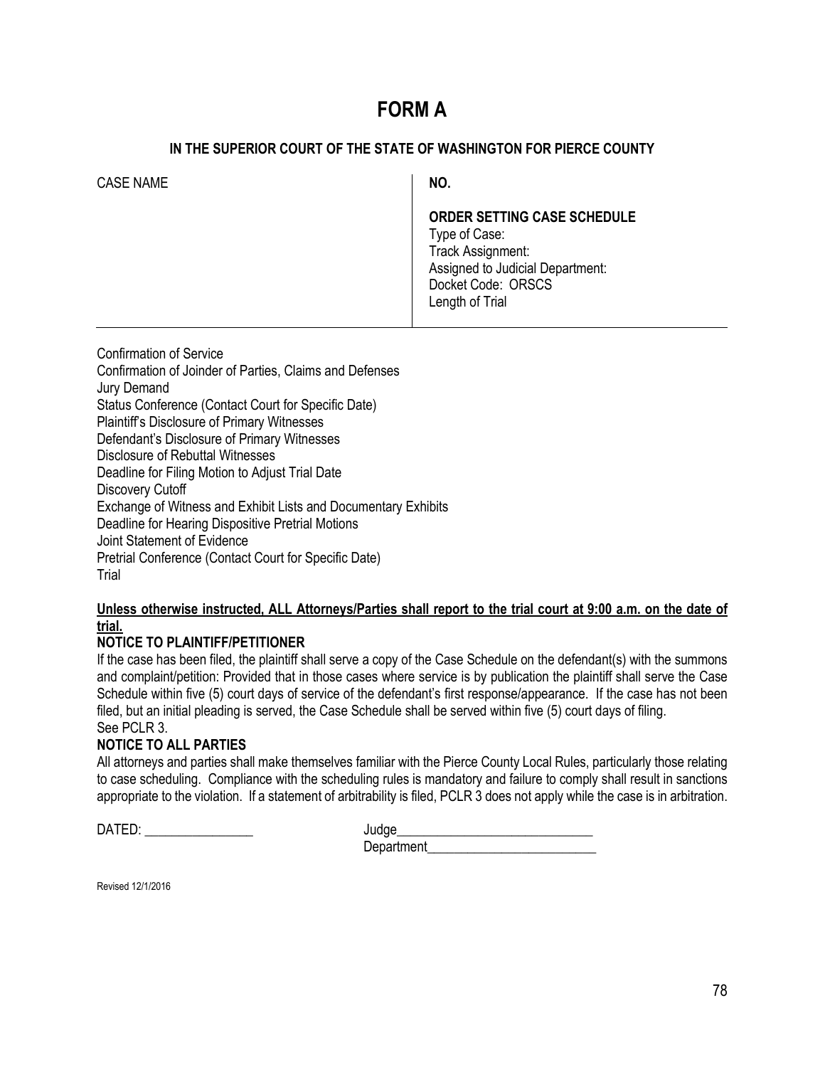# FORM A

### IN THE SUPERIOR COURT OF THE STATE OF WASHINGTON FOR PIERCE COUNTY

| CASE NAME | **NO.**<br><br>**ORDER SETTING CASE SCHEDULE**<br>Type of Case:<br>Track Assignment:<br>Assigned to Judicial Department:<br>Docket Code: ORSCS<br>Length of Trial |
|---|---|

Confirmation of Service
Confirmation of Joinder of Parties, Claims and Defenses
Jury Demand
Status Conference (Contact Court for Specific Date)
Plaintiff's Disclosure of Primary Witnesses
Defendant's Disclosure of Primary Witnesses
Disclosure of Rebuttal Witnesses
Deadline for Filing Motion to Adjust Trial Date
Discovery Cutoff
Exchange of Witness and Exhibit Lists and Documentary Exhibits
Deadline for Hearing Dispositive Pretrial Motions
Joint Statement of Evidence
Pretrial Conference (Contact Court for Specific Date)
Trial

**Unless otherwise instructed, ALL Attorneys/Parties shall report to the trial court at 9:00 a.m. on the date of trial.**

**NOTICE TO PLAINTIFF/PETITIONER**

If the case has been filed, the plaintiff shall serve a copy of the Case Schedule on the defendant(s) with the summons and complaint/petition: Provided that in those cases where service is by publication the plaintiff shall serve the Case Schedule within five (5) court days of service of the defendant's first response/appearance. If the case has not been filed, but an initial pleading is served, the Case Schedule shall be served within five (5) court days of filing. See PCLR 3.

**NOTICE TO ALL PARTIES**

All attorneys and parties shall make themselves familiar with the Pierce County Local Rules, particularly those relating to case scheduling. Compliance with the scheduling rules is mandatory and failure to comply shall result in sanctions appropriate to the violation. If a statement of arbitrability is filed, PCLR 3 does not apply while the case is in arbitration.

DATED: ________________ Judge_____________________________
Department_________________________

Revised 12/1/2016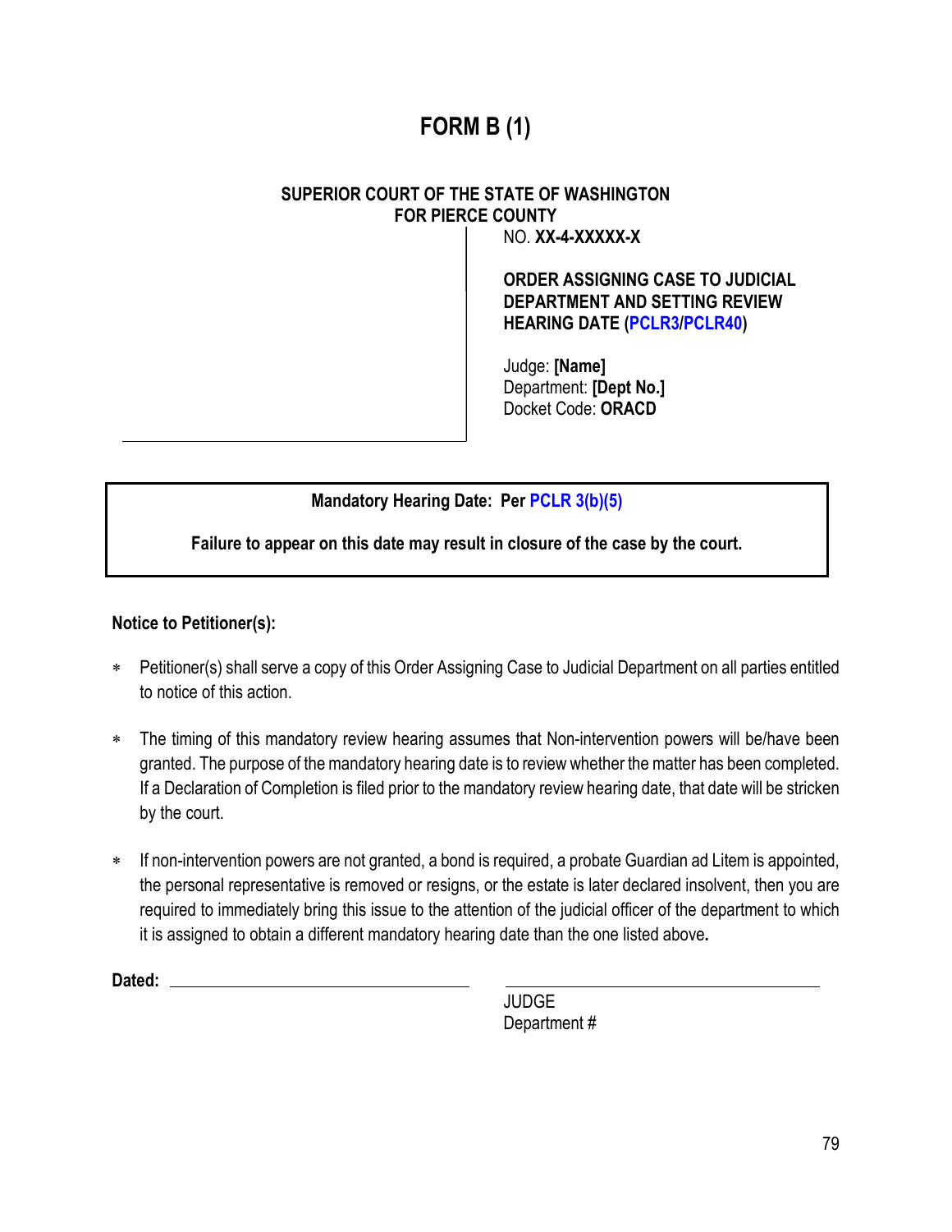# FORM B (1)

**SUPERIOR COURT OF THE STATE OF WASHINGTON**
**FOR PIERCE COUNTY**

NO. **XX-4-XXXXX-X**

**ORDER ASSIGNING CASE TO JUDICIAL DEPARTMENT AND SETTING REVIEW HEARING DATE (PCLR3/PCLR40)**

Judge: **[Name]**
Department: **[Dept No.]**
Docket Code: **ORACD**

---

**Mandatory Hearing Date: Per PCLR 3(b)(5)**

**Failure to appear on this date may result in closure of the case by the court.**

---

**Notice to Petitioner(s):**

- Petitioner(s) shall serve a copy of this Order Assigning Case to Judicial Department on all parties entitled to notice of this action.
- The timing of this mandatory review hearing assumes that Non-intervention powers will be/have been granted. The purpose of the mandatory hearing date is to review whether the matter has been completed. If a Declaration of Completion is filed prior to the mandatory review hearing date, that date will be stricken by the court.
- If non-intervention powers are not granted, a bond is required, a probate Guardian ad Litem is appointed, the personal representative is removed or resigns, or the estate is later declared insolvent, then you are required to immediately bring this issue to the attention of the judicial officer of the department to which it is assigned to obtain a different mandatory hearing date than the one listed above**.**

**Dated:** ______________________________

______________________________
JUDGE
Department #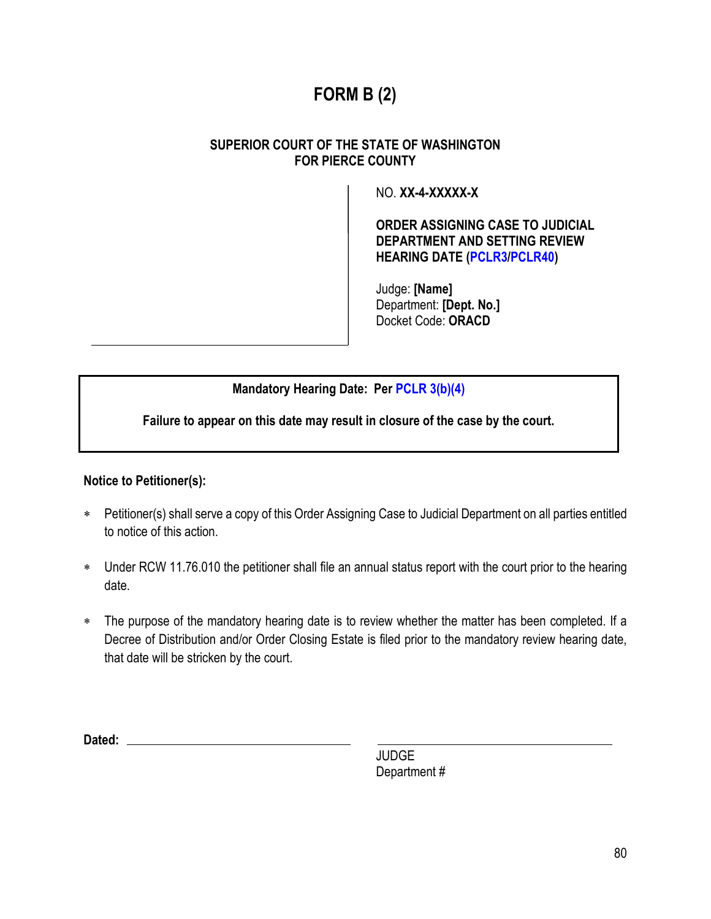# FORM B (2)

**SUPERIOR COURT OF THE STATE OF WASHINGTON FOR PIERCE COUNTY**

NO. **XX-4-XXXXX-X**

**ORDER ASSIGNING CASE TO JUDICIAL DEPARTMENT AND SETTING REVIEW HEARING DATE (PCLR3/PCLR40)**

Judge: **[Name]**
Department: **[Dept. No.]**
Docket Code: **ORACD**

**Mandatory Hearing Date: Per PCLR 3(b)(4)**

**Failure to appear on this date may result in closure of the case by the court.**

**Notice to Petitioner(s):**

- Petitioner(s) shall serve a copy of this Order Assigning Case to Judicial Department on all parties entitled to notice of this action.
- Under RCW 11.76.010 the petitioner shall file an annual status report with the court prior to the hearing date.
- The purpose of the mandatory hearing date is to review whether the matter has been completed. If a Decree of Distribution and/or Order Closing Estate is filed prior to the mandatory review hearing date, that date will be stricken by the court.

**Dated:** ______________________

______________________
JUDGE
Department #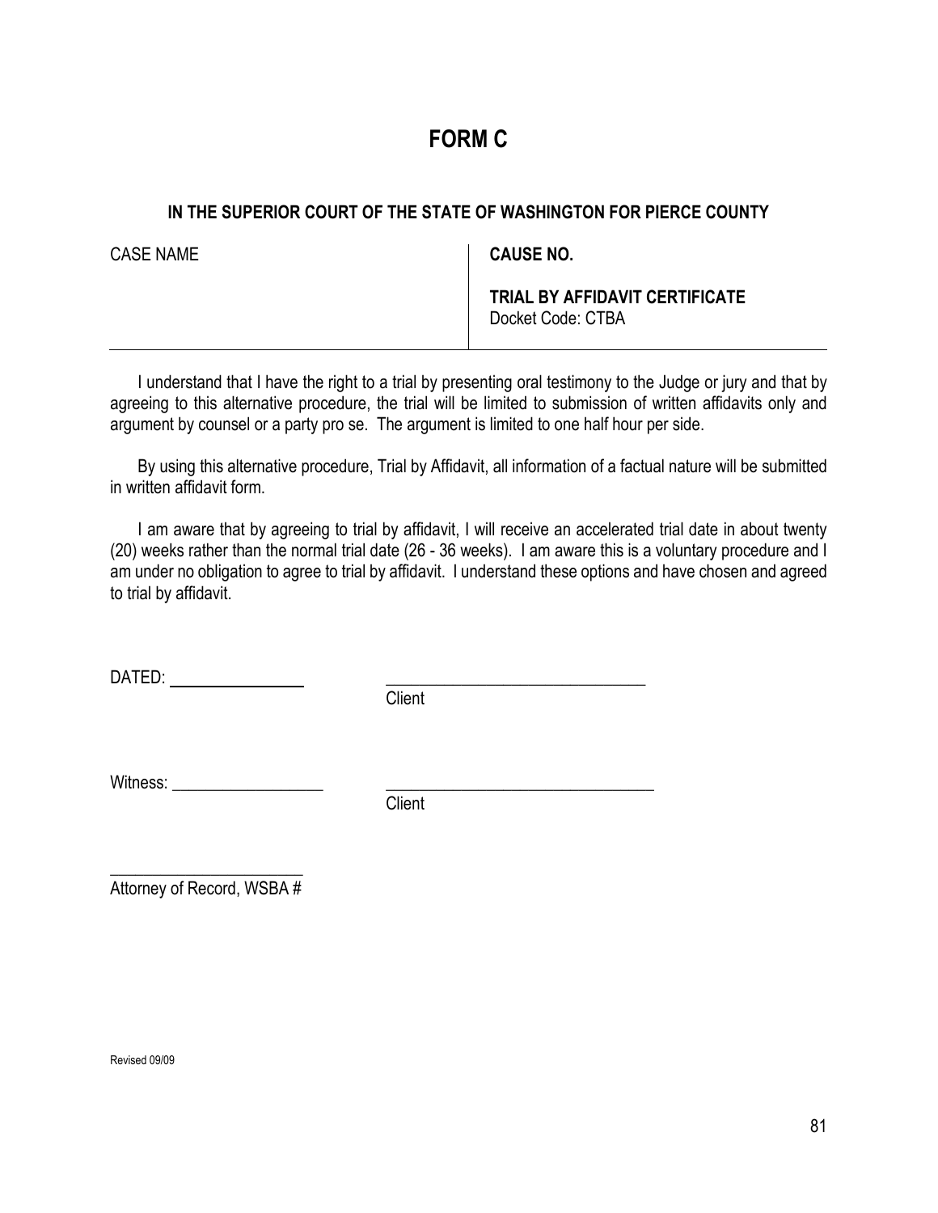# FORM C

## IN THE SUPERIOR COURT OF THE STATE OF WASHINGTON FOR PIERCE COUNTY

| CASE NAME | **CAUSE NO.**<br><br>**TRIAL BY AFFIDAVIT CERTIFICATE**<br>Docket Code: CTBA |
|---|---|

I understand that I have the right to a trial by presenting oral testimony to the Judge or jury and that by agreeing to this alternative procedure, the trial will be limited to submission of written affidavits only and argument by counsel or a party pro se. The argument is limited to one half hour per side.

By using this alternative procedure, Trial by Affidavit, all information of a factual nature will be submitted in written affidavit form.

I am aware that by agreeing to trial by affidavit, I will receive an accelerated trial date in about twenty (20) weeks rather than the normal trial date (26 - 36 weeks). I am aware this is a voluntary procedure and I am under no obligation to agree to trial by affidavit. I understand these options and have chosen and agreed to trial by affidavit.

DATED: ______________ ______________________________
Client

Witness: ________________ ______________________________
Client

______________________
Attorney of Record, WSBA #

Revised 09/09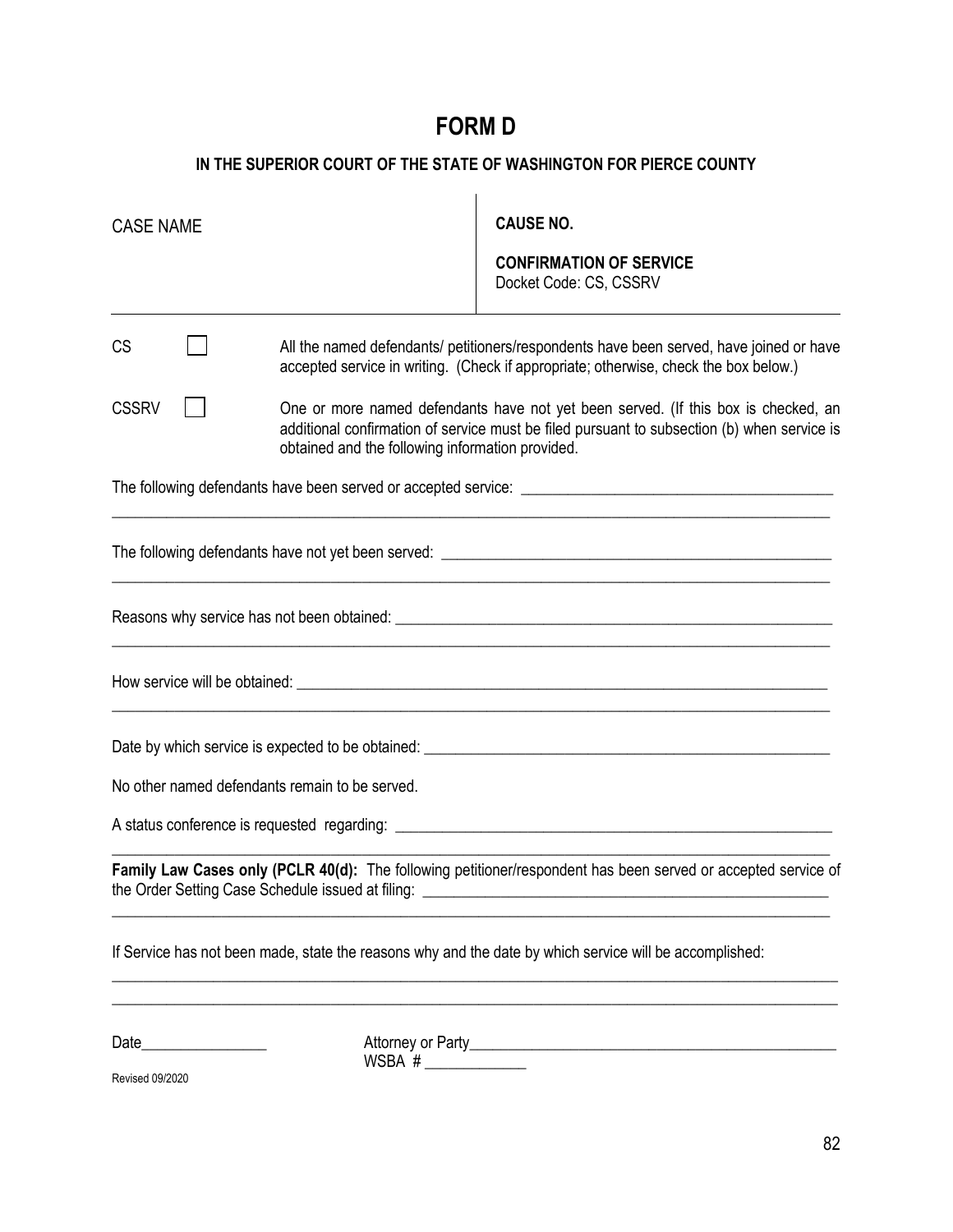# FORM D

## IN THE SUPERIOR COURT OF THE STATE OF WASHINGTON FOR PIERCE COUNTY

| CASE NAME | **CAUSE NO.**<br><br>**CONFIRMATION OF SERVICE**<br>Docket Code: CS, CSSRV |
|---|---|

CS ☐ All the named defendants/ petitioners/respondents have been served, have joined or have accepted service in writing. (Check if appropriate; otherwise, check the box below.)

CSSRV ☐ One or more named defendants have not yet been served. (If this box is checked, an additional confirmation of service must be filed pursuant to subsection (b) when service is obtained and the following information provided.

The following defendants have been served or accepted service: ________________________________________

______________________________________________________________________________________

The following defendants have not yet been served: ________________________________________________

______________________________________________________________________________________

Reasons why service has not been obtained: _____________________________________________________

______________________________________________________________________________________

How service will be obtained: _________________________________________________________________

______________________________________________________________________________________

Date by which service is expected to be obtained: _________________________________________________

No other named defendants remain to be served.

A status conference is requested regarding: _____________________________________________________

______________________________________________________________________________________

**Family Law Cases only (PCLR 40(d):** The following petitioner/respondent has been served or accepted service of the Order Setting Case Schedule issued at filing: ______________________________________________

______________________________________________________________________________________

If Service has not been made, state the reasons why and the date by which service will be accomplished:

______________________________________________________________________________________

______________________________________________________________________________________

Date________________ Attorney or Party_______________________________________________
WSBA # _____________

Revised 09/2020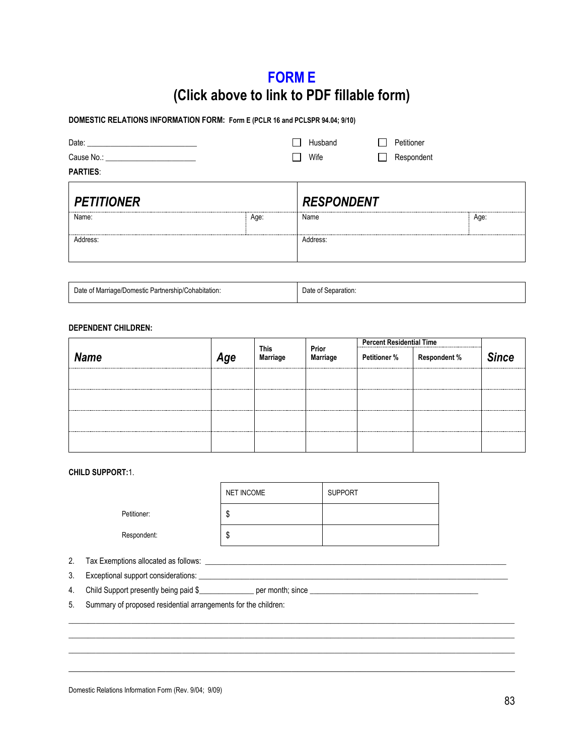# FORM E
## (Click above to link to PDF fillable form)

**DOMESTIC RELATIONS INFORMATION FORM: Form E (PCLR 16 and PCLSPR 94.04; 9/10)**

Date: ___________________________ ☐ Husband ☐ Petitioner

Cause No.: _______________________ ☐ Wife ☐ Respondent

**PARTIES**:

| ***PETITIONER*** | | ***RESPONDENT*** | |
|---|---|---|---|
| Name: | Age: | Name | Age: |
| Address: | | Address: | |

| Date of Marriage/Domestic Partnership/Cohabitation: | Date of Separation: |
|---|---|

**DEPENDENT CHILDREN:**

| ***Name*** | ***Age*** | **This Marriage** | **Prior Marriage** | **Percent Residential Time** | | ***Since*** |
|---|---|---|---|---|---|---|
| | | | | **Petitioner %** | **Respondent %** | |
| | | | | | | |
| | | | | | | |
| | | | | | | |
| | | | | | | |

**CHILD SUPPORT:** 1.

| | NET INCOME | SUPPORT |
|---|---|---|
| Petitioner: | $ | |
| Respondent: | $ | |

2. Tax Exemptions allocated as follows: ____________________________________________________________________________
3. Exceptional support considerations: _____________________________________________________________________________
4. Child Support presently being paid $_____________ per month; since _________________________________________
5. Summary of proposed residential arrangements for the children:

________________________________________________________________________________________________________

________________________________________________________________________________________________________

________________________________________________________________________________________________________

________________________________________________________________________________________________________

Domestic Relations Information Form (Rev. 9/04; 9/09)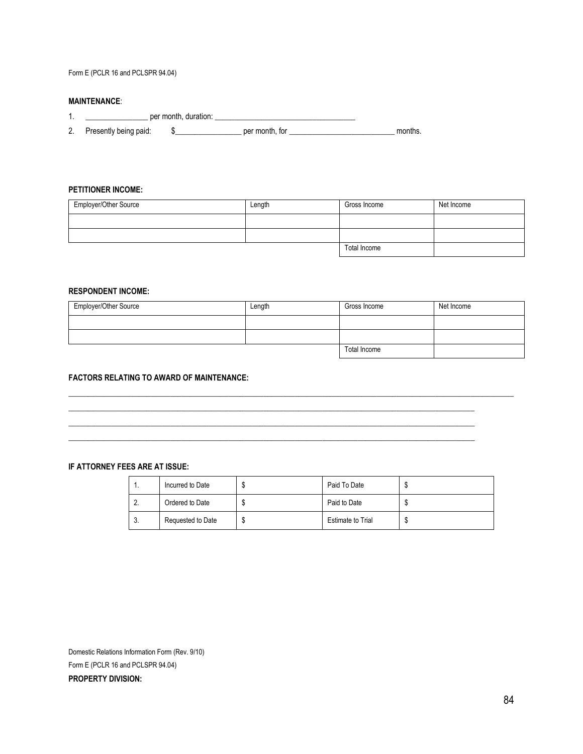Form E (PCLR 16 and PCLSPR 94.04)

**MAINTENANCE**:

1. ________________ per month, duration: ____________________________________
2. Presently being paid: $_________________ per month, for ___________________________ months.

**PETITIONER INCOME:**

| Employer/Other Source | Length | Gross Income | Net Income |
|---|---|---|---|
| | | | |
| | | | |
| | | Total Income | |

**RESPONDENT INCOME:**

| Employer/Other Source | Length | Gross Income | Net Income |
|---|---|---|---|
| | | | |
| | | | |
| | | Total Income | |

**FACTORS RELATING TO AWARD OF MAINTENANCE:**

______________________________________________________________________________________________________________

______________________________________________________________________________________________________

______________________________________________________________________________________________________

______________________________________________________________________________________________________

**IF ATTORNEY FEES ARE AT ISSUE:**

| | | | | |
|---|---|---|---|---|
| 1. | Incurred to Date | $ | Paid To Date | $ |
| 2. | Ordered to Date | $ | Paid to Date | $ |
| 3. | Requested to Date | $ | Estimate to Trial | $ |

Domestic Relations Information Form (Rev. 9/10)

Form E (PCLR 16 and PCLSPR 94.04)

**PROPERTY DIVISION:**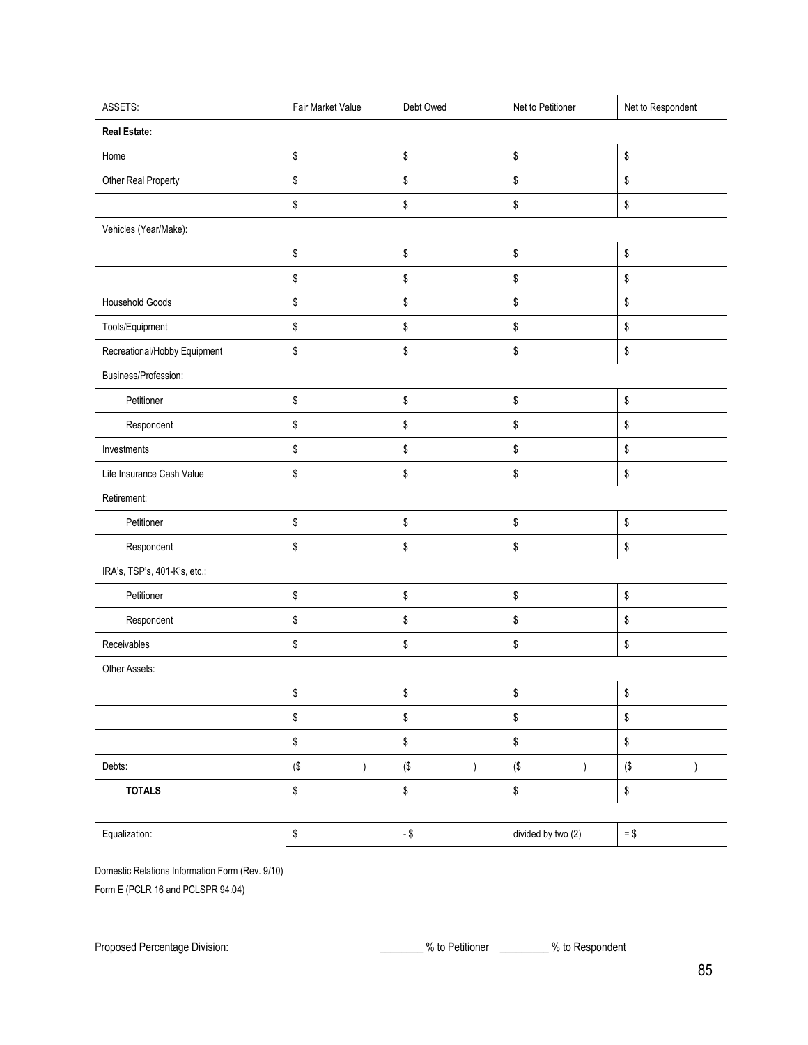| ASSETS: | Fair Market Value | Debt Owed | Net to Petitioner | Net to Respondent |
|---|---|---|---|---|
| **Real Estate:** | | | | |
| Home | $ | $ | $ | $ |
| Other Real Property | $ | $ | $ | $ |
| | $ | $ | $ | $ |
| Vehicles (Year/Make): | | | | |
| | $ | $ | $ | $ |
| | $ | $ | $ | $ |
| Household Goods | $ | $ | $ | $ |
| Tools/Equipment | $ | $ | $ | $ |
| Recreational/Hobby Equipment | $ | $ | $ | $ |
| Business/Profession: | | | | |
| Petitioner | $ | $ | $ | $ |
| Respondent | $ | $ | $ | $ |
| Investments | $ | $ | $ | $ |
| Life Insurance Cash Value | $ | $ | $ | $ |
| Retirement: | | | | |
| Petitioner | $ | $ | $ | $ |
| Respondent | $ | $ | $ | $ |
| IRA's, TSP's, 401-K's, etc.: | | | | |
| Petitioner | $ | $ | $ | $ |
| Respondent | $ | $ | $ | $ |
| Receivables | $ | $ | $ | $ |
| Other Assets: | | | | |
| | $ | $ | $ | $ |
| | $ | $ | $ | $ |
| | $ | $ | $ | $ |
| Debts: | ($ ) | ($ ) | ($ ) | ($ ) |
| **TOTALS** | $ | $ | $ | $ |
| | | | | |
| Equalization: | $ | - $ | divided by two (2) | = $ |

Domestic Relations Information Form (Rev. 9/10)
Form E (PCLR 16 and PCLSPR 94.04)

Proposed Percentage Division: ________ % to Petitioner ________ % to Respondent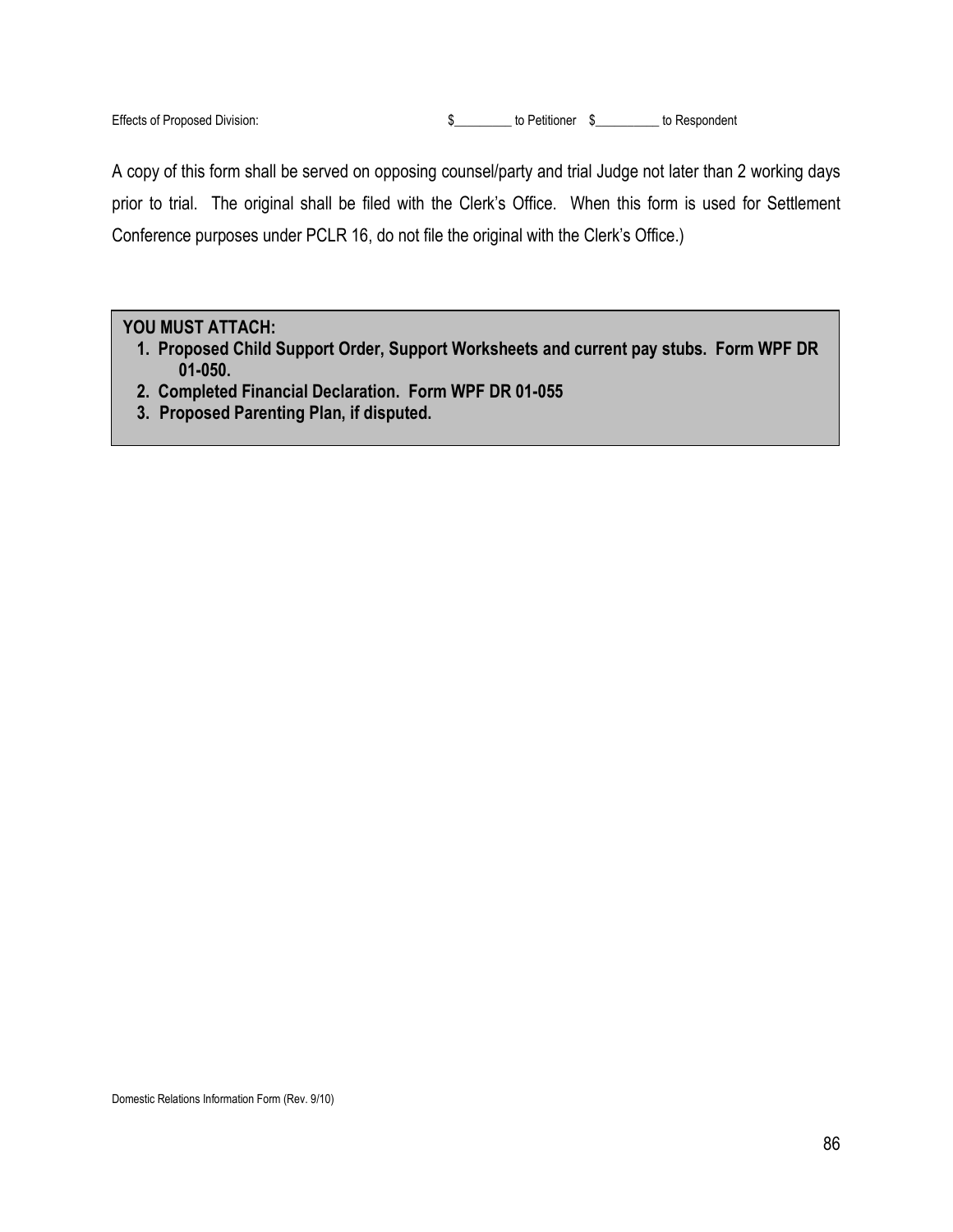Effects of Proposed Division: $_________ to Petitioner $__________ to Respondent

A copy of this form shall be served on opposing counsel/party and trial Judge not later than 2 working days prior to trial. The original shall be filed with the Clerk's Office. When this form is used for Settlement Conference purposes under PCLR 16, do not file the original with the Clerk's Office.)

**YOU MUST ATTACH:**

1. **Proposed Child Support Order, Support Worksheets and current pay stubs. Form WPF DR 01-050.**
2. **Completed Financial Declaration. Form WPF DR 01-055**
3. **Proposed Parenting Plan, if disputed.**

Domestic Relations Information Form (Rev. 9/10)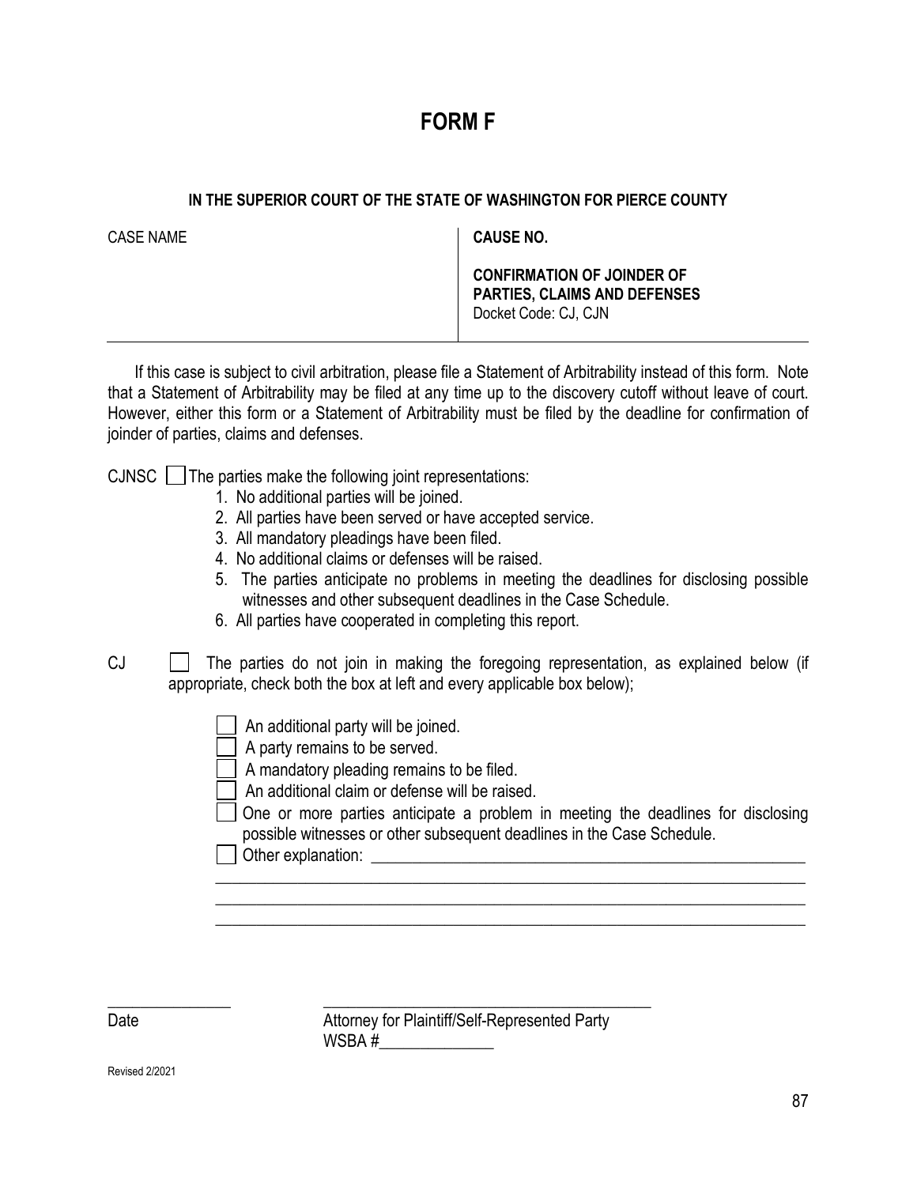# FORM F

**IN THE SUPERIOR COURT OF THE STATE OF WASHINGTON FOR PIERCE COUNTY**

| CASE NAME | **CAUSE NO.**<br><br>**CONFIRMATION OF JOINDER OF PARTIES, CLAIMS AND DEFENSES**<br>Docket Code: CJ, CJN |
|---|---|

If this case is subject to civil arbitration, please file a Statement of Arbitrability instead of this form. Note that a Statement of Arbitrability may be filed at any time up to the discovery cutoff without leave of court. However, either this form or a Statement of Arbitrability must be filed by the deadline for confirmation of joinder of parties, claims and defenses.

CJNSC ☐ The parties make the following joint representations:

1. No additional parties will be joined.
2. All parties have been served or have accepted service.
3. All mandatory pleadings have been filed.
4. No additional claims or defenses will be raised.
5. The parties anticipate no problems in meeting the deadlines for disclosing possible witnesses and other subsequent deadlines in the Case Schedule.
6. All parties have cooperated in completing this report.

CJ ☐ The parties do not join in making the foregoing representation, as explained below (if appropriate, check both the box at left and every applicable box below);

- ☐ An additional party will be joined.
- ☐ A party remains to be served.
- ☐ A mandatory pleading remains to be filed.
- ☐ An additional claim or defense will be raised.
- ☐ One or more parties anticipate a problem in meeting the deadlines for disclosing possible witnesses or other subsequent deadlines in the Case Schedule.
- ☐ Other explanation: ____________________________________________________

______________________________________________________________________

______________________________________________________________________

______________________________________________________________________

________________ &nbsp;&nbsp;&nbsp;&nbsp;&nbsp;&nbsp;&nbsp;&nbsp; ________________________________________

Date &nbsp;&nbsp;&nbsp;&nbsp;&nbsp;&nbsp;&nbsp;&nbsp;&nbsp;&nbsp;&nbsp;&nbsp;&nbsp;&nbsp;&nbsp;&nbsp;&nbsp;&nbsp;&nbsp;&nbsp; Attorney for Plaintiff/Self-Represented Party
WSBA #______________

Revised 2/2021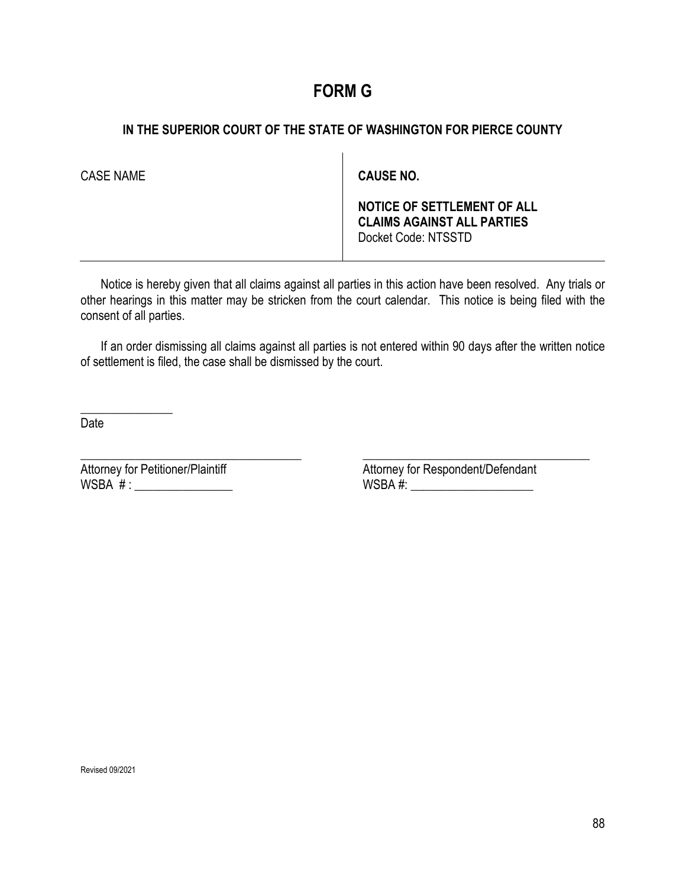# FORM G

### IN THE SUPERIOR COURT OF THE STATE OF WASHINGTON FOR PIERCE COUNTY

| CASE NAME | **CAUSE NO.**<br><br>**NOTICE OF SETTLEMENT OF ALL CLAIMS AGAINST ALL PARTIES**<br>Docket Code: NTSSTD |
|---|---|

Notice is hereby given that all claims against all parties in this action have been resolved. Any trials or other hearings in this matter may be stricken from the court calendar. This notice is being filed with the consent of all parties.

If an order dismissing all claims against all parties is not entered within 90 days after the written notice of settlement is filed, the case shall be dismissed by the court.

_______________
Date

| _____________________________________ | _____________________________________ |
|---|---|
| Attorney for Petitioner/Plaintiff | Attorney for Respondent/Defendant |
| WSBA # : ________________ | WSBA #: ____________________ |

Revised 09/2021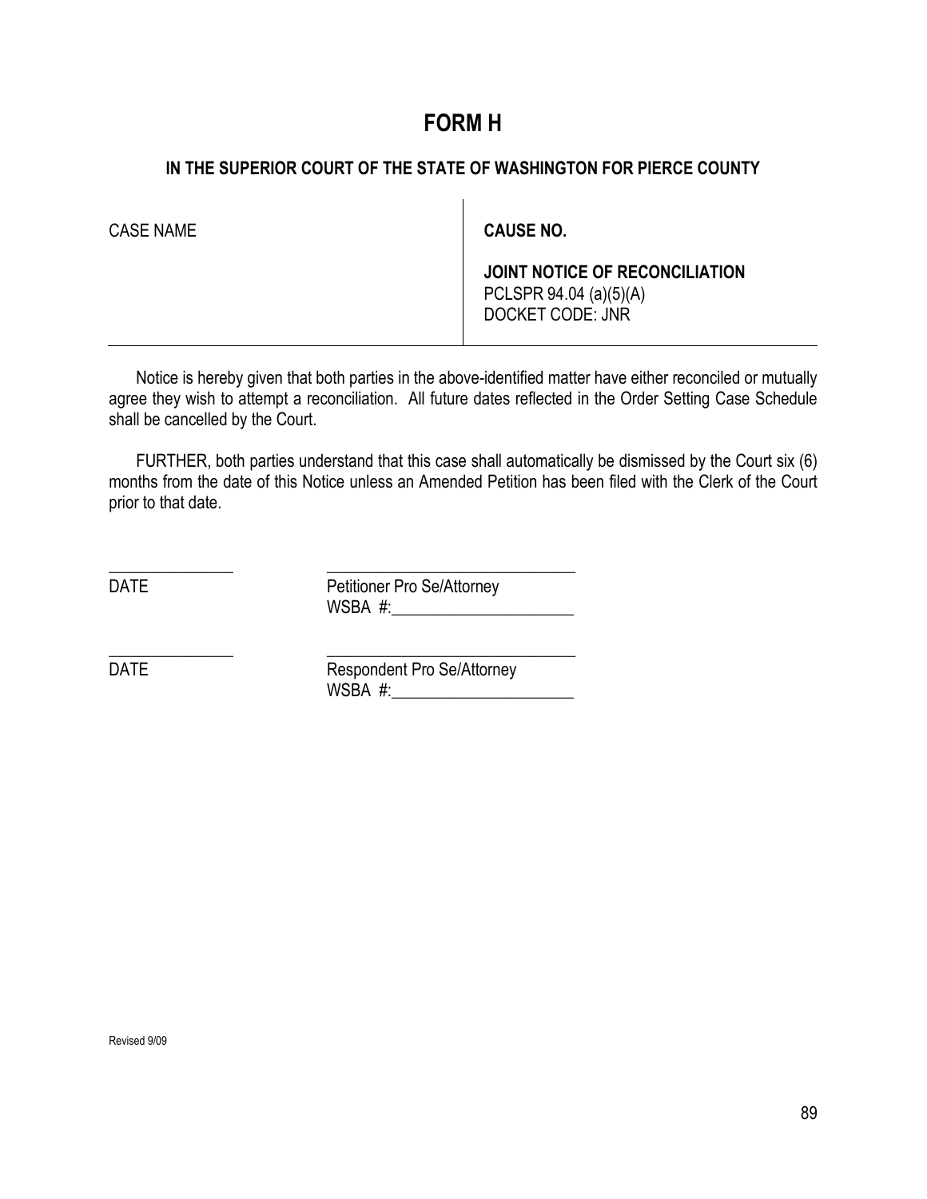# FORM H

**IN THE SUPERIOR COURT OF THE STATE OF WASHINGTON FOR PIERCE COUNTY**

| CASE NAME | **CAUSE NO.**<br><br>**JOINT NOTICE OF RECONCILIATION**<br>PCLSPR 94.04 (a)(5)(A)<br>DOCKET CODE: JNR |
|---|---|

Notice is hereby given that both parties in the above-identified matter have either reconciled or mutually agree they wish to attempt a reconciliation. All future dates reflected in the Order Setting Case Schedule shall be cancelled by the Court.

FURTHER, both parties understand that this case shall automatically be dismissed by the Court six (6) months from the date of this Notice unless an Amended Petition has been filed with the Clerk of the Court prior to that date.

_______________ _______________________________
DATE Petitioner Pro Se/Attorney
WSBA #:_____________________

_______________ _______________________________
DATE Respondent Pro Se/Attorney
WSBA #:_____________________

Revised 9/09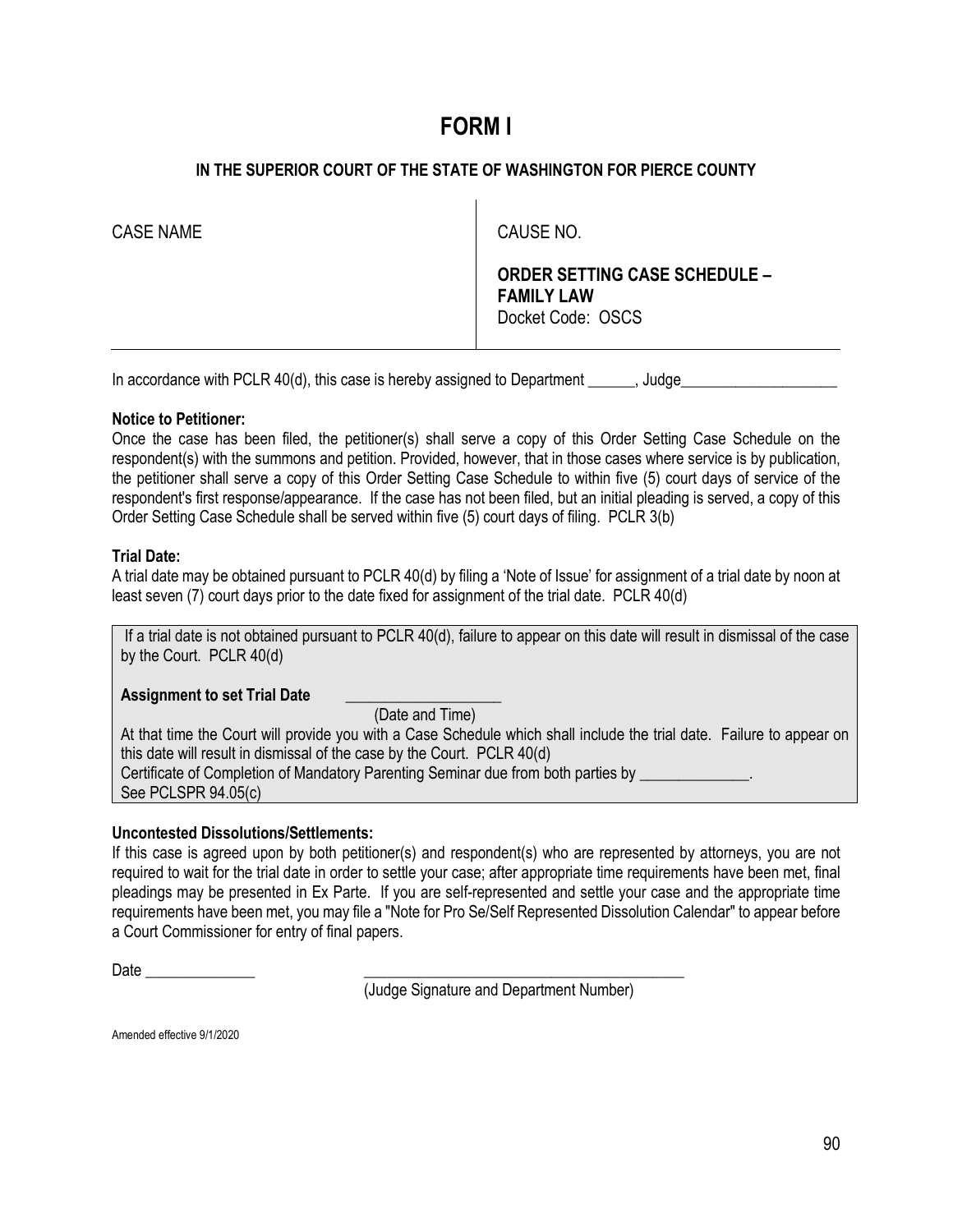# FORM I

**IN THE SUPERIOR COURT OF THE STATE OF WASHINGTON FOR PIERCE COUNTY**

| CASE NAME | CAUSE NO. |
| --- | --- |
| | **ORDER SETTING CASE SCHEDULE – FAMILY LAW**<br>Docket Code: OSCS |

In accordance with PCLR 40(d), this case is hereby assigned to Department ______, Judge____________________

**Notice to Petitioner:**
Once the case has been filed, the petitioner(s) shall serve a copy of this Order Setting Case Schedule on the respondent(s) with the summons and petition. Provided, however, that in those cases where service is by publication, the petitioner shall serve a copy of this Order Setting Case Schedule to within five (5) court days of service of the respondent's first response/appearance. If the case has not been filed, but an initial pleading is served, a copy of this Order Setting Case Schedule shall be served within five (5) court days of filing. PCLR 3(b)

**Trial Date:**
A trial date may be obtained pursuant to PCLR 40(d) by filing a 'Note of Issue' for assignment of a trial date by noon at least seven (7) court days prior to the date fixed for assignment of the trial date. PCLR 40(d)

If a trial date is not obtained pursuant to PCLR 40(d), failure to appear on this date will result in dismissal of the case by the Court. PCLR 40(d)

**Assignment to set Trial Date** ____________________
(Date and Time)

At that time the Court will provide you with a Case Schedule which shall include the trial date. Failure to appear on this date will result in dismissal of the case by the Court. PCLR 40(d)
Certificate of Completion of Mandatory Parenting Seminar due from both parties by ______________.
See PCLSPR 94.05(c)

**Uncontested Dissolutions/Settlements:**
If this case is agreed upon by both petitioner(s) and respondent(s) who are represented by attorneys, you are not required to wait for the trial date in order to settle your case; after appropriate time requirements have been met, final pleadings may be presented in Ex Parte. If you are self-represented and settle your case and the appropriate time requirements have been met, you may file a "Note for Pro Se/Self Represented Dissolution Calendar" to appear before a Court Commissioner for entry of final papers.

Date ______________ __________________________________________
(Judge Signature and Department Number)

Amended effective 9/1/2020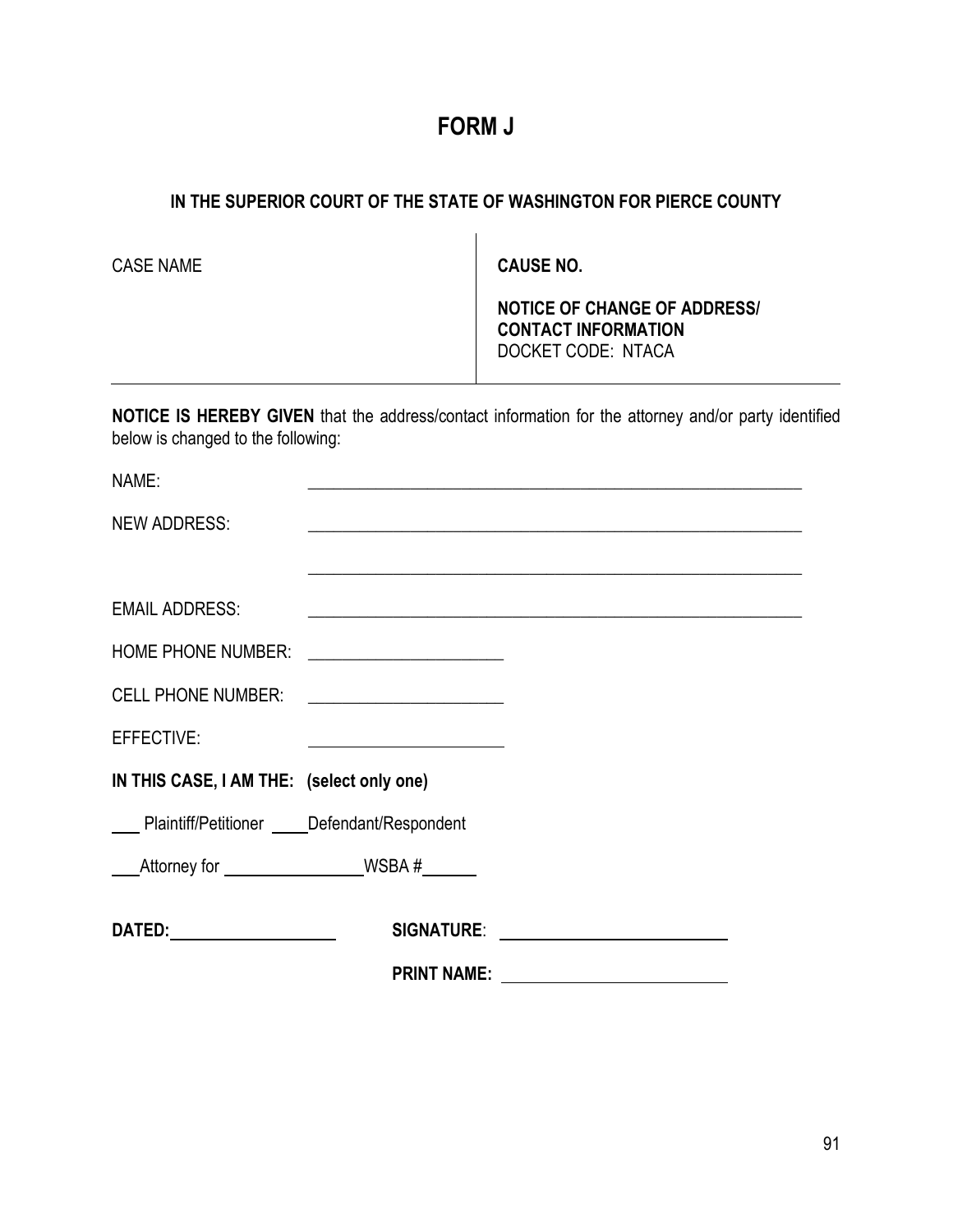# FORM J

**IN THE SUPERIOR COURT OF THE STATE OF WASHINGTON FOR PIERCE COUNTY**

| CASE NAME | **CAUSE NO.**<br><br>**NOTICE OF CHANGE OF ADDRESS/ CONTACT INFORMATION**<br>DOCKET CODE: NTACA |
|---|---|

**NOTICE IS HEREBY GIVEN** that the address/contact information for the attorney and/or party identified below is changed to the following:

NAME: ____________________________________________________________

NEW ADDRESS: ____________________________________________________________

____________________________________________________________

EMAIL ADDRESS: ____________________________________________________________

HOME PHONE NUMBER: ______________________

CELL PHONE NUMBER: ______________________

EFFECTIVE: ______________________

**IN THIS CASE, I AM THE: (select only one)**

___ Plaintiff/Petitioner ____Defendant/Respondent

___Attorney for ________________WSBA #______

**DATED:** ___________________ **SIGNATURE**: __________________________

**PRINT NAME:** __________________________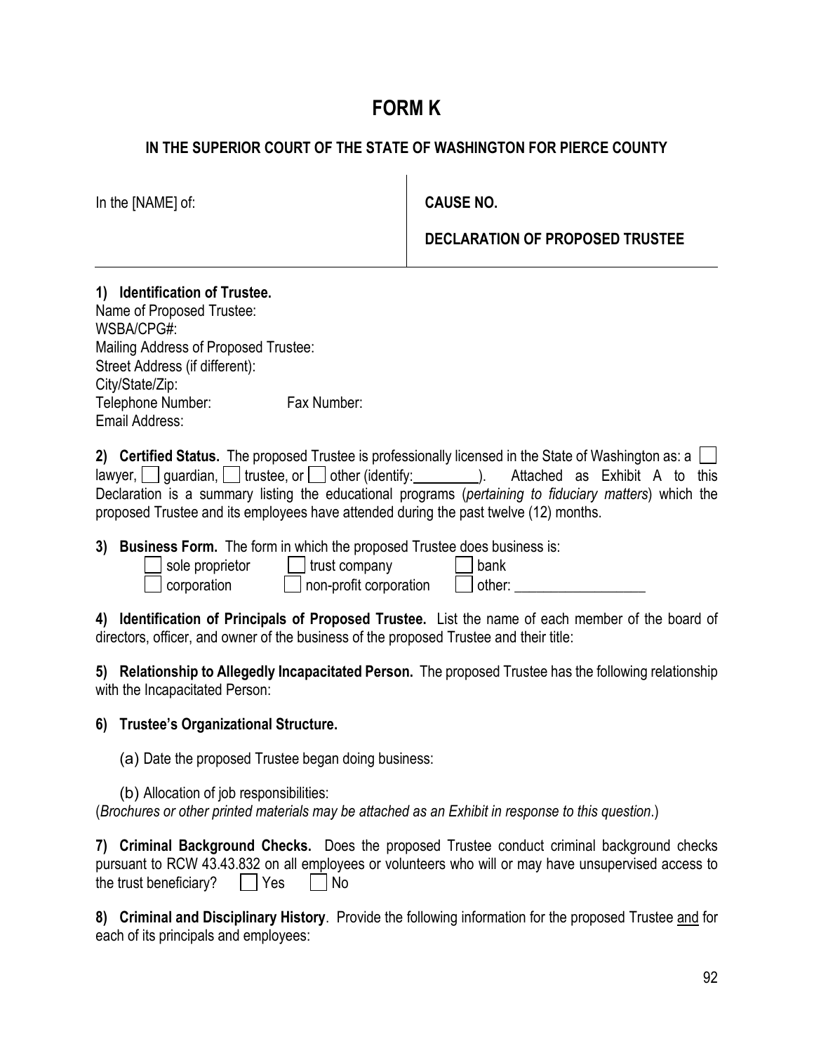# FORM K

## IN THE SUPERIOR COURT OF THE STATE OF WASHINGTON FOR PIERCE COUNTY

| In the [NAME] of: | **CAUSE NO.**<br><br>**DECLARATION OF PROPOSED TRUSTEE** |
|---|---|

**1) Identification of Trustee.**
Name of Proposed Trustee:
WSBA/CPG#:
Mailing Address of Proposed Trustee:
Street Address (if different):
City/State/Zip:
Telephone Number: Fax Number:
Email Address:

**2) Certified Status.** The proposed Trustee is professionally licensed in the State of Washington as: a ☐ lawyer, ☐ guardian, ☐ trustee, or ☐ other (identify:_________). Attached as Exhibit A to this Declaration is a summary listing the educational programs (*pertaining to fiduciary matters*) which the proposed Trustee and its employees have attended during the past twelve (12) months.

**3) Business Form.** The form in which the proposed Trustee does business is:

☐ sole proprietor ☐ trust company ☐ bank
☐ corporation ☐ non-profit corporation ☐ other: _________________

**4) Identification of Principals of Proposed Trustee.** List the name of each member of the board of directors, officer, and owner of the business of the proposed Trustee and their title:

**5) Relationship to Allegedly Incapacitated Person.** The proposed Trustee has the following relationship with the Incapacitated Person:

**6) Trustee's Organizational Structure.**

(a) Date the proposed Trustee began doing business:

(b) Allocation of job responsibilities:
(*Brochures or other printed materials may be attached as an Exhibit in response to this question*.)

**7) Criminal Background Checks.** Does the proposed Trustee conduct criminal background checks pursuant to RCW 43.43.832 on all employees or volunteers who will or may have unsupervised access to the trust beneficiary? ☐ Yes ☐ No

**8) Criminal and Disciplinary History**. Provide the following information for the proposed Trustee and for each of its principals and employees: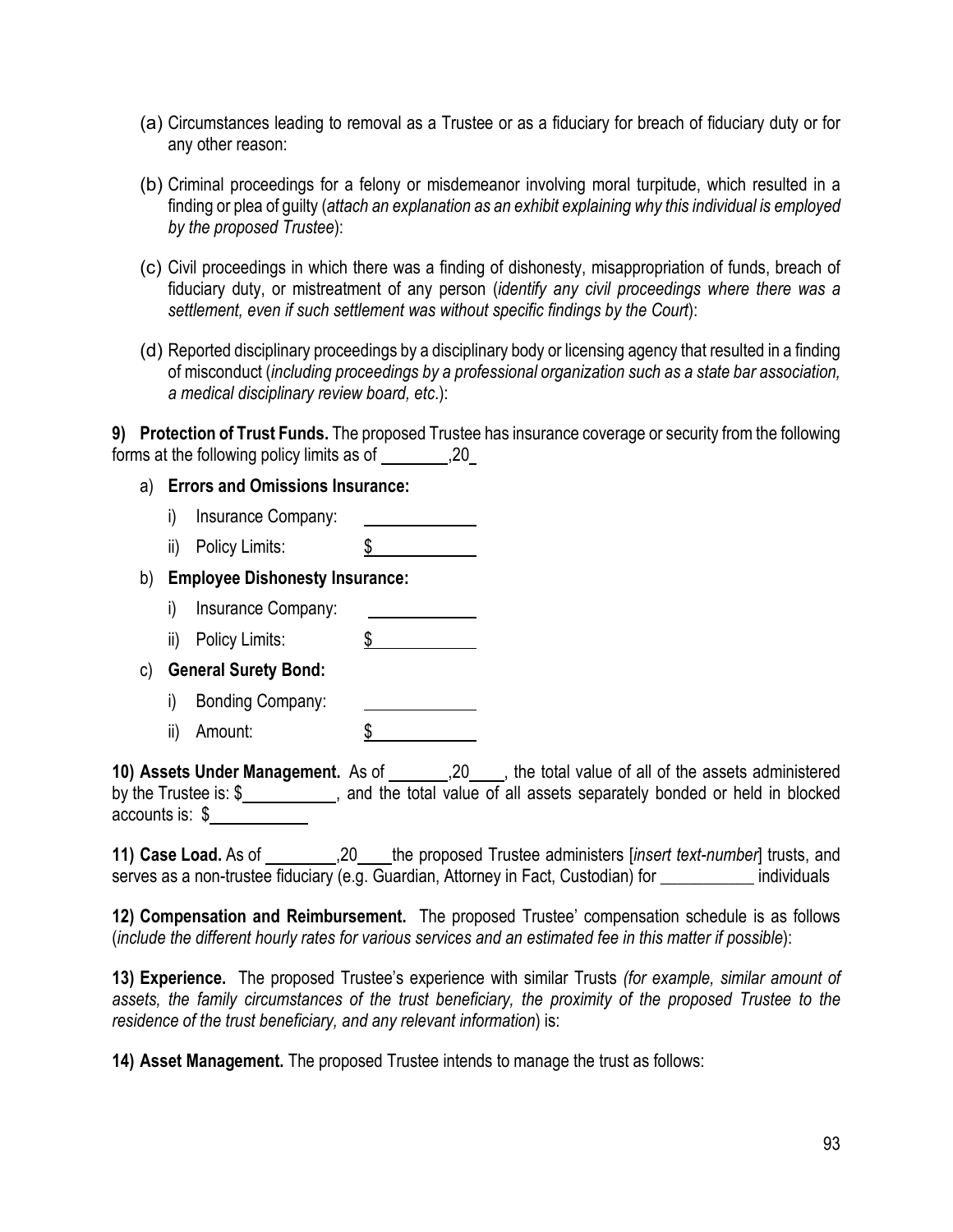(a) Circumstances leading to removal as a Trustee or as a fiduciary for breach of fiduciary duty or for any other reason:

(b) Criminal proceedings for a felony or misdemeanor involving moral turpitude, which resulted in a finding or plea of guilty (*attach an explanation as an exhibit explaining why this individual is employed by the proposed Trustee*):

(c) Civil proceedings in which there was a finding of dishonesty, misappropriation of funds, breach of fiduciary duty, or mistreatment of any person (*identify any civil proceedings where there was a settlement, even if such settlement was without specific findings by the Court*):

(d) Reported disciplinary proceedings by a disciplinary body or licensing agency that resulted in a finding of misconduct (*including proceedings by a professional organization such as a state bar association, a medical disciplinary review board, etc*.):

**9) Protection of Trust Funds.** The proposed Trustee has insurance coverage or security from the following forms at the following policy limits as of ________,20_

a) **Errors and Omissions Insurance:**

   i) Insurance Company: ____________

   ii) Policy Limits: $____________

b) **Employee Dishonesty Insurance:**

   i) Insurance Company: ____________

   ii) Policy Limits: $____________

c) **General Surety Bond:**

   i) Bonding Company: ____________

   ii) Amount: $____________

**10) Assets Under Management.** As of _______,20____, the total value of all of the assets administered by the Trustee is: $___________, and the total value of all assets separately bonded or held in blocked accounts is: $___________

**11) Case Load.** As of ________,20____the proposed Trustee administers [*insert text-number*] trusts, and serves as a non-trustee fiduciary (e.g. Guardian, Attorney in Fact, Custodian) for ___________ individuals

**12) Compensation and Reimbursement.** The proposed Trustee' compensation schedule is as follows (*include the different hourly rates for various services and an estimated fee in this matter if possible*):

**13) Experience.** The proposed Trustee's experience with similar Trusts *(for example, similar amount of assets, the family circumstances of the trust beneficiary, the proximity of the proposed Trustee to the residence of the trust beneficiary, and any relevant information*) is:

**14) Asset Management.** The proposed Trustee intends to manage the trust as follows: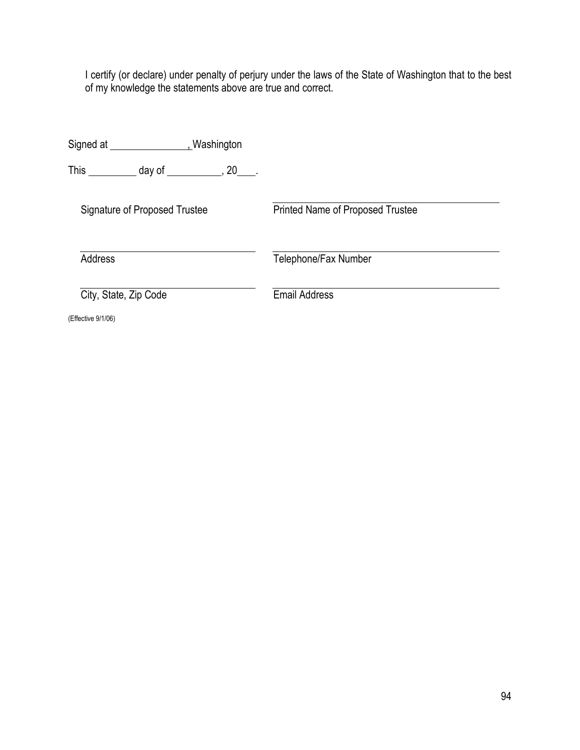I certify (or declare) under penalty of perjury under the laws of the State of Washington that to the best of my knowledge the statements above are true and correct.

Signed at ________________, Washington

This __________ day of ___________, 20____.

| | |
|---|---|
| Signature of Proposed Trustee | Printed Name of Proposed Trustee |
| Address | Telephone/Fax Number |
| City, State, Zip Code | Email Address |

(Effective 9/1/06)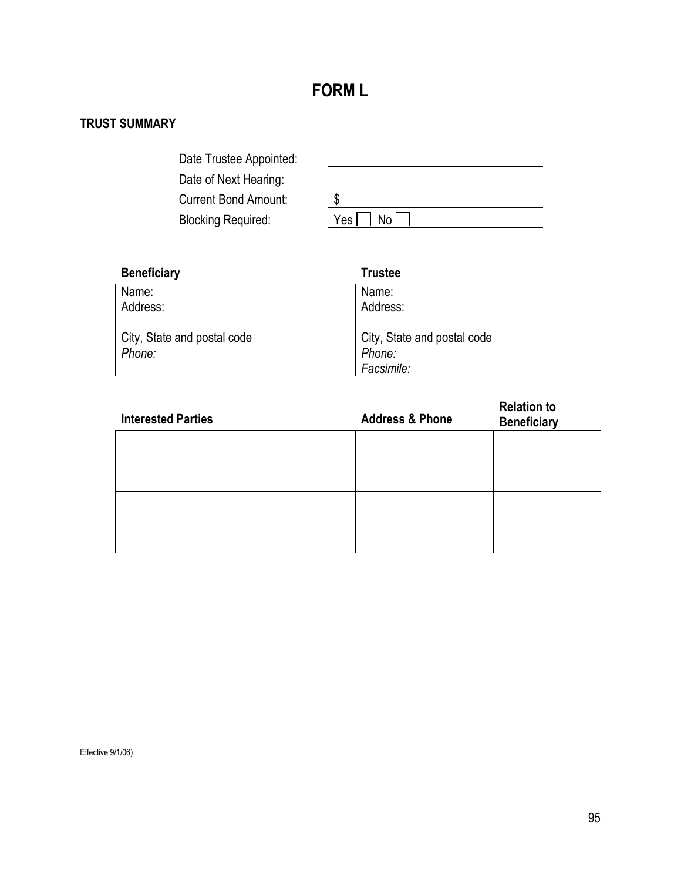# FORM L

**TRUST SUMMARY**

Date Trustee Appointed: ______________________

Date of Next Hearing: ______________________

Current Bond Amount: $ ______________________

Blocking Required: Yes ☐ No ☐

| **Beneficiary** | **Trustee** |
|---|---|
| Name:<br>Address:<br><br>City, State and postal code<br>*Phone:* | Name:<br>Address:<br><br>City, State and postal code<br>*Phone:*<br>*Facsimile:* |

| **Interested Parties** | **Address & Phone** | **Relation to Beneficiary** |
|---|---|---|
| | | |
| | | |

Effective 9/1/06)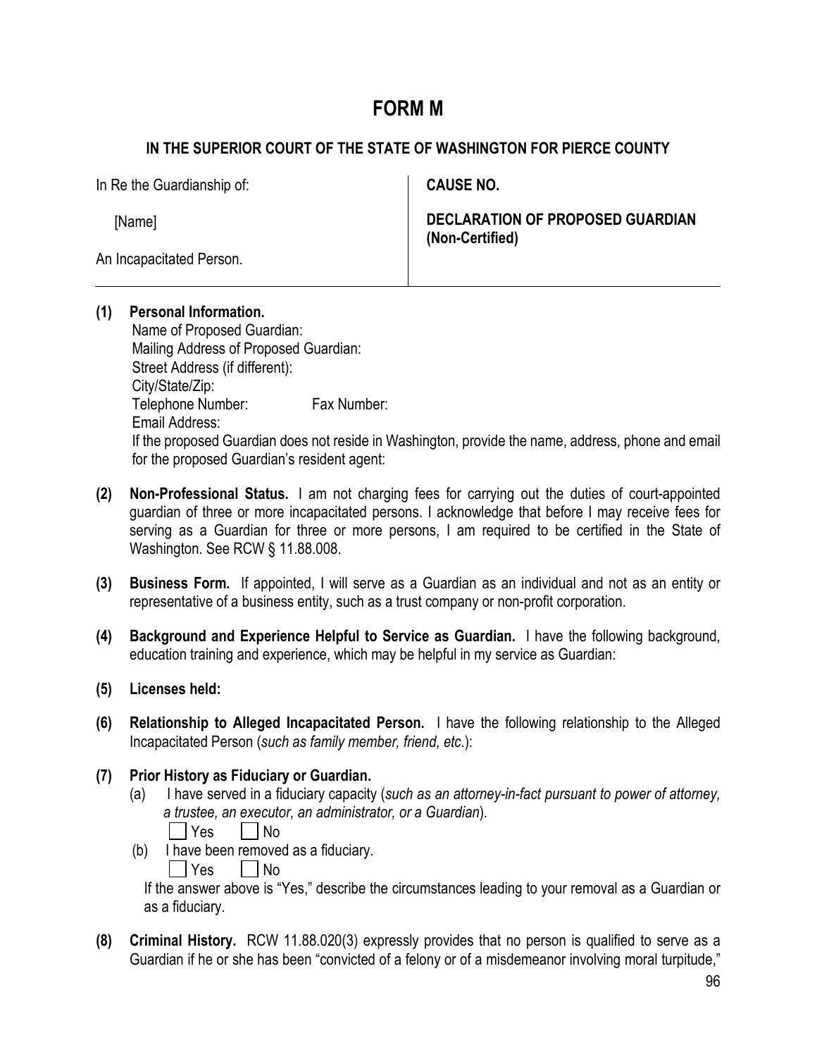# FORM M

**IN THE SUPERIOR COURT OF THE STATE OF WASHINGTON FOR PIERCE COUNTY**

| In Re the Guardianship of: | **CAUSE NO.** |
|---|---|
| [Name] | **DECLARATION OF PROPOSED GUARDIAN (Non-Certified)** |
| An Incapacitated Person. | |

**(1) Personal Information.**
Name of Proposed Guardian:
Mailing Address of Proposed Guardian:
Street Address (if different):
City/State/Zip:
Telephone Number: Fax Number:
Email Address:
If the proposed Guardian does not reside in Washington, provide the name, address, phone and email for the proposed Guardian's resident agent:

**(2) Non-Professional Status.** I am not charging fees for carrying out the duties of court-appointed guardian of three or more incapacitated persons. I acknowledge that before I may receive fees for serving as a Guardian for three or more persons, I am required to be certified in the State of Washington. See RCW § 11.88.008.

**(3) Business Form.** If appointed, I will serve as a Guardian as an individual and not as an entity or representative of a business entity, such as a trust company or non-profit corporation.

**(4) Background and Experience Helpful to Service as Guardian.** I have the following background, education training and experience, which may be helpful in my service as Guardian:

**(5) Licenses held:**

**(6) Relationship to Alleged Incapacitated Person.** I have the following relationship to the Alleged Incapacitated Person (*such as family member, friend, etc*.):

**(7) Prior History as Fiduciary or Guardian.**

(a) I have served in a fiduciary capacity (*such as an attorney-in-fact pursuant to power of attorney, a trustee, an executor, an administrator, or a Guardian*).

☐ Yes ☐ No

(b) I have been removed as a fiduciary.

☐ Yes ☐ No

If the answer above is "Yes," describe the circumstances leading to your removal as a Guardian or as a fiduciary.

**(8) Criminal History.** RCW 11.88.020(3) expressly provides that no person is qualified to serve as a Guardian if he or she has been "convicted of a felony or of a misdemeanor involving moral turpitude,"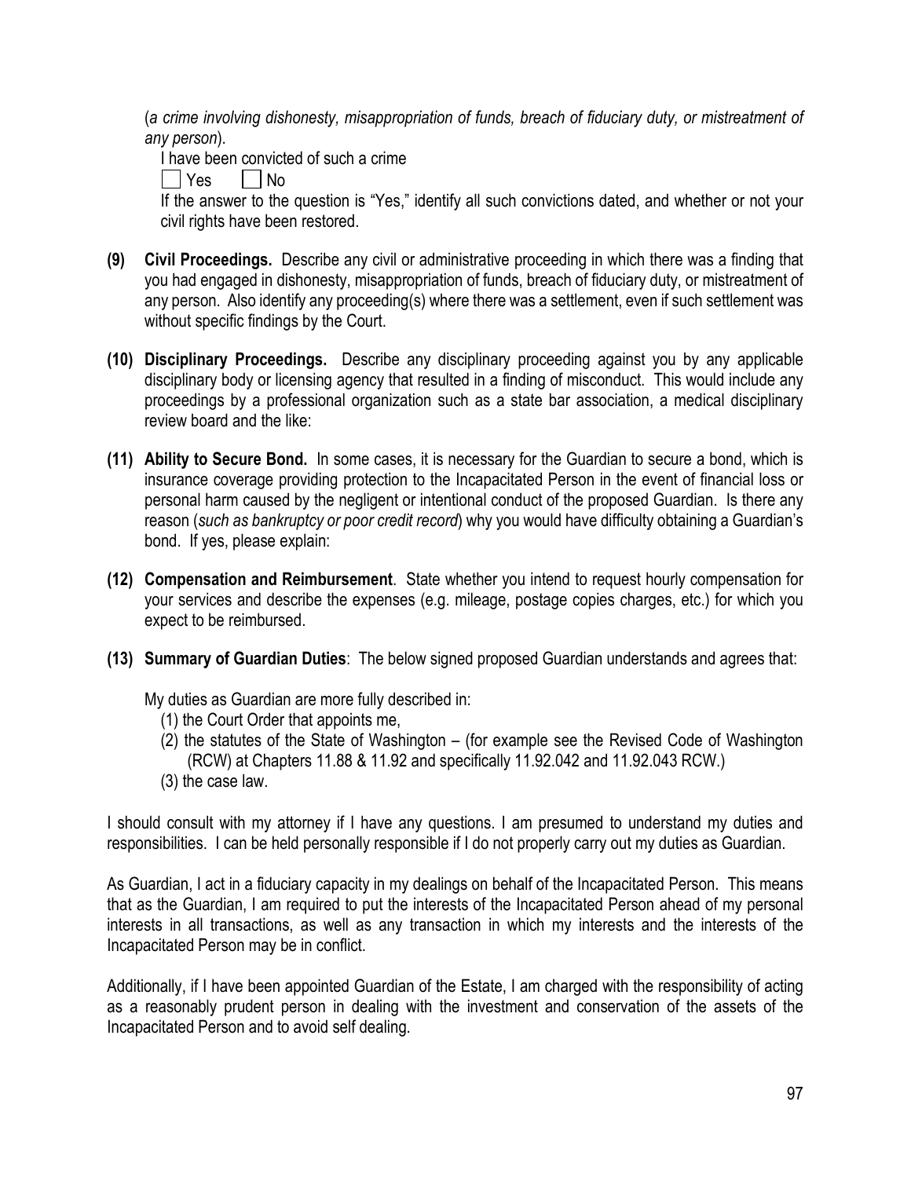(*a crime involving dishonesty, misappropriation of funds, breach of fiduciary duty, or mistreatment of any person*).

I have been convicted of such a crime

☐ Yes ☐ No

If the answer to the question is "Yes," identify all such convictions dated, and whether or not your civil rights have been restored.

**(9) Civil Proceedings.** Describe any civil or administrative proceeding in which there was a finding that you had engaged in dishonesty, misappropriation of funds, breach of fiduciary duty, or mistreatment of any person. Also identify any proceeding(s) where there was a settlement, even if such settlement was without specific findings by the Court.

**(10) Disciplinary Proceedings.** Describe any disciplinary proceeding against you by any applicable disciplinary body or licensing agency that resulted in a finding of misconduct. This would include any proceedings by a professional organization such as a state bar association, a medical disciplinary review board and the like:

**(11) Ability to Secure Bond.** In some cases, it is necessary for the Guardian to secure a bond, which is insurance coverage providing protection to the Incapacitated Person in the event of financial loss or personal harm caused by the negligent or intentional conduct of the proposed Guardian. Is there any reason (*such as bankruptcy or poor credit record*) why you would have difficulty obtaining a Guardian's bond. If yes, please explain:

**(12) Compensation and Reimbursement**. State whether you intend to request hourly compensation for your services and describe the expenses (e.g. mileage, postage copies charges, etc.) for which you expect to be reimbursed.

**(13) Summary of Guardian Duties**: The below signed proposed Guardian understands and agrees that:

My duties as Guardian are more fully described in:

(1) the Court Order that appoints me,

(2) the statutes of the State of Washington – (for example see the Revised Code of Washington (RCW) at Chapters 11.88 & 11.92 and specifically 11.92.042 and 11.92.043 RCW.)

(3) the case law.

I should consult with my attorney if I have any questions. I am presumed to understand my duties and responsibilities. I can be held personally responsible if I do not properly carry out my duties as Guardian.

As Guardian, I act in a fiduciary capacity in my dealings on behalf of the Incapacitated Person. This means that as the Guardian, I am required to put the interests of the Incapacitated Person ahead of my personal interests in all transactions, as well as any transaction in which my interests and the interests of the Incapacitated Person may be in conflict.

Additionally, if I have been appointed Guardian of the Estate, I am charged with the responsibility of acting as a reasonably prudent person in dealing with the investment and conservation of the assets of the Incapacitated Person and to avoid self dealing.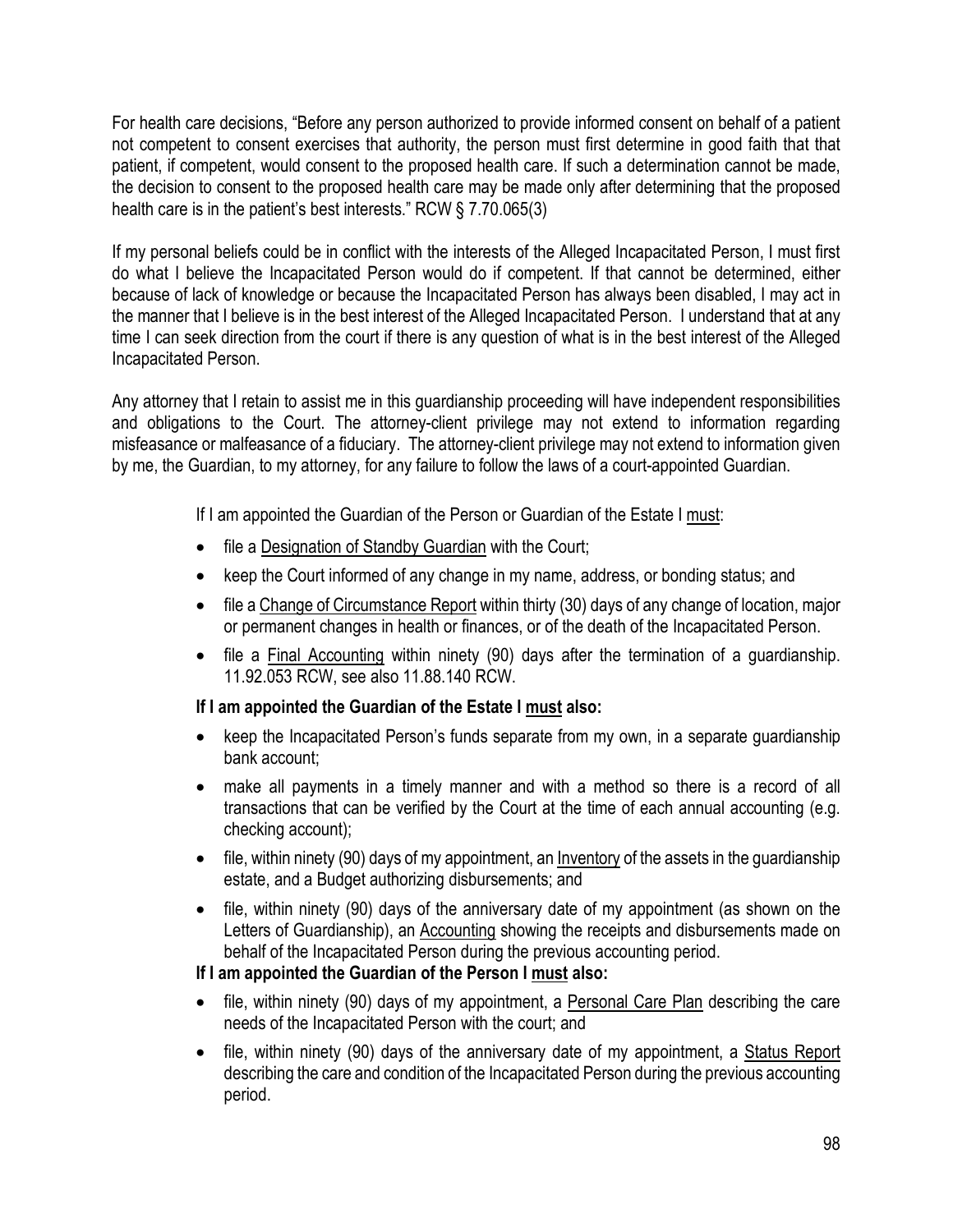For health care decisions, "Before any person authorized to provide informed consent on behalf of a patient not competent to consent exercises that authority, the person must first determine in good faith that that patient, if competent, would consent to the proposed health care. If such a determination cannot be made, the decision to consent to the proposed health care may be made only after determining that the proposed health care is in the patient's best interests." RCW § 7.70.065(3)

If my personal beliefs could be in conflict with the interests of the Alleged Incapacitated Person, I must first do what I believe the Incapacitated Person would do if competent. If that cannot be determined, either because of lack of knowledge or because the Incapacitated Person has always been disabled, I may act in the manner that I believe is in the best interest of the Alleged Incapacitated Person. I understand that at any time I can seek direction from the court if there is any question of what is in the best interest of the Alleged Incapacitated Person.

Any attorney that I retain to assist me in this guardianship proceeding will have independent responsibilities and obligations to the Court. The attorney-client privilege may not extend to information regarding misfeasance or malfeasance of a fiduciary. The attorney-client privilege may not extend to information given by me, the Guardian, to my attorney, for any failure to follow the laws of a court-appointed Guardian.

If I am appointed the Guardian of the Person or Guardian of the Estate I must:

- file a Designation of Standby Guardian with the Court;
- keep the Court informed of any change in my name, address, or bonding status; and
- file a Change of Circumstance Report within thirty (30) days of any change of location, major or permanent changes in health or finances, or of the death of the Incapacitated Person.
- file a Final Accounting within ninety (90) days after the termination of a guardianship. 11.92.053 RCW, see also 11.88.140 RCW.

**If I am appointed the Guardian of the Estate I must also:**

- keep the Incapacitated Person's funds separate from my own, in a separate guardianship bank account;
- make all payments in a timely manner and with a method so there is a record of all transactions that can be verified by the Court at the time of each annual accounting (e.g. checking account);
- file, within ninety (90) days of my appointment, an Inventory of the assets in the guardianship estate, and a Budget authorizing disbursements; and
- file, within ninety (90) days of the anniversary date of my appointment (as shown on the Letters of Guardianship), an Accounting showing the receipts and disbursements made on behalf of the Incapacitated Person during the previous accounting period.

**If I am appointed the Guardian of the Person I must also:**

- file, within ninety (90) days of my appointment, a Personal Care Plan describing the care needs of the Incapacitated Person with the court; and
- file, within ninety (90) days of the anniversary date of my appointment, a Status Report describing the care and condition of the Incapacitated Person during the previous accounting period.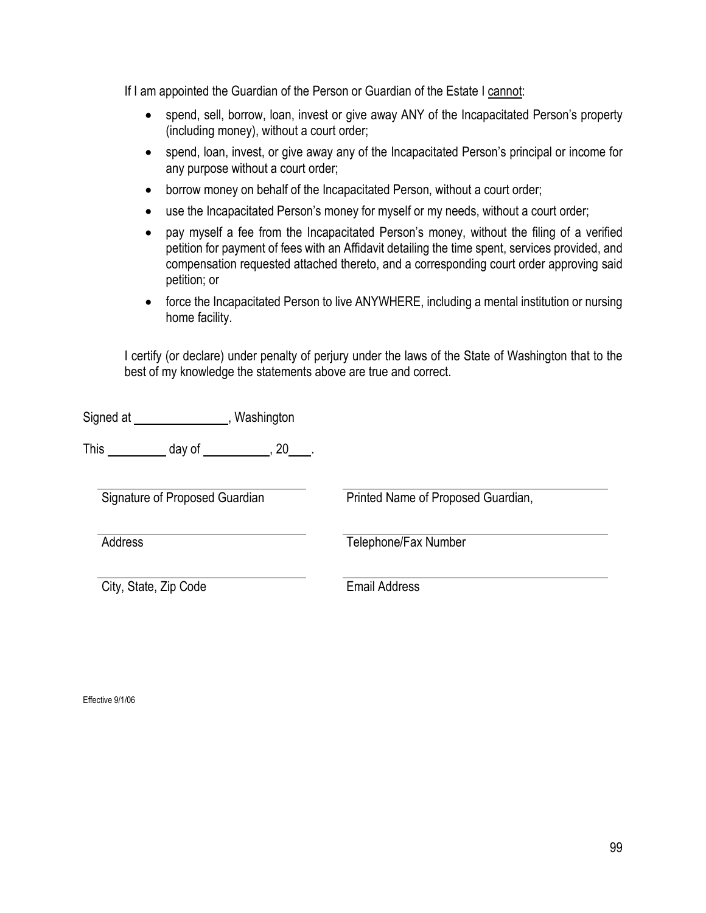If I am appointed the Guardian of the Person or Guardian of the Estate I <u>cannot</u>:

- spend, sell, borrow, loan, invest or give away ANY of the Incapacitated Person's property (including money), without a court order;
- spend, loan, invest, or give away any of the Incapacitated Person's principal or income for any purpose without a court order;
- borrow money on behalf of the Incapacitated Person, without a court order;
- use the Incapacitated Person's money for myself or my needs, without a court order;
- pay myself a fee from the Incapacitated Person's money, without the filing of a verified petition for payment of fees with an Affidavit detailing the time spent, services provided, and compensation requested attached thereto, and a corresponding court order approving said petition; or
- force the Incapacitated Person to live ANYWHERE, including a mental institution or nursing home facility.

I certify (or declare) under penalty of perjury under the laws of the State of Washington that to the best of my knowledge the statements above are true and correct.

Signed at _______________, Washington

This __________ day of ___________, 20____.

| _______________________________ | _______________________________ |
|---|---|
| Signature of Proposed Guardian | Printed Name of Proposed Guardian, |
| _______________________________ | _______________________________ |
| Address | Telephone/Fax Number |
| _______________________________ | _______________________________ |
| City, State, Zip Code | Email Address |

Effective 9/1/06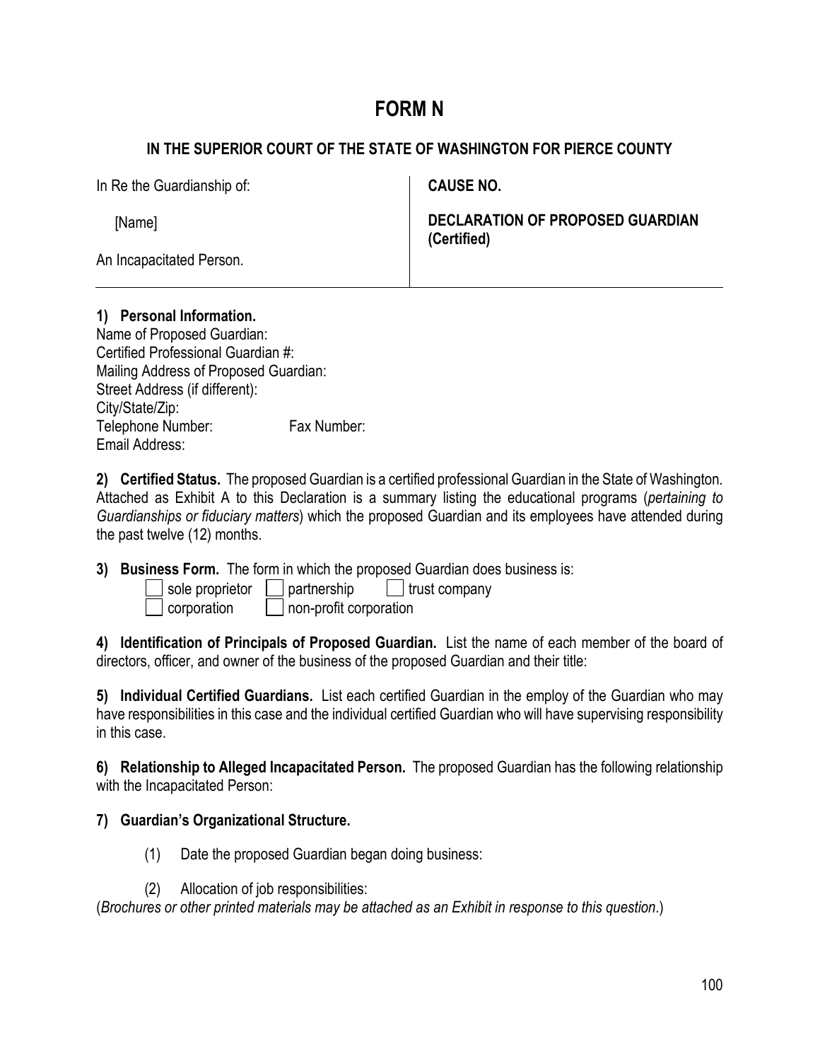# FORM N

**IN THE SUPERIOR COURT OF THE STATE OF WASHINGTON FOR PIERCE COUNTY**

| In Re the Guardianship of: | **CAUSE NO.** |
|---|---|
| [Name] | **DECLARATION OF PROPOSED GUARDIAN (Certified)** |
| An Incapacitated Person. | |

**1) Personal Information.**

Name of Proposed Guardian:
Certified Professional Guardian #:
Mailing Address of Proposed Guardian:
Street Address (if different):
City/State/Zip:
Telephone Number: Fax Number:
Email Address:

**2) Certified Status.** The proposed Guardian is a certified professional Guardian in the State of Washington. Attached as Exhibit A to this Declaration is a summary listing the educational programs (*pertaining to Guardianships or fiduciary matters*) which the proposed Guardian and its employees have attended during the past twelve (12) months.

**3) Business Form.** The form in which the proposed Guardian does business is:

- ☐ sole proprietor ☐ partnership ☐ trust company
- ☐ corporation ☐ non-profit corporation

**4) Identification of Principals of Proposed Guardian.** List the name of each member of the board of directors, officer, and owner of the business of the proposed Guardian and their title:

**5) Individual Certified Guardians.** List each certified Guardian in the employ of the Guardian who may have responsibilities in this case and the individual certified Guardian who will have supervising responsibility in this case.

**6) Relationship to Alleged Incapacitated Person.** The proposed Guardian has the following relationship with the Incapacitated Person:

**7) Guardian's Organizational Structure.**

(1) Date the proposed Guardian began doing business:

(2) Allocation of job responsibilities:

(*Brochures or other printed materials may be attached as an Exhibit in response to this question*.)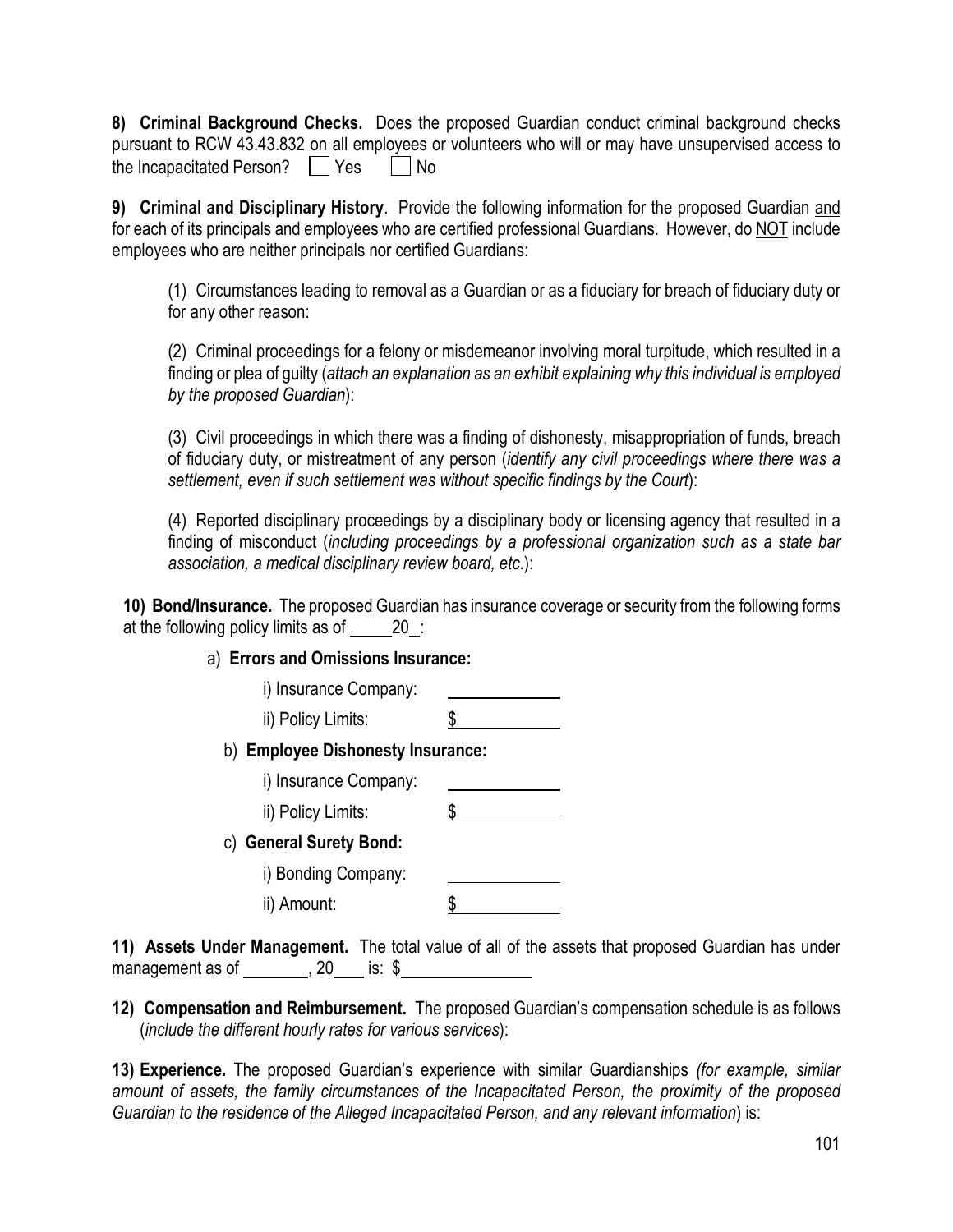**8) Criminal Background Checks.** Does the proposed Guardian conduct criminal background checks pursuant to RCW 43.43.832 on all employees or volunteers who will or may have unsupervised access to the Incapacitated Person? ☐ Yes ☐ No

**9) Criminal and Disciplinary History**. Provide the following information for the proposed Guardian and for each of its principals and employees who are certified professional Guardians. However, do NOT include employees who are neither principals nor certified Guardians:

(1) Circumstances leading to removal as a Guardian or as a fiduciary for breach of fiduciary duty or for any other reason:

(2) Criminal proceedings for a felony or misdemeanor involving moral turpitude, which resulted in a finding or plea of guilty (*attach an explanation as an exhibit explaining why this individual is employed by the proposed Guardian*):

(3) Civil proceedings in which there was a finding of dishonesty, misappropriation of funds, breach of fiduciary duty, or mistreatment of any person (*identify any civil proceedings where there was a settlement, even if such settlement was without specific findings by the Court*):

(4) Reported disciplinary proceedings by a disciplinary body or licensing agency that resulted in a finding of misconduct (*including proceedings by a professional organization such as a state bar association, a medical disciplinary review board, etc.*):

**10) Bond/Insurance.** The proposed Guardian has insurance coverage or security from the following forms at the following policy limits as of \_\_\_\_\_20\_:

a) **Errors and Omissions Insurance:**

i) Insurance Company: \_\_\_\_\_\_\_\_\_\_\_\_

ii) Policy Limits: $\_\_\_\_\_\_\_\_\_\_\_\_

b) **Employee Dishonesty Insurance:**

i) Insurance Company: \_\_\_\_\_\_\_\_\_\_\_\_

ii) Policy Limits: $\_\_\_\_\_\_\_\_\_\_\_\_

c) **General Surety Bond:**

i) Bonding Company: \_\_\_\_\_\_\_\_\_\_\_\_

ii) Amount: $\_\_\_\_\_\_\_\_\_\_\_\_

**11) Assets Under Management.** The total value of all of the assets that proposed Guardian has under management as of \_\_\_\_\_\_\_\_, 20\_\_\_ is: $\_\_\_\_\_\_\_\_\_\_\_\_\_\_\_

**12) Compensation and Reimbursement.** The proposed Guardian's compensation schedule is as follows (*include the different hourly rates for various services*):

**13) Experience.** The proposed Guardian's experience with similar Guardianships *(for example, similar amount of assets, the family circumstances of the Incapacitated Person, the proximity of the proposed Guardian to the residence of the Alleged Incapacitated Person, and any relevant information*) is: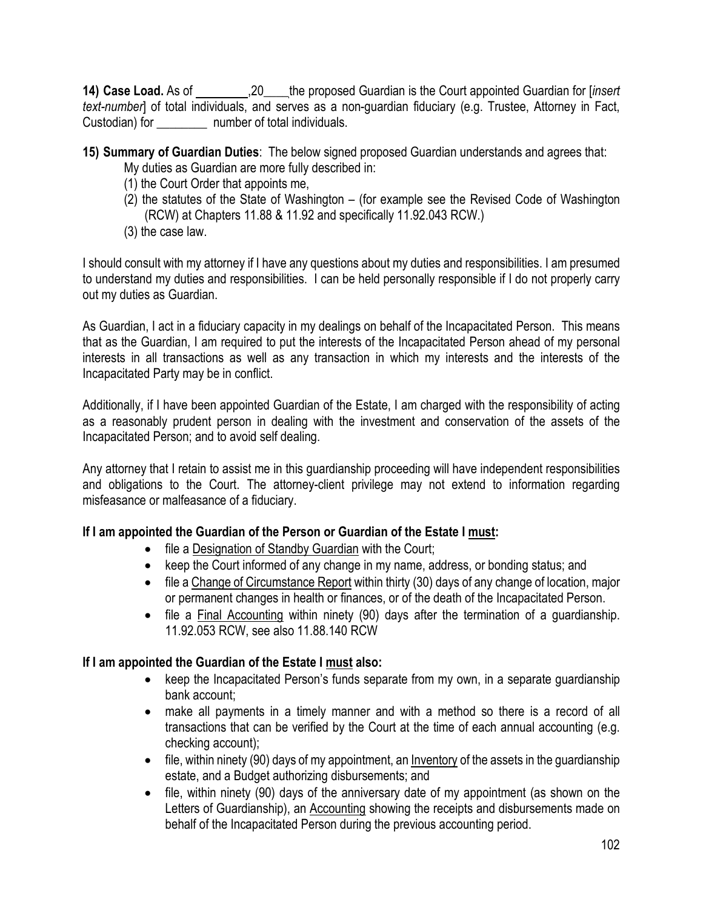**14) Case Load.** As of ________,20____ the proposed Guardian is the Court appointed Guardian for [*insert text-number*] of total individuals, and serves as a non-guardian fiduciary (e.g. Trustee, Attorney in Fact, Custodian) for ________ number of total individuals.

**15) Summary of Guardian Duties**: The below signed proposed Guardian understands and agrees that:

My duties as Guardian are more fully described in:

(1) the Court Order that appoints me,

(2) the statutes of the State of Washington – (for example see the Revised Code of Washington (RCW) at Chapters 11.88 & 11.92 and specifically 11.92.043 RCW.)

(3) the case law.

I should consult with my attorney if I have any questions about my duties and responsibilities. I am presumed to understand my duties and responsibilities. I can be held personally responsible if I do not properly carry out my duties as Guardian.

As Guardian, I act in a fiduciary capacity in my dealings on behalf of the Incapacitated Person. This means that as the Guardian, I am required to put the interests of the Incapacitated Person ahead of my personal interests in all transactions as well as any transaction in which my interests and the interests of the Incapacitated Party may be in conflict.

Additionally, if I have been appointed Guardian of the Estate, I am charged with the responsibility of acting as a reasonably prudent person in dealing with the investment and conservation of the assets of the Incapacitated Person; and to avoid self dealing.

Any attorney that I retain to assist me in this guardianship proceeding will have independent responsibilities and obligations to the Court. The attorney-client privilege may not extend to information regarding misfeasance or malfeasance of a fiduciary.

**If I am appointed the Guardian of the Person or Guardian of the Estate I must:**

- file a Designation of Standby Guardian with the Court;
- keep the Court informed of any change in my name, address, or bonding status; and
- file a Change of Circumstance Report within thirty (30) days of any change of location, major or permanent changes in health or finances, or of the death of the Incapacitated Person.
- file a Final Accounting within ninety (90) days after the termination of a guardianship. 11.92.053 RCW, see also 11.88.140 RCW

**If I am appointed the Guardian of the Estate I must also:**

- keep the Incapacitated Person's funds separate from my own, in a separate guardianship bank account;
- make all payments in a timely manner and with a method so there is a record of all transactions that can be verified by the Court at the time of each annual accounting (e.g. checking account);
- file, within ninety (90) days of my appointment, an Inventory of the assets in the guardianship estate, and a Budget authorizing disbursements; and
- file, within ninety (90) days of the anniversary date of my appointment (as shown on the Letters of Guardianship), an Accounting showing the receipts and disbursements made on behalf of the Incapacitated Person during the previous accounting period.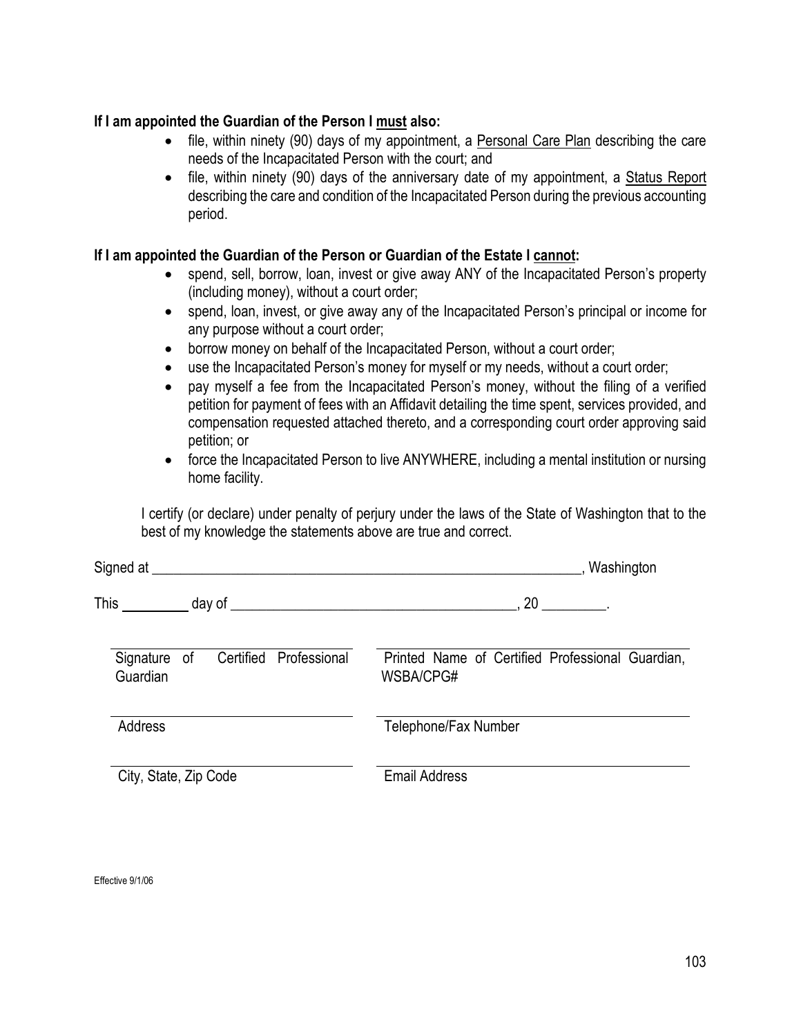**If I am appointed the Guardian of the Person I <u>must</u> also:**

- file, within ninety (90) days of my appointment, a <u>Personal Care Plan</u> describing the care needs of the Incapacitated Person with the court; and
- file, within ninety (90) days of the anniversary date of my appointment, a <u>Status Report</u> describing the care and condition of the Incapacitated Person during the previous accounting period.

**If I am appointed the Guardian of the Person or Guardian of the Estate I <u>cannot</u>:**

- spend, sell, borrow, loan, invest or give away ANY of the Incapacitated Person's property (including money), without a court order;
- spend, loan, invest, or give away any of the Incapacitated Person's principal or income for any purpose without a court order;
- borrow money on behalf of the Incapacitated Person, without a court order;
- use the Incapacitated Person's money for myself or my needs, without a court order;
- pay myself a fee from the Incapacitated Person's money, without the filing of a verified petition for payment of fees with an Affidavit detailing the time spent, services provided, and compensation requested attached thereto, and a corresponding court order approving said petition; or
- force the Incapacitated Person to live ANYWHERE, including a mental institution or nursing home facility.

I certify (or declare) under penalty of perjury under the laws of the State of Washington that to the best of my knowledge the statements above are true and correct.

Signed at ______________________________________________________________, Washington

This _________ day of ________________________________________, 20 _________.

| | |
|---|---|
| Signature of Certified Professional Guardian | Printed Name of Certified Professional Guardian, WSBA/CPG# |
| Address | Telephone/Fax Number |
| City, State, Zip Code | Email Address |

Effective 9/1/06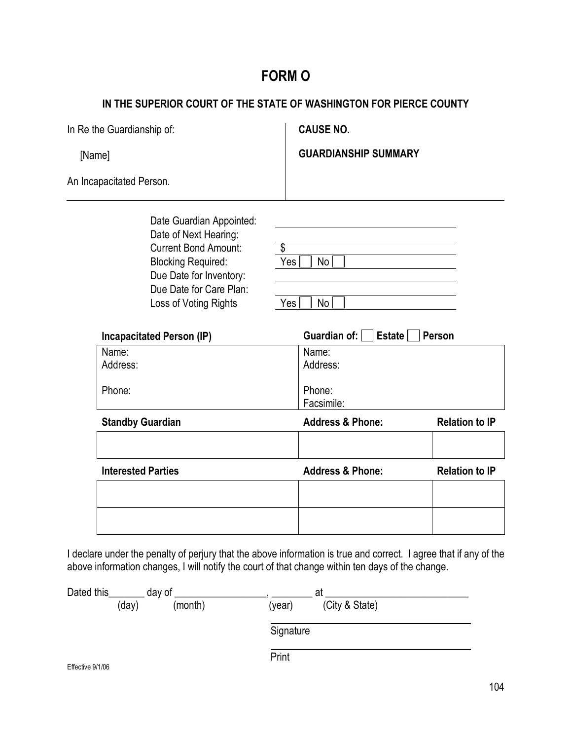# FORM O

## IN THE SUPERIOR COURT OF THE STATE OF WASHINGTON FOR PIERCE COUNTY

| In Re the Guardianship of: | **CAUSE NO.** |
| --- | --- |
| [Name] | **GUARDIANSHIP SUMMARY** |
| An Incapacitated Person. | |

| | |
| --- | --- |
| Date Guardian Appointed: | |
| Date of Next Hearing: | |
| Current Bond Amount: | $ |
| Blocking Required: | Yes ☐ No ☐ |
| Due Date for Inventory: | |
| Due Date for Care Plan: | |
| Loss of Voting Rights | Yes ☐ No ☐ |

| **Incapacitated Person (IP)** | **Guardian of: ☐ Estate ☐ Person** |
| --- | --- |
| Name:<br>Address:<br><br>Phone: | Name:<br>Address:<br><br>Phone:<br>Facsimile: |

| **Standby Guardian** | **Address & Phone:** | **Relation to IP** |
| --- | --- | --- |
| | | |

| **Interested Parties** | **Address & Phone:** | **Relation to IP** |
| --- | --- | --- |
| | | |
| | | |

I declare under the penalty of perjury that the above information is true and correct. I agree that if any of the above information changes, I will notify the court of that change within ten days of the change.

Dated this_______ day of __________________, ________ at ____________________________
(day) (month) (year) (City & State)

______________________________
Signature

______________________________
Print

Effective 9/1/06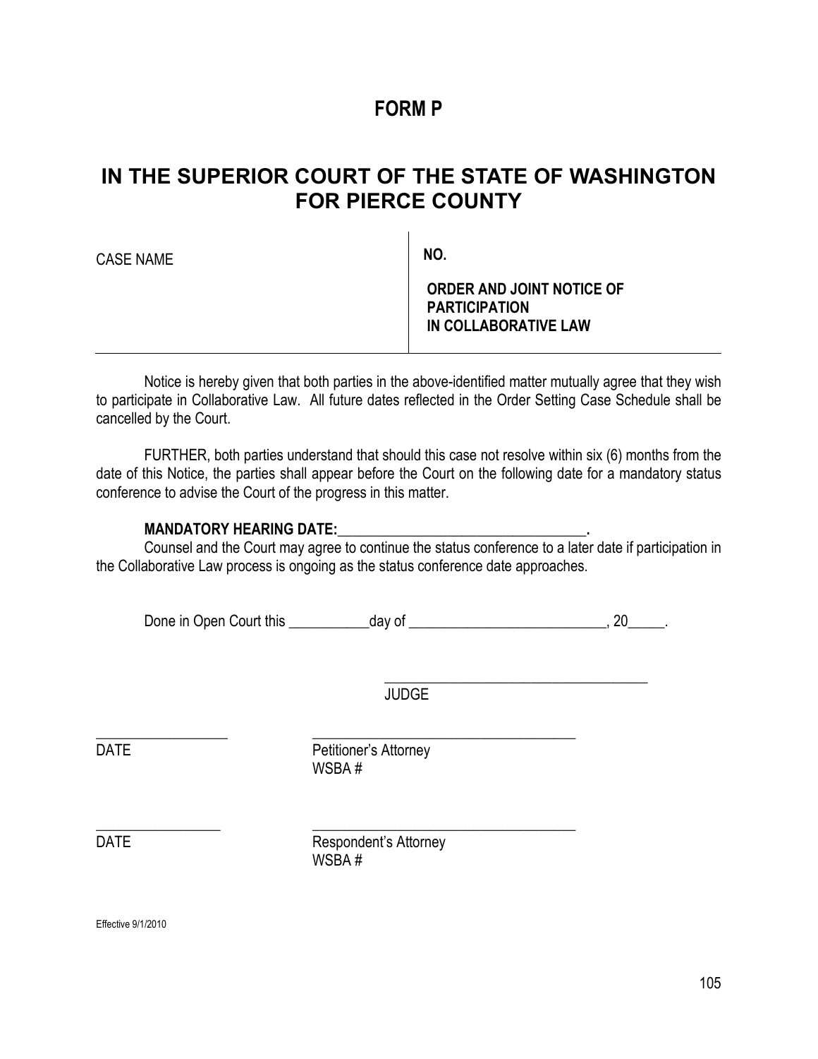# FORM P

## IN THE SUPERIOR COURT OF THE STATE OF WASHINGTON FOR PIERCE COUNTY

| CASE NAME | NO. |
| --- | --- |
| | **ORDER AND JOINT NOTICE OF PARTICIPATION IN COLLABORATIVE LAW** |

Notice is hereby given that both parties in the above-identified matter mutually agree that they wish to participate in Collaborative Law. All future dates reflected in the Order Setting Case Schedule shall be cancelled by the Court.

FURTHER, both parties understand that should this case not resolve within six (6) months from the date of this Notice, the parties shall appear before the Court on the following date for a mandatory status conference to advise the Court of the progress in this matter.

**MANDATORY HEARING DATE:___________________________________.**

Counsel and the Court may agree to continue the status conference to a later date if participation in the Collaborative Law process is ongoing as the status conference date approaches.

Done in Open Court this ___________day of ___________________________, 20_____.

_____________________________________
JUDGE

__________________ _____________________________________
DATE Petitioner's Attorney
WSBA #

_________________ _____________________________________
DATE Respondent's Attorney
WSBA #

Effective 9/1/2010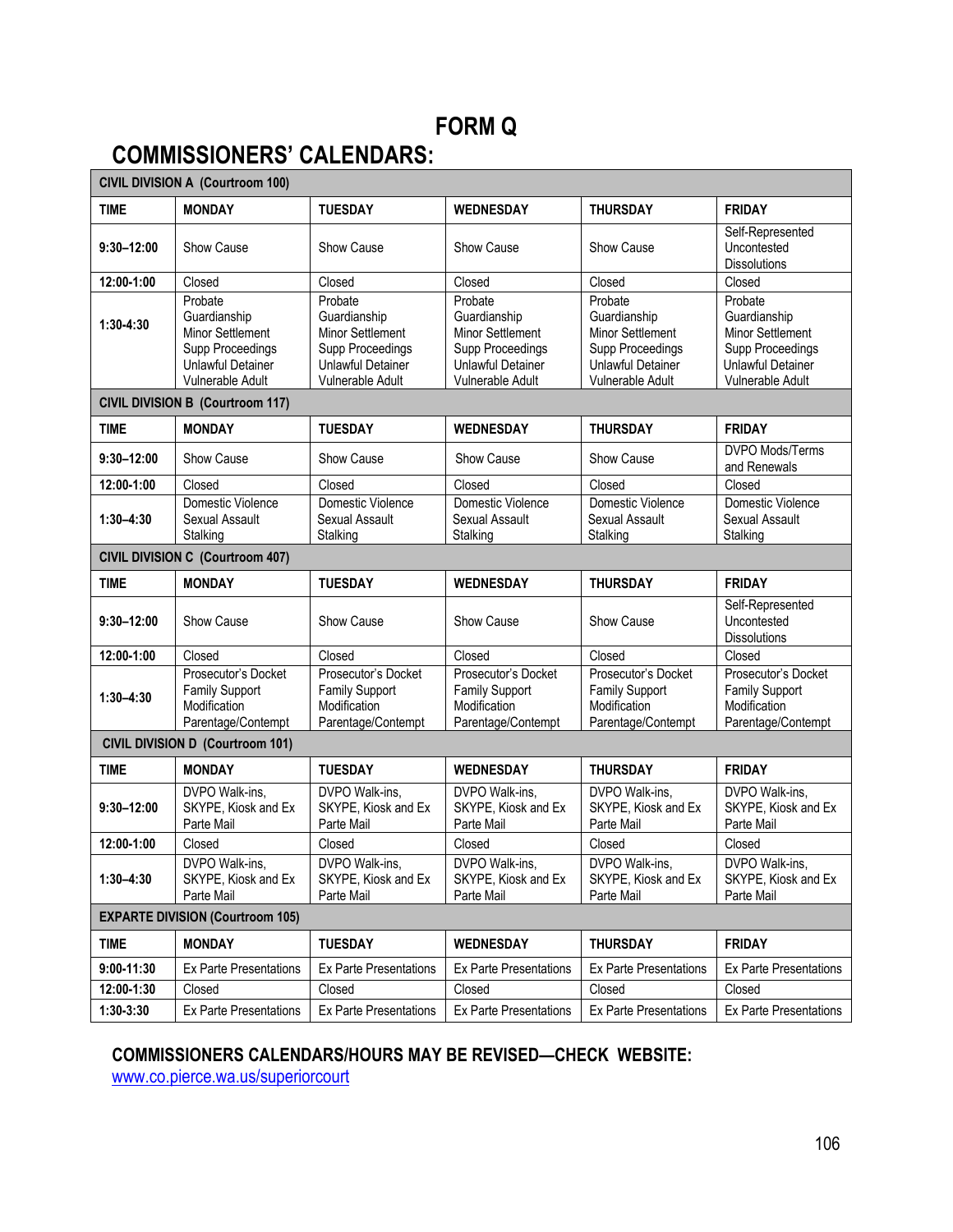# FORM Q

## COMMISSIONERS' CALENDARS:

| CIVIL DIVISION A (Courtroom 100) | | | | | |
|---|---|---|---|---|---|
| **TIME** | **MONDAY** | **TUESDAY** | **WEDNESDAY** | **THURSDAY** | **FRIDAY** |
| **9:30–12:00** | Show Cause | Show Cause | Show Cause | Show Cause | Self-Represented Uncontested Dissolutions |
| **12:00-1:00** | Closed | Closed | Closed | Closed | Closed |
| **1:30-4:30** | Probate Guardianship Minor Settlement Supp Proceedings Unlawful Detainer Vulnerable Adult | Probate Guardianship Minor Settlement Supp Proceedings Unlawful Detainer Vulnerable Adult | Probate Guardianship Minor Settlement Supp Proceedings Unlawful Detainer Vulnerable Adult | Probate Guardianship Minor Settlement Supp Proceedings Unlawful Detainer Vulnerable Adult | Probate Guardianship Minor Settlement Supp Proceedings Unlawful Detainer Vulnerable Adult |
| **CIVIL DIVISION B (Courtroom 117)** | | | | | |
| **TIME** | **MONDAY** | **TUESDAY** | **WEDNESDAY** | **THURSDAY** | **FRIDAY** |
| **9:30–12:00** | Show Cause | Show Cause | Show Cause | Show Cause | DVPO Mods/Terms and Renewals |
| **12:00-1:00** | Closed | Closed | Closed | Closed | Closed |
| **1:30–4:30** | Domestic Violence Sexual Assault Stalking | Domestic Violence Sexual Assault Stalking | Domestic Violence Sexual Assault Stalking | Domestic Violence Sexual Assault Stalking | Domestic Violence Sexual Assault Stalking |
| **CIVIL DIVISION C (Courtroom 407)** | | | | | |
| **TIME** | **MONDAY** | **TUESDAY** | **WEDNESDAY** | **THURSDAY** | **FRIDAY** |
| **9:30–12:00** | Show Cause | Show Cause | Show Cause | Show Cause | Self-Represented Uncontested Dissolutions |
| **12:00-1:00** | Closed | Closed | Closed | Closed | Closed |
| **1:30–4:30** | Prosecutor's Docket Family Support Modification Parentage/Contempt | Prosecutor's Docket Family Support Modification Parentage/Contempt | Prosecutor's Docket Family Support Modification Parentage/Contempt | Prosecutor's Docket Family Support Modification Parentage/Contempt | Prosecutor's Docket Family Support Modification Parentage/Contempt |
| **CIVIL DIVISION D (Courtroom 101)** | | | | | |
| **TIME** | **MONDAY** | **TUESDAY** | **WEDNESDAY** | **THURSDAY** | **FRIDAY** |
| **9:30–12:00** | DVPO Walk-ins, SKYPE, Kiosk and Ex Parte Mail | DVPO Walk-ins, SKYPE, Kiosk and Ex Parte Mail | DVPO Walk-ins, SKYPE, Kiosk and Ex Parte Mail | DVPO Walk-ins, SKYPE, Kiosk and Ex Parte Mail | DVPO Walk-ins, SKYPE, Kiosk and Ex Parte Mail |
| **12:00-1:00** | Closed | Closed | Closed | Closed | Closed |
| **1:30–4:30** | DVPO Walk-ins, SKYPE, Kiosk and Ex Parte Mail | DVPO Walk-ins, SKYPE, Kiosk and Ex Parte Mail | DVPO Walk-ins, SKYPE, Kiosk and Ex Parte Mail | DVPO Walk-ins, SKYPE, Kiosk and Ex Parte Mail | DVPO Walk-ins, SKYPE, Kiosk and Ex Parte Mail |
| **EXPARTE DIVISION (Courtroom 105)** | | | | | |
| **TIME** | **MONDAY** | **TUESDAY** | **WEDNESDAY** | **THURSDAY** | **FRIDAY** |
| **9:00-11:30** | Ex Parte Presentations | Ex Parte Presentations | Ex Parte Presentations | Ex Parte Presentations | Ex Parte Presentations |
| **12:00-1:30** | Closed | Closed | Closed | Closed | Closed |
| **1:30-3:30** | Ex Parte Presentations | Ex Parte Presentations | Ex Parte Presentations | Ex Parte Presentations | Ex Parte Presentations |

**COMMISSIONERS CALENDARS/HOURS MAY BE REVISED—CHECK WEBSITE:**
www.co.pierce.wa.us/superiorcourt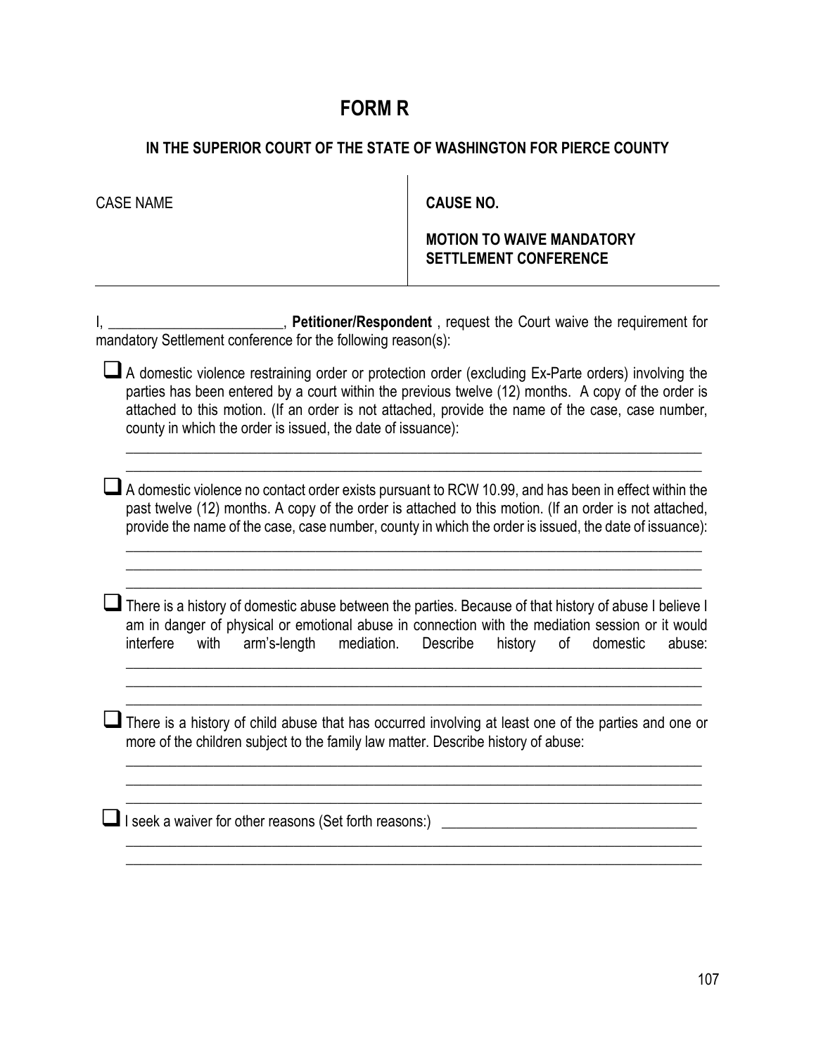# FORM R

## IN THE SUPERIOR COURT OF THE STATE OF WASHINGTON FOR PIERCE COUNTY

| CASE NAME | **CAUSE NO.**<br><br>**MOTION TO WAIVE MANDATORY SETTLEMENT CONFERENCE** |
|---|---|

I, _______________________, **Petitioner/Respondent** , request the Court waive the requirement for mandatory Settlement conference for the following reason(s):

- ☐ A domestic violence restraining order or protection order (excluding Ex-Parte orders) involving the parties has been entered by a court within the previous twelve (12) months. A copy of the order is attached to this motion. (If an order is not attached, provide the name of the case, case number, county in which the order is issued, the date of issuance):

  ______________________________________________________________________________
  ______________________________________________________________________________

- ☐ A domestic violence no contact order exists pursuant to RCW 10.99, and has been in effect within the past twelve (12) months. A copy of the order is attached to this motion. (If an order is not attached, provide the name of the case, case number, county in which the order is issued, the date of issuance):

  ______________________________________________________________________________
  ______________________________________________________________________________
  ______________________________________________________________________________

- ☐ There is a history of domestic abuse between the parties. Because of that history of abuse I believe I am in danger of physical or emotional abuse in connection with the mediation session or it would interfere with arm's-length mediation. Describe history of domestic abuse:

  ______________________________________________________________________________
  ______________________________________________________________________________
  ______________________________________________________________________________

- ☐ There is a history of child abuse that has occurred involving at least one of the parties and one or more of the children subject to the family law matter. Describe history of abuse:

  ______________________________________________________________________________
  ______________________________________________________________________________
  ______________________________________________________________________________

- ☐ I seek a waiver for other reasons (Set forth reasons:) ___________________________________

  ______________________________________________________________________________
  ______________________________________________________________________________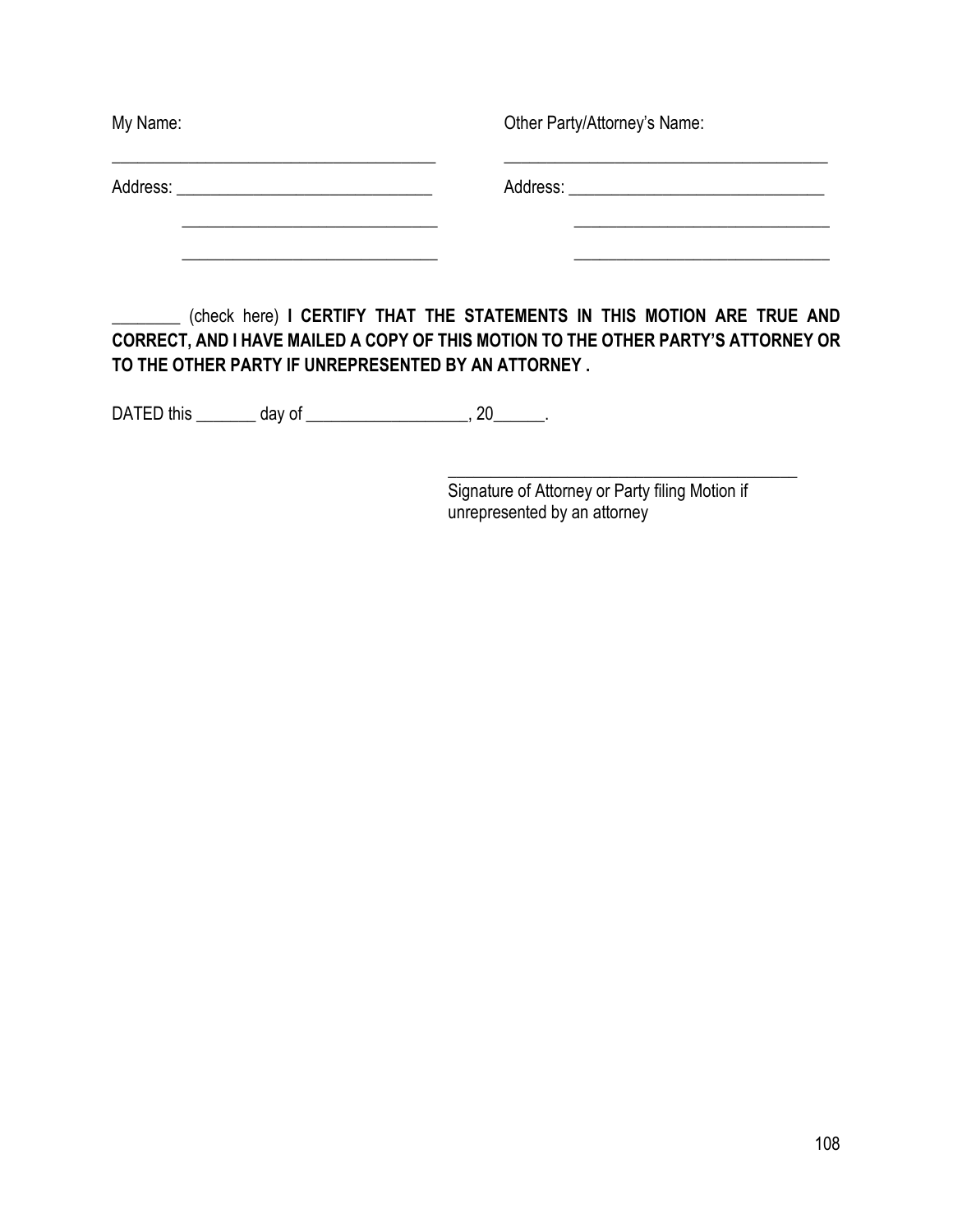My Name: \_\_\_\_\_\_\_\_\_\_\_\_\_\_\_\_\_\_\_\_\_\_\_\_\_\_\_\_\_\_\_\_\_\_\_\_\_\_

Address: \_\_\_\_\_\_\_\_\_\_\_\_\_\_\_\_\_\_\_\_\_\_\_\_\_\_\_\_\_\_\_

\_\_\_\_\_\_\_\_\_\_\_\_\_\_\_\_\_\_\_\_\_\_\_\_\_\_\_\_\_\_\_

\_\_\_\_\_\_\_\_\_\_\_\_\_\_\_\_\_\_\_\_\_\_\_\_\_\_\_\_\_\_\_

Other Party/Attorney's Name: \_\_\_\_\_\_\_\_\_\_\_\_\_\_\_\_\_\_\_\_\_\_\_\_\_\_\_\_\_\_\_\_\_\_\_\_\_\_

Address: \_\_\_\_\_\_\_\_\_\_\_\_\_\_\_\_\_\_\_\_\_\_\_\_\_\_\_\_\_\_\_

\_\_\_\_\_\_\_\_\_\_\_\_\_\_\_\_\_\_\_\_\_\_\_\_\_\_\_\_\_\_\_

\_\_\_\_\_\_\_\_\_\_\_\_\_\_\_\_\_\_\_\_\_\_\_\_\_\_\_\_\_\_\_

\_\_\_\_\_\_\_\_ (check here) **I CERTIFY THAT THE STATEMENTS IN THIS MOTION ARE TRUE AND CORRECT, AND I HAVE MAILED A COPY OF THIS MOTION TO THE OTHER PARTY'S ATTORNEY OR TO THE OTHER PARTY IF UNREPRESENTED BY AN ATTORNEY .**

DATED this \_\_\_\_\_\_\_ day of \_\_\_\_\_\_\_\_\_\_\_\_\_\_\_\_\_\_\_, 20\_\_\_\_\_\_.

\_\_\_\_\_\_\_\_\_\_\_\_\_\_\_\_\_\_\_\_\_\_\_\_\_\_\_\_\_\_\_\_\_\_\_\_\_\_\_\_\_\_

Signature of Attorney or Party filing Motion if unrepresented by an attorney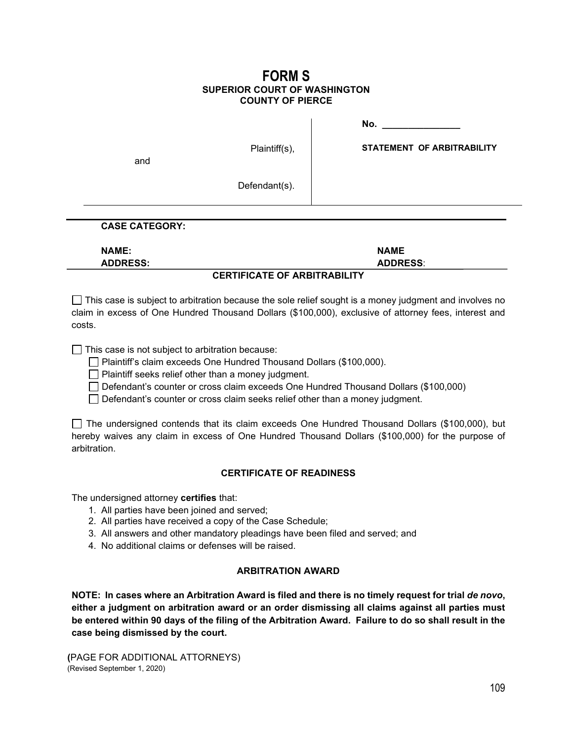# FORM S

**SUPERIOR COURT OF WASHINGTON**
**COUNTY OF PIERCE**

| | |
|---|---|
| Plaintiff(s), | **No. _______________** |
| and | **STATEMENT OF ARBITRABILITY** |
| Defendant(s). | |

**CASE CATEGORY:**

**NAME:**
**ADDRESS:**

**NAME**
**ADDRESS**:

**CERTIFICATE OF ARBITRABILITY**

☐ This case is subject to arbitration because the sole relief sought is a money judgment and involves no claim in excess of One Hundred Thousand Dollars ($100,000), exclusive of attorney fees, interest and costs.

☐ This case is not subject to arbitration because:

- ☐ Plaintiff's claim exceeds One Hundred Thousand Dollars ($100,000).
- ☐ Plaintiff seeks relief other than a money judgment.
- ☐ Defendant's counter or cross claim exceeds One Hundred Thousand Dollars ($100,000)
- ☐ Defendant's counter or cross claim seeks relief other than a money judgment.

☐ The undersigned contends that its claim exceeds One Hundred Thousand Dollars ($100,000), but hereby waives any claim in excess of One Hundred Thousand Dollars ($100,000) for the purpose of arbitration.

**CERTIFICATE OF READINESS**

The undersigned attorney **certifies** that:

1. All parties have been joined and served;
2. All parties have received a copy of the Case Schedule;
3. All answers and other mandatory pleadings have been filed and served; and
4. No additional claims or defenses will be raised.

**ARBITRATION AWARD**

**NOTE: In cases where an Arbitration Award is filed and there is no timely request for trial *de novo*, either a judgment on arbitration award or an order dismissing all claims against all parties must be entered within 90 days of the filing of the Arbitration Award. Failure to do so shall result in the case being dismissed by the court.**

**(**PAGE FOR ADDITIONAL ATTORNEYS)
(Revised September 1, 2020)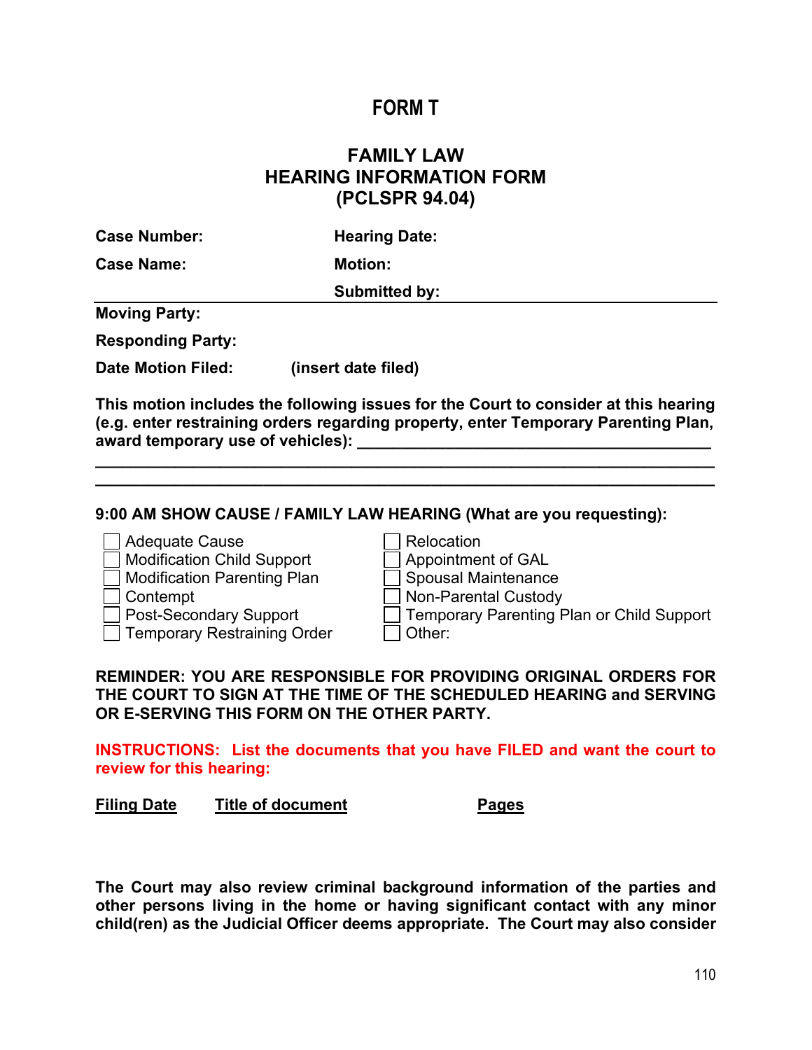# FORM T

## FAMILY LAW
## HEARING INFORMATION FORM
## (PCLSPR 94.04)

**Case Number:** **Hearing Date:**

**Case Name:** **Motion:**

**Submitted by:**

---

**Moving Party:**

**Responding Party:**

**Date Motion Filed:** **(insert date filed)**

**This motion includes the following issues for the Court to consider at this hearing (e.g. enter restraining orders regarding property, enter Temporary Parenting Plan, award temporary use of vehicles): ________________________________________**

**______________________________________________________________________**

**______________________________________________________________________**

**9:00 AM SHOW CAUSE / FAMILY LAW HEARING (What are you requesting):**

- ☐ Adequate Cause
- ☐ Modification Child Support
- ☐ Modification Parenting Plan
- ☐ Contempt
- ☐ Post-Secondary Support
- ☐ Temporary Restraining Order
- ☐ Relocation
- ☐ Appointment of GAL
- ☐ Spousal Maintenance
- ☐ Non-Parental Custody
- ☐ Temporary Parenting Plan or Child Support
- ☐ Other:

**REMINDER: YOU ARE RESPONSIBLE FOR PROVIDING ORIGINAL ORDERS FOR THE COURT TO SIGN AT THE TIME OF THE SCHEDULED HEARING and SERVING OR E-SERVING THIS FORM ON THE OTHER PARTY.**

**INSTRUCTIONS: List the documents that you have FILED and want the court to review for this hearing:**

| Filing Date | Title of document | Pages |
|---|---|---|
| | | |

**The Court may also review criminal background information of the parties and other persons living in the home or having significant contact with any minor child(ren) as the Judicial Officer deems appropriate. The Court may also consider**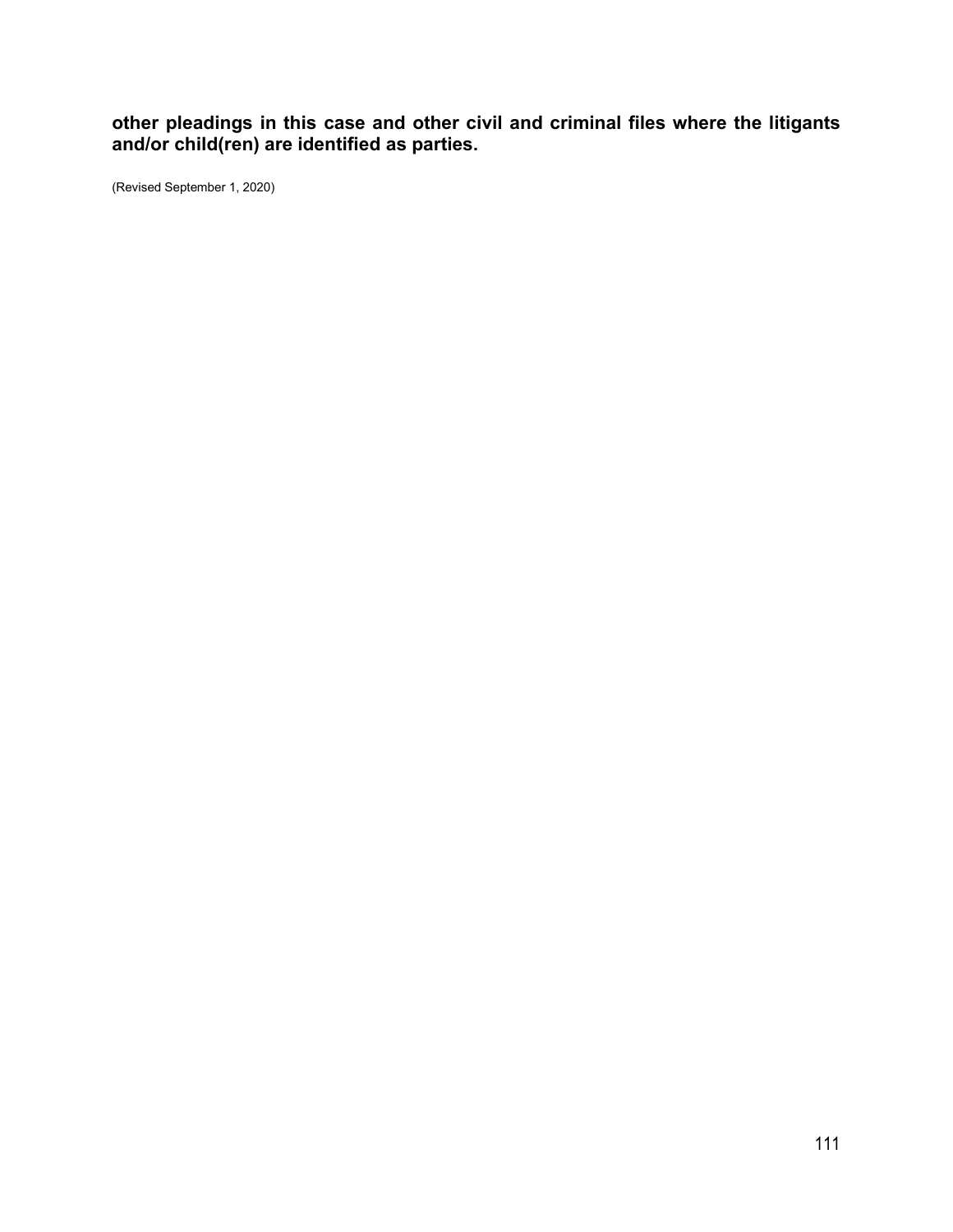**other pleadings in this case and other civil and criminal files where the litigants and/or child(ren) are identified as parties.**

(Revised September 1, 2020)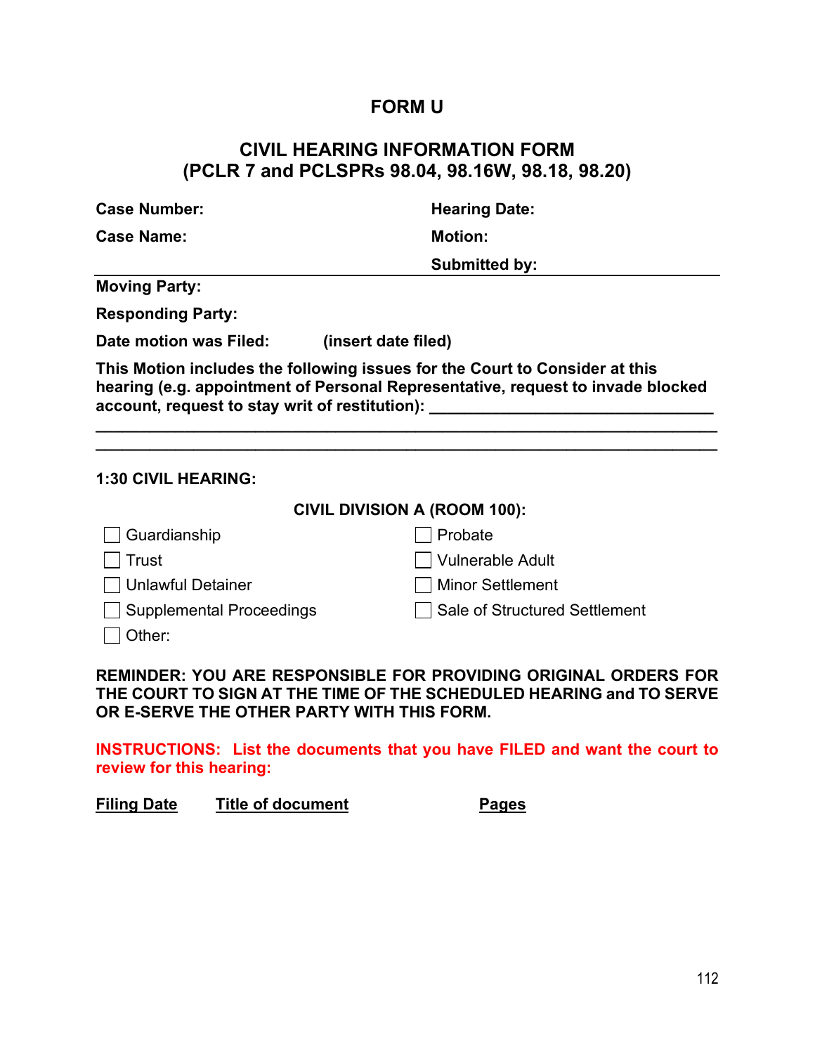# FORM U

## CIVIL HEARING INFORMATION FORM
## (PCLR 7 and PCLSPRs 98.04, 98.16W, 98.18, 98.20)

**Case Number:** 

**Case Name:** 

**Hearing Date:** 

**Motion:** 

**Submitted by:** 

---

**Moving Party:**

**Responding Party:**

**Date motion was Filed:** **(insert date filed)**

**This Motion includes the following issues for the Court to Consider at this hearing (e.g. appointment of Personal Representative, request to invade blocked account, request to stay writ of restitution): \_\_\_\_\_\_\_\_\_\_\_\_\_\_\_\_\_\_\_\_\_\_\_\_\_\_\_\_\_\_\_\_**

**\_\_\_\_\_\_\_\_\_\_\_\_\_\_\_\_\_\_\_\_\_\_\_\_\_\_\_\_\_\_\_\_\_\_\_\_\_\_\_\_\_\_\_\_\_\_\_\_\_\_\_\_\_\_\_\_\_\_\_\_\_\_\_\_\_\_\_\_**

**\_\_\_\_\_\_\_\_\_\_\_\_\_\_\_\_\_\_\_\_\_\_\_\_\_\_\_\_\_\_\_\_\_\_\_\_\_\_\_\_\_\_\_\_\_\_\_\_\_\_\_\_\_\_\_\_\_\_\_\_\_\_\_\_\_\_\_\_**

**1:30 CIVIL HEARING:**

**CIVIL DIVISION A (ROOM 100):**

- ☐ Guardianship
- ☐ Probate
- ☐ Trust
- ☐ Vulnerable Adult
- ☐ Unlawful Detainer
- ☐ Minor Settlement
- ☐ Supplemental Proceedings
- ☐ Sale of Structured Settlement
- ☐ Other:

**REMINDER: YOU ARE RESPONSIBLE FOR PROVIDING ORIGINAL ORDERS FOR THE COURT TO SIGN AT THE TIME OF THE SCHEDULED HEARING and TO SERVE OR E-SERVE THE OTHER PARTY WITH THIS FORM.**

**INSTRUCTIONS: List the documents that you have FILED and want the court to review for this hearing:**

| Filing Date | Title of document | Pages |
|---|---|---|
| | | |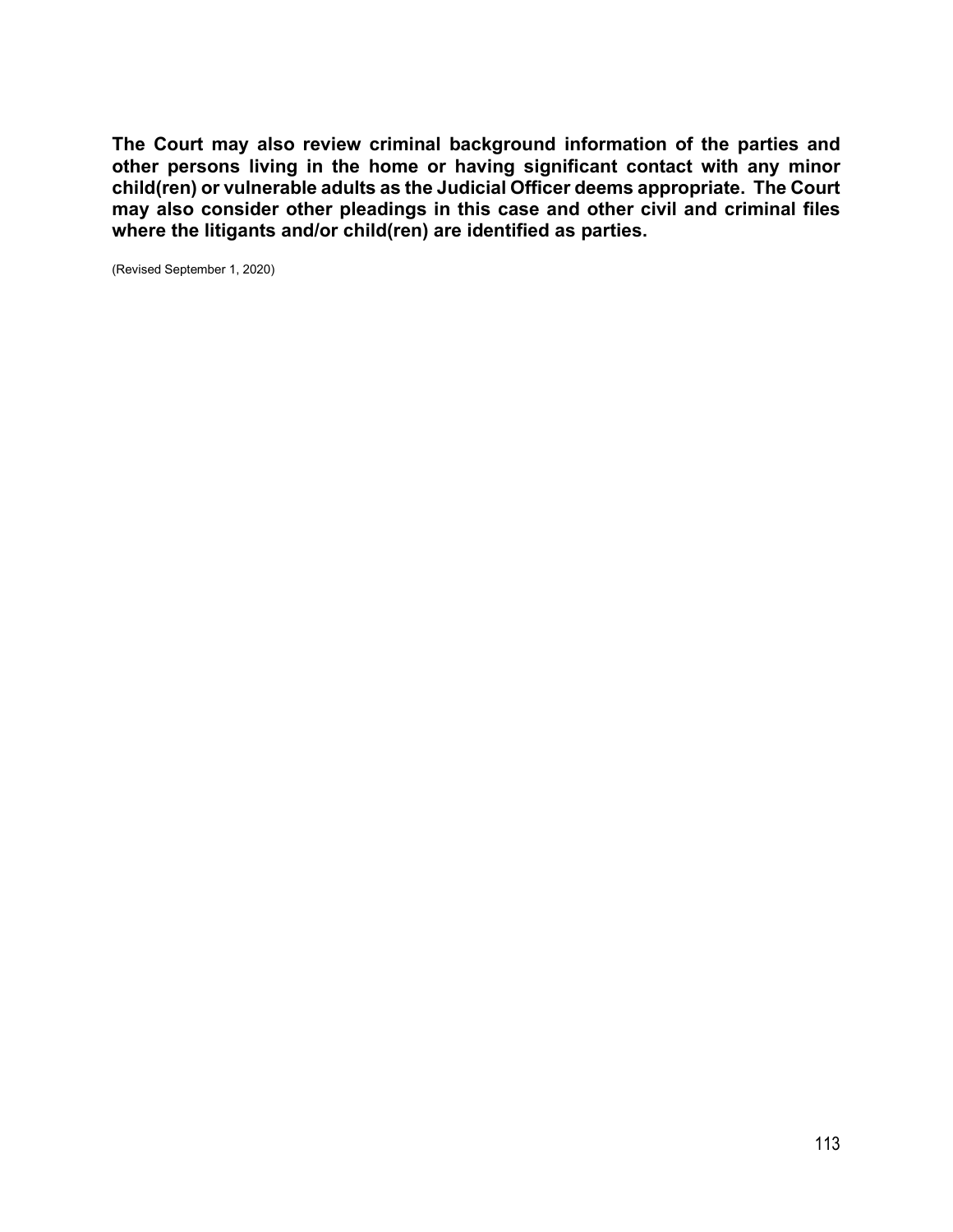**The Court may also review criminal background information of the parties and other persons living in the home or having significant contact with any minor child(ren) or vulnerable adults as the Judicial Officer deems appropriate. The Court may also consider other pleadings in this case and other civil and criminal files where the litigants and/or child(ren) are identified as parties.**

(Revised September 1, 2020)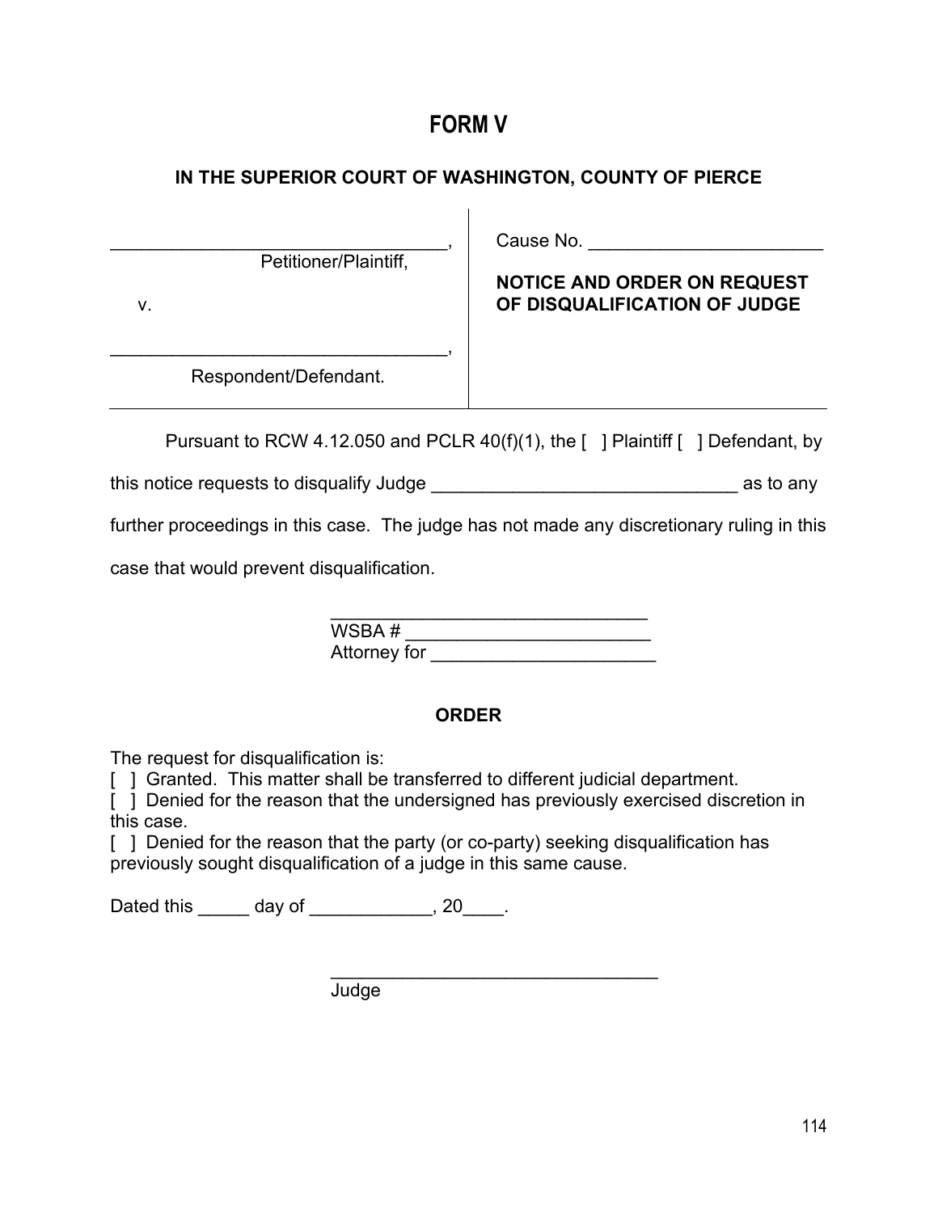# FORM V

### IN THE SUPERIOR COURT OF WASHINGTON, COUNTY OF PIERCE

| | |
|---|---|
| _________________________________, Petitioner/Plaintiff, | Cause No. _______________________ |
| v. | **NOTICE AND ORDER ON REQUEST OF DISQUALIFICATION OF JUDGE** |
| _________________________________, Respondent/Defendant. | |

Pursuant to RCW 4.12.050 and PCLR 40(f)(1), the [ ] Plaintiff [ ] Defendant, by this notice requests to disqualify Judge ______________________________ as to any further proceedings in this case. The judge has not made any discretionary ruling in this case that would prevent disqualification.

______________________________
WSBA # ________________________
Attorney for ______________________

### ORDER

The request for disqualification is:

[ ] Granted. This matter shall be transferred to different judicial department.

[ ] Denied for the reason that the undersigned has previously exercised discretion in this case.

[ ] Denied for the reason that the party (or co-party) seeking disqualification has previously sought disqualification of a judge in this same cause.

Dated this _____ day of ____________, 20____.

________________________________
Judge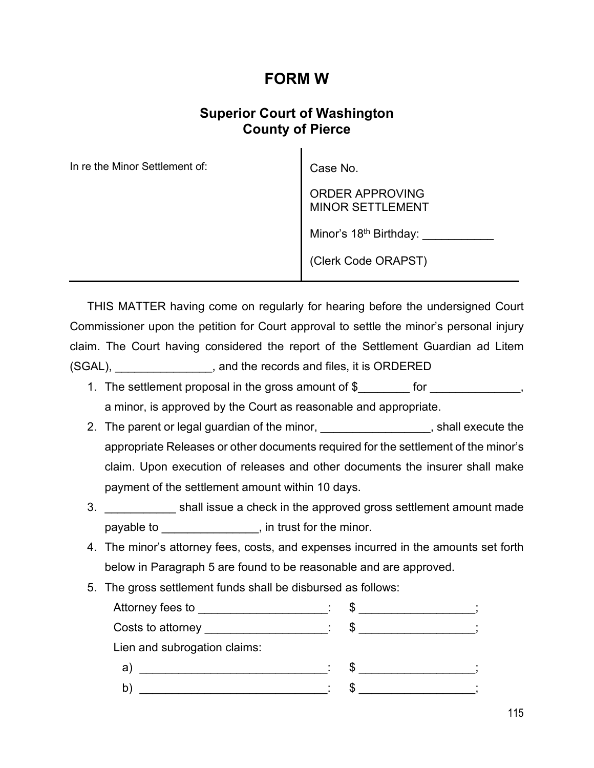# FORM W

## Superior Court of Washington
## County of Pierce

| In re the Minor Settlement of: | Case No. |
|---|---|
| | ORDER APPROVING MINOR SETTLEMENT |
| | Minor's 18th Birthday: ___________ |
| | (Clerk Code ORAPST) |

THIS MATTER having come on regularly for hearing before the undersigned Court Commissioner upon the petition for Court approval to settle the minor's personal injury claim. The Court having considered the report of the Settlement Guardian ad Litem (SGAL), _______________, and the records and files, it is ORDERED

1. The settlement proposal in the gross amount of $________ for ______________, a minor, is approved by the Court as reasonable and appropriate.
2. The parent or legal guardian of the minor, _________________, shall execute the appropriate Releases or other documents required for the settlement of the minor's claim. Upon execution of releases and other documents the insurer shall make payment of the settlement amount within 10 days.
3. ___________ shall issue a check in the approved gross settlement amount made payable to _______________, in trust for the minor.
4. The minor's attorney fees, costs, and expenses incurred in the amounts set forth below in Paragraph 5 are found to be reasonable and are approved.
5. The gross settlement funds shall be disbursed as follows:

   Attorney fees to ____________________: $ __________________;

   Costs to attorney ___________________: $ __________________;

   Lien and subrogation claims:

   a) ______________________________: $ __________________;

   b) ______________________________: $ __________________;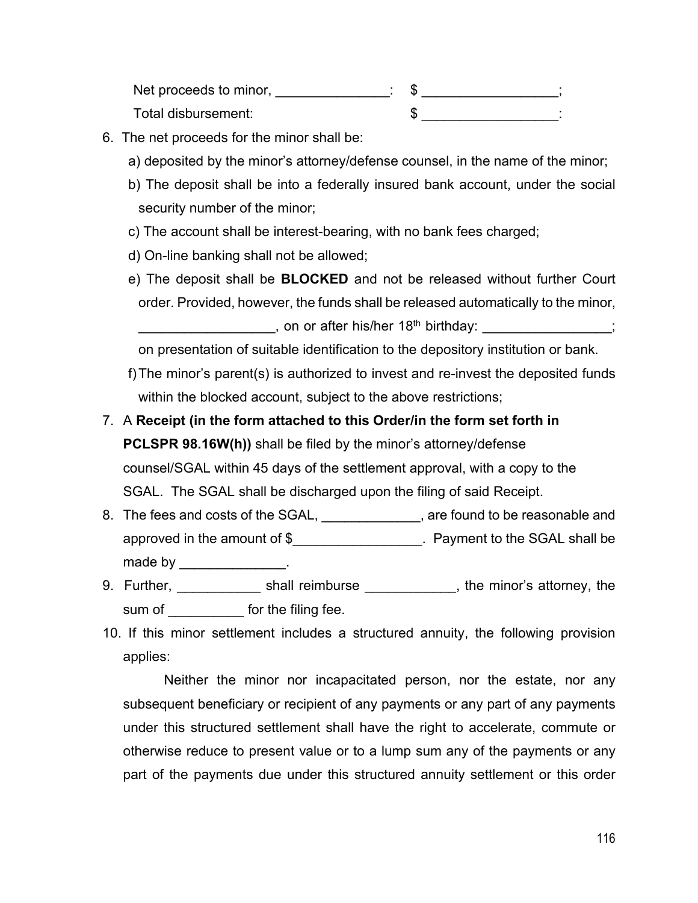Net proceeds to minor, _______________: $ __________________;

Total disbursement: $ __________________:

6. The net proceeds for the minor shall be:
   a) deposited by the minor's attorney/defense counsel, in the name of the minor;
   b) The deposit shall be into a federally insured bank account, under the social security number of the minor;
   c) The account shall be interest-bearing, with no bank fees charged;
   d) On-line banking shall not be allowed;
   e) The deposit shall be **BLOCKED** and not be released without further Court order. Provided, however, the funds shall be released automatically to the minor, __________________, on or after his/her 18th birthday: _________________; on presentation of suitable identification to the depository institution or bank.
   f) The minor's parent(s) is authorized to invest and re-invest the deposited funds within the blocked account, subject to the above restrictions;
7. A **Receipt (in the form attached to this Order/in the form set forth in PCLSPR 98.16W(h))** shall be filed by the minor's attorney/defense counsel/SGAL within 45 days of the settlement approval, with a copy to the SGAL. The SGAL shall be discharged upon the filing of said Receipt.
8. The fees and costs of the SGAL, _____________, are found to be reasonable and approved in the amount of $_________________. Payment to the SGAL shall be made by ______________.
9. Further, ___________ shall reimburse ____________, the minor's attorney, the sum of __________ for the filing fee.
10. If this minor settlement includes a structured annuity, the following provision applies:

    Neither the minor nor incapacitated person, nor the estate, nor any subsequent beneficiary or recipient of any payments or any part of any payments under this structured settlement shall have the right to accelerate, commute or otherwise reduce to present value or to a lump sum any of the payments or any part of the payments due under this structured annuity settlement or this order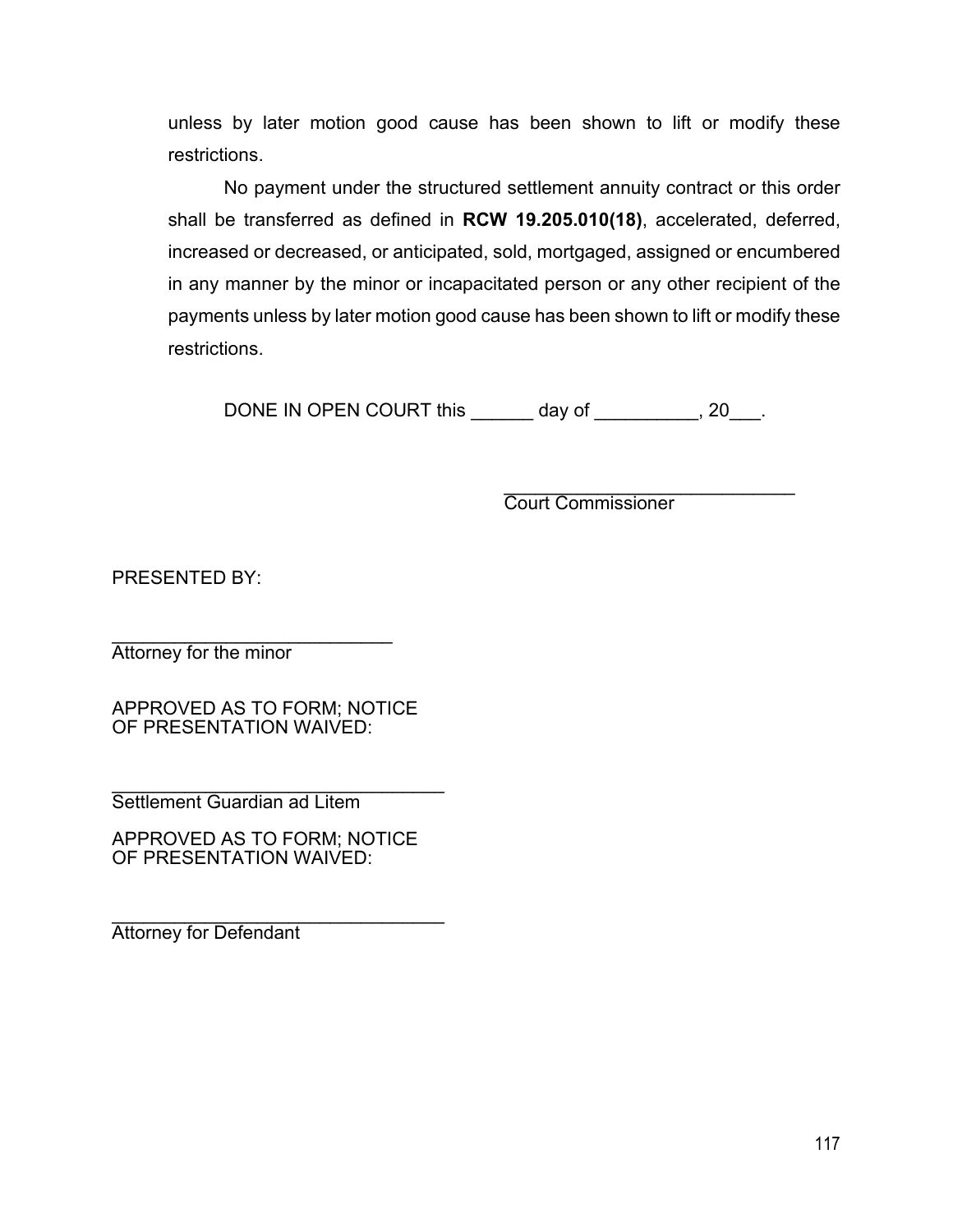unless by later motion good cause has been shown to lift or modify these restrictions.

No payment under the structured settlement annuity contract or this order shall be transferred as defined in **RCW 19.205.010(18)**, accelerated, deferred, increased or decreased, or anticipated, sold, mortgaged, assigned or encumbered in any manner by the minor or incapacitated person or any other recipient of the payments unless by later motion good cause has been shown to lift or modify these restrictions.

DONE IN OPEN COURT this ______ day of __________, 20___.

_____________________________
Court Commissioner

PRESENTED BY:

___________________________
Attorney for the minor

APPROVED AS TO FORM; NOTICE OF PRESENTATION WAIVED:

________________________________
Settlement Guardian ad Litem

APPROVED AS TO FORM; NOTICE OF PRESENTATION WAIVED:

________________________________
Attorney for Defendant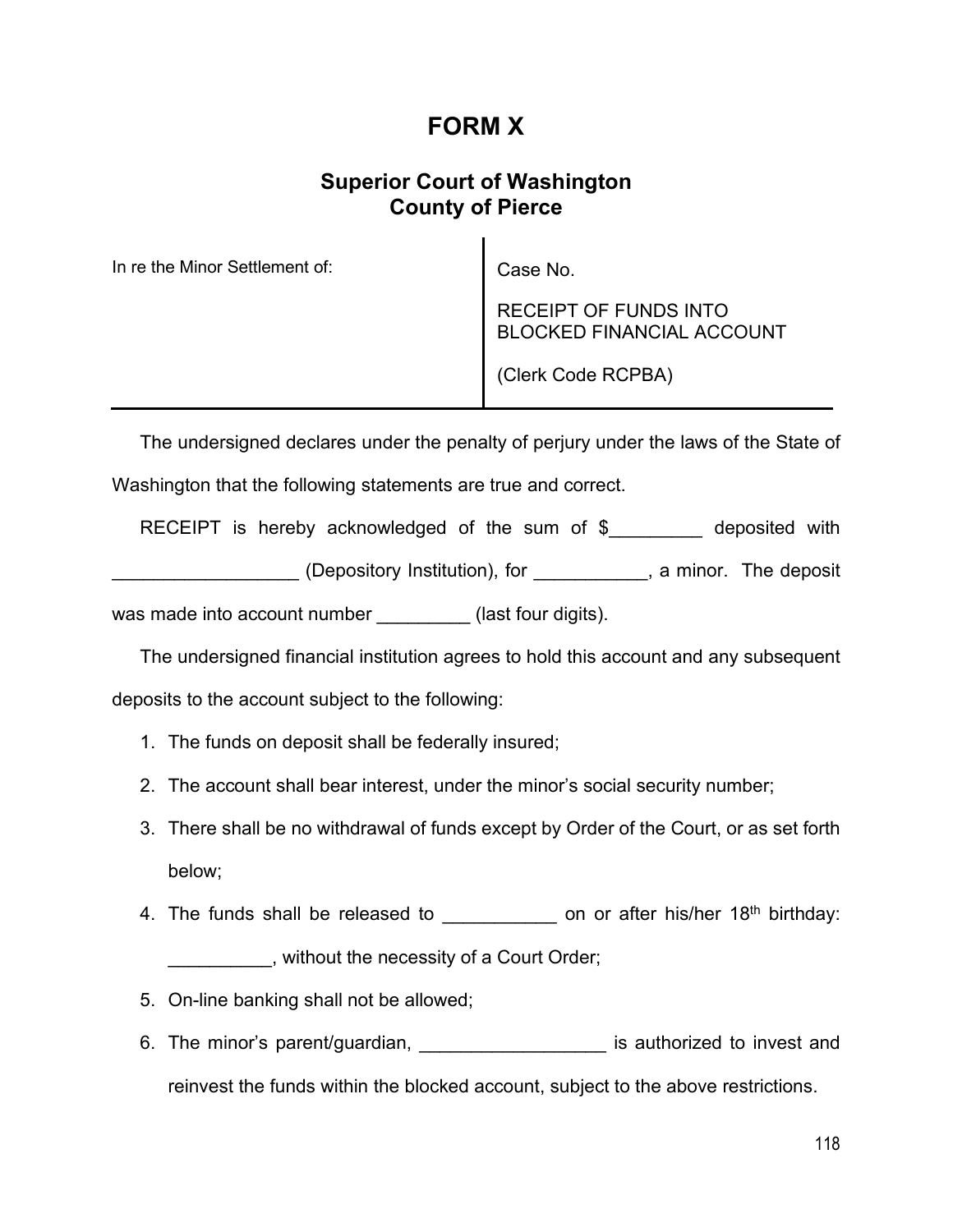# FORM X

## Superior Court of Washington
## County of Pierce

| In re the Minor Settlement of: | Case No.<br><br>RECEIPT OF FUNDS INTO BLOCKED FINANCIAL ACCOUNT<br><br>(Clerk Code RCPBA) |
| --- | --- |

The undersigned declares under the penalty of perjury under the laws of the State of Washington that the following statements are true and correct.

RECEIPT is hereby acknowledged of the sum of $_________ deposited with __________________ (Depository Institution), for ___________, a minor. The deposit was made into account number _________ (last four digits).

The undersigned financial institution agrees to hold this account and any subsequent deposits to the account subject to the following:

1. The funds on deposit shall be federally insured;
2. The account shall bear interest, under the minor's social security number;
3. There shall be no withdrawal of funds except by Order of the Court, or as set forth below;
4. The funds shall be released to ___________ on or after his/her 18th birthday: __________, without the necessity of a Court Order;
5. On-line banking shall not be allowed;
6. The minor's parent/guardian, __________________ is authorized to invest and reinvest the funds within the blocked account, subject to the above restrictions.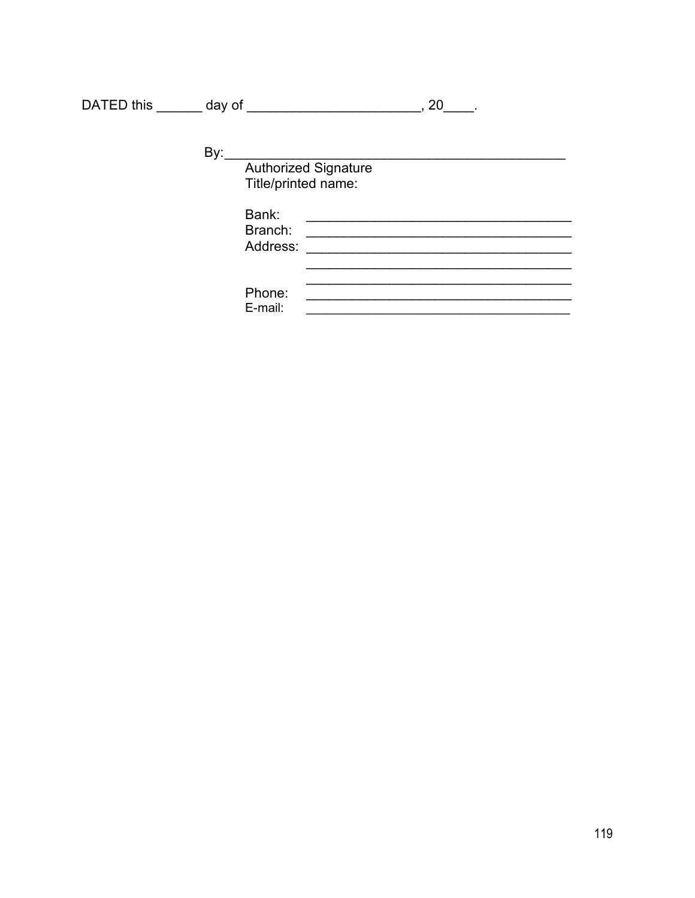DATED this ______ day of ______________________, 20____.

By:____________________________________________

Authorized Signature
Title/printed name:

Bank: ____________________________________
Branch: ____________________________________
Address: ____________________________________
____________________________________
____________________________________
Phone: ____________________________________
E-mail: ____________________________________